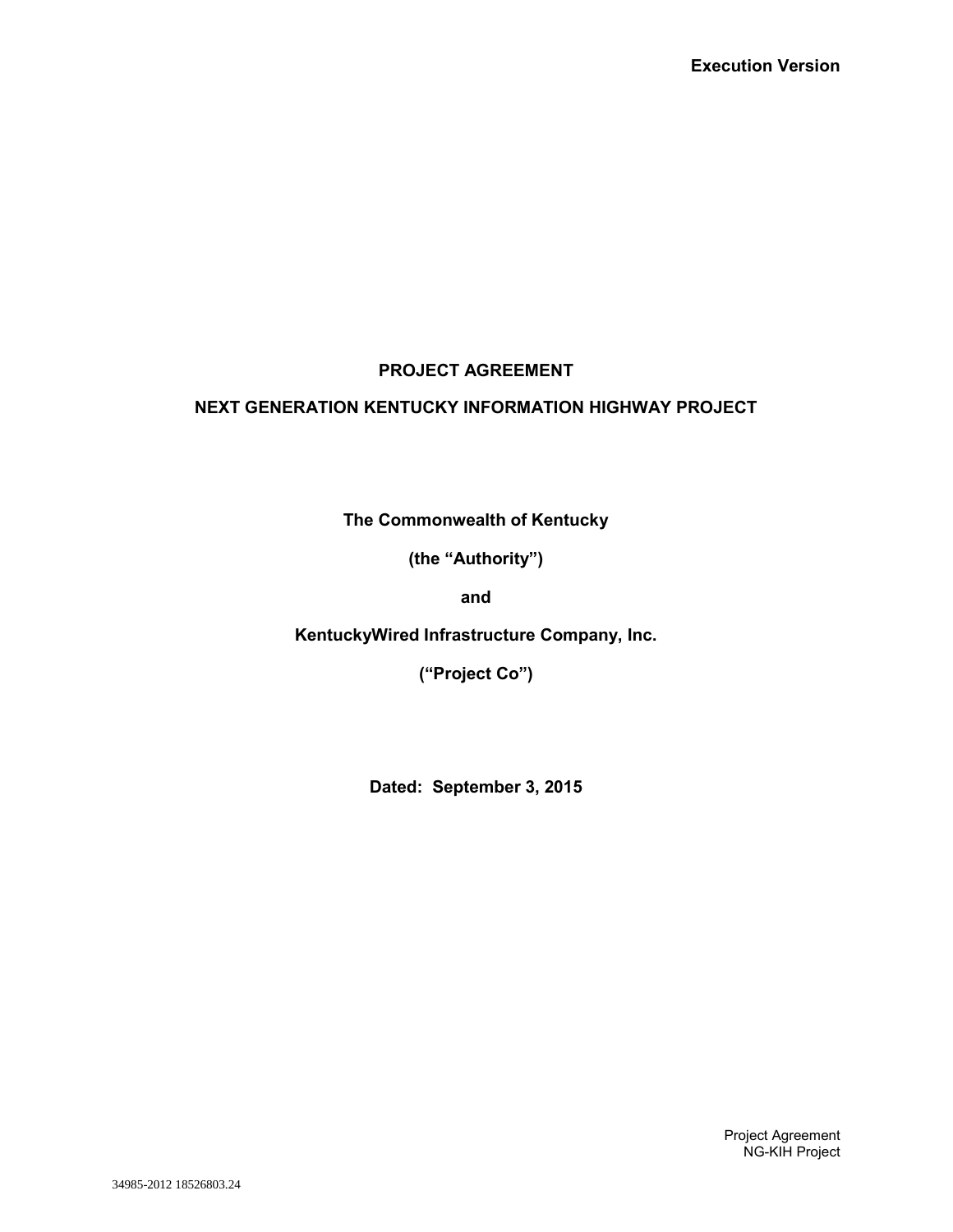**Execution Version**

# PROJECT AGREEMENT

## NEXT GENERATION KENTUCKY INFORMATION HIGHWAY PROJECT

**The Commonwealth of Kentucky**

**(the "Authority")**

**and**

**KentuckyWired Infrastructure Company, Inc.**

**("Project Co")**

**Dated: September 3, 2015**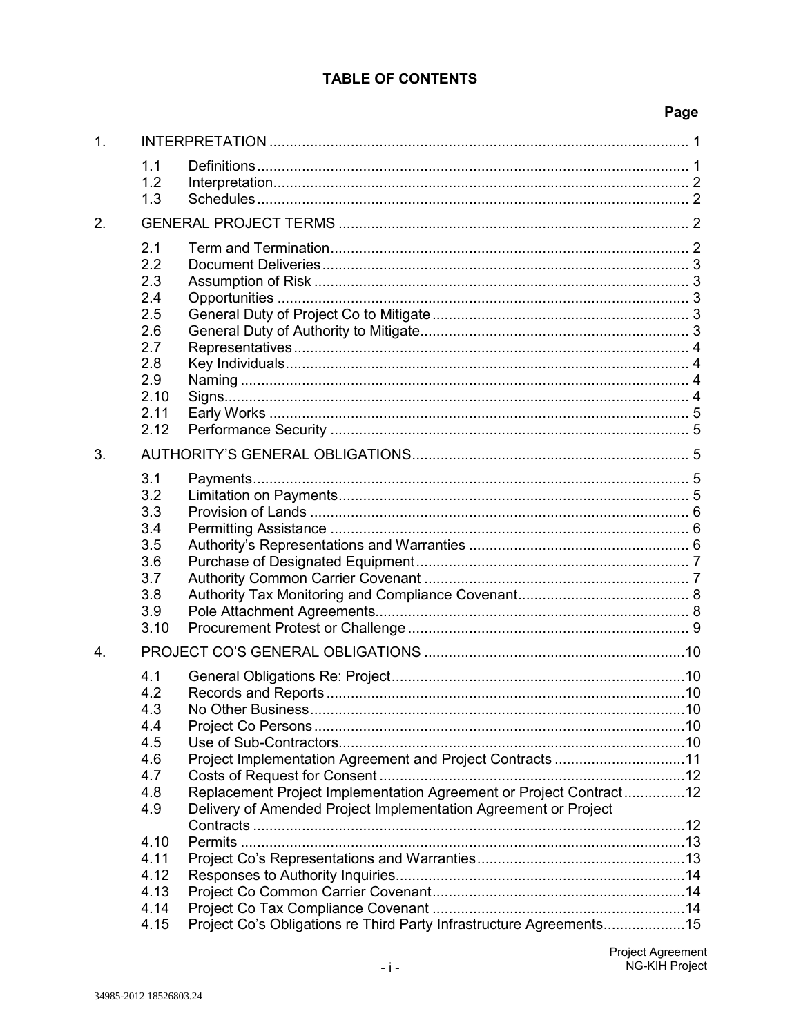# TABLE OF CONTENTS

| | | | Page |
|---|---|---|---|
| 1. | INTERPRETATION | | 1 |
| | 1.1 | Definitions | 1 |
| | 1.2 | Interpretation | 2 |
| | 1.3 | Schedules | 2 |
| 2. | GENERAL PROJECT TERMS | | 2 |
| | 2.1 | Term and Termination | 2 |
| | 2.2 | Document Deliveries | 3 |
| | 2.3 | Assumption of Risk | 3 |
| | 2.4 | Opportunities | 3 |
| | 2.5 | General Duty of Project Co to Mitigate | 3 |
| | 2.6 | General Duty of Authority to Mitigate | 3 |
| | 2.7 | Representatives | 4 |
| | 2.8 | Key Individuals | 4 |
| | 2.9 | Naming | 4 |
| | 2.10 | Signs | 4 |
| | 2.11 | Early Works | 5 |
| | 2.12 | Performance Security | 5 |
| 3. | AUTHORITY'S GENERAL OBLIGATIONS | | 5 |
| | 3.1 | Payments | 5 |
| | 3.2 | Limitation on Payments | 5 |
| | 3.3 | Provision of Lands | 6 |
| | 3.4 | Permitting Assistance | 6 |
| | 3.5 | Authority's Representations and Warranties | 6 |
| | 3.6 | Purchase of Designated Equipment | 7 |
| | 3.7 | Authority Common Carrier Covenant | 7 |
| | 3.8 | Authority Tax Monitoring and Compliance Covenant | 8 |
| | 3.9 | Pole Attachment Agreements | 8 |
| | 3.10 | Procurement Protest or Challenge | 9 |
| 4. | PROJECT CO'S GENERAL OBLIGATIONS | | 10 |
| | 4.1 | General Obligations Re: Project | 10 |
| | 4.2 | Records and Reports | 10 |
| | 4.3 | No Other Business | 10 |
| | 4.4 | Project Co Persons | 10 |
| | 4.5 | Use of Sub-Contractors | 10 |
| | 4.6 | Project Implementation Agreement and Project Contracts | 11 |
| | 4.7 | Costs of Request for Consent | 12 |
| | 4.8 | Replacement Project Implementation Agreement or Project Contract | 12 |
| | 4.9 | Delivery of Amended Project Implementation Agreement or Project Contracts | 12 |
| | 4.10 | Permits | 13 |
| | 4.11 | Project Co's Representations and Warranties | 13 |
| | 4.12 | Responses to Authority Inquiries | 14 |
| | 4.13 | Project Co Common Carrier Covenant | 14 |
| | 4.14 | Project Co Tax Compliance Covenant | 14 |
| | 4.15 | Project Co's Obligations re Third Party Infrastructure Agreements | 15 |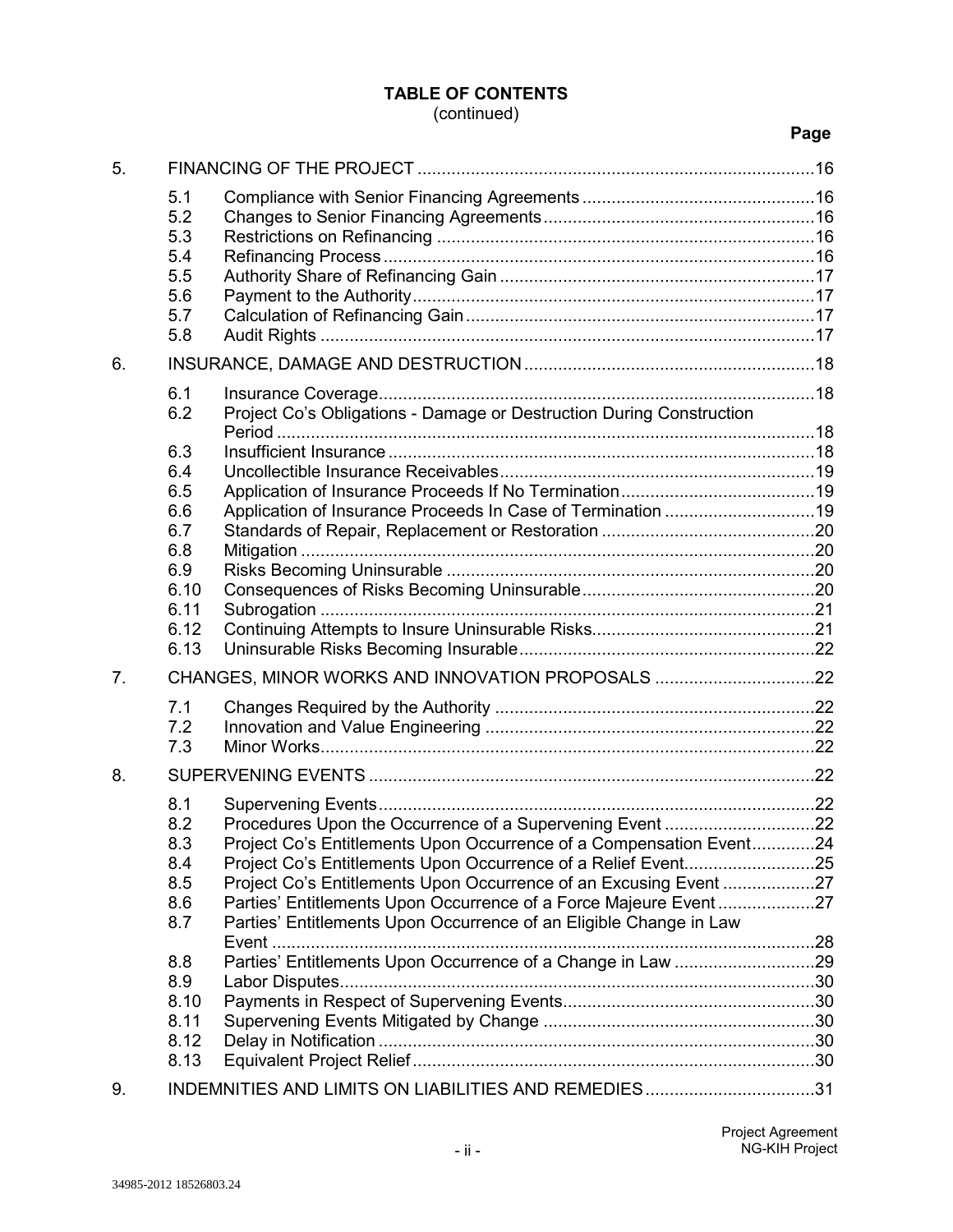**TABLE OF CONTENTS**
(continued)

| | | | Page |
|---|---|---|---|
| 5. | | FINANCING OF THE PROJECT | 16 |
| | 5.1 | Compliance with Senior Financing Agreements | 16 |
| | 5.2 | Changes to Senior Financing Agreements | 16 |
| | 5.3 | Restrictions on Refinancing | 16 |
| | 5.4 | Refinancing Process | 16 |
| | 5.5 | Authority Share of Refinancing Gain | 17 |
| | 5.6 | Payment to the Authority | 17 |
| | 5.7 | Calculation of Refinancing Gain | 17 |
| | 5.8 | Audit Rights | 17 |
| 6. | | INSURANCE, DAMAGE AND DESTRUCTION | 18 |
| | 6.1 | Insurance Coverage | 18 |
| | 6.2 | Project Co's Obligations - Damage or Destruction During Construction Period | 18 |
| | 6.3 | Insufficient Insurance | 18 |
| | 6.4 | Uncollectible Insurance Receivables | 19 |
| | 6.5 | Application of Insurance Proceeds If No Termination | 19 |
| | 6.6 | Application of Insurance Proceeds In Case of Termination | 19 |
| | 6.7 | Standards of Repair, Replacement or Restoration | 20 |
| | 6.8 | Mitigation | 20 |
| | 6.9 | Risks Becoming Uninsurable | 20 |
| | 6.10 | Consequences of Risks Becoming Uninsurable | 20 |
| | 6.11 | Subrogation | 21 |
| | 6.12 | Continuing Attempts to Insure Uninsurable Risks | 21 |
| | 6.13 | Uninsurable Risks Becoming Insurable | 22 |
| 7. | | CHANGES, MINOR WORKS AND INNOVATION PROPOSALS | 22 |
| | 7.1 | Changes Required by the Authority | 22 |
| | 7.2 | Innovation and Value Engineering | 22 |
| | 7.3 | Minor Works | 22 |
| 8. | | SUPERVENING EVENTS | 22 |
| | 8.1 | Supervening Events | 22 |
| | 8.2 | Procedures Upon the Occurrence of a Supervening Event | 22 |
| | 8.3 | Project Co's Entitlements Upon Occurrence of a Compensation Event | 24 |
| | 8.4 | Project Co's Entitlements Upon Occurrence of a Relief Event | 25 |
| | 8.5 | Project Co's Entitlements Upon Occurrence of an Excusing Event | 27 |
| | 8.6 | Parties' Entitlements Upon Occurrence of a Force Majeure Event | 27 |
| | 8.7 | Parties' Entitlements Upon Occurrence of an Eligible Change in Law Event | 28 |
| | 8.8 | Parties' Entitlements Upon Occurrence of a Change in Law | 29 |
| | 8.9 | Labor Disputes | 30 |
| | 8.10 | Payments in Respect of Supervening Events | 30 |
| | 8.11 | Supervening Events Mitigated by Change | 30 |
| | 8.12 | Delay in Notification | 30 |
| | 8.13 | Equivalent Project Relief | 30 |
| 9. | | INDEMNITIES AND LIMITS ON LIABILITIES AND REMEDIES | 31 |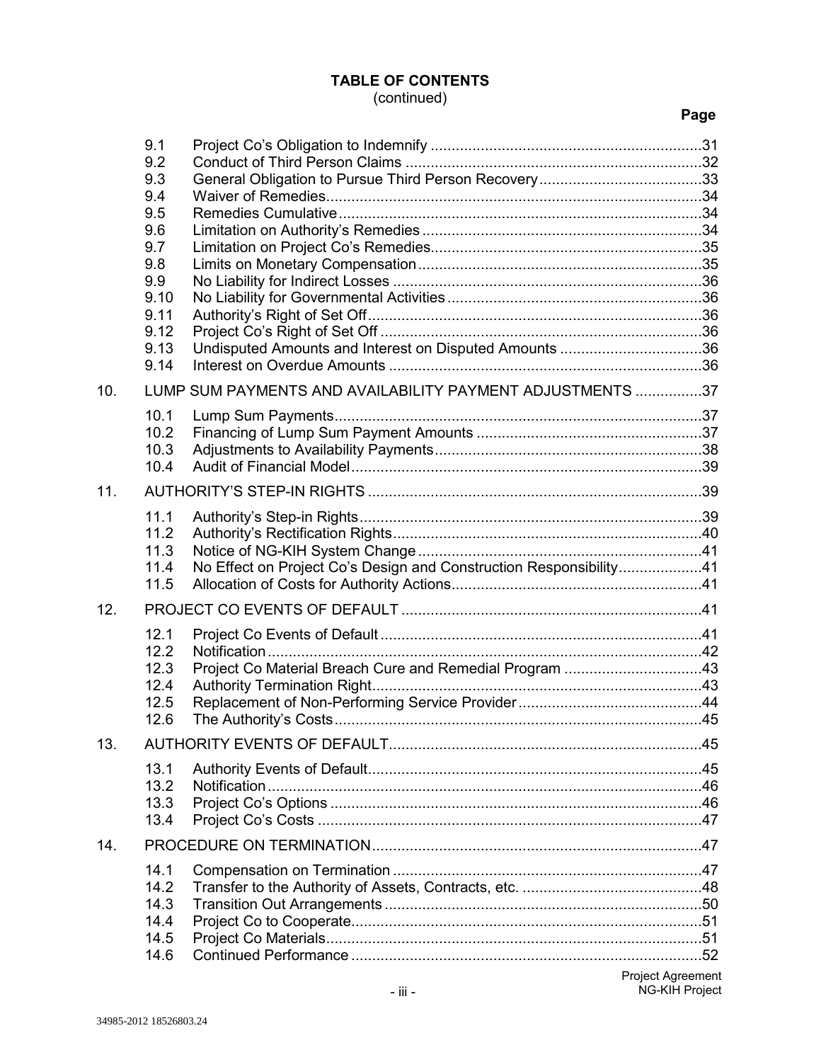**TABLE OF CONTENTS**
(continued)

| | | | Page |
|---|---|---|---|
| | 9.1 | Project Co's Obligation to Indemnify | 31 |
| | 9.2 | Conduct of Third Person Claims | 32 |
| | 9.3 | General Obligation to Pursue Third Person Recovery | 33 |
| | 9.4 | Waiver of Remedies | 34 |
| | 9.5 | Remedies Cumulative | 34 |
| | 9.6 | Limitation on Authority's Remedies | 34 |
| | 9.7 | Limitation on Project Co's Remedies | 35 |
| | 9.8 | Limits on Monetary Compensation | 35 |
| | 9.9 | No Liability for Indirect Losses | 36 |
| | 9.10 | No Liability for Governmental Activities | 36 |
| | 9.11 | Authority's Right of Set Off | 36 |
| | 9.12 | Project Co's Right of Set Off | 36 |
| | 9.13 | Undisputed Amounts and Interest on Disputed Amounts | 36 |
| | 9.14 | Interest on Overdue Amounts | 36 |
| 10. | LUMP SUM PAYMENTS AND AVAILABILITY PAYMENT ADJUSTMENTS | | 37 |
| | 10.1 | Lump Sum Payments | 37 |
| | 10.2 | Financing of Lump Sum Payment Amounts | 37 |
| | 10.3 | Adjustments to Availability Payments | 38 |
| | 10.4 | Audit of Financial Model | 39 |
| 11. | AUTHORITY'S STEP-IN RIGHTS | | 39 |
| | 11.1 | Authority's Step-in Rights | 39 |
| | 11.2 | Authority's Rectification Rights | 40 |
| | 11.3 | Notice of NG-KIH System Change | 41 |
| | 11.4 | No Effect on Project Co's Design and Construction Responsibility | 41 |
| | 11.5 | Allocation of Costs for Authority Actions | 41 |
| 12. | PROJECT CO EVENTS OF DEFAULT | | 41 |
| | 12.1 | Project Co Events of Default | 41 |
| | 12.2 | Notification | 42 |
| | 12.3 | Project Co Material Breach Cure and Remedial Program | 43 |
| | 12.4 | Authority Termination Right | 43 |
| | 12.5 | Replacement of Non-Performing Service Provider | 44 |
| | 12.6 | The Authority's Costs | 45 |
| 13. | AUTHORITY EVENTS OF DEFAULT | | 45 |
| | 13.1 | Authority Events of Default | 45 |
| | 13.2 | Notification | 46 |
| | 13.3 | Project Co's Options | 46 |
| | 13.4 | Project Co's Costs | 47 |
| 14. | PROCEDURE ON TERMINATION | | 47 |
| | 14.1 | Compensation on Termination | 47 |
| | 14.2 | Transfer to the Authority of Assets, Contracts, etc. | 48 |
| | 14.3 | Transition Out Arrangements | 50 |
| | 14.4 | Project Co to Cooperate | 51 |
| | 14.5 | Project Co Materials | 51 |
| | 14.6 | Continued Performance | 52 |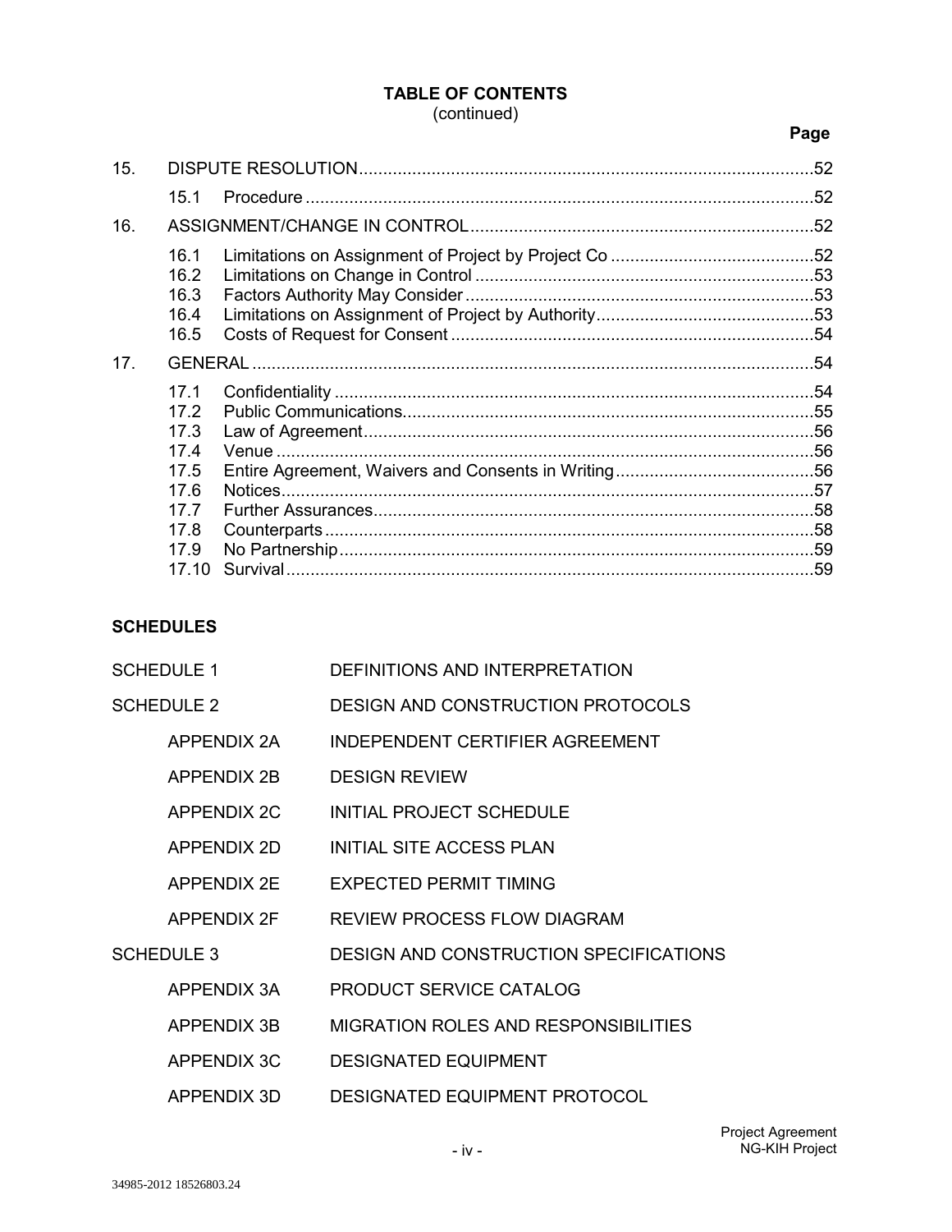**TABLE OF CONTENTS**
(continued)

| | | | Page |
|---|---|---|---|
| 15. | DISPUTE RESOLUTION | | 52 |
| | 15.1 | Procedure | 52 |
| 16. | ASSIGNMENT/CHANGE IN CONTROL | | 52 |
| | 16.1 | Limitations on Assignment of Project by Project Co | 52 |
| | 16.2 | Limitations on Change in Control | 53 |
| | 16.3 | Factors Authority May Consider | 53 |
| | 16.4 | Limitations on Assignment of Project by Authority | 53 |
| | 16.5 | Costs of Request for Consent | 54 |
| 17. | GENERAL | | 54 |
| | 17.1 | Confidentiality | 54 |
| | 17.2 | Public Communications | 55 |
| | 17.3 | Law of Agreement | 56 |
| | 17.4 | Venue | 56 |
| | 17.5 | Entire Agreement, Waivers and Consents in Writing | 56 |
| | 17.6 | Notices | 57 |
| | 17.7 | Further Assurances | 58 |
| | 17.8 | Counterparts | 58 |
| | 17.9 | No Partnership | 59 |
| | 17.10 | Survival | 59 |

**SCHEDULES**

| | |
|---|---|
| SCHEDULE 1 | DEFINITIONS AND INTERPRETATION |
| SCHEDULE 2 | DESIGN AND CONSTRUCTION PROTOCOLS |
| APPENDIX 2A | INDEPENDENT CERTIFIER AGREEMENT |
| APPENDIX 2B | DESIGN REVIEW |
| APPENDIX 2C | INITIAL PROJECT SCHEDULE |
| APPENDIX 2D | INITIAL SITE ACCESS PLAN |
| APPENDIX 2E | EXPECTED PERMIT TIMING |
| APPENDIX 2F | REVIEW PROCESS FLOW DIAGRAM |
| SCHEDULE 3 | DESIGN AND CONSTRUCTION SPECIFICATIONS |
| APPENDIX 3A | PRODUCT SERVICE CATALOG |
| APPENDIX 3B | MIGRATION ROLES AND RESPONSIBILITIES |
| APPENDIX 3C | DESIGNATED EQUIPMENT |
| APPENDIX 3D | DESIGNATED EQUIPMENT PROTOCOL |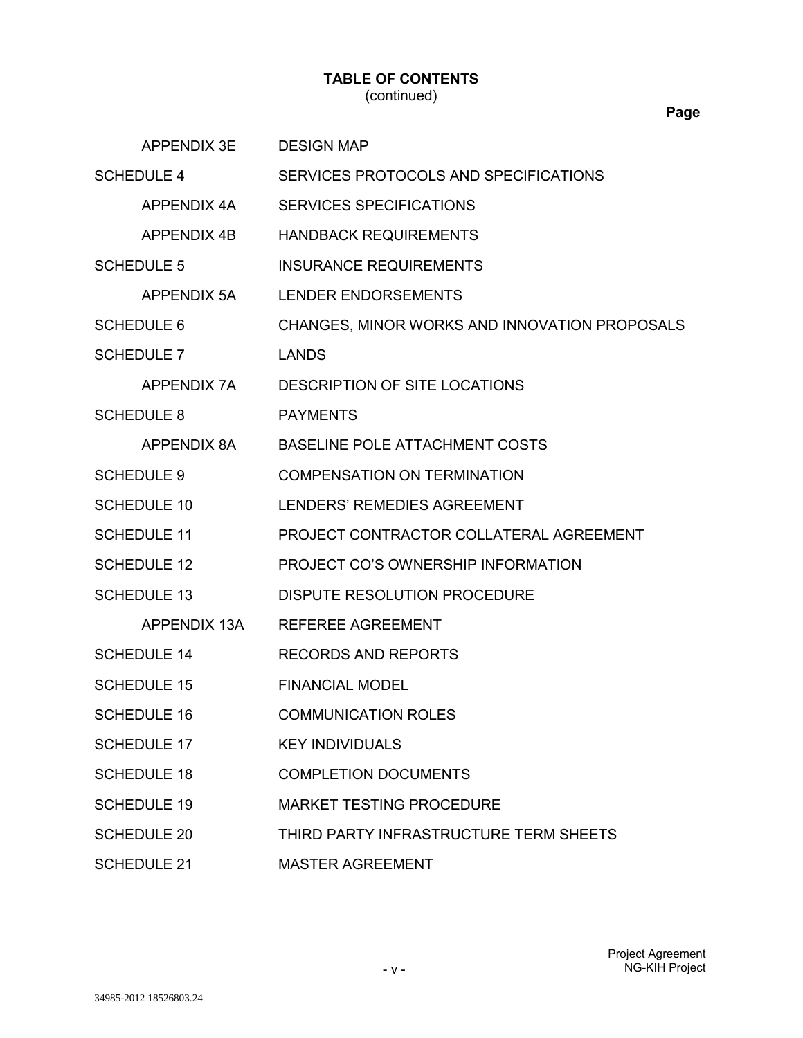## TABLE OF CONTENTS
(continued)

| | | Page |
|---|---|---|
| APPENDIX 3E | DESIGN MAP | |
| SCHEDULE 4 | SERVICES PROTOCOLS AND SPECIFICATIONS | |
| APPENDIX 4A | SERVICES SPECIFICATIONS | |
| APPENDIX 4B | HANDBACK REQUIREMENTS | |
| SCHEDULE 5 | INSURANCE REQUIREMENTS | |
| APPENDIX 5A | LENDER ENDORSEMENTS | |
| SCHEDULE 6 | CHANGES, MINOR WORKS AND INNOVATION PROPOSALS | |
| SCHEDULE 7 | LANDS | |
| APPENDIX 7A | DESCRIPTION OF SITE LOCATIONS | |
| SCHEDULE 8 | PAYMENTS | |
| APPENDIX 8A | BASELINE POLE ATTACHMENT COSTS | |
| SCHEDULE 9 | COMPENSATION ON TERMINATION | |
| SCHEDULE 10 | LENDERS' REMEDIES AGREEMENT | |
| SCHEDULE 11 | PROJECT CONTRACTOR COLLATERAL AGREEMENT | |
| SCHEDULE 12 | PROJECT CO'S OWNERSHIP INFORMATION | |
| SCHEDULE 13 | DISPUTE RESOLUTION PROCEDURE | |
| APPENDIX 13A | REFEREE AGREEMENT | |
| SCHEDULE 14 | RECORDS AND REPORTS | |
| SCHEDULE 15 | FINANCIAL MODEL | |
| SCHEDULE 16 | COMMUNICATION ROLES | |
| SCHEDULE 17 | KEY INDIVIDUALS | |
| SCHEDULE 18 | COMPLETION DOCUMENTS | |
| SCHEDULE 19 | MARKET TESTING PROCEDURE | |
| SCHEDULE 20 | THIRD PARTY INFRASTRUCTURE TERM SHEETS | |
| SCHEDULE 21 | MASTER AGREEMENT | |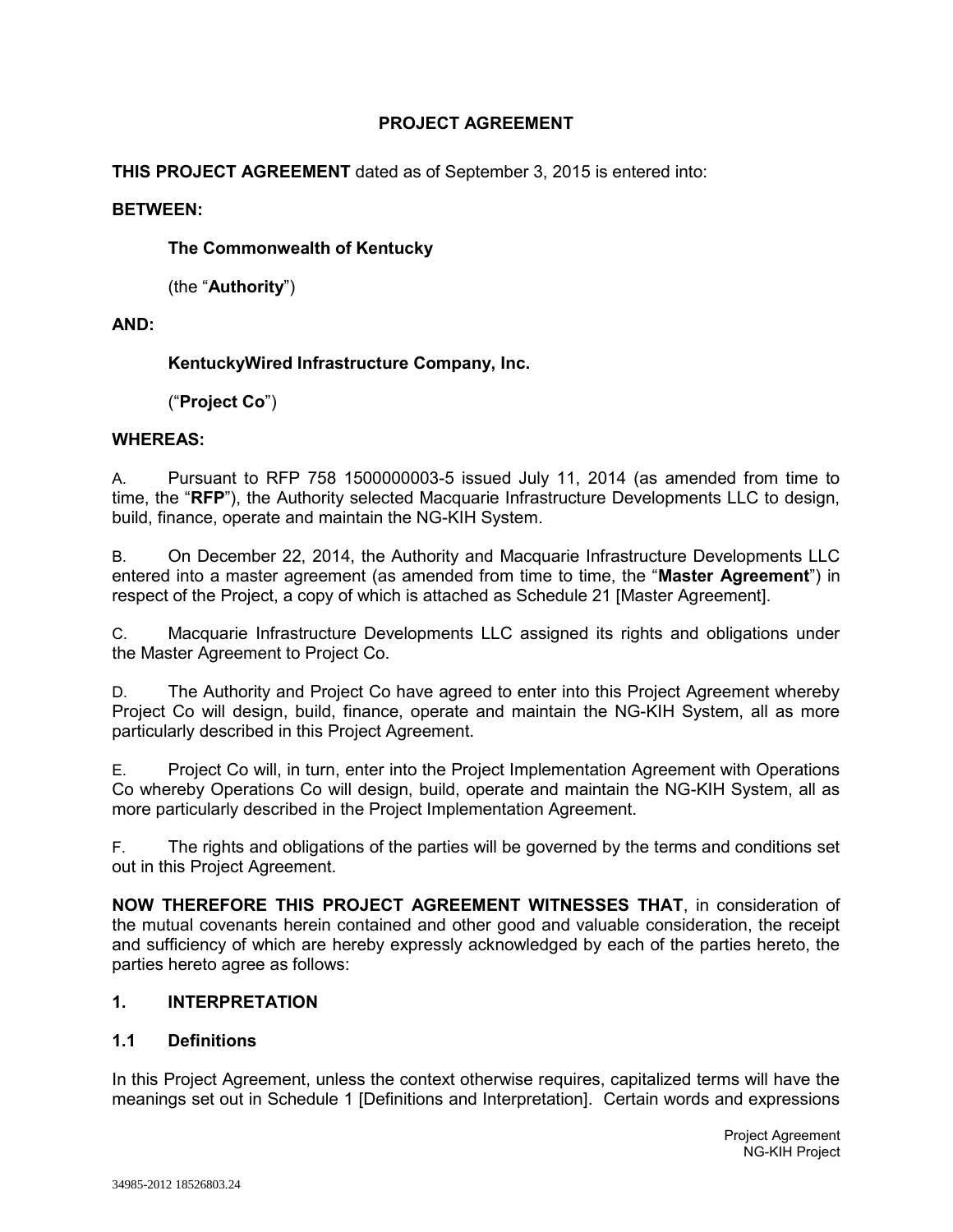# PROJECT AGREEMENT

**THIS PROJECT AGREEMENT** dated as of September 3, 2015 is entered into:

**BETWEEN:**

**The Commonwealth of Kentucky**

(the "**Authority**")

**AND:**

**KentuckyWired Infrastructure Company, Inc.**

("**Project Co**")

**WHEREAS:**

A. Pursuant to RFP 758 1500000003-5 issued July 11, 2014 (as amended from time to time, the "**RFP**"), the Authority selected Macquarie Infrastructure Developments LLC to design, build, finance, operate and maintain the NG-KIH System.

B. On December 22, 2014, the Authority and Macquarie Infrastructure Developments LLC entered into a master agreement (as amended from time to time, the "**Master Agreement**") in respect of the Project, a copy of which is attached as Schedule 21 [Master Agreement].

C. Macquarie Infrastructure Developments LLC assigned its rights and obligations under the Master Agreement to Project Co.

D. The Authority and Project Co have agreed to enter into this Project Agreement whereby Project Co will design, build, finance, operate and maintain the NG-KIH System, all as more particularly described in this Project Agreement.

E. Project Co will, in turn, enter into the Project Implementation Agreement with Operations Co whereby Operations Co will design, build, operate and maintain the NG-KIH System, all as more particularly described in the Project Implementation Agreement.

F. The rights and obligations of the parties will be governed by the terms and conditions set out in this Project Agreement.

**NOW THEREFORE THIS PROJECT AGREEMENT WITNESSES THAT**, in consideration of the mutual covenants herein contained and other good and valuable consideration, the receipt and sufficiency of which are hereby expressly acknowledged by each of the parties hereto, the parties hereto agree as follows:

## 1. INTERPRETATION

### 1.1 Definitions

In this Project Agreement, unless the context otherwise requires, capitalized terms will have the meanings set out in Schedule 1 [Definitions and Interpretation]. Certain words and expressions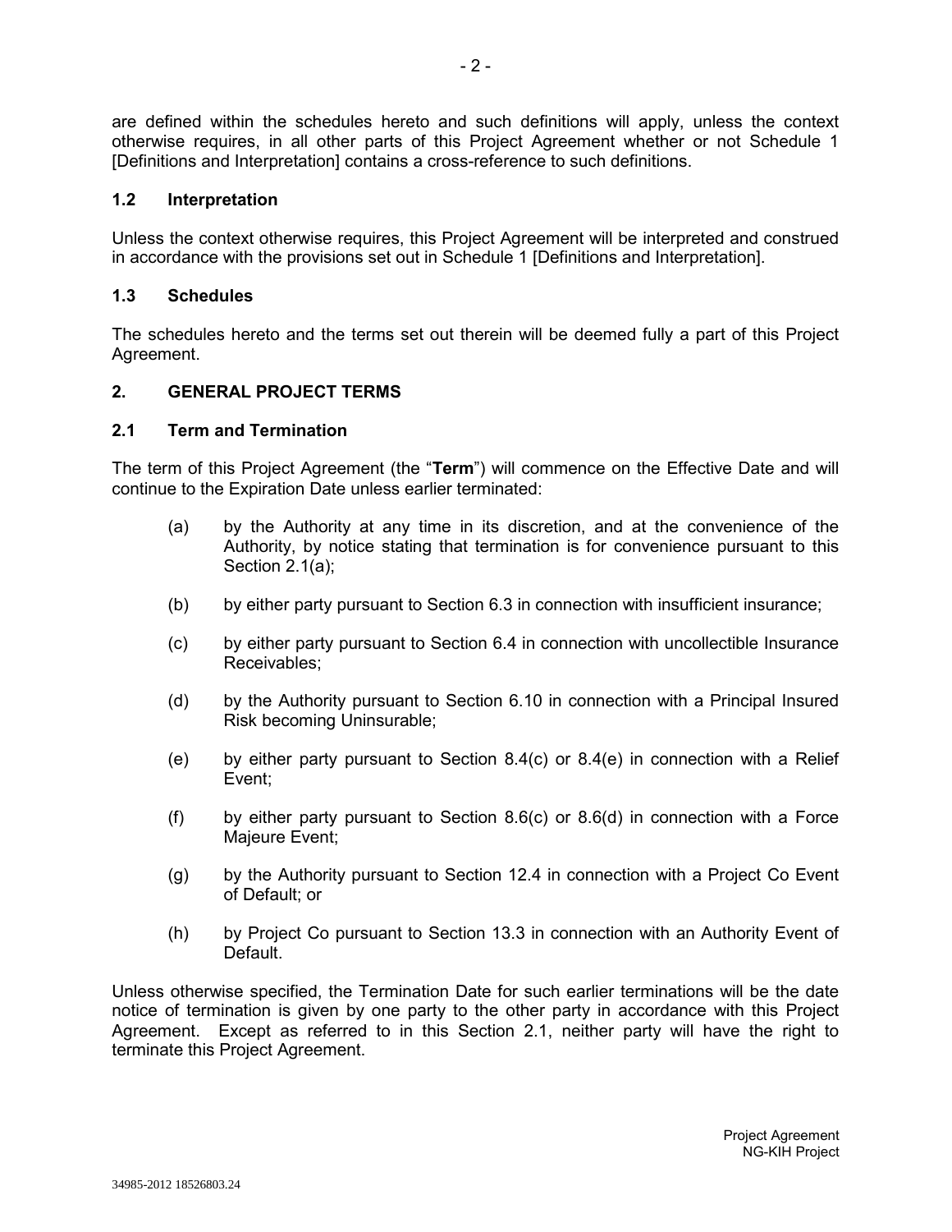are defined within the schedules hereto and such definitions will apply, unless the context otherwise requires, in all other parts of this Project Agreement whether or not Schedule 1 [Definitions and Interpretation] contains a cross-reference to such definitions.

### 1.2 Interpretation

Unless the context otherwise requires, this Project Agreement will be interpreted and construed in accordance with the provisions set out in Schedule 1 [Definitions and Interpretation].

### 1.3 Schedules

The schedules hereto and the terms set out therein will be deemed fully a part of this Project Agreement.

## 2. GENERAL PROJECT TERMS

### 2.1 Term and Termination

The term of this Project Agreement (the "**Term**") will commence on the Effective Date and will continue to the Expiration Date unless earlier terminated:

(a) by the Authority at any time in its discretion, and at the convenience of the Authority, by notice stating that termination is for convenience pursuant to this Section 2.1(a);

(b) by either party pursuant to Section 6.3 in connection with insufficient insurance;

(c) by either party pursuant to Section 6.4 in connection with uncollectible Insurance Receivables;

(d) by the Authority pursuant to Section 6.10 in connection with a Principal Insured Risk becoming Uninsurable;

(e) by either party pursuant to Section 8.4(c) or 8.4(e) in connection with a Relief Event;

(f) by either party pursuant to Section 8.6(c) or 8.6(d) in connection with a Force Majeure Event;

(g) by the Authority pursuant to Section 12.4 in connection with a Project Co Event of Default; or

(h) by Project Co pursuant to Section 13.3 in connection with an Authority Event of Default.

Unless otherwise specified, the Termination Date for such earlier terminations will be the date notice of termination is given by one party to the other party in accordance with this Project Agreement. Except as referred to in this Section 2.1, neither party will have the right to terminate this Project Agreement.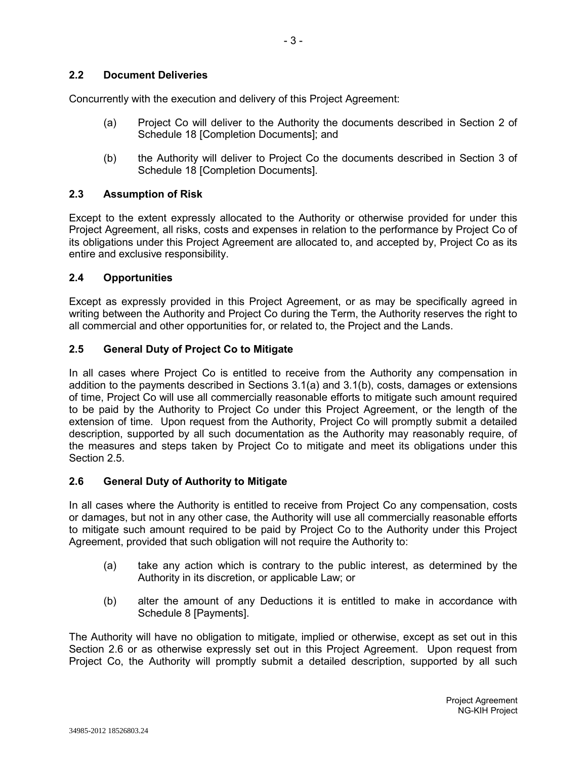### 2.2 Document Deliveries

Concurrently with the execution and delivery of this Project Agreement:

(a) Project Co will deliver to the Authority the documents described in Section 2 of Schedule 18 [Completion Documents]; and

(b) the Authority will deliver to Project Co the documents described in Section 3 of Schedule 18 [Completion Documents].

### 2.3 Assumption of Risk

Except to the extent expressly allocated to the Authority or otherwise provided for under this Project Agreement, all risks, costs and expenses in relation to the performance by Project Co of its obligations under this Project Agreement are allocated to, and accepted by, Project Co as its entire and exclusive responsibility.

### 2.4 Opportunities

Except as expressly provided in this Project Agreement, or as may be specifically agreed in writing between the Authority and Project Co during the Term, the Authority reserves the right to all commercial and other opportunities for, or related to, the Project and the Lands.

### 2.5 General Duty of Project Co to Mitigate

In all cases where Project Co is entitled to receive from the Authority any compensation in addition to the payments described in Sections 3.1(a) and 3.1(b), costs, damages or extensions of time, Project Co will use all commercially reasonable efforts to mitigate such amount required to be paid by the Authority to Project Co under this Project Agreement, or the length of the extension of time. Upon request from the Authority, Project Co will promptly submit a detailed description, supported by all such documentation as the Authority may reasonably require, of the measures and steps taken by Project Co to mitigate and meet its obligations under this Section 2.5.

### 2.6 General Duty of Authority to Mitigate

In all cases where the Authority is entitled to receive from Project Co any compensation, costs or damages, but not in any other case, the Authority will use all commercially reasonable efforts to mitigate such amount required to be paid by Project Co to the Authority under this Project Agreement, provided that such obligation will not require the Authority to:

(a) take any action which is contrary to the public interest, as determined by the Authority in its discretion, or applicable Law; or

(b) alter the amount of any Deductions it is entitled to make in accordance with Schedule 8 [Payments].

The Authority will have no obligation to mitigate, implied or otherwise, except as set out in this Section 2.6 or as otherwise expressly set out in this Project Agreement. Upon request from Project Co, the Authority will promptly submit a detailed description, supported by all such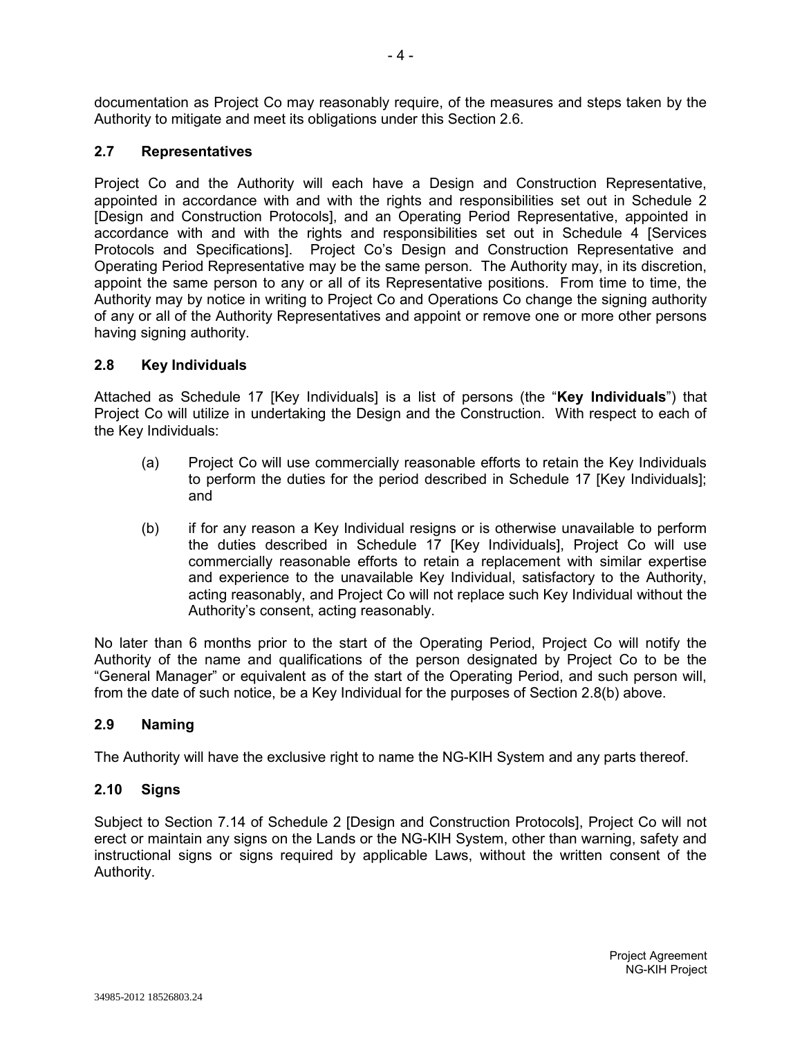documentation as Project Co may reasonably require, of the measures and steps taken by the Authority to mitigate and meet its obligations under this Section 2.6.

## 2.7 Representatives

Project Co and the Authority will each have a Design and Construction Representative, appointed in accordance with and with the rights and responsibilities set out in Schedule 2 [Design and Construction Protocols], and an Operating Period Representative, appointed in accordance with and with the rights and responsibilities set out in Schedule 4 [Services Protocols and Specifications]. Project Co's Design and Construction Representative and Operating Period Representative may be the same person. The Authority may, in its discretion, appoint the same person to any or all of its Representative positions. From time to time, the Authority may by notice in writing to Project Co and Operations Co change the signing authority of any or all of the Authority Representatives and appoint or remove one or more other persons having signing authority.

## 2.8 Key Individuals

Attached as Schedule 17 [Key Individuals] is a list of persons (the "**Key Individuals**") that Project Co will utilize in undertaking the Design and the Construction. With respect to each of the Key Individuals:

(a) Project Co will use commercially reasonable efforts to retain the Key Individuals to perform the duties for the period described in Schedule 17 [Key Individuals]; and

(b) if for any reason a Key Individual resigns or is otherwise unavailable to perform the duties described in Schedule 17 [Key Individuals], Project Co will use commercially reasonable efforts to retain a replacement with similar expertise and experience to the unavailable Key Individual, satisfactory to the Authority, acting reasonably, and Project Co will not replace such Key Individual without the Authority's consent, acting reasonably.

No later than 6 months prior to the start of the Operating Period, Project Co will notify the Authority of the name and qualifications of the person designated by Project Co to be the "General Manager" or equivalent as of the start of the Operating Period, and such person will, from the date of such notice, be a Key Individual for the purposes of Section 2.8(b) above.

## 2.9 Naming

The Authority will have the exclusive right to name the NG-KIH System and any parts thereof.

## 2.10 Signs

Subject to Section 7.14 of Schedule 2 [Design and Construction Protocols], Project Co will not erect or maintain any signs on the Lands or the NG-KIH System, other than warning, safety and instructional signs or signs required by applicable Laws, without the written consent of the Authority.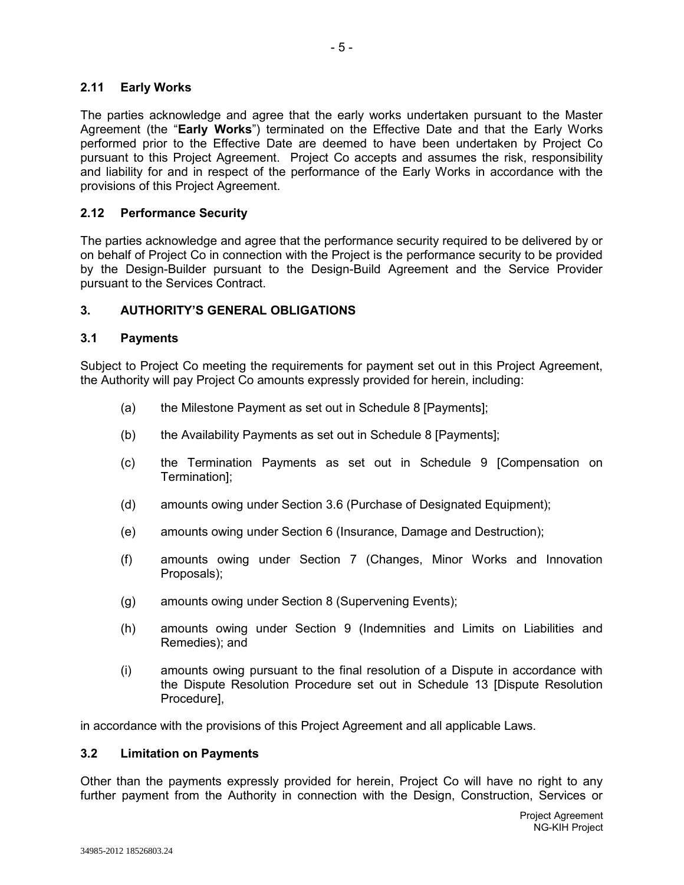### 2.11 Early Works

The parties acknowledge and agree that the early works undertaken pursuant to the Master Agreement (the "**Early Works**") terminated on the Effective Date and that the Early Works performed prior to the Effective Date are deemed to have been undertaken by Project Co pursuant to this Project Agreement. Project Co accepts and assumes the risk, responsibility and liability for and in respect of the performance of the Early Works in accordance with the provisions of this Project Agreement.

### 2.12 Performance Security

The parties acknowledge and agree that the performance security required to be delivered by or on behalf of Project Co in connection with the Project is the performance security to be provided by the Design-Builder pursuant to the Design-Build Agreement and the Service Provider pursuant to the Services Contract.

## 3. AUTHORITY'S GENERAL OBLIGATIONS

### 3.1 Payments

Subject to Project Co meeting the requirements for payment set out in this Project Agreement, the Authority will pay Project Co amounts expressly provided for herein, including:

(a) the Milestone Payment as set out in Schedule 8 [Payments];

(b) the Availability Payments as set out in Schedule 8 [Payments];

(c) the Termination Payments as set out in Schedule 9 [Compensation on Termination];

(d) amounts owing under Section 3.6 (Purchase of Designated Equipment);

(e) amounts owing under Section 6 (Insurance, Damage and Destruction);

(f) amounts owing under Section 7 (Changes, Minor Works and Innovation Proposals);

(g) amounts owing under Section 8 (Supervening Events);

(h) amounts owing under Section 9 (Indemnities and Limits on Liabilities and Remedies); and

(i) amounts owing pursuant to the final resolution of a Dispute in accordance with the Dispute Resolution Procedure set out in Schedule 13 [Dispute Resolution Procedure],

in accordance with the provisions of this Project Agreement and all applicable Laws.

### 3.2 Limitation on Payments

Other than the payments expressly provided for herein, Project Co will have no right to any further payment from the Authority in connection with the Design, Construction, Services or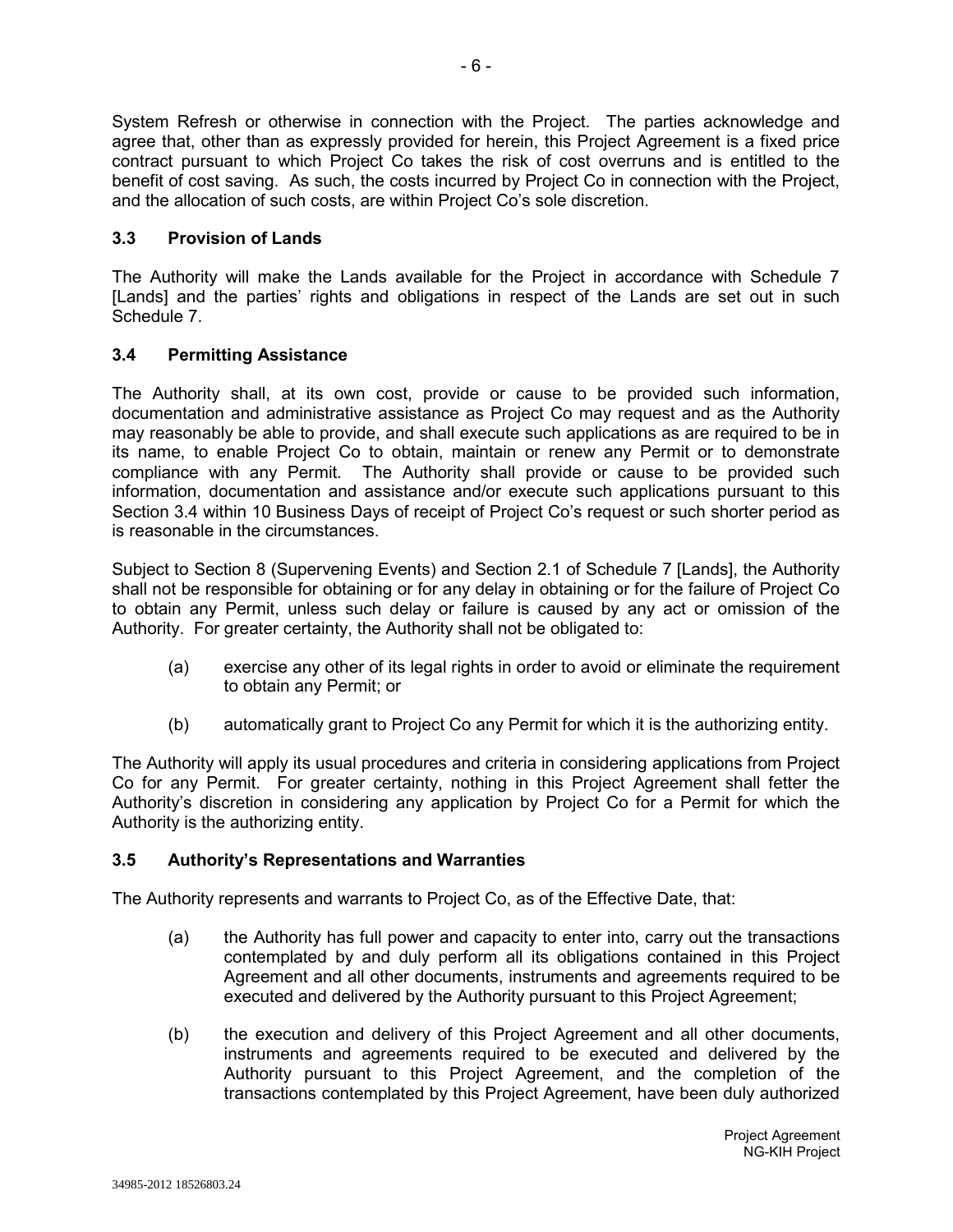System Refresh or otherwise in connection with the Project. The parties acknowledge and agree that, other than as expressly provided for herein, this Project Agreement is a fixed price contract pursuant to which Project Co takes the risk of cost overruns and is entitled to the benefit of cost saving. As such, the costs incurred by Project Co in connection with the Project, and the allocation of such costs, are within Project Co's sole discretion.

### 3.3 Provision of Lands

The Authority will make the Lands available for the Project in accordance with Schedule 7 [Lands] and the parties' rights and obligations in respect of the Lands are set out in such Schedule 7.

### 3.4 Permitting Assistance

The Authority shall, at its own cost, provide or cause to be provided such information, documentation and administrative assistance as Project Co may request and as the Authority may reasonably be able to provide, and shall execute such applications as are required to be in its name, to enable Project Co to obtain, maintain or renew any Permit or to demonstrate compliance with any Permit. The Authority shall provide or cause to be provided such information, documentation and assistance and/or execute such applications pursuant to this Section 3.4 within 10 Business Days of receipt of Project Co's request or such shorter period as is reasonable in the circumstances.

Subject to Section 8 (Supervening Events) and Section 2.1 of Schedule 7 [Lands], the Authority shall not be responsible for obtaining or for any delay in obtaining or for the failure of Project Co to obtain any Permit, unless such delay or failure is caused by any act or omission of the Authority. For greater certainty, the Authority shall not be obligated to:

(a) exercise any other of its legal rights in order to avoid or eliminate the requirement to obtain any Permit; or

(b) automatically grant to Project Co any Permit for which it is the authorizing entity.

The Authority will apply its usual procedures and criteria in considering applications from Project Co for any Permit. For greater certainty, nothing in this Project Agreement shall fetter the Authority's discretion in considering any application by Project Co for a Permit for which the Authority is the authorizing entity.

### 3.5 Authority's Representations and Warranties

The Authority represents and warrants to Project Co, as of the Effective Date, that:

(a) the Authority has full power and capacity to enter into, carry out the transactions contemplated by and duly perform all its obligations contained in this Project Agreement and all other documents, instruments and agreements required to be executed and delivered by the Authority pursuant to this Project Agreement;

(b) the execution and delivery of this Project Agreement and all other documents, instruments and agreements required to be executed and delivered by the Authority pursuant to this Project Agreement, and the completion of the transactions contemplated by this Project Agreement, have been duly authorized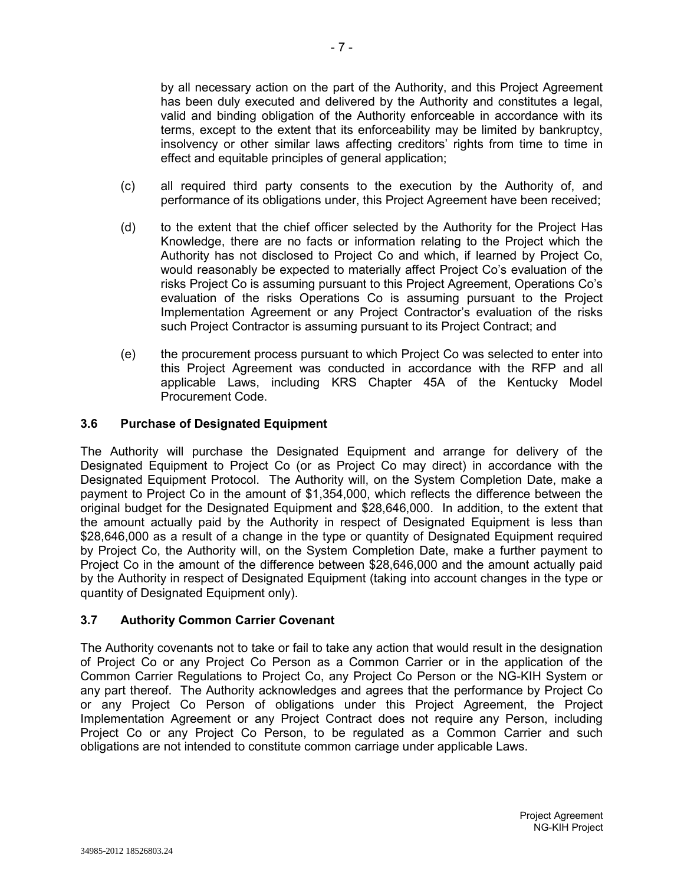by all necessary action on the part of the Authority, and this Project Agreement has been duly executed and delivered by the Authority and constitutes a legal, valid and binding obligation of the Authority enforceable in accordance with its terms, except to the extent that its enforceability may be limited by bankruptcy, insolvency or other similar laws affecting creditors' rights from time to time in effect and equitable principles of general application;

(c) all required third party consents to the execution by the Authority of, and performance of its obligations under, this Project Agreement have been received;

(d) to the extent that the chief officer selected by the Authority for the Project Has Knowledge, there are no facts or information relating to the Project which the Authority has not disclosed to Project Co and which, if learned by Project Co, would reasonably be expected to materially affect Project Co's evaluation of the risks Project Co is assuming pursuant to this Project Agreement, Operations Co's evaluation of the risks Operations Co is assuming pursuant to the Project Implementation Agreement or any Project Contractor's evaluation of the risks such Project Contractor is assuming pursuant to its Project Contract; and

(e) the procurement process pursuant to which Project Co was selected to enter into this Project Agreement was conducted in accordance with the RFP and all applicable Laws, including KRS Chapter 45A of the Kentucky Model Procurement Code.

### 3.6 Purchase of Designated Equipment

The Authority will purchase the Designated Equipment and arrange for delivery of the Designated Equipment to Project Co (or as Project Co may direct) in accordance with the Designated Equipment Protocol. The Authority will, on the System Completion Date, make a payment to Project Co in the amount of $1,354,000, which reflects the difference between the original budget for the Designated Equipment and $28,646,000. In addition, to the extent that the amount actually paid by the Authority in respect of Designated Equipment is less than $28,646,000 as a result of a change in the type or quantity of Designated Equipment required by Project Co, the Authority will, on the System Completion Date, make a further payment to Project Co in the amount of the difference between $28,646,000 and the amount actually paid by the Authority in respect of Designated Equipment (taking into account changes in the type or quantity of Designated Equipment only).

### 3.7 Authority Common Carrier Covenant

The Authority covenants not to take or fail to take any action that would result in the designation of Project Co or any Project Co Person as a Common Carrier or in the application of the Common Carrier Regulations to Project Co, any Project Co Person or the NG-KIH System or any part thereof. The Authority acknowledges and agrees that the performance by Project Co or any Project Co Person of obligations under this Project Agreement, the Project Implementation Agreement or any Project Contract does not require any Person, including Project Co or any Project Co Person, to be regulated as a Common Carrier and such obligations are not intended to constitute common carriage under applicable Laws.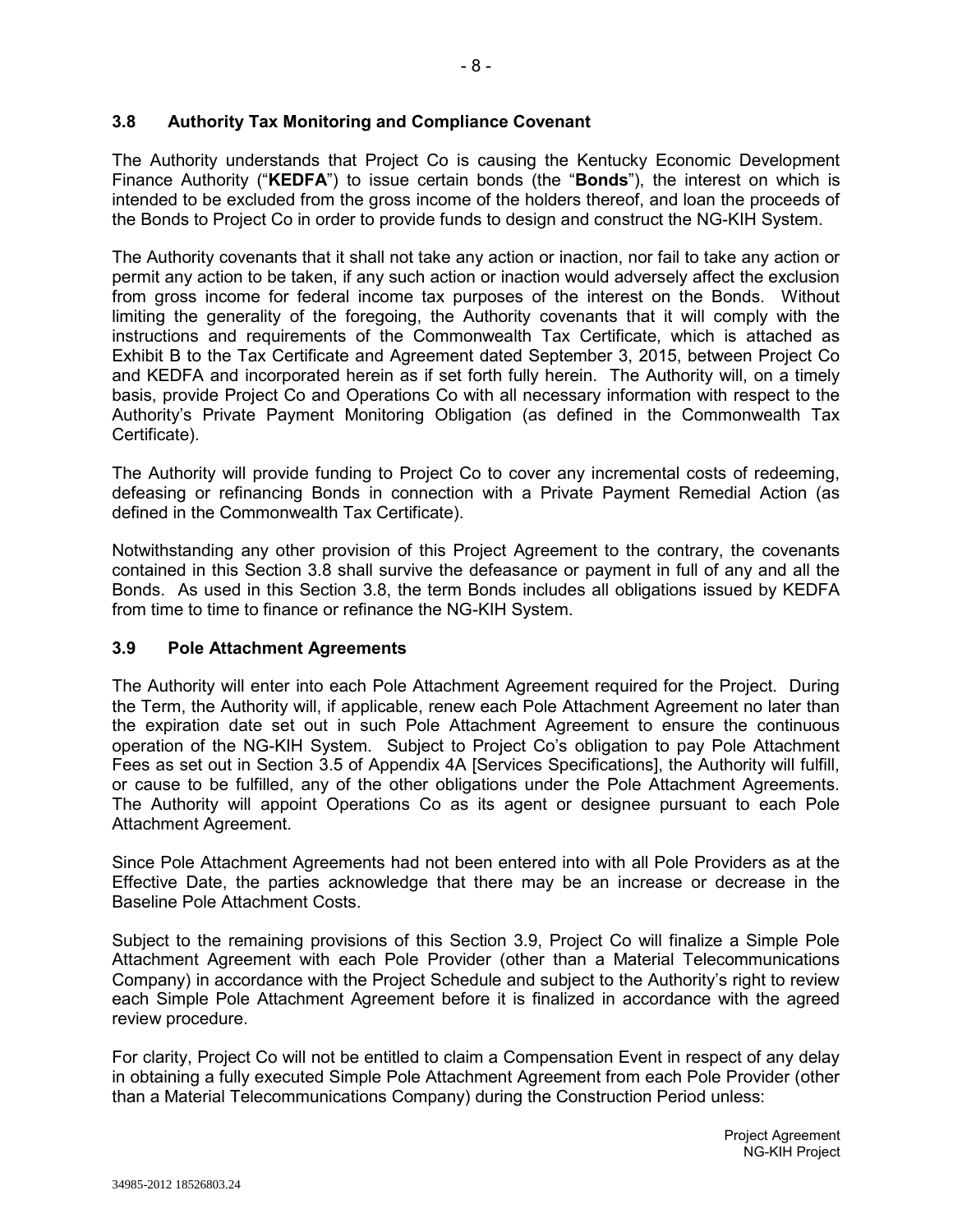### 3.8 Authority Tax Monitoring and Compliance Covenant

The Authority understands that Project Co is causing the Kentucky Economic Development Finance Authority ("**KEDFA**") to issue certain bonds (the "**Bonds**"), the interest on which is intended to be excluded from the gross income of the holders thereof, and loan the proceeds of the Bonds to Project Co in order to provide funds to design and construct the NG-KIH System.

The Authority covenants that it shall not take any action or inaction, nor fail to take any action or permit any action to be taken, if any such action or inaction would adversely affect the exclusion from gross income for federal income tax purposes of the interest on the Bonds. Without limiting the generality of the foregoing, the Authority covenants that it will comply with the instructions and requirements of the Commonwealth Tax Certificate, which is attached as Exhibit B to the Tax Certificate and Agreement dated September 3, 2015, between Project Co and KEDFA and incorporated herein as if set forth fully herein. The Authority will, on a timely basis, provide Project Co and Operations Co with all necessary information with respect to the Authority's Private Payment Monitoring Obligation (as defined in the Commonwealth Tax Certificate).

The Authority will provide funding to Project Co to cover any incremental costs of redeeming, defeasing or refinancing Bonds in connection with a Private Payment Remedial Action (as defined in the Commonwealth Tax Certificate).

Notwithstanding any other provision of this Project Agreement to the contrary, the covenants contained in this Section 3.8 shall survive the defeasance or payment in full of any and all the Bonds. As used in this Section 3.8, the term Bonds includes all obligations issued by KEDFA from time to time to finance or refinance the NG-KIH System.

### 3.9 Pole Attachment Agreements

The Authority will enter into each Pole Attachment Agreement required for the Project. During the Term, the Authority will, if applicable, renew each Pole Attachment Agreement no later than the expiration date set out in such Pole Attachment Agreement to ensure the continuous operation of the NG-KIH System. Subject to Project Co's obligation to pay Pole Attachment Fees as set out in Section 3.5 of Appendix 4A [Services Specifications], the Authority will fulfill, or cause to be fulfilled, any of the other obligations under the Pole Attachment Agreements. The Authority will appoint Operations Co as its agent or designee pursuant to each Pole Attachment Agreement.

Since Pole Attachment Agreements had not been entered into with all Pole Providers as at the Effective Date, the parties acknowledge that there may be an increase or decrease in the Baseline Pole Attachment Costs.

Subject to the remaining provisions of this Section 3.9, Project Co will finalize a Simple Pole Attachment Agreement with each Pole Provider (other than a Material Telecommunications Company) in accordance with the Project Schedule and subject to the Authority's right to review each Simple Pole Attachment Agreement before it is finalized in accordance with the agreed review procedure.

For clarity, Project Co will not be entitled to claim a Compensation Event in respect of any delay in obtaining a fully executed Simple Pole Attachment Agreement from each Pole Provider (other than a Material Telecommunications Company) during the Construction Period unless: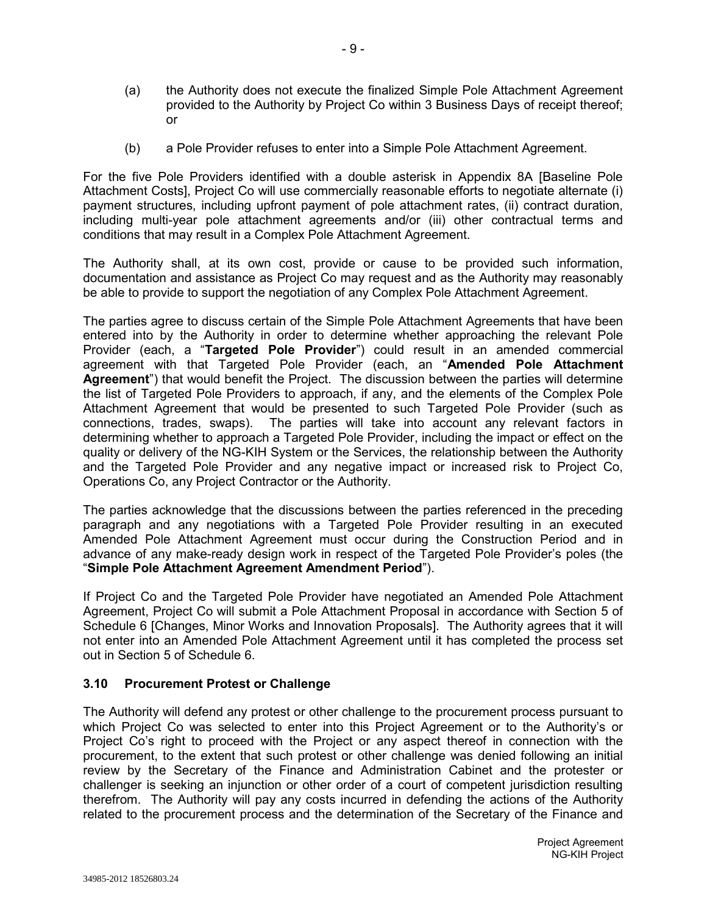(a) the Authority does not execute the finalized Simple Pole Attachment Agreement provided to the Authority by Project Co within 3 Business Days of receipt thereof; or

(b) a Pole Provider refuses to enter into a Simple Pole Attachment Agreement.

For the five Pole Providers identified with a double asterisk in Appendix 8A [Baseline Pole Attachment Costs], Project Co will use commercially reasonable efforts to negotiate alternate (i) payment structures, including upfront payment of pole attachment rates, (ii) contract duration, including multi-year pole attachment agreements and/or (iii) other contractual terms and conditions that may result in a Complex Pole Attachment Agreement.

The Authority shall, at its own cost, provide or cause to be provided such information, documentation and assistance as Project Co may request and as the Authority may reasonably be able to provide to support the negotiation of any Complex Pole Attachment Agreement.

The parties agree to discuss certain of the Simple Pole Attachment Agreements that have been entered into by the Authority in order to determine whether approaching the relevant Pole Provider (each, a "**Targeted Pole Provider**") could result in an amended commercial agreement with that Targeted Pole Provider (each, an "**Amended Pole Attachment Agreement**") that would benefit the Project. The discussion between the parties will determine the list of Targeted Pole Providers to approach, if any, and the elements of the Complex Pole Attachment Agreement that would be presented to such Targeted Pole Provider (such as connections, trades, swaps). The parties will take into account any relevant factors in determining whether to approach a Targeted Pole Provider, including the impact or effect on the quality or delivery of the NG-KIH System or the Services, the relationship between the Authority and the Targeted Pole Provider and any negative impact or increased risk to Project Co, Operations Co, any Project Contractor or the Authority.

The parties acknowledge that the discussions between the parties referenced in the preceding paragraph and any negotiations with a Targeted Pole Provider resulting in an executed Amended Pole Attachment Agreement must occur during the Construction Period and in advance of any make-ready design work in respect of the Targeted Pole Provider's poles (the "**Simple Pole Attachment Agreement Amendment Period**").

If Project Co and the Targeted Pole Provider have negotiated an Amended Pole Attachment Agreement, Project Co will submit a Pole Attachment Proposal in accordance with Section 5 of Schedule 6 [Changes, Minor Works and Innovation Proposals]. The Authority agrees that it will not enter into an Amended Pole Attachment Agreement until it has completed the process set out in Section 5 of Schedule 6.

### 3.10 Procurement Protest or Challenge

The Authority will defend any protest or other challenge to the procurement process pursuant to which Project Co was selected to enter into this Project Agreement or to the Authority's or Project Co's right to proceed with the Project or any aspect thereof in connection with the procurement, to the extent that such protest or other challenge was denied following an initial review by the Secretary of the Finance and Administration Cabinet and the protester or challenger is seeking an injunction or other order of a court of competent jurisdiction resulting therefrom. The Authority will pay any costs incurred in defending the actions of the Authority related to the procurement process and the determination of the Secretary of the Finance and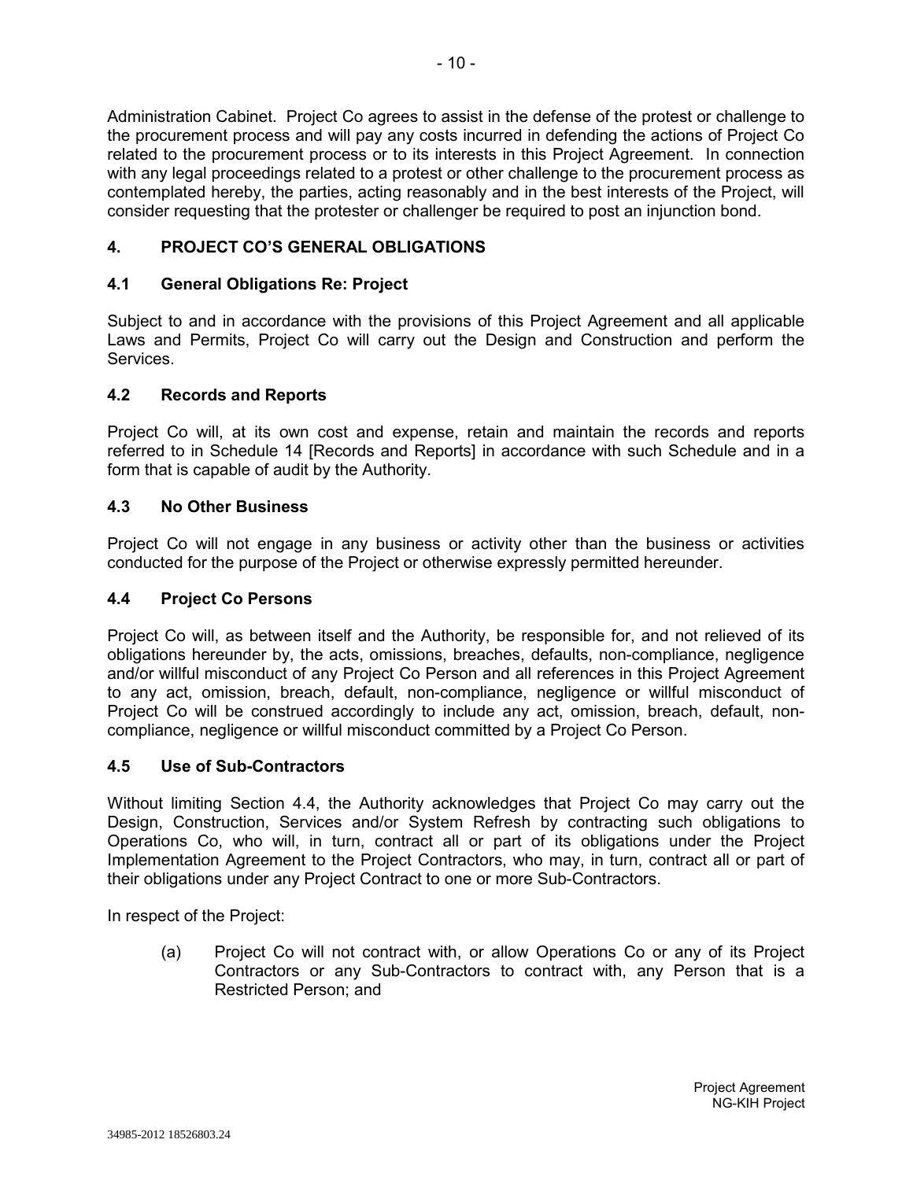Administration Cabinet. Project Co agrees to assist in the defense of the protest or challenge to the procurement process and will pay any costs incurred in defending the actions of Project Co related to the procurement process or to its interests in this Project Agreement. In connection with any legal proceedings related to a protest or other challenge to the procurement process as contemplated hereby, the parties, acting reasonably and in the best interests of the Project, will consider requesting that the protester or challenger be required to post an injunction bond.

## 4. PROJECT CO'S GENERAL OBLIGATIONS

### 4.1 General Obligations Re: Project

Subject to and in accordance with the provisions of this Project Agreement and all applicable Laws and Permits, Project Co will carry out the Design and Construction and perform the Services.

### 4.2 Records and Reports

Project Co will, at its own cost and expense, retain and maintain the records and reports referred to in Schedule 14 [Records and Reports] in accordance with such Schedule and in a form that is capable of audit by the Authority.

### 4.3 No Other Business

Project Co will not engage in any business or activity other than the business or activities conducted for the purpose of the Project or otherwise expressly permitted hereunder.

### 4.4 Project Co Persons

Project Co will, as between itself and the Authority, be responsible for, and not relieved of its obligations hereunder by, the acts, omissions, breaches, defaults, non-compliance, negligence and/or willful misconduct of any Project Co Person and all references in this Project Agreement to any act, omission, breach, default, non-compliance, negligence or willful misconduct of Project Co will be construed accordingly to include any act, omission, breach, default, non-compliance, negligence or willful misconduct committed by a Project Co Person.

### 4.5 Use of Sub-Contractors

Without limiting Section 4.4, the Authority acknowledges that Project Co may carry out the Design, Construction, Services and/or System Refresh by contracting such obligations to Operations Co, who will, in turn, contract all or part of its obligations under the Project Implementation Agreement to the Project Contractors, who may, in turn, contract all or part of their obligations under any Project Contract to one or more Sub-Contractors.

In respect of the Project:

(a) Project Co will not contract with, or allow Operations Co or any of its Project Contractors or any Sub-Contractors to contract with, any Person that is a Restricted Person; and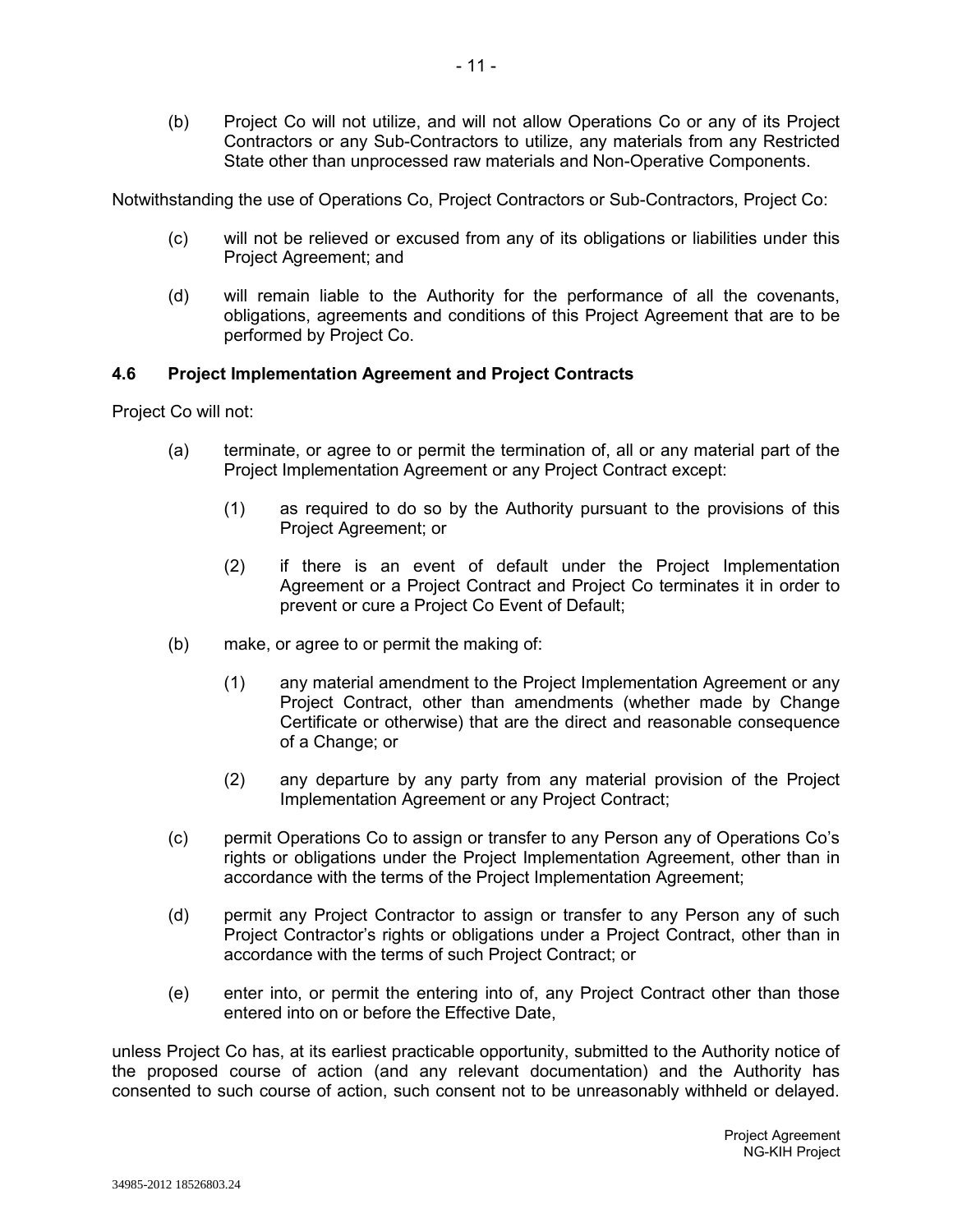(b) Project Co will not utilize, and will not allow Operations Co or any of its Project Contractors or any Sub-Contractors to utilize, any materials from any Restricted State other than unprocessed raw materials and Non-Operative Components.

Notwithstanding the use of Operations Co, Project Contractors or Sub-Contractors, Project Co:

(c) will not be relieved or excused from any of its obligations or liabilities under this Project Agreement; and

(d) will remain liable to the Authority for the performance of all the covenants, obligations, agreements and conditions of this Project Agreement that are to be performed by Project Co.

### 4.6 Project Implementation Agreement and Project Contracts

Project Co will not:

(a) terminate, or agree to or permit the termination of, all or any material part of the Project Implementation Agreement or any Project Contract except:

(1) as required to do so by the Authority pursuant to the provisions of this Project Agreement; or

(2) if there is an event of default under the Project Implementation Agreement or a Project Contract and Project Co terminates it in order to prevent or cure a Project Co Event of Default;

(b) make, or agree to or permit the making of:

(1) any material amendment to the Project Implementation Agreement or any Project Contract, other than amendments (whether made by Change Certificate or otherwise) that are the direct and reasonable consequence of a Change; or

(2) any departure by any party from any material provision of the Project Implementation Agreement or any Project Contract;

(c) permit Operations Co to assign or transfer to any Person any of Operations Co's rights or obligations under the Project Implementation Agreement, other than in accordance with the terms of the Project Implementation Agreement;

(d) permit any Project Contractor to assign or transfer to any Person any of such Project Contractor's rights or obligations under a Project Contract, other than in accordance with the terms of such Project Contract; or

(e) enter into, or permit the entering into of, any Project Contract other than those entered into on or before the Effective Date,

unless Project Co has, at its earliest practicable opportunity, submitted to the Authority notice of the proposed course of action (and any relevant documentation) and the Authority has consented to such course of action, such consent not to be unreasonably withheld or delayed.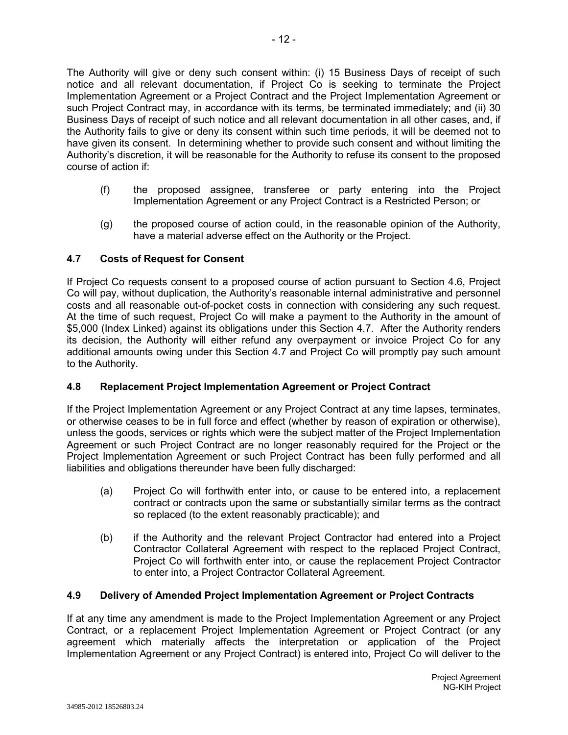The Authority will give or deny such consent within: (i) 15 Business Days of receipt of such notice and all relevant documentation, if Project Co is seeking to terminate the Project Implementation Agreement or a Project Contract and the Project Implementation Agreement or such Project Contract may, in accordance with its terms, be terminated immediately; and (ii) 30 Business Days of receipt of such notice and all relevant documentation in all other cases, and, if the Authority fails to give or deny its consent within such time periods, it will be deemed not to have given its consent. In determining whether to provide such consent and without limiting the Authority's discretion, it will be reasonable for the Authority to refuse its consent to the proposed course of action if:

(f) the proposed assignee, transferee or party entering into the Project Implementation Agreement or any Project Contract is a Restricted Person; or

(g) the proposed course of action could, in the reasonable opinion of the Authority, have a material adverse effect on the Authority or the Project.

### 4.7 Costs of Request for Consent

If Project Co requests consent to a proposed course of action pursuant to Section 4.6, Project Co will pay, without duplication, the Authority's reasonable internal administrative and personnel costs and all reasonable out-of-pocket costs in connection with considering any such request. At the time of such request, Project Co will make a payment to the Authority in the amount of $5,000 (Index Linked) against its obligations under this Section 4.7. After the Authority renders its decision, the Authority will either refund any overpayment or invoice Project Co for any additional amounts owing under this Section 4.7 and Project Co will promptly pay such amount to the Authority.

### 4.8 Replacement Project Implementation Agreement or Project Contract

If the Project Implementation Agreement or any Project Contract at any time lapses, terminates, or otherwise ceases to be in full force and effect (whether by reason of expiration or otherwise), unless the goods, services or rights which were the subject matter of the Project Implementation Agreement or such Project Contract are no longer reasonably required for the Project or the Project Implementation Agreement or such Project Contract has been fully performed and all liabilities and obligations thereunder have been fully discharged:

(a) Project Co will forthwith enter into, or cause to be entered into, a replacement contract or contracts upon the same or substantially similar terms as the contract so replaced (to the extent reasonably practicable); and

(b) if the Authority and the relevant Project Contractor had entered into a Project Contractor Collateral Agreement with respect to the replaced Project Contract, Project Co will forthwith enter into, or cause the replacement Project Contractor to enter into, a Project Contractor Collateral Agreement.

### 4.9 Delivery of Amended Project Implementation Agreement or Project Contracts

If at any time any amendment is made to the Project Implementation Agreement or any Project Contract, or a replacement Project Implementation Agreement or Project Contract (or any agreement which materially affects the interpretation or application of the Project Implementation Agreement or any Project Contract) is entered into, Project Co will deliver to the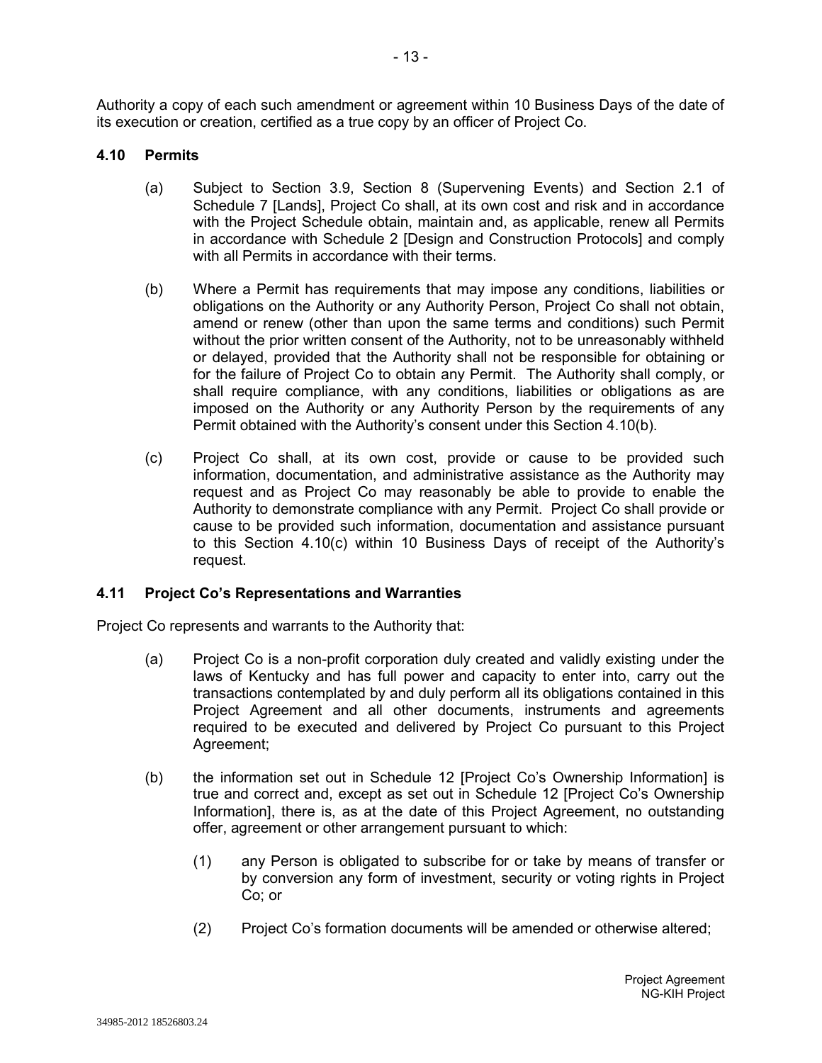Authority a copy of each such amendment or agreement within 10 Business Days of the date of its execution or creation, certified as a true copy by an officer of Project Co.

### 4.10 Permits

(a) Subject to Section 3.9, Section 8 (Supervening Events) and Section 2.1 of Schedule 7 [Lands], Project Co shall, at its own cost and risk and in accordance with the Project Schedule obtain, maintain and, as applicable, renew all Permits in accordance with Schedule 2 [Design and Construction Protocols] and comply with all Permits in accordance with their terms.

(b) Where a Permit has requirements that may impose any conditions, liabilities or obligations on the Authority or any Authority Person, Project Co shall not obtain, amend or renew (other than upon the same terms and conditions) such Permit without the prior written consent of the Authority, not to be unreasonably withheld or delayed, provided that the Authority shall not be responsible for obtaining or for the failure of Project Co to obtain any Permit. The Authority shall comply, or shall require compliance, with any conditions, liabilities or obligations as are imposed on the Authority or any Authority Person by the requirements of any Permit obtained with the Authority's consent under this Section 4.10(b).

(c) Project Co shall, at its own cost, provide or cause to be provided such information, documentation, and administrative assistance as the Authority may request and as Project Co may reasonably be able to provide to enable the Authority to demonstrate compliance with any Permit. Project Co shall provide or cause to be provided such information, documentation and assistance pursuant to this Section 4.10(c) within 10 Business Days of receipt of the Authority's request.

### 4.11 Project Co's Representations and Warranties

Project Co represents and warrants to the Authority that:

(a) Project Co is a non-profit corporation duly created and validly existing under the laws of Kentucky and has full power and capacity to enter into, carry out the transactions contemplated by and duly perform all its obligations contained in this Project Agreement and all other documents, instruments and agreements required to be executed and delivered by Project Co pursuant to this Project Agreement;

(b) the information set out in Schedule 12 [Project Co's Ownership Information] is true and correct and, except as set out in Schedule 12 [Project Co's Ownership Information], there is, as at the date of this Project Agreement, no outstanding offer, agreement or other arrangement pursuant to which:

   (1) any Person is obligated to subscribe for or take by means of transfer or by conversion any form of investment, security or voting rights in Project Co; or

   (2) Project Co's formation documents will be amended or otherwise altered;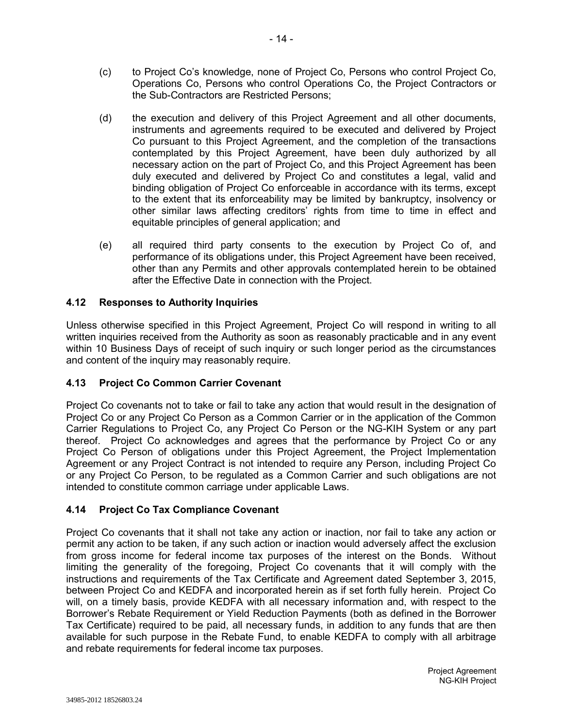(c) to Project Co's knowledge, none of Project Co, Persons who control Project Co, Operations Co, Persons who control Operations Co, the Project Contractors or the Sub-Contractors are Restricted Persons;

(d) the execution and delivery of this Project Agreement and all other documents, instruments and agreements required to be executed and delivered by Project Co pursuant to this Project Agreement, and the completion of the transactions contemplated by this Project Agreement, have been duly authorized by all necessary action on the part of Project Co, and this Project Agreement has been duly executed and delivered by Project Co and constitutes a legal, valid and binding obligation of Project Co enforceable in accordance with its terms, except to the extent that its enforceability may be limited by bankruptcy, insolvency or other similar laws affecting creditors' rights from time to time in effect and equitable principles of general application; and

(e) all required third party consents to the execution by Project Co of, and performance of its obligations under, this Project Agreement have been received, other than any Permits and other approvals contemplated herein to be obtained after the Effective Date in connection with the Project.

### 4.12 Responses to Authority Inquiries

Unless otherwise specified in this Project Agreement, Project Co will respond in writing to all written inquiries received from the Authority as soon as reasonably practicable and in any event within 10 Business Days of receipt of such inquiry or such longer period as the circumstances and content of the inquiry may reasonably require.

### 4.13 Project Co Common Carrier Covenant

Project Co covenants not to take or fail to take any action that would result in the designation of Project Co or any Project Co Person as a Common Carrier or in the application of the Common Carrier Regulations to Project Co, any Project Co Person or the NG-KIH System or any part thereof. Project Co acknowledges and agrees that the performance by Project Co or any Project Co Person of obligations under this Project Agreement, the Project Implementation Agreement or any Project Contract is not intended to require any Person, including Project Co or any Project Co Person, to be regulated as a Common Carrier and such obligations are not intended to constitute common carriage under applicable Laws.

### 4.14 Project Co Tax Compliance Covenant

Project Co covenants that it shall not take any action or inaction, nor fail to take any action or permit any action to be taken, if any such action or inaction would adversely affect the exclusion from gross income for federal income tax purposes of the interest on the Bonds. Without limiting the generality of the foregoing, Project Co covenants that it will comply with the instructions and requirements of the Tax Certificate and Agreement dated September 3, 2015, between Project Co and KEDFA and incorporated herein as if set forth fully herein. Project Co will, on a timely basis, provide KEDFA with all necessary information and, with respect to the Borrower's Rebate Requirement or Yield Reduction Payments (both as defined in the Borrower Tax Certificate) required to be paid, all necessary funds, in addition to any funds that are then available for such purpose in the Rebate Fund, to enable KEDFA to comply with all arbitrage and rebate requirements for federal income tax purposes.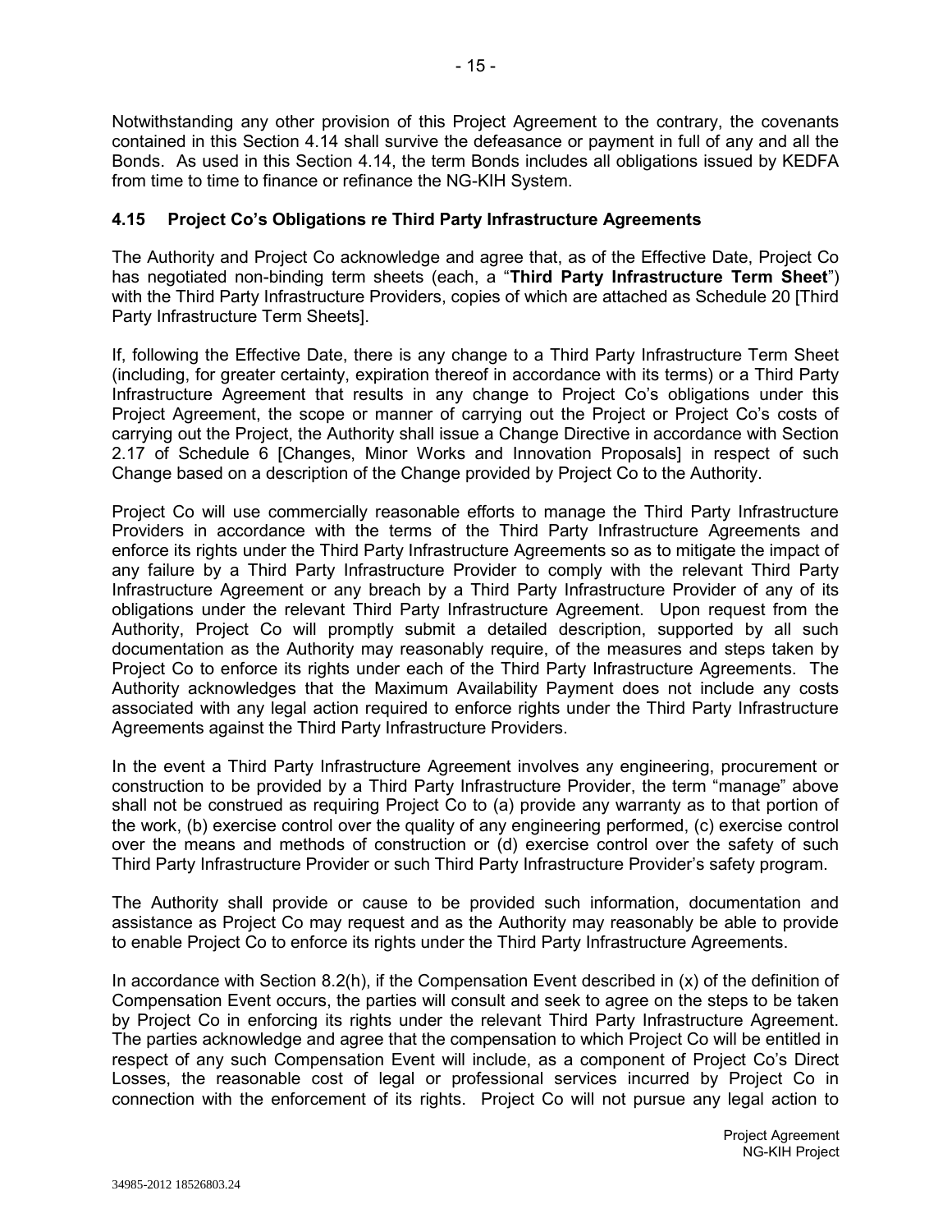Notwithstanding any other provision of this Project Agreement to the contrary, the covenants contained in this Section 4.14 shall survive the defeasance or payment in full of any and all the Bonds. As used in this Section 4.14, the term Bonds includes all obligations issued by KEDFA from time to time to finance or refinance the NG-KIH System.

### 4.15 Project Co's Obligations re Third Party Infrastructure Agreements

The Authority and Project Co acknowledge and agree that, as of the Effective Date, Project Co has negotiated non-binding term sheets (each, a "**Third Party Infrastructure Term Sheet**") with the Third Party Infrastructure Providers, copies of which are attached as Schedule 20 [Third Party Infrastructure Term Sheets].

If, following the Effective Date, there is any change to a Third Party Infrastructure Term Sheet (including, for greater certainty, expiration thereof in accordance with its terms) or a Third Party Infrastructure Agreement that results in any change to Project Co's obligations under this Project Agreement, the scope or manner of carrying out the Project or Project Co's costs of carrying out the Project, the Authority shall issue a Change Directive in accordance with Section 2.17 of Schedule 6 [Changes, Minor Works and Innovation Proposals] in respect of such Change based on a description of the Change provided by Project Co to the Authority.

Project Co will use commercially reasonable efforts to manage the Third Party Infrastructure Providers in accordance with the terms of the Third Party Infrastructure Agreements and enforce its rights under the Third Party Infrastructure Agreements so as to mitigate the impact of any failure by a Third Party Infrastructure Provider to comply with the relevant Third Party Infrastructure Agreement or any breach by a Third Party Infrastructure Provider of any of its obligations under the relevant Third Party Infrastructure Agreement. Upon request from the Authority, Project Co will promptly submit a detailed description, supported by all such documentation as the Authority may reasonably require, of the measures and steps taken by Project Co to enforce its rights under each of the Third Party Infrastructure Agreements. The Authority acknowledges that the Maximum Availability Payment does not include any costs associated with any legal action required to enforce rights under the Third Party Infrastructure Agreements against the Third Party Infrastructure Providers.

In the event a Third Party Infrastructure Agreement involves any engineering, procurement or construction to be provided by a Third Party Infrastructure Provider, the term "manage" above shall not be construed as requiring Project Co to (a) provide any warranty as to that portion of the work, (b) exercise control over the quality of any engineering performed, (c) exercise control over the means and methods of construction or (d) exercise control over the safety of such Third Party Infrastructure Provider or such Third Party Infrastructure Provider's safety program.

The Authority shall provide or cause to be provided such information, documentation and assistance as Project Co may request and as the Authority may reasonably be able to provide to enable Project Co to enforce its rights under the Third Party Infrastructure Agreements.

In accordance with Section 8.2(h), if the Compensation Event described in (x) of the definition of Compensation Event occurs, the parties will consult and seek to agree on the steps to be taken by Project Co in enforcing its rights under the relevant Third Party Infrastructure Agreement. The parties acknowledge and agree that the compensation to which Project Co will be entitled in respect of any such Compensation Event will include, as a component of Project Co's Direct Losses, the reasonable cost of legal or professional services incurred by Project Co in connection with the enforcement of its rights. Project Co will not pursue any legal action to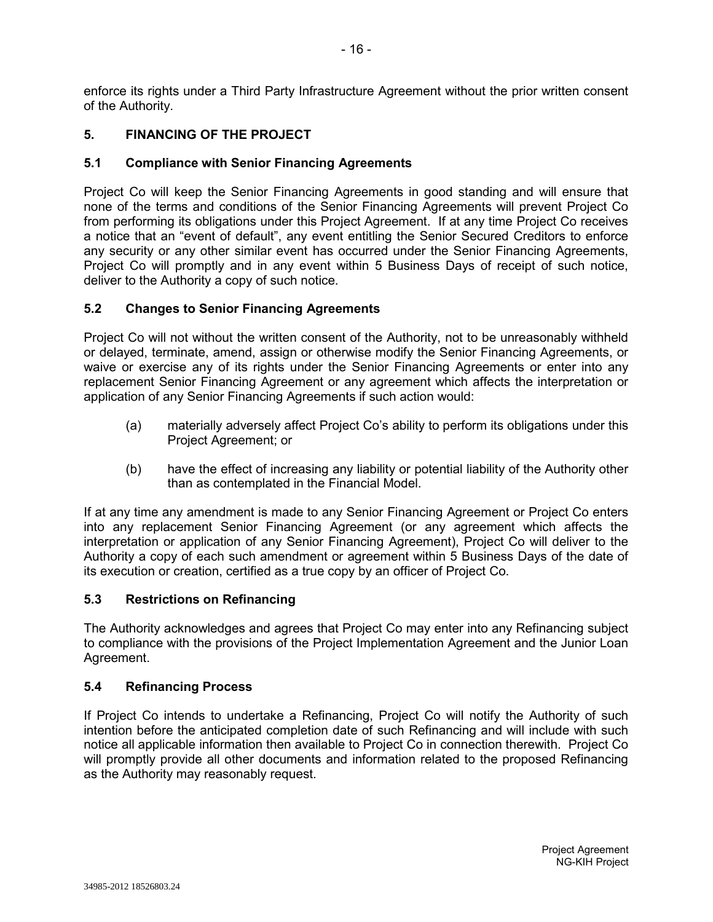enforce its rights under a Third Party Infrastructure Agreement without the prior written consent of the Authority.

## 5. FINANCING OF THE PROJECT

### 5.1 Compliance with Senior Financing Agreements

Project Co will keep the Senior Financing Agreements in good standing and will ensure that none of the terms and conditions of the Senior Financing Agreements will prevent Project Co from performing its obligations under this Project Agreement. If at any time Project Co receives a notice that an "event of default", any event entitling the Senior Secured Creditors to enforce any security or any other similar event has occurred under the Senior Financing Agreements, Project Co will promptly and in any event within 5 Business Days of receipt of such notice, deliver to the Authority a copy of such notice.

### 5.2 Changes to Senior Financing Agreements

Project Co will not without the written consent of the Authority, not to be unreasonably withheld or delayed, terminate, amend, assign or otherwise modify the Senior Financing Agreements, or waive or exercise any of its rights under the Senior Financing Agreements or enter into any replacement Senior Financing Agreement or any agreement which affects the interpretation or application of any Senior Financing Agreements if such action would:

(a) materially adversely affect Project Co's ability to perform its obligations under this Project Agreement; or

(b) have the effect of increasing any liability or potential liability of the Authority other than as contemplated in the Financial Model.

If at any time any amendment is made to any Senior Financing Agreement or Project Co enters into any replacement Senior Financing Agreement (or any agreement which affects the interpretation or application of any Senior Financing Agreement), Project Co will deliver to the Authority a copy of each such amendment or agreement within 5 Business Days of the date of its execution or creation, certified as a true copy by an officer of Project Co.

### 5.3 Restrictions on Refinancing

The Authority acknowledges and agrees that Project Co may enter into any Refinancing subject to compliance with the provisions of the Project Implementation Agreement and the Junior Loan Agreement.

### 5.4 Refinancing Process

If Project Co intends to undertake a Refinancing, Project Co will notify the Authority of such intention before the anticipated completion date of such Refinancing and will include with such notice all applicable information then available to Project Co in connection therewith. Project Co will promptly provide all other documents and information related to the proposed Refinancing as the Authority may reasonably request.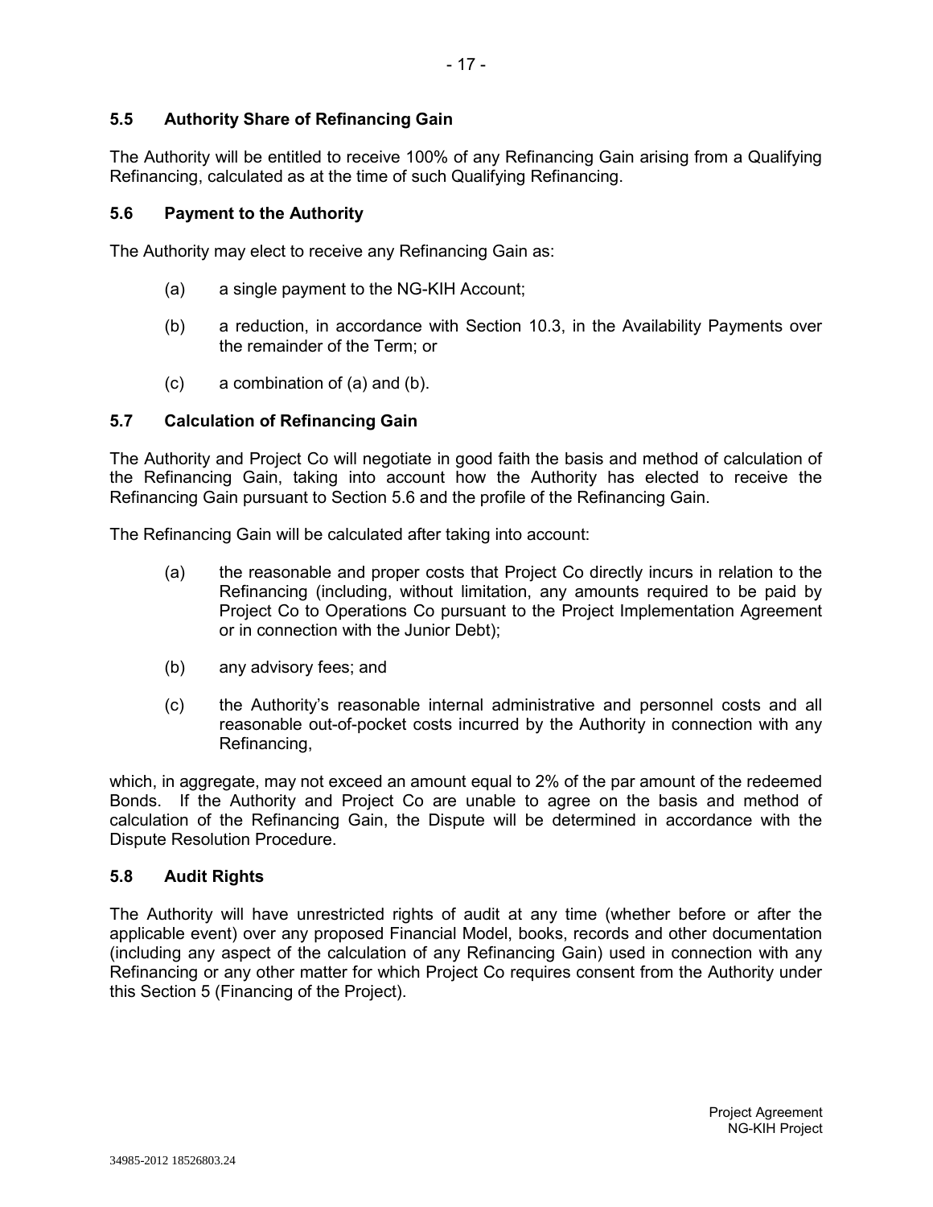### 5.5 Authority Share of Refinancing Gain

The Authority will be entitled to receive 100% of any Refinancing Gain arising from a Qualifying Refinancing, calculated as at the time of such Qualifying Refinancing.

### 5.6 Payment to the Authority

The Authority may elect to receive any Refinancing Gain as:

(a) a single payment to the NG-KIH Account;

(b) a reduction, in accordance with Section 10.3, in the Availability Payments over the remainder of the Term; or

(c) a combination of (a) and (b).

### 5.7 Calculation of Refinancing Gain

The Authority and Project Co will negotiate in good faith the basis and method of calculation of the Refinancing Gain, taking into account how the Authority has elected to receive the Refinancing Gain pursuant to Section 5.6 and the profile of the Refinancing Gain.

The Refinancing Gain will be calculated after taking into account:

(a) the reasonable and proper costs that Project Co directly incurs in relation to the Refinancing (including, without limitation, any amounts required to be paid by Project Co to Operations Co pursuant to the Project Implementation Agreement or in connection with the Junior Debt);

(b) any advisory fees; and

(c) the Authority's reasonable internal administrative and personnel costs and all reasonable out-of-pocket costs incurred by the Authority in connection with any Refinancing,

which, in aggregate, may not exceed an amount equal to 2% of the par amount of the redeemed Bonds. If the Authority and Project Co are unable to agree on the basis and method of calculation of the Refinancing Gain, the Dispute will be determined in accordance with the Dispute Resolution Procedure.

### 5.8 Audit Rights

The Authority will have unrestricted rights of audit at any time (whether before or after the applicable event) over any proposed Financial Model, books, records and other documentation (including any aspect of the calculation of any Refinancing Gain) used in connection with any Refinancing or any other matter for which Project Co requires consent from the Authority under this Section 5 (Financing of the Project).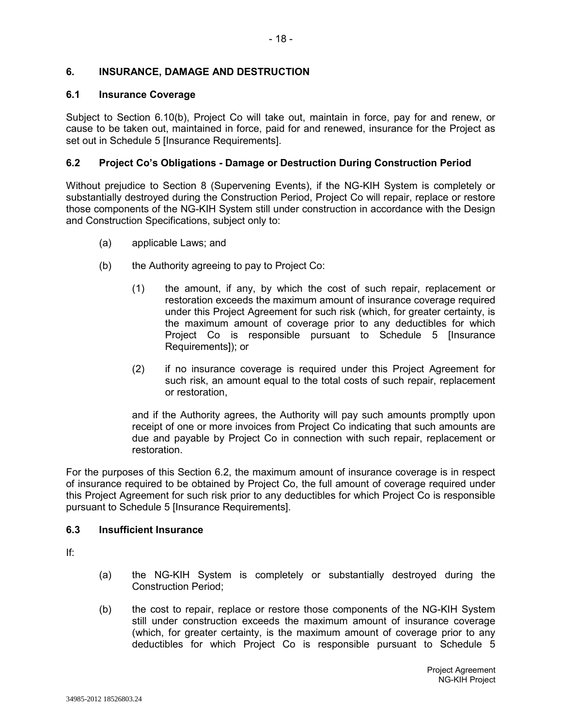## 6. INSURANCE, DAMAGE AND DESTRUCTION

### 6.1 Insurance Coverage

Subject to Section 6.10(b), Project Co will take out, maintain in force, pay for and renew, or cause to be taken out, maintained in force, paid for and renewed, insurance for the Project as set out in Schedule 5 [Insurance Requirements].

### 6.2 Project Co's Obligations - Damage or Destruction During Construction Period

Without prejudice to Section 8 (Supervening Events), if the NG-KIH System is completely or substantially destroyed during the Construction Period, Project Co will repair, replace or restore those components of the NG-KIH System still under construction in accordance with the Design and Construction Specifications, subject only to:

(a) applicable Laws; and

(b) the Authority agreeing to pay to Project Co:

(1) the amount, if any, by which the cost of such repair, replacement or restoration exceeds the maximum amount of insurance coverage required under this Project Agreement for such risk (which, for greater certainty, is the maximum amount of coverage prior to any deductibles for which Project Co is responsible pursuant to Schedule 5 [Insurance Requirements]); or

(2) if no insurance coverage is required under this Project Agreement for such risk, an amount equal to the total costs of such repair, replacement or restoration,

and if the Authority agrees, the Authority will pay such amounts promptly upon receipt of one or more invoices from Project Co indicating that such amounts are due and payable by Project Co in connection with such repair, replacement or restoration.

For the purposes of this Section 6.2, the maximum amount of insurance coverage is in respect of insurance required to be obtained by Project Co, the full amount of coverage required under this Project Agreement for such risk prior to any deductibles for which Project Co is responsible pursuant to Schedule 5 [Insurance Requirements].

### 6.3 Insufficient Insurance

If:

(a) the NG-KIH System is completely or substantially destroyed during the Construction Period;

(b) the cost to repair, replace or restore those components of the NG-KIH System still under construction exceeds the maximum amount of insurance coverage (which, for greater certainty, is the maximum amount of coverage prior to any deductibles for which Project Co is responsible pursuant to Schedule 5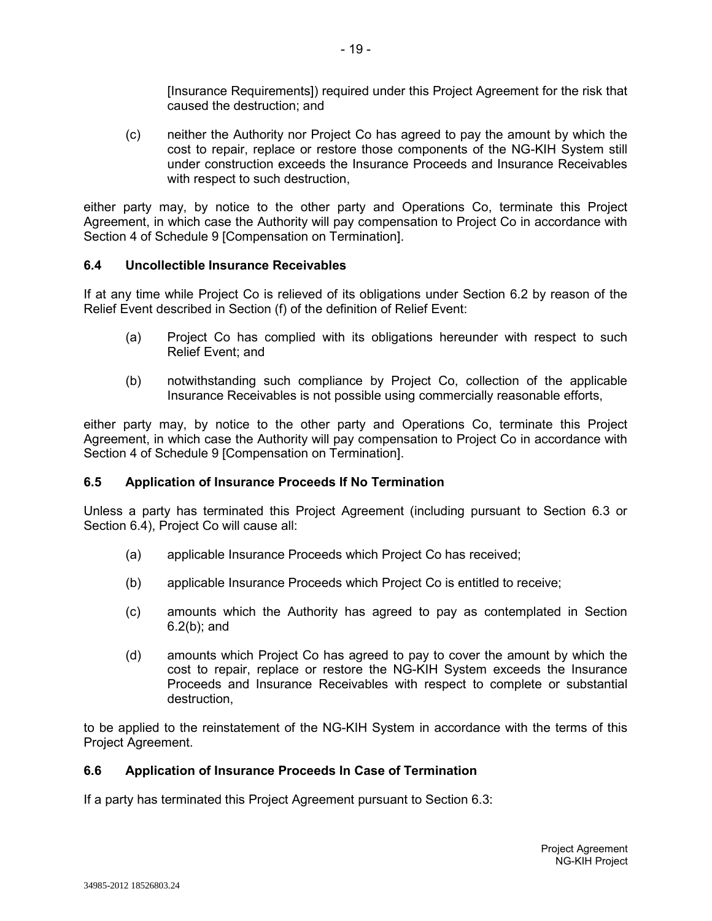[Insurance Requirements]) required under this Project Agreement for the risk that caused the destruction; and

(c) neither the Authority nor Project Co has agreed to pay the amount by which the cost to repair, replace or restore those components of the NG-KIH System still under construction exceeds the Insurance Proceeds and Insurance Receivables with respect to such destruction,

either party may, by notice to the other party and Operations Co, terminate this Project Agreement, in which case the Authority will pay compensation to Project Co in accordance with Section 4 of Schedule 9 [Compensation on Termination].

### 6.4 Uncollectible Insurance Receivables

If at any time while Project Co is relieved of its obligations under Section 6.2 by reason of the Relief Event described in Section (f) of the definition of Relief Event:

(a) Project Co has complied with its obligations hereunder with respect to such Relief Event; and

(b) notwithstanding such compliance by Project Co, collection of the applicable Insurance Receivables is not possible using commercially reasonable efforts,

either party may, by notice to the other party and Operations Co, terminate this Project Agreement, in which case the Authority will pay compensation to Project Co in accordance with Section 4 of Schedule 9 [Compensation on Termination].

### 6.5 Application of Insurance Proceeds If No Termination

Unless a party has terminated this Project Agreement (including pursuant to Section 6.3 or Section 6.4), Project Co will cause all:

(a) applicable Insurance Proceeds which Project Co has received;

(b) applicable Insurance Proceeds which Project Co is entitled to receive;

(c) amounts which the Authority has agreed to pay as contemplated in Section 6.2(b); and

(d) amounts which Project Co has agreed to pay to cover the amount by which the cost to repair, replace or restore the NG-KIH System exceeds the Insurance Proceeds and Insurance Receivables with respect to complete or substantial destruction,

to be applied to the reinstatement of the NG-KIH System in accordance with the terms of this Project Agreement.

### 6.6 Application of Insurance Proceeds In Case of Termination

If a party has terminated this Project Agreement pursuant to Section 6.3: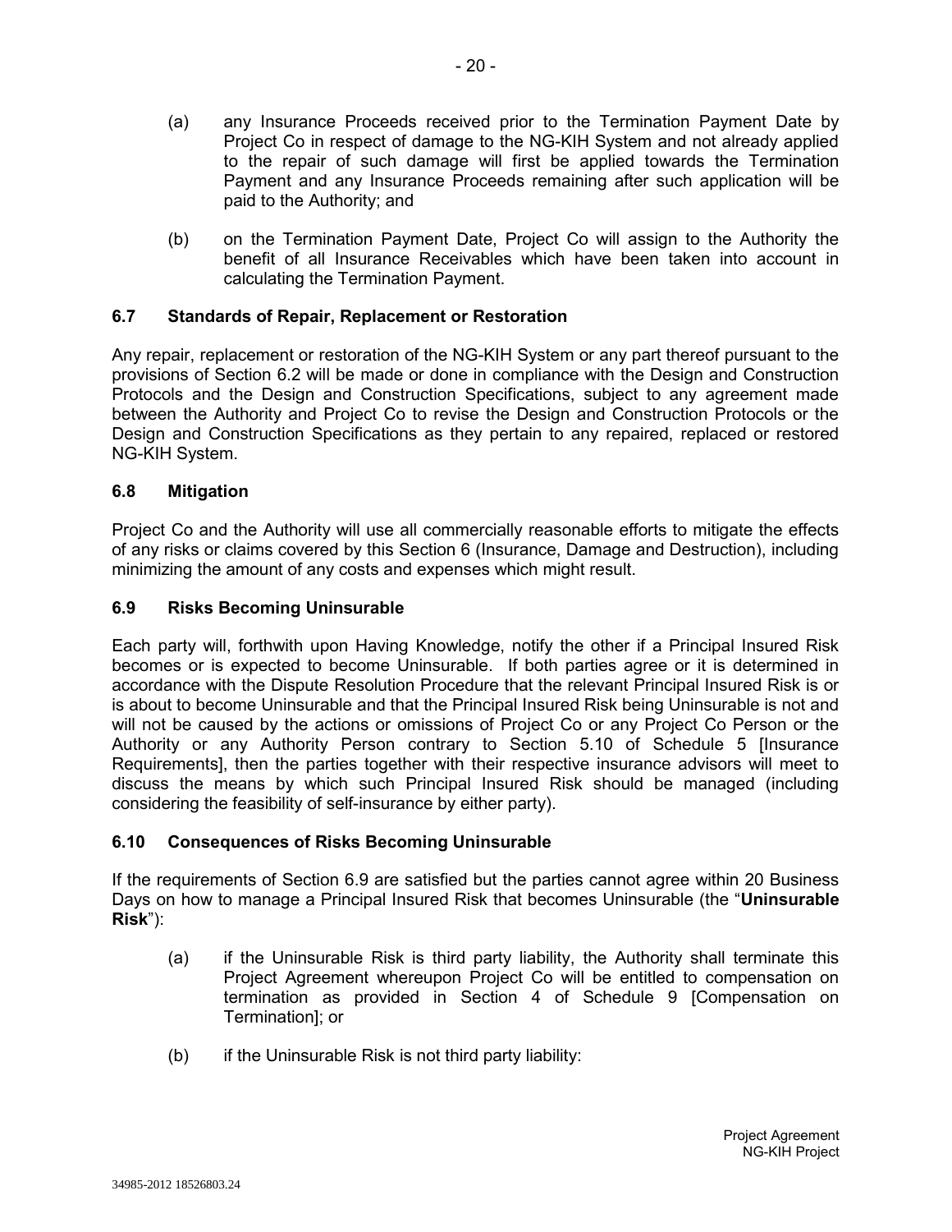(a) any Insurance Proceeds received prior to the Termination Payment Date by Project Co in respect of damage to the NG-KIH System and not already applied to the repair of such damage will first be applied towards the Termination Payment and any Insurance Proceeds remaining after such application will be paid to the Authority; and

(b) on the Termination Payment Date, Project Co will assign to the Authority the benefit of all Insurance Receivables which have been taken into account in calculating the Termination Payment.

### 6.7 Standards of Repair, Replacement or Restoration

Any repair, replacement or restoration of the NG-KIH System or any part thereof pursuant to the provisions of Section 6.2 will be made or done in compliance with the Design and Construction Protocols and the Design and Construction Specifications, subject to any agreement made between the Authority and Project Co to revise the Design and Construction Protocols or the Design and Construction Specifications as they pertain to any repaired, replaced or restored NG-KIH System.

### 6.8 Mitigation

Project Co and the Authority will use all commercially reasonable efforts to mitigate the effects of any risks or claims covered by this Section 6 (Insurance, Damage and Destruction), including minimizing the amount of any costs and expenses which might result.

### 6.9 Risks Becoming Uninsurable

Each party will, forthwith upon Having Knowledge, notify the other if a Principal Insured Risk becomes or is expected to become Uninsurable. If both parties agree or it is determined in accordance with the Dispute Resolution Procedure that the relevant Principal Insured Risk is or is about to become Uninsurable and that the Principal Insured Risk being Uninsurable is not and will not be caused by the actions or omissions of Project Co or any Project Co Person or the Authority or any Authority Person contrary to Section 5.10 of Schedule 5 [Insurance Requirements], then the parties together with their respective insurance advisors will meet to discuss the means by which such Principal Insured Risk should be managed (including considering the feasibility of self-insurance by either party).

### 6.10 Consequences of Risks Becoming Uninsurable

If the requirements of Section 6.9 are satisfied but the parties cannot agree within 20 Business Days on how to manage a Principal Insured Risk that becomes Uninsurable (the "**Uninsurable Risk**"):

(a) if the Uninsurable Risk is third party liability, the Authority shall terminate this Project Agreement whereupon Project Co will be entitled to compensation on termination as provided in Section 4 of Schedule 9 [Compensation on Termination]; or

(b) if the Uninsurable Risk is not third party liability: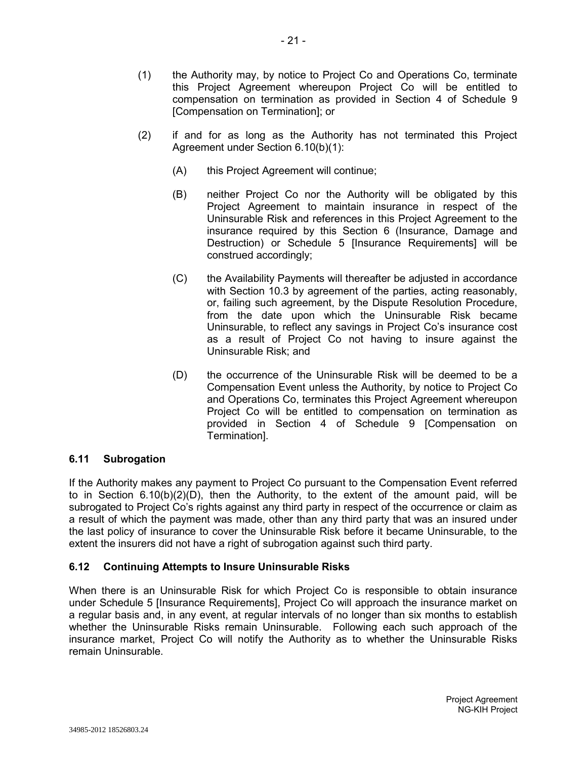(1) the Authority may, by notice to Project Co and Operations Co, terminate this Project Agreement whereupon Project Co will be entitled to compensation on termination as provided in Section 4 of Schedule 9 [Compensation on Termination]; or

(2) if and for as long as the Authority has not terminated this Project Agreement under Section 6.10(b)(1):

(A) this Project Agreement will continue;

(B) neither Project Co nor the Authority will be obligated by this Project Agreement to maintain insurance in respect of the Uninsurable Risk and references in this Project Agreement to the insurance required by this Section 6 (Insurance, Damage and Destruction) or Schedule 5 [Insurance Requirements] will be construed accordingly;

(C) the Availability Payments will thereafter be adjusted in accordance with Section 10.3 by agreement of the parties, acting reasonably, or, failing such agreement, by the Dispute Resolution Procedure, from the date upon which the Uninsurable Risk became Uninsurable, to reflect any savings in Project Co's insurance cost as a result of Project Co not having to insure against the Uninsurable Risk; and

(D) the occurrence of the Uninsurable Risk will be deemed to be a Compensation Event unless the Authority, by notice to Project Co and Operations Co, terminates this Project Agreement whereupon Project Co will be entitled to compensation on termination as provided in Section 4 of Schedule 9 [Compensation on Termination].

### 6.11 Subrogation

If the Authority makes any payment to Project Co pursuant to the Compensation Event referred to in Section 6.10(b)(2)(D), then the Authority, to the extent of the amount paid, will be subrogated to Project Co's rights against any third party in respect of the occurrence or claim as a result of which the payment was made, other than any third party that was an insured under the last policy of insurance to cover the Uninsurable Risk before it became Uninsurable, to the extent the insurers did not have a right of subrogation against such third party.

### 6.12 Continuing Attempts to Insure Uninsurable Risks

When there is an Uninsurable Risk for which Project Co is responsible to obtain insurance under Schedule 5 [Insurance Requirements], Project Co will approach the insurance market on a regular basis and, in any event, at regular intervals of no longer than six months to establish whether the Uninsurable Risks remain Uninsurable. Following each such approach of the insurance market, Project Co will notify the Authority as to whether the Uninsurable Risks remain Uninsurable.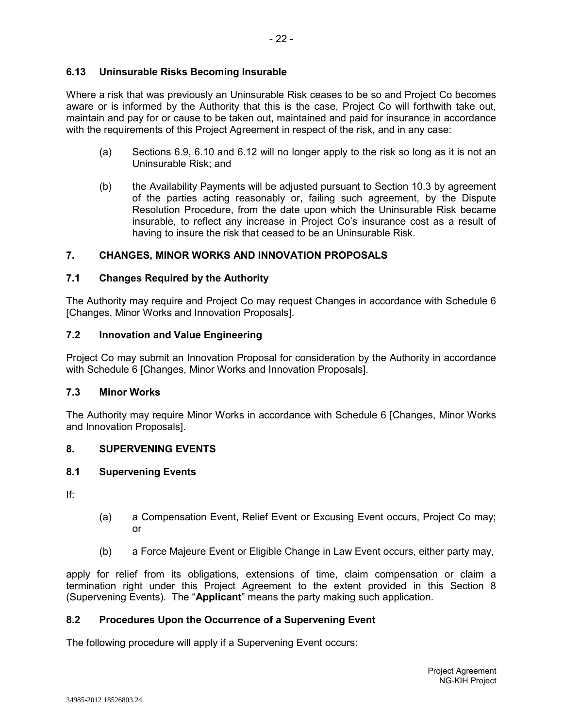### 6.13 Uninsurable Risks Becoming Insurable

Where a risk that was previously an Uninsurable Risk ceases to be so and Project Co becomes aware or is informed by the Authority that this is the case, Project Co will forthwith take out, maintain and pay for or cause to be taken out, maintained and paid for insurance in accordance with the requirements of this Project Agreement in respect of the risk, and in any case:

(a) Sections 6.9, 6.10 and 6.12 will no longer apply to the risk so long as it is not an Uninsurable Risk; and

(b) the Availability Payments will be adjusted pursuant to Section 10.3 by agreement of the parties acting reasonably or, failing such agreement, by the Dispute Resolution Procedure, from the date upon which the Uninsurable Risk became insurable, to reflect any increase in Project Co's insurance cost as a result of having to insure the risk that ceased to be an Uninsurable Risk.

## 7. CHANGES, MINOR WORKS AND INNOVATION PROPOSALS

### 7.1 Changes Required by the Authority

The Authority may require and Project Co may request Changes in accordance with Schedule 6 [Changes, Minor Works and Innovation Proposals].

### 7.2 Innovation and Value Engineering

Project Co may submit an Innovation Proposal for consideration by the Authority in accordance with Schedule 6 [Changes, Minor Works and Innovation Proposals].

### 7.3 Minor Works

The Authority may require Minor Works in accordance with Schedule 6 [Changes, Minor Works and Innovation Proposals].

## 8. SUPERVENING EVENTS

### 8.1 Supervening Events

If:

(a) a Compensation Event, Relief Event or Excusing Event occurs, Project Co may; or

(b) a Force Majeure Event or Eligible Change in Law Event occurs, either party may,

apply for relief from its obligations, extensions of time, claim compensation or claim a termination right under this Project Agreement to the extent provided in this Section 8 (Supervening Events). The "**Applicant**" means the party making such application.

### 8.2 Procedures Upon the Occurrence of a Supervening Event

The following procedure will apply if a Supervening Event occurs: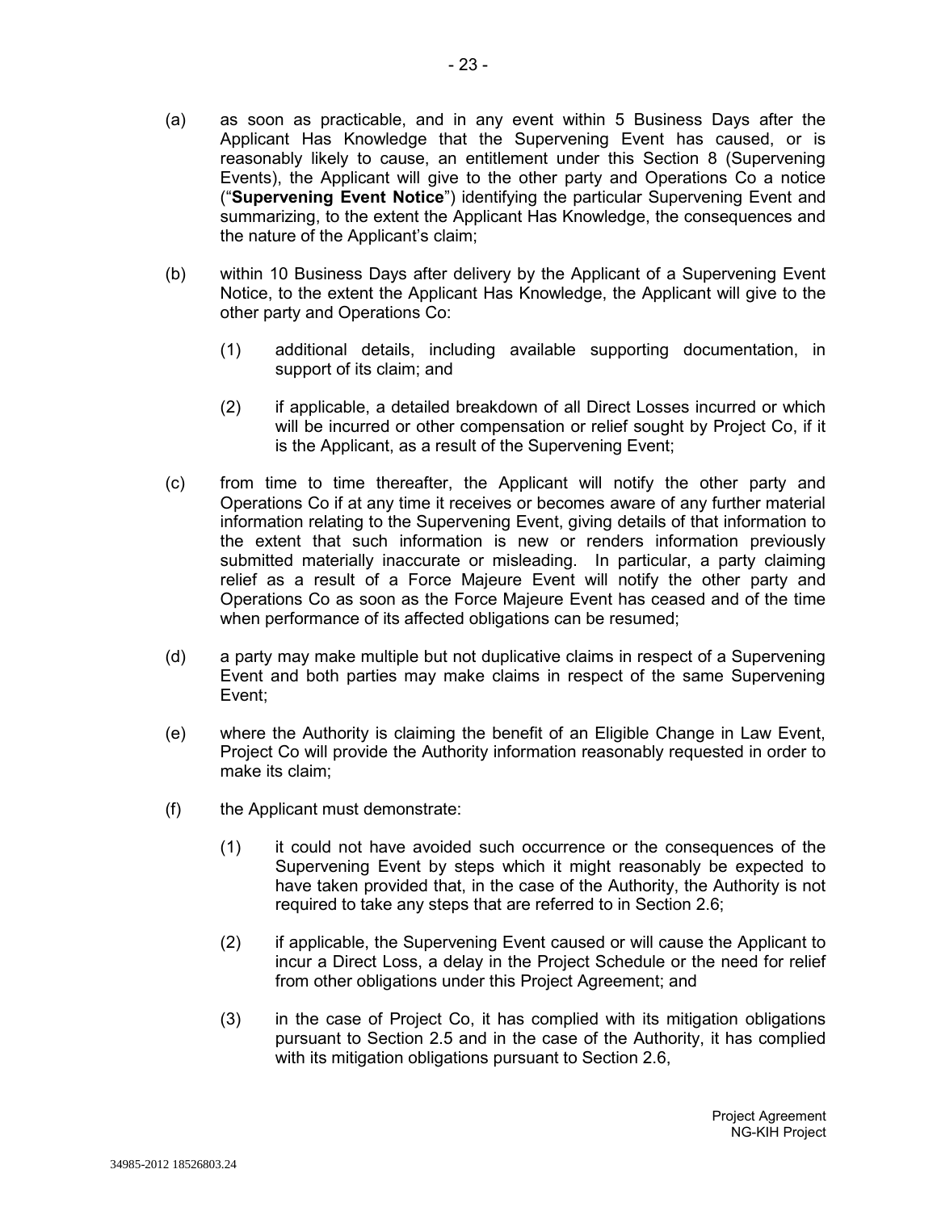(a) as soon as practicable, and in any event within 5 Business Days after the Applicant Has Knowledge that the Supervening Event has caused, or is reasonably likely to cause, an entitlement under this Section 8 (Supervening Events), the Applicant will give to the other party and Operations Co a notice ("**Supervening Event Notice**") identifying the particular Supervening Event and summarizing, to the extent the Applicant Has Knowledge, the consequences and the nature of the Applicant's claim;

(b) within 10 Business Days after delivery by the Applicant of a Supervening Event Notice, to the extent the Applicant Has Knowledge, the Applicant will give to the other party and Operations Co:

   (1) additional details, including available supporting documentation, in support of its claim; and

   (2) if applicable, a detailed breakdown of all Direct Losses incurred or which will be incurred or other compensation or relief sought by Project Co, if it is the Applicant, as a result of the Supervening Event;

(c) from time to time thereafter, the Applicant will notify the other party and Operations Co if at any time it receives or becomes aware of any further material information relating to the Supervening Event, giving details of that information to the extent that such information is new or renders information previously submitted materially inaccurate or misleading. In particular, a party claiming relief as a result of a Force Majeure Event will notify the other party and Operations Co as soon as the Force Majeure Event has ceased and of the time when performance of its affected obligations can be resumed;

(d) a party may make multiple but not duplicative claims in respect of a Supervening Event and both parties may make claims in respect of the same Supervening Event;

(e) where the Authority is claiming the benefit of an Eligible Change in Law Event, Project Co will provide the Authority information reasonably requested in order to make its claim;

(f) the Applicant must demonstrate:

   (1) it could not have avoided such occurrence or the consequences of the Supervening Event by steps which it might reasonably be expected to have taken provided that, in the case of the Authority, the Authority is not required to take any steps that are referred to in Section 2.6;

   (2) if applicable, the Supervening Event caused or will cause the Applicant to incur a Direct Loss, a delay in the Project Schedule or the need for relief from other obligations under this Project Agreement; and

   (3) in the case of Project Co, it has complied with its mitigation obligations pursuant to Section 2.5 and in the case of the Authority, it has complied with its mitigation obligations pursuant to Section 2.6,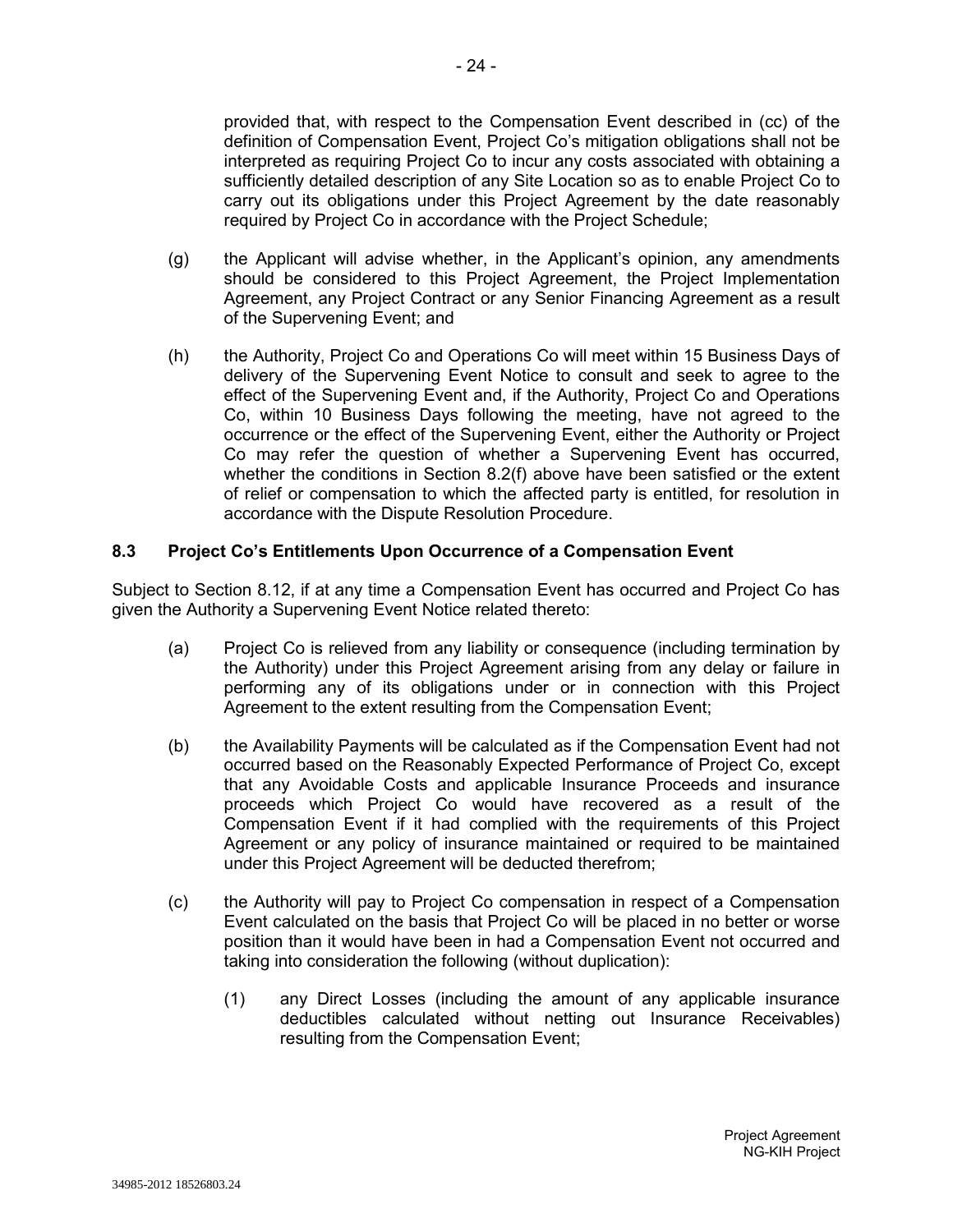provided that, with respect to the Compensation Event described in (cc) of the definition of Compensation Event, Project Co's mitigation obligations shall not be interpreted as requiring Project Co to incur any costs associated with obtaining a sufficiently detailed description of any Site Location so as to enable Project Co to carry out its obligations under this Project Agreement by the date reasonably required by Project Co in accordance with the Project Schedule;

(g) the Applicant will advise whether, in the Applicant's opinion, any amendments should be considered to this Project Agreement, the Project Implementation Agreement, any Project Contract or any Senior Financing Agreement as a result of the Supervening Event; and

(h) the Authority, Project Co and Operations Co will meet within 15 Business Days of delivery of the Supervening Event Notice to consult and seek to agree to the effect of the Supervening Event and, if the Authority, Project Co and Operations Co, within 10 Business Days following the meeting, have not agreed to the occurrence or the effect of the Supervening Event, either the Authority or Project Co may refer the question of whether a Supervening Event has occurred, whether the conditions in Section 8.2(f) above have been satisfied or the extent of relief or compensation to which the affected party is entitled, for resolution in accordance with the Dispute Resolution Procedure.

### 8.3 Project Co's Entitlements Upon Occurrence of a Compensation Event

Subject to Section 8.12, if at any time a Compensation Event has occurred and Project Co has given the Authority a Supervening Event Notice related thereto:

(a) Project Co is relieved from any liability or consequence (including termination by the Authority) under this Project Agreement arising from any delay or failure in performing any of its obligations under or in connection with this Project Agreement to the extent resulting from the Compensation Event;

(b) the Availability Payments will be calculated as if the Compensation Event had not occurred based on the Reasonably Expected Performance of Project Co, except that any Avoidable Costs and applicable Insurance Proceeds and insurance proceeds which Project Co would have recovered as a result of the Compensation Event if it had complied with the requirements of this Project Agreement or any policy of insurance maintained or required to be maintained under this Project Agreement will be deducted therefrom;

(c) the Authority will pay to Project Co compensation in respect of a Compensation Event calculated on the basis that Project Co will be placed in no better or worse position than it would have been in had a Compensation Event not occurred and taking into consideration the following (without duplication):

(1) any Direct Losses (including the amount of any applicable insurance deductibles calculated without netting out Insurance Receivables) resulting from the Compensation Event;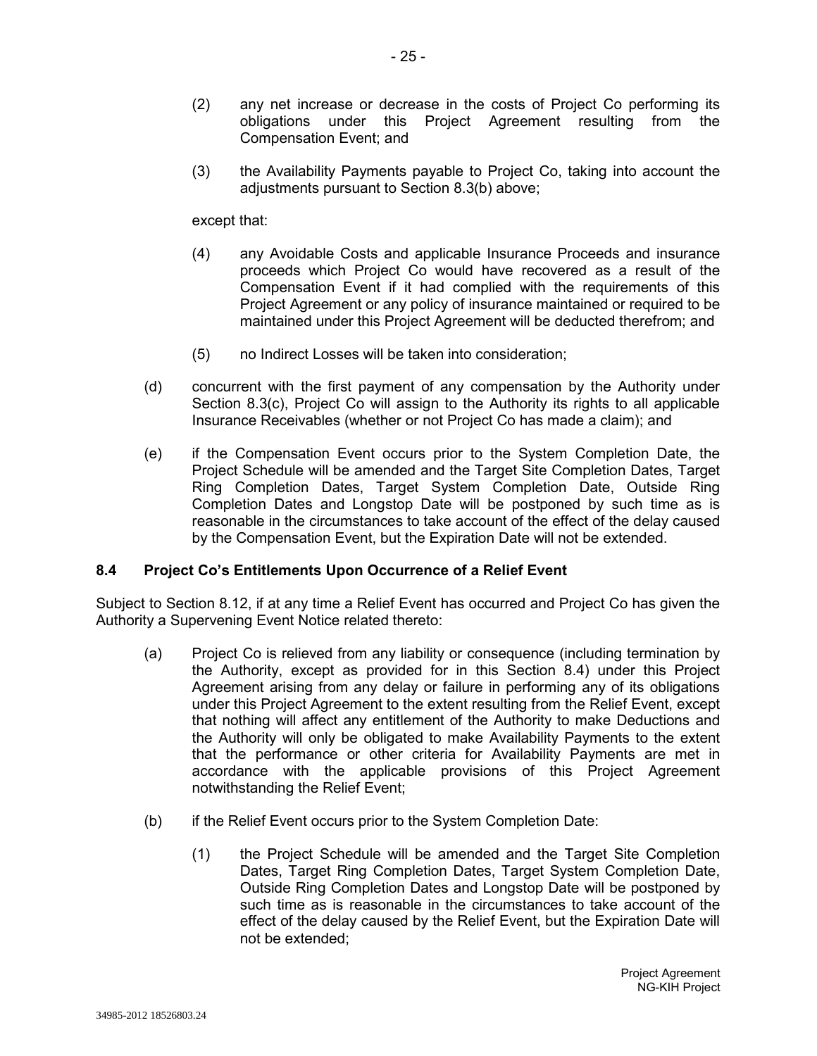(2) any net increase or decrease in the costs of Project Co performing its obligations under this Project Agreement resulting from the Compensation Event; and

(3) the Availability Payments payable to Project Co, taking into account the adjustments pursuant to Section 8.3(b) above;

except that:

(4) any Avoidable Costs and applicable Insurance Proceeds and insurance proceeds which Project Co would have recovered as a result of the Compensation Event if it had complied with the requirements of this Project Agreement or any policy of insurance maintained or required to be maintained under this Project Agreement will be deducted therefrom; and

(5) no Indirect Losses will be taken into consideration;

(d) concurrent with the first payment of any compensation by the Authority under Section 8.3(c), Project Co will assign to the Authority its rights to all applicable Insurance Receivables (whether or not Project Co has made a claim); and

(e) if the Compensation Event occurs prior to the System Completion Date, the Project Schedule will be amended and the Target Site Completion Dates, Target Ring Completion Dates, Target System Completion Date, Outside Ring Completion Dates and Longstop Date will be postponed by such time as is reasonable in the circumstances to take account of the effect of the delay caused by the Compensation Event, but the Expiration Date will not be extended.

### 8.4 Project Co's Entitlements Upon Occurrence of a Relief Event

Subject to Section 8.12, if at any time a Relief Event has occurred and Project Co has given the Authority a Supervening Event Notice related thereto:

(a) Project Co is relieved from any liability or consequence (including termination by the Authority, except as provided for in this Section 8.4) under this Project Agreement arising from any delay or failure in performing any of its obligations under this Project Agreement to the extent resulting from the Relief Event, except that nothing will affect any entitlement of the Authority to make Deductions and the Authority will only be obligated to make Availability Payments to the extent that the performance or other criteria for Availability Payments are met in accordance with the applicable provisions of this Project Agreement notwithstanding the Relief Event;

(b) if the Relief Event occurs prior to the System Completion Date:

(1) the Project Schedule will be amended and the Target Site Completion Dates, Target Ring Completion Dates, Target System Completion Date, Outside Ring Completion Dates and Longstop Date will be postponed by such time as is reasonable in the circumstances to take account of the effect of the delay caused by the Relief Event, but the Expiration Date will not be extended;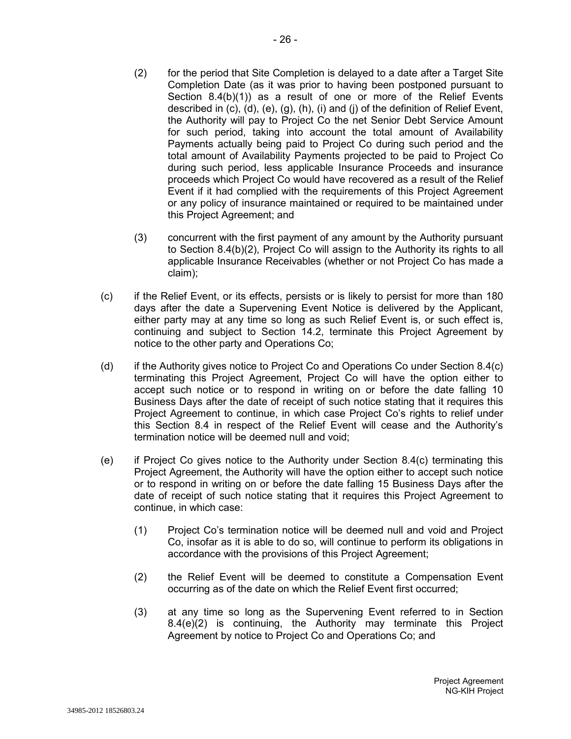(2) for the period that Site Completion is delayed to a date after a Target Site Completion Date (as it was prior to having been postponed pursuant to Section 8.4(b)(1)) as a result of one or more of the Relief Events described in (c), (d), (e), (g), (h), (i) and (j) of the definition of Relief Event, the Authority will pay to Project Co the net Senior Debt Service Amount for such period, taking into account the total amount of Availability Payments actually being paid to Project Co during such period and the total amount of Availability Payments projected to be paid to Project Co during such period, less applicable Insurance Proceeds and insurance proceeds which Project Co would have recovered as a result of the Relief Event if it had complied with the requirements of this Project Agreement or any policy of insurance maintained or required to be maintained under this Project Agreement; and

(3) concurrent with the first payment of any amount by the Authority pursuant to Section 8.4(b)(2), Project Co will assign to the Authority its rights to all applicable Insurance Receivables (whether or not Project Co has made a claim);

(c) if the Relief Event, or its effects, persists or is likely to persist for more than 180 days after the date a Supervening Event Notice is delivered by the Applicant, either party may at any time so long as such Relief Event is, or such effect is, continuing and subject to Section 14.2, terminate this Project Agreement by notice to the other party and Operations Co;

(d) if the Authority gives notice to Project Co and Operations Co under Section 8.4(c) terminating this Project Agreement, Project Co will have the option either to accept such notice or to respond in writing on or before the date falling 10 Business Days after the date of receipt of such notice stating that it requires this Project Agreement to continue, in which case Project Co's rights to relief under this Section 8.4 in respect of the Relief Event will cease and the Authority's termination notice will be deemed null and void;

(e) if Project Co gives notice to the Authority under Section 8.4(c) terminating this Project Agreement, the Authority will have the option either to accept such notice or to respond in writing on or before the date falling 15 Business Days after the date of receipt of such notice stating that it requires this Project Agreement to continue, in which case:

(1) Project Co's termination notice will be deemed null and void and Project Co, insofar as it is able to do so, will continue to perform its obligations in accordance with the provisions of this Project Agreement;

(2) the Relief Event will be deemed to constitute a Compensation Event occurring as of the date on which the Relief Event first occurred;

(3) at any time so long as the Supervening Event referred to in Section 8.4(e)(2) is continuing, the Authority may terminate this Project Agreement by notice to Project Co and Operations Co; and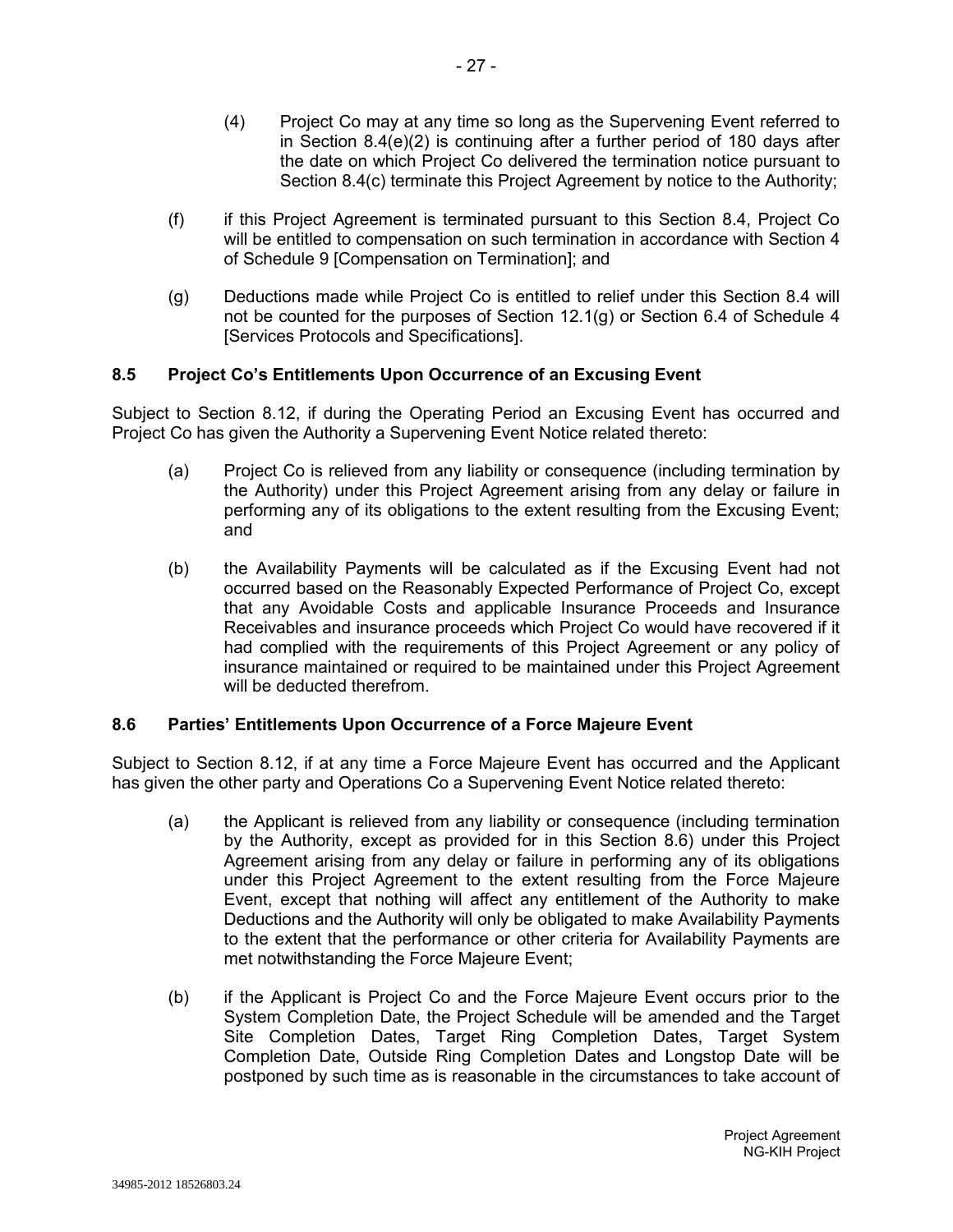(4) Project Co may at any time so long as the Supervening Event referred to in Section 8.4(e)(2) is continuing after a further period of 180 days after the date on which Project Co delivered the termination notice pursuant to Section 8.4(c) terminate this Project Agreement by notice to the Authority;

(f) if this Project Agreement is terminated pursuant to this Section 8.4, Project Co will be entitled to compensation on such termination in accordance with Section 4 of Schedule 9 [Compensation on Termination]; and

(g) Deductions made while Project Co is entitled to relief under this Section 8.4 will not be counted for the purposes of Section 12.1(g) or Section 6.4 of Schedule 4 [Services Protocols and Specifications].

### 8.5 Project Co's Entitlements Upon Occurrence of an Excusing Event

Subject to Section 8.12, if during the Operating Period an Excusing Event has occurred and Project Co has given the Authority a Supervening Event Notice related thereto:

(a) Project Co is relieved from any liability or consequence (including termination by the Authority) under this Project Agreement arising from any delay or failure in performing any of its obligations to the extent resulting from the Excusing Event; and

(b) the Availability Payments will be calculated as if the Excusing Event had not occurred based on the Reasonably Expected Performance of Project Co, except that any Avoidable Costs and applicable Insurance Proceeds and Insurance Receivables and insurance proceeds which Project Co would have recovered if it had complied with the requirements of this Project Agreement or any policy of insurance maintained or required to be maintained under this Project Agreement will be deducted therefrom.

### 8.6 Parties' Entitlements Upon Occurrence of a Force Majeure Event

Subject to Section 8.12, if at any time a Force Majeure Event has occurred and the Applicant has given the other party and Operations Co a Supervening Event Notice related thereto:

(a) the Applicant is relieved from any liability or consequence (including termination by the Authority, except as provided for in this Section 8.6) under this Project Agreement arising from any delay or failure in performing any of its obligations under this Project Agreement to the extent resulting from the Force Majeure Event, except that nothing will affect any entitlement of the Authority to make Deductions and the Authority will only be obligated to make Availability Payments to the extent that the performance or other criteria for Availability Payments are met notwithstanding the Force Majeure Event;

(b) if the Applicant is Project Co and the Force Majeure Event occurs prior to the System Completion Date, the Project Schedule will be amended and the Target Site Completion Dates, Target Ring Completion Dates, Target System Completion Date, Outside Ring Completion Dates and Longstop Date will be postponed by such time as is reasonable in the circumstances to take account of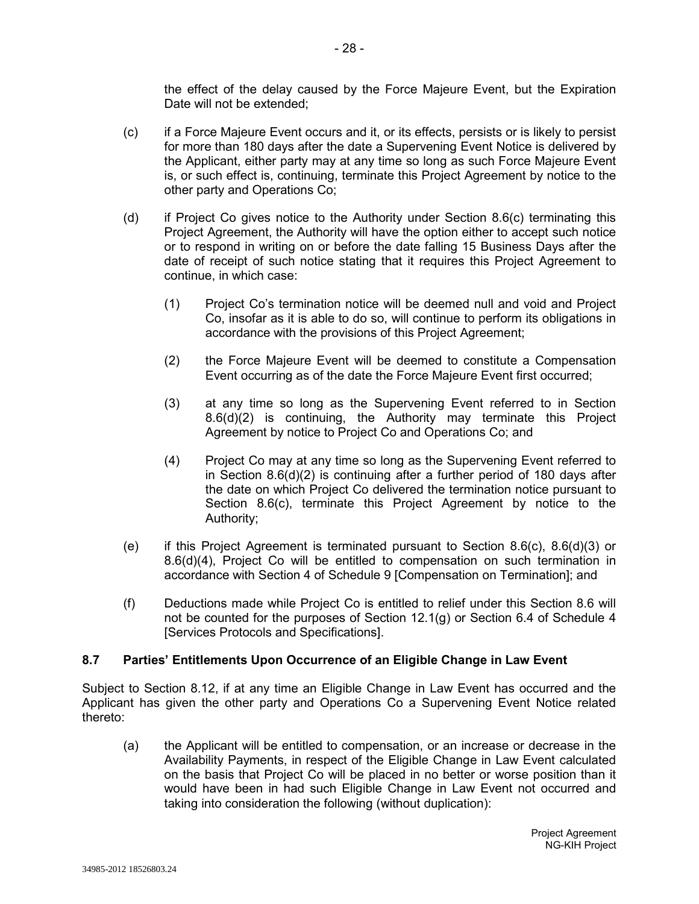the effect of the delay caused by the Force Majeure Event, but the Expiration Date will not be extended;

(c) if a Force Majeure Event occurs and it, or its effects, persists or is likely to persist for more than 180 days after the date a Supervening Event Notice is delivered by the Applicant, either party may at any time so long as such Force Majeure Event is, or such effect is, continuing, terminate this Project Agreement by notice to the other party and Operations Co;

(d) if Project Co gives notice to the Authority under Section 8.6(c) terminating this Project Agreement, the Authority will have the option either to accept such notice or to respond in writing on or before the date falling 15 Business Days after the date of receipt of such notice stating that it requires this Project Agreement to continue, in which case:

  (1) Project Co's termination notice will be deemed null and void and Project Co, insofar as it is able to do so, will continue to perform its obligations in accordance with the provisions of this Project Agreement;

  (2) the Force Majeure Event will be deemed to constitute a Compensation Event occurring as of the date the Force Majeure Event first occurred;

  (3) at any time so long as the Supervening Event referred to in Section 8.6(d)(2) is continuing, the Authority may terminate this Project Agreement by notice to Project Co and Operations Co; and

  (4) Project Co may at any time so long as the Supervening Event referred to in Section 8.6(d)(2) is continuing after a further period of 180 days after the date on which Project Co delivered the termination notice pursuant to Section 8.6(c), terminate this Project Agreement by notice to the Authority;

(e) if this Project Agreement is terminated pursuant to Section 8.6(c), 8.6(d)(3) or 8.6(d)(4), Project Co will be entitled to compensation on such termination in accordance with Section 4 of Schedule 9 [Compensation on Termination]; and

(f) Deductions made while Project Co is entitled to relief under this Section 8.6 will not be counted for the purposes of Section 12.1(g) or Section 6.4 of Schedule 4 [Services Protocols and Specifications].

### 8.7 Parties' Entitlements Upon Occurrence of an Eligible Change in Law Event

Subject to Section 8.12, if at any time an Eligible Change in Law Event has occurred and the Applicant has given the other party and Operations Co a Supervening Event Notice related thereto:

(a) the Applicant will be entitled to compensation, or an increase or decrease in the Availability Payments, in respect of the Eligible Change in Law Event calculated on the basis that Project Co will be placed in no better or worse position than it would have been in had such Eligible Change in Law Event not occurred and taking into consideration the following (without duplication):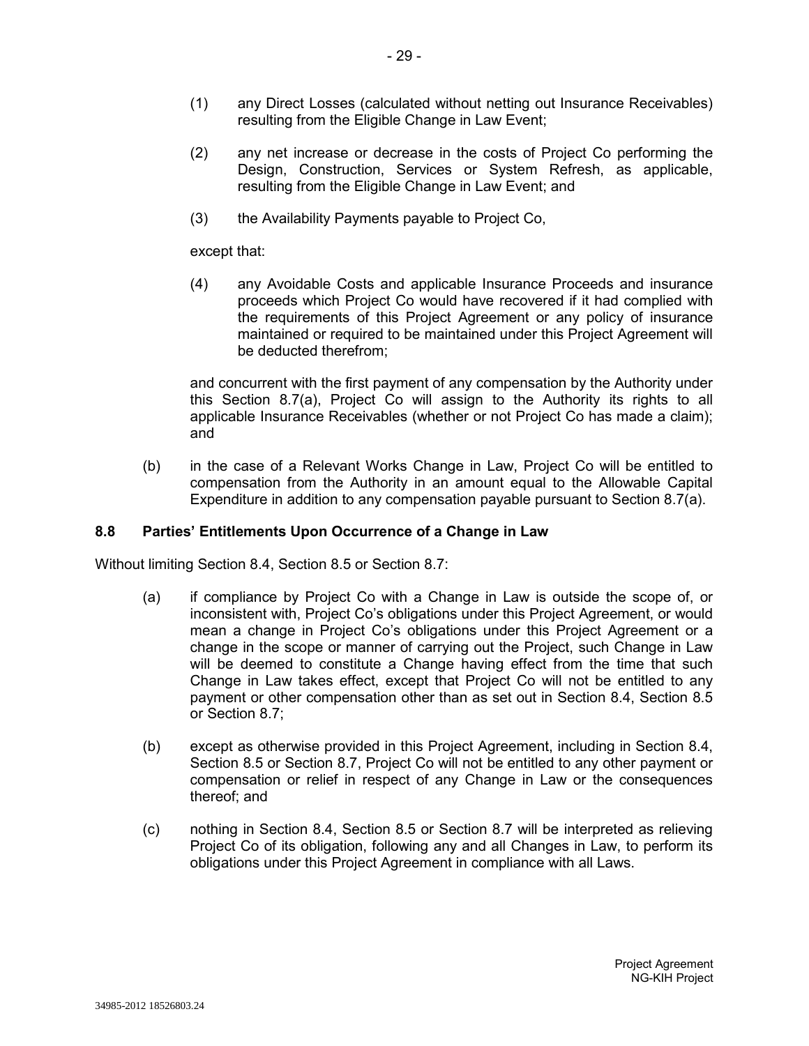(1) any Direct Losses (calculated without netting out Insurance Receivables) resulting from the Eligible Change in Law Event;

(2) any net increase or decrease in the costs of Project Co performing the Design, Construction, Services or System Refresh, as applicable, resulting from the Eligible Change in Law Event; and

(3) the Availability Payments payable to Project Co,

except that:

(4) any Avoidable Costs and applicable Insurance Proceeds and insurance proceeds which Project Co would have recovered if it had complied with the requirements of this Project Agreement or any policy of insurance maintained or required to be maintained under this Project Agreement will be deducted therefrom;

and concurrent with the first payment of any compensation by the Authority under this Section 8.7(a), Project Co will assign to the Authority its rights to all applicable Insurance Receivables (whether or not Project Co has made a claim); and

(b) in the case of a Relevant Works Change in Law, Project Co will be entitled to compensation from the Authority in an amount equal to the Allowable Capital Expenditure in addition to any compensation payable pursuant to Section 8.7(a).

### 8.8 Parties' Entitlements Upon Occurrence of a Change in Law

Without limiting Section 8.4, Section 8.5 or Section 8.7:

(a) if compliance by Project Co with a Change in Law is outside the scope of, or inconsistent with, Project Co's obligations under this Project Agreement, or would mean a change in Project Co's obligations under this Project Agreement or a change in the scope or manner of carrying out the Project, such Change in Law will be deemed to constitute a Change having effect from the time that such Change in Law takes effect, except that Project Co will not be entitled to any payment or other compensation other than as set out in Section 8.4, Section 8.5 or Section 8.7;

(b) except as otherwise provided in this Project Agreement, including in Section 8.4, Section 8.5 or Section 8.7, Project Co will not be entitled to any other payment or compensation or relief in respect of any Change in Law or the consequences thereof; and

(c) nothing in Section 8.4, Section 8.5 or Section 8.7 will be interpreted as relieving Project Co of its obligation, following any and all Changes in Law, to perform its obligations under this Project Agreement in compliance with all Laws.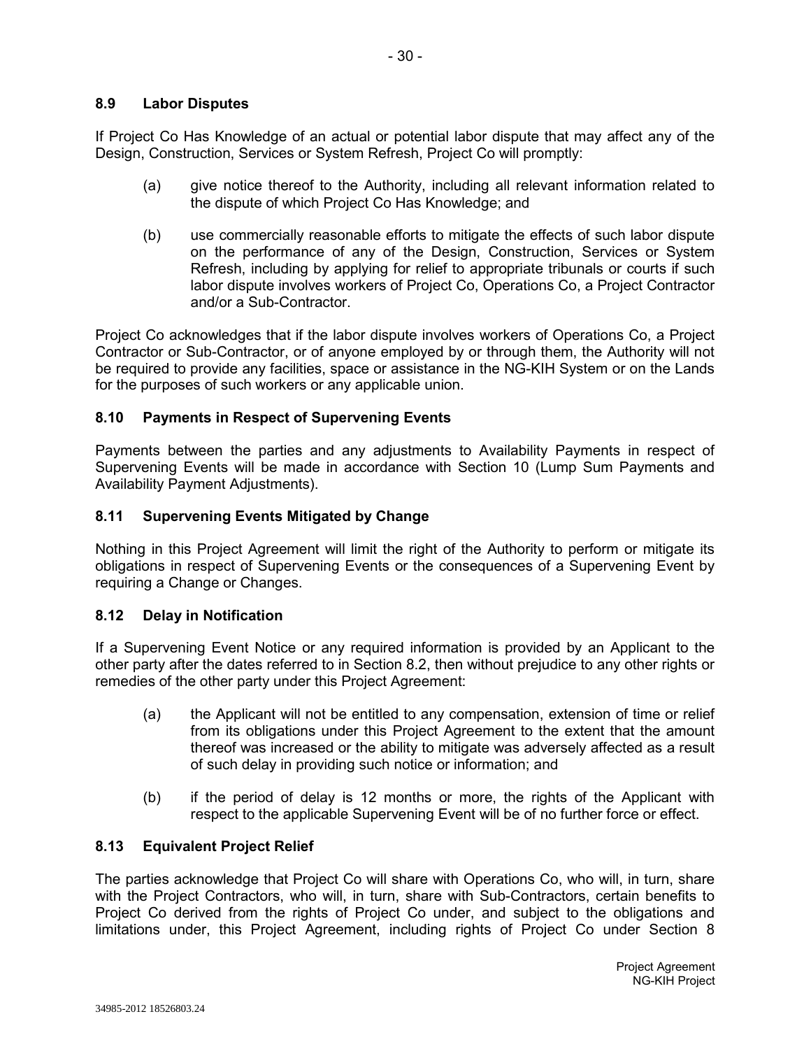### 8.9 Labor Disputes

If Project Co Has Knowledge of an actual or potential labor dispute that may affect any of the Design, Construction, Services or System Refresh, Project Co will promptly:

(a) give notice thereof to the Authority, including all relevant information related to the dispute of which Project Co Has Knowledge; and

(b) use commercially reasonable efforts to mitigate the effects of such labor dispute on the performance of any of the Design, Construction, Services or System Refresh, including by applying for relief to appropriate tribunals or courts if such labor dispute involves workers of Project Co, Operations Co, a Project Contractor and/or a Sub-Contractor.

Project Co acknowledges that if the labor dispute involves workers of Operations Co, a Project Contractor or Sub-Contractor, or of anyone employed by or through them, the Authority will not be required to provide any facilities, space or assistance in the NG-KIH System or on the Lands for the purposes of such workers or any applicable union.

### 8.10 Payments in Respect of Supervening Events

Payments between the parties and any adjustments to Availability Payments in respect of Supervening Events will be made in accordance with Section 10 (Lump Sum Payments and Availability Payment Adjustments).

### 8.11 Supervening Events Mitigated by Change

Nothing in this Project Agreement will limit the right of the Authority to perform or mitigate its obligations in respect of Supervening Events or the consequences of a Supervening Event by requiring a Change or Changes.

### 8.12 Delay in Notification

If a Supervening Event Notice or any required information is provided by an Applicant to the other party after the dates referred to in Section 8.2, then without prejudice to any other rights or remedies of the other party under this Project Agreement:

(a) the Applicant will not be entitled to any compensation, extension of time or relief from its obligations under this Project Agreement to the extent that the amount thereof was increased or the ability to mitigate was adversely affected as a result of such delay in providing such notice or information; and

(b) if the period of delay is 12 months or more, the rights of the Applicant with respect to the applicable Supervening Event will be of no further force or effect.

### 8.13 Equivalent Project Relief

The parties acknowledge that Project Co will share with Operations Co, who will, in turn, share with the Project Contractors, who will, in turn, share with Sub-Contractors, certain benefits to Project Co derived from the rights of Project Co under, and subject to the obligations and limitations under, this Project Agreement, including rights of Project Co under Section 8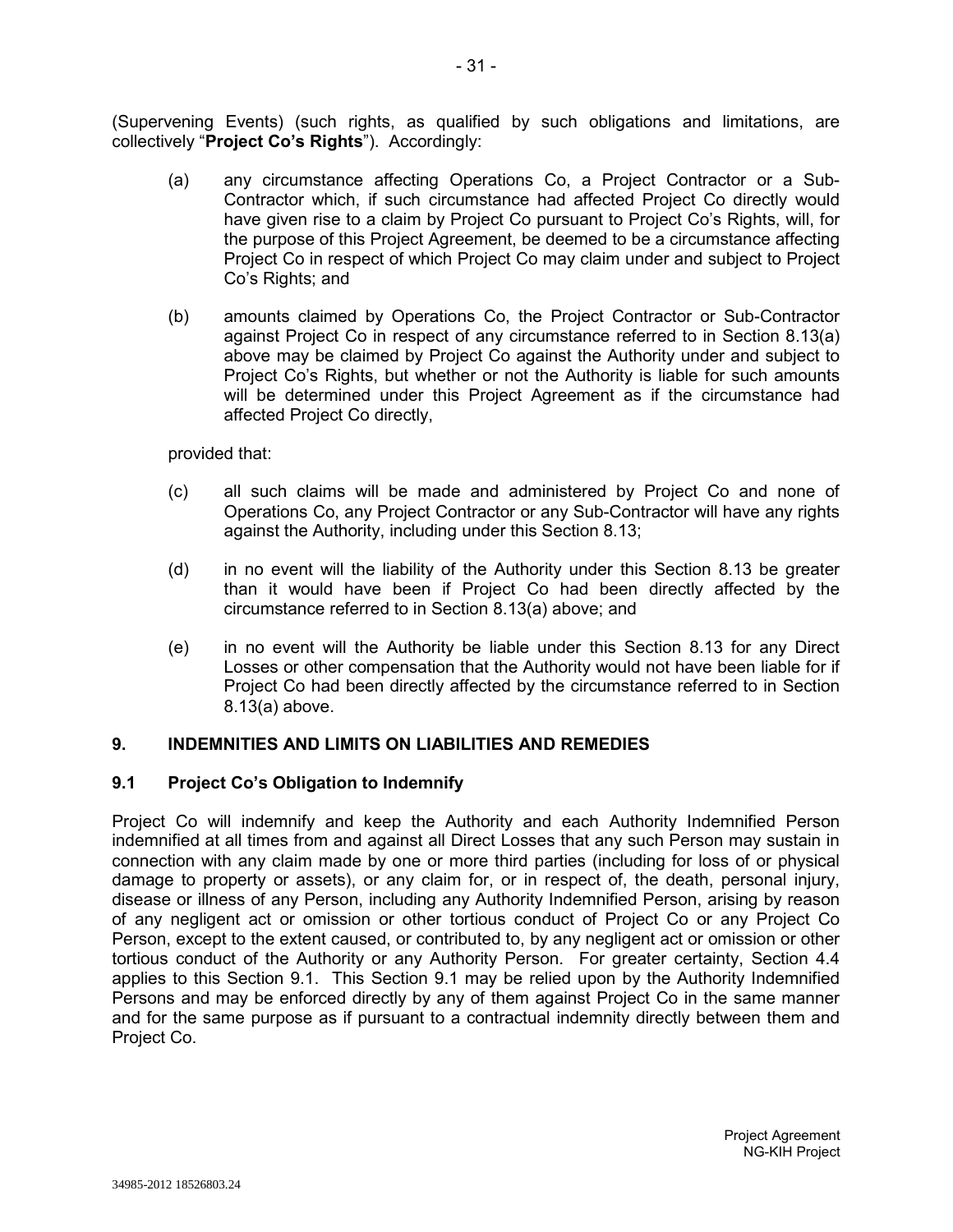(Supervening Events) (such rights, as qualified by such obligations and limitations, are collectively "**Project Co's Rights**"). Accordingly:

(a) any circumstance affecting Operations Co, a Project Contractor or a Sub-Contractor which, if such circumstance had affected Project Co directly would have given rise to a claim by Project Co pursuant to Project Co's Rights, will, for the purpose of this Project Agreement, be deemed to be a circumstance affecting Project Co in respect of which Project Co may claim under and subject to Project Co's Rights; and

(b) amounts claimed by Operations Co, the Project Contractor or Sub-Contractor against Project Co in respect of any circumstance referred to in Section 8.13(a) above may be claimed by Project Co against the Authority under and subject to Project Co's Rights, but whether or not the Authority is liable for such amounts will be determined under this Project Agreement as if the circumstance had affected Project Co directly,

provided that:

(c) all such claims will be made and administered by Project Co and none of Operations Co, any Project Contractor or any Sub-Contractor will have any rights against the Authority, including under this Section 8.13;

(d) in no event will the liability of the Authority under this Section 8.13 be greater than it would have been if Project Co had been directly affected by the circumstance referred to in Section 8.13(a) above; and

(e) in no event will the Authority be liable under this Section 8.13 for any Direct Losses or other compensation that the Authority would not have been liable for if Project Co had been directly affected by the circumstance referred to in Section 8.13(a) above.

## 9. INDEMNITIES AND LIMITS ON LIABILITIES AND REMEDIES

### 9.1 Project Co's Obligation to Indemnify

Project Co will indemnify and keep the Authority and each Authority Indemnified Person indemnified at all times from and against all Direct Losses that any such Person may sustain in connection with any claim made by one or more third parties (including for loss of or physical damage to property or assets), or any claim for, or in respect of, the death, personal injury, disease or illness of any Person, including any Authority Indemnified Person, arising by reason of any negligent act or omission or other tortious conduct of Project Co or any Project Co Person, except to the extent caused, or contributed to, by any negligent act or omission or other tortious conduct of the Authority or any Authority Person. For greater certainty, Section 4.4 applies to this Section 9.1. This Section 9.1 may be relied upon by the Authority Indemnified Persons and may be enforced directly by any of them against Project Co in the same manner and for the same purpose as if pursuant to a contractual indemnity directly between them and Project Co.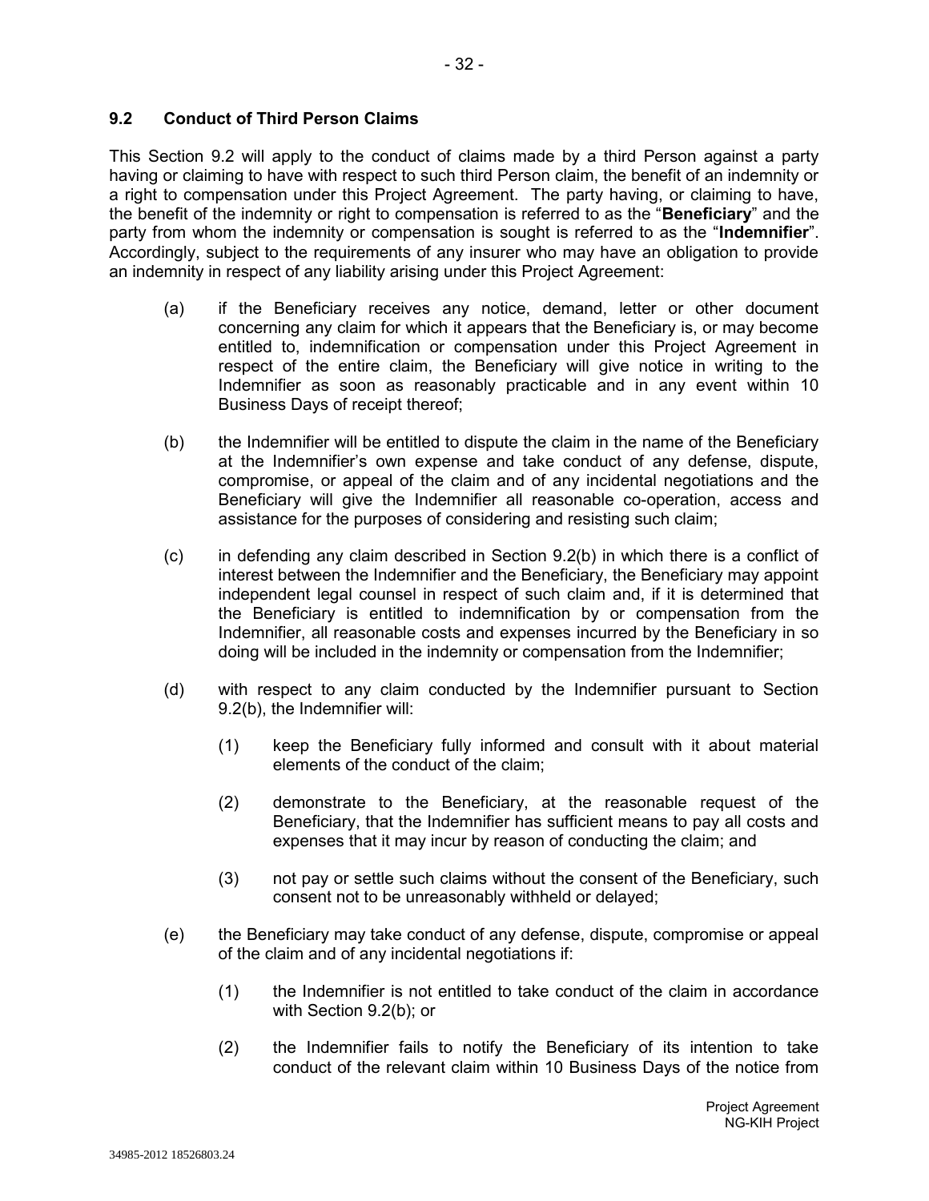## 9.2 Conduct of Third Person Claims

This Section 9.2 will apply to the conduct of claims made by a third Person against a party having or claiming to have with respect to such third Person claim, the benefit of an indemnity or a right to compensation under this Project Agreement. The party having, or claiming to have, the benefit of the indemnity or right to compensation is referred to as the "**Beneficiary**" and the party from whom the indemnity or compensation is sought is referred to as the "**Indemnifier**". Accordingly, subject to the requirements of any insurer who may have an obligation to provide an indemnity in respect of any liability arising under this Project Agreement:

(a) if the Beneficiary receives any notice, demand, letter or other document concerning any claim for which it appears that the Beneficiary is, or may become entitled to, indemnification or compensation under this Project Agreement in respect of the entire claim, the Beneficiary will give notice in writing to the Indemnifier as soon as reasonably practicable and in any event within 10 Business Days of receipt thereof;

(b) the Indemnifier will be entitled to dispute the claim in the name of the Beneficiary at the Indemnifier's own expense and take conduct of any defense, dispute, compromise, or appeal of the claim and of any incidental negotiations and the Beneficiary will give the Indemnifier all reasonable co-operation, access and assistance for the purposes of considering and resisting such claim;

(c) in defending any claim described in Section 9.2(b) in which there is a conflict of interest between the Indemnifier and the Beneficiary, the Beneficiary may appoint independent legal counsel in respect of such claim and, if it is determined that the Beneficiary is entitled to indemnification by or compensation from the Indemnifier, all reasonable costs and expenses incurred by the Beneficiary in so doing will be included in the indemnity or compensation from the Indemnifier;

(d) with respect to any claim conducted by the Indemnifier pursuant to Section 9.2(b), the Indemnifier will:

(1) keep the Beneficiary fully informed and consult with it about material elements of the conduct of the claim;

(2) demonstrate to the Beneficiary, at the reasonable request of the Beneficiary, that the Indemnifier has sufficient means to pay all costs and expenses that it may incur by reason of conducting the claim; and

(3) not pay or settle such claims without the consent of the Beneficiary, such consent not to be unreasonably withheld or delayed;

(e) the Beneficiary may take conduct of any defense, dispute, compromise or appeal of the claim and of any incidental negotiations if:

(1) the Indemnifier is not entitled to take conduct of the claim in accordance with Section 9.2(b); or

(2) the Indemnifier fails to notify the Beneficiary of its intention to take conduct of the relevant claim within 10 Business Days of the notice from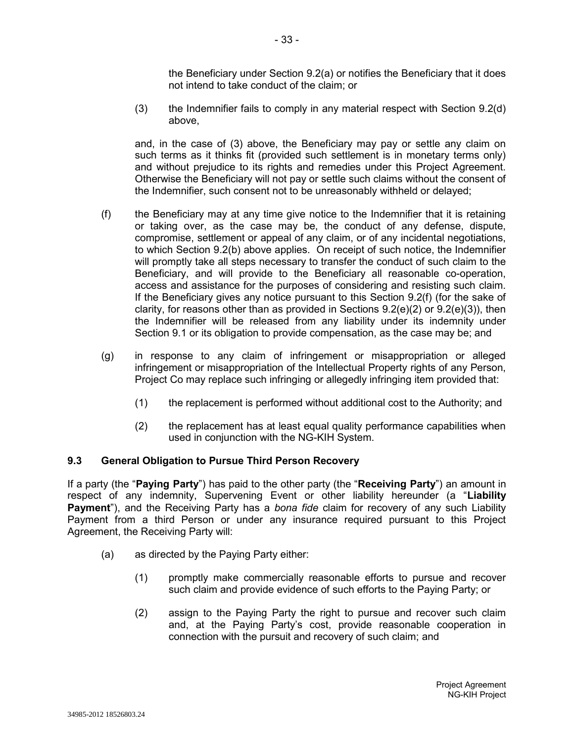the Beneficiary under Section 9.2(a) or notifies the Beneficiary that it does not intend to take conduct of the claim; or

(3) the Indemnifier fails to comply in any material respect with Section 9.2(d) above,

and, in the case of (3) above, the Beneficiary may pay or settle any claim on such terms as it thinks fit (provided such settlement is in monetary terms only) and without prejudice to its rights and remedies under this Project Agreement. Otherwise the Beneficiary will not pay or settle such claims without the consent of the Indemnifier, such consent not to be unreasonably withheld or delayed;

(f) the Beneficiary may at any time give notice to the Indemnifier that it is retaining or taking over, as the case may be, the conduct of any defense, dispute, compromise, settlement or appeal of any claim, or of any incidental negotiations, to which Section 9.2(b) above applies. On receipt of such notice, the Indemnifier will promptly take all steps necessary to transfer the conduct of such claim to the Beneficiary, and will provide to the Beneficiary all reasonable co-operation, access and assistance for the purposes of considering and resisting such claim. If the Beneficiary gives any notice pursuant to this Section 9.2(f) (for the sake of clarity, for reasons other than as provided in Sections 9.2(e)(2) or 9.2(e)(3)), then the Indemnifier will be released from any liability under its indemnity under Section 9.1 or its obligation to provide compensation, as the case may be; and

(g) in response to any claim of infringement or misappropriation or alleged infringement or misappropriation of the Intellectual Property rights of any Person, Project Co may replace such infringing or allegedly infringing item provided that:

(1) the replacement is performed without additional cost to the Authority; and

(2) the replacement has at least equal quality performance capabilities when used in conjunction with the NG-KIH System.

### 9.3 General Obligation to Pursue Third Person Recovery

If a party (the "**Paying Party**") has paid to the other party (the "**Receiving Party**") an amount in respect of any indemnity, Supervening Event or other liability hereunder (a "**Liability Payment**"), and the Receiving Party has a *bona fide* claim for recovery of any such Liability Payment from a third Person or under any insurance required pursuant to this Project Agreement, the Receiving Party will:

(a) as directed by the Paying Party either:

(1) promptly make commercially reasonable efforts to pursue and recover such claim and provide evidence of such efforts to the Paying Party; or

(2) assign to the Paying Party the right to pursue and recover such claim and, at the Paying Party's cost, provide reasonable cooperation in connection with the pursuit and recovery of such claim; and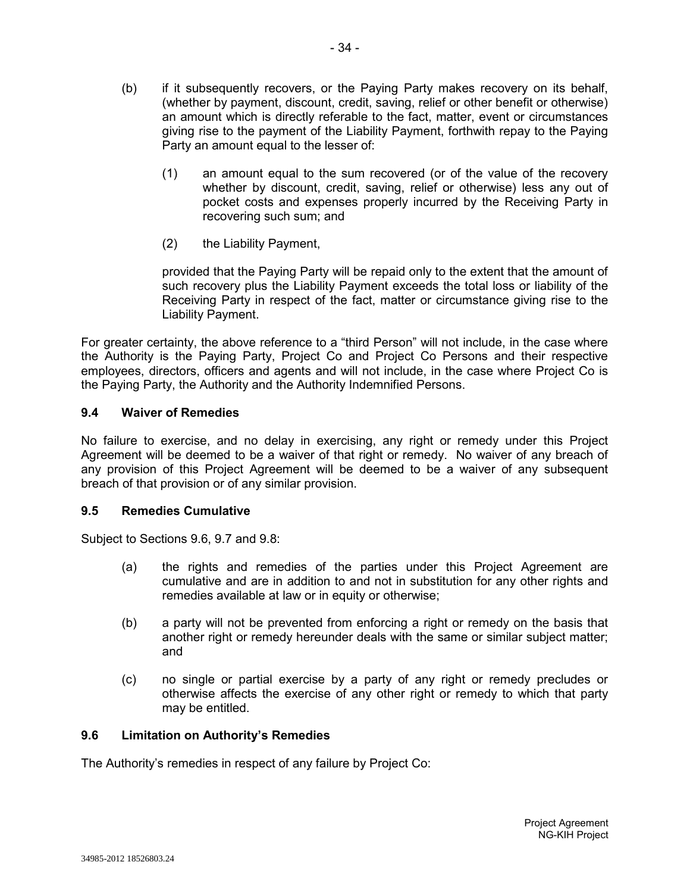(b) if it subsequently recovers, or the Paying Party makes recovery on its behalf, (whether by payment, discount, credit, saving, relief or other benefit or otherwise) an amount which is directly referable to the fact, matter, event or circumstances giving rise to the payment of the Liability Payment, forthwith repay to the Paying Party an amount equal to the lesser of:

(1) an amount equal to the sum recovered (or of the value of the recovery whether by discount, credit, saving, relief or otherwise) less any out of pocket costs and expenses properly incurred by the Receiving Party in recovering such sum; and

(2) the Liability Payment,

provided that the Paying Party will be repaid only to the extent that the amount of such recovery plus the Liability Payment exceeds the total loss or liability of the Receiving Party in respect of the fact, matter or circumstance giving rise to the Liability Payment.

For greater certainty, the above reference to a "third Person" will not include, in the case where the Authority is the Paying Party, Project Co and Project Co Persons and their respective employees, directors, officers and agents and will not include, in the case where Project Co is the Paying Party, the Authority and the Authority Indemnified Persons.

### 9.4 Waiver of Remedies

No failure to exercise, and no delay in exercising, any right or remedy under this Project Agreement will be deemed to be a waiver of that right or remedy. No waiver of any breach of any provision of this Project Agreement will be deemed to be a waiver of any subsequent breach of that provision or of any similar provision.

### 9.5 Remedies Cumulative

Subject to Sections 9.6, 9.7 and 9.8:

(a) the rights and remedies of the parties under this Project Agreement are cumulative and are in addition to and not in substitution for any other rights and remedies available at law or in equity or otherwise;

(b) a party will not be prevented from enforcing a right or remedy on the basis that another right or remedy hereunder deals with the same or similar subject matter; and

(c) no single or partial exercise by a party of any right or remedy precludes or otherwise affects the exercise of any other right or remedy to which that party may be entitled.

### 9.6 Limitation on Authority's Remedies

The Authority's remedies in respect of any failure by Project Co: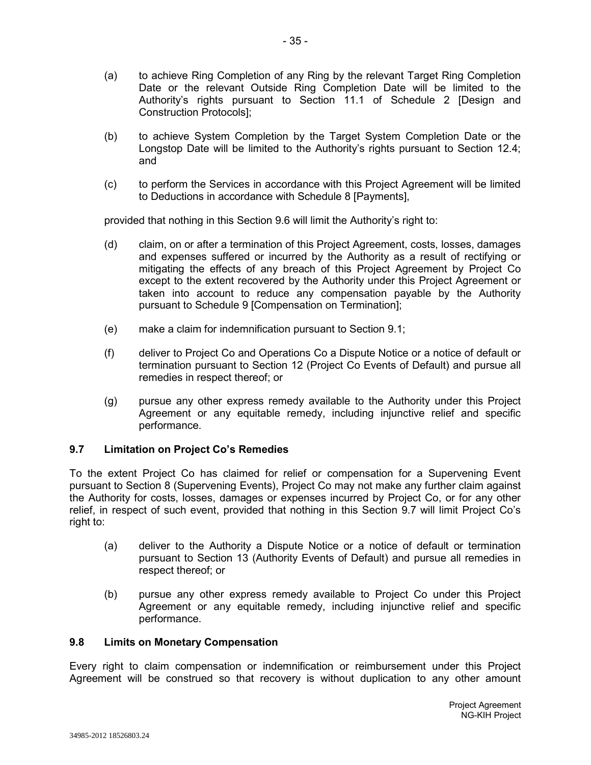(a) to achieve Ring Completion of any Ring by the relevant Target Ring Completion Date or the relevant Outside Ring Completion Date will be limited to the Authority's rights pursuant to Section 11.1 of Schedule 2 [Design and Construction Protocols];

(b) to achieve System Completion by the Target System Completion Date or the Longstop Date will be limited to the Authority's rights pursuant to Section 12.4; and

(c) to perform the Services in accordance with this Project Agreement will be limited to Deductions in accordance with Schedule 8 [Payments],

provided that nothing in this Section 9.6 will limit the Authority's right to:

(d) claim, on or after a termination of this Project Agreement, costs, losses, damages and expenses suffered or incurred by the Authority as a result of rectifying or mitigating the effects of any breach of this Project Agreement by Project Co except to the extent recovered by the Authority under this Project Agreement or taken into account to reduce any compensation payable by the Authority pursuant to Schedule 9 [Compensation on Termination];

(e) make a claim for indemnification pursuant to Section 9.1;

(f) deliver to Project Co and Operations Co a Dispute Notice or a notice of default or termination pursuant to Section 12 (Project Co Events of Default) and pursue all remedies in respect thereof; or

(g) pursue any other express remedy available to the Authority under this Project Agreement or any equitable remedy, including injunctive relief and specific performance.

### 9.7 Limitation on Project Co's Remedies

To the extent Project Co has claimed for relief or compensation for a Supervening Event pursuant to Section 8 (Supervening Events), Project Co may not make any further claim against the Authority for costs, losses, damages or expenses incurred by Project Co, or for any other relief, in respect of such event, provided that nothing in this Section 9.7 will limit Project Co's right to:

(a) deliver to the Authority a Dispute Notice or a notice of default or termination pursuant to Section 13 (Authority Events of Default) and pursue all remedies in respect thereof; or

(b) pursue any other express remedy available to Project Co under this Project Agreement or any equitable remedy, including injunctive relief and specific performance.

### 9.8 Limits on Monetary Compensation

Every right to claim compensation or indemnification or reimbursement under this Project Agreement will be construed so that recovery is without duplication to any other amount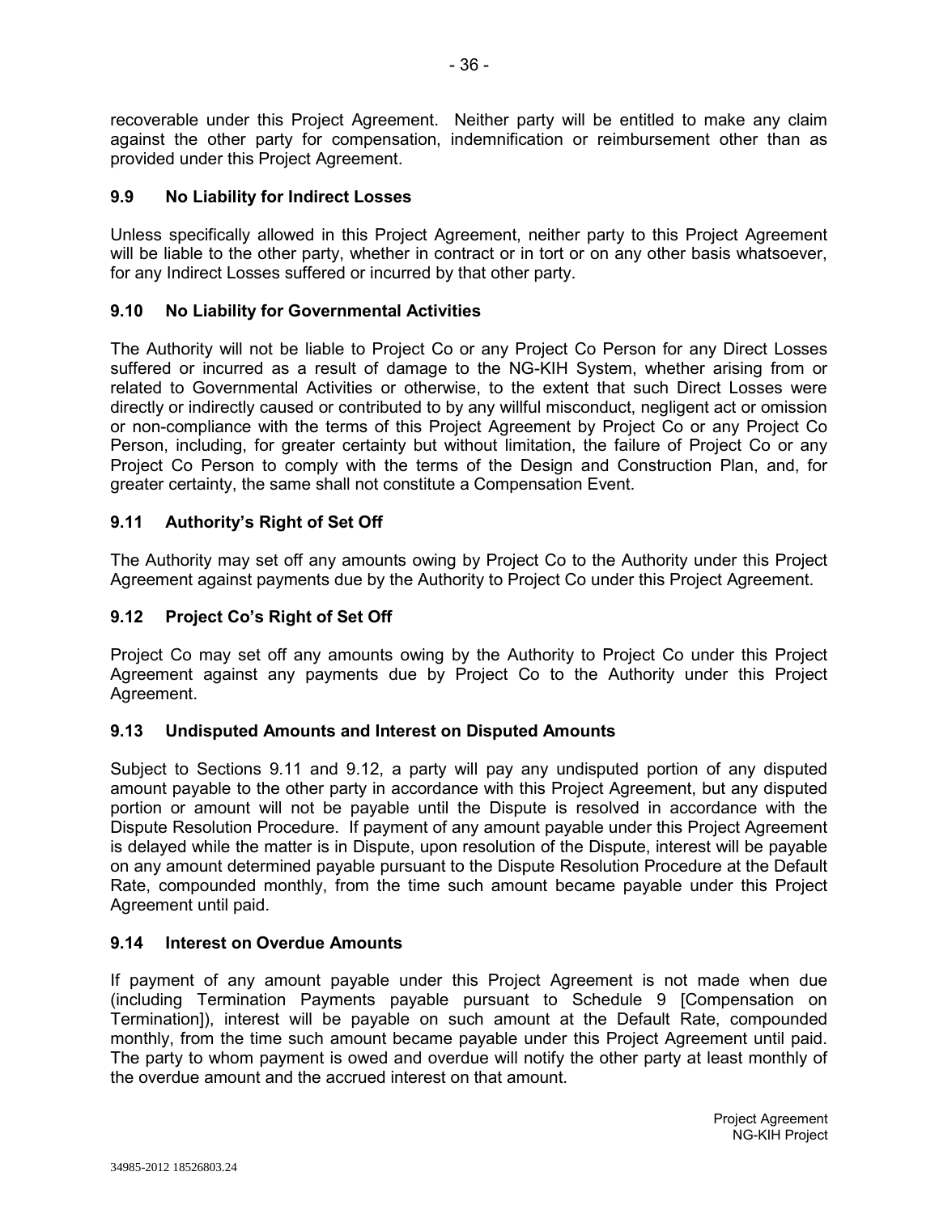recoverable under this Project Agreement. Neither party will be entitled to make any claim against the other party for compensation, indemnification or reimbursement other than as provided under this Project Agreement.

### 9.9 No Liability for Indirect Losses

Unless specifically allowed in this Project Agreement, neither party to this Project Agreement will be liable to the other party, whether in contract or in tort or on any other basis whatsoever, for any Indirect Losses suffered or incurred by that other party.

### 9.10 No Liability for Governmental Activities

The Authority will not be liable to Project Co or any Project Co Person for any Direct Losses suffered or incurred as a result of damage to the NG-KIH System, whether arising from or related to Governmental Activities or otherwise, to the extent that such Direct Losses were directly or indirectly caused or contributed to by any willful misconduct, negligent act or omission or non-compliance with the terms of this Project Agreement by Project Co or any Project Co Person, including, for greater certainty but without limitation, the failure of Project Co or any Project Co Person to comply with the terms of the Design and Construction Plan, and, for greater certainty, the same shall not constitute a Compensation Event.

### 9.11 Authority's Right of Set Off

The Authority may set off any amounts owing by Project Co to the Authority under this Project Agreement against payments due by the Authority to Project Co under this Project Agreement.

### 9.12 Project Co's Right of Set Off

Project Co may set off any amounts owing by the Authority to Project Co under this Project Agreement against any payments due by Project Co to the Authority under this Project Agreement.

### 9.13 Undisputed Amounts and Interest on Disputed Amounts

Subject to Sections 9.11 and 9.12, a party will pay any undisputed portion of any disputed amount payable to the other party in accordance with this Project Agreement, but any disputed portion or amount will not be payable until the Dispute is resolved in accordance with the Dispute Resolution Procedure. If payment of any amount payable under this Project Agreement is delayed while the matter is in Dispute, upon resolution of the Dispute, interest will be payable on any amount determined payable pursuant to the Dispute Resolution Procedure at the Default Rate, compounded monthly, from the time such amount became payable under this Project Agreement until paid.

### 9.14 Interest on Overdue Amounts

If payment of any amount payable under this Project Agreement is not made when due (including Termination Payments payable pursuant to Schedule 9 [Compensation on Termination]), interest will be payable on such amount at the Default Rate, compounded monthly, from the time such amount became payable under this Project Agreement until paid. The party to whom payment is owed and overdue will notify the other party at least monthly of the overdue amount and the accrued interest on that amount.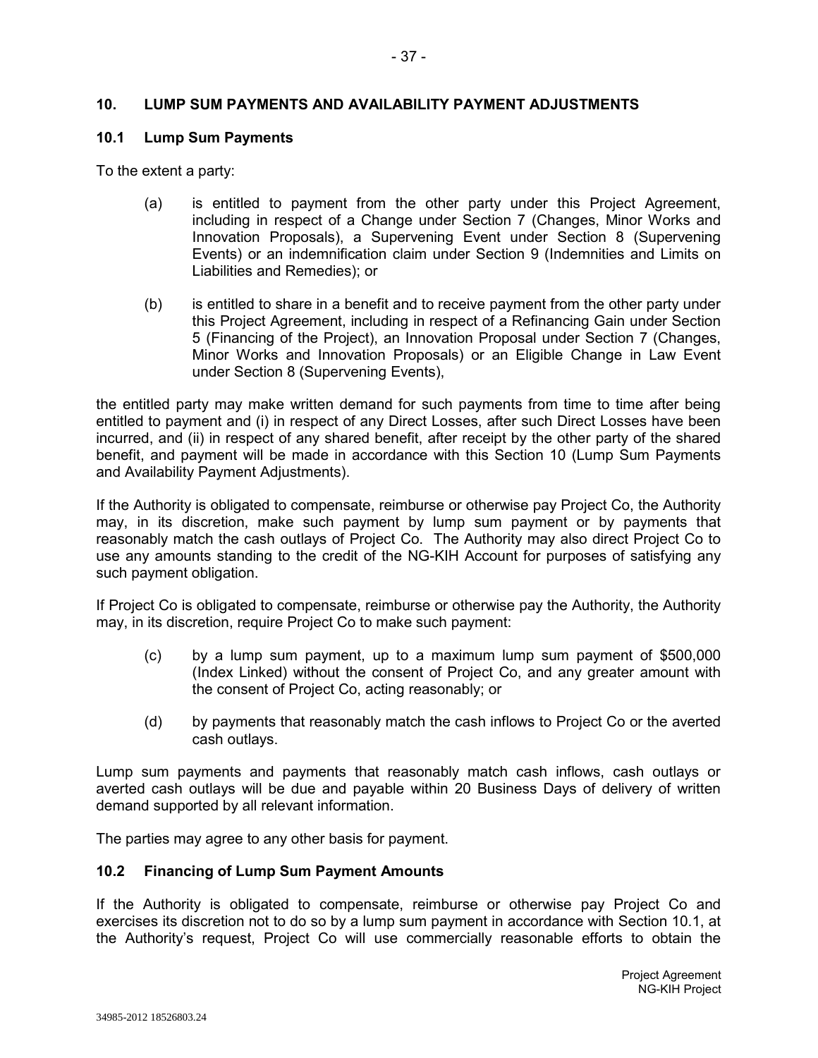## 10. LUMP SUM PAYMENTS AND AVAILABILITY PAYMENT ADJUSTMENTS

### 10.1 Lump Sum Payments

To the extent a party:

(a) is entitled to payment from the other party under this Project Agreement, including in respect of a Change under Section 7 (Changes, Minor Works and Innovation Proposals), a Supervening Event under Section 8 (Supervening Events) or an indemnification claim under Section 9 (Indemnities and Limits on Liabilities and Remedies); or

(b) is entitled to share in a benefit and to receive payment from the other party under this Project Agreement, including in respect of a Refinancing Gain under Section 5 (Financing of the Project), an Innovation Proposal under Section 7 (Changes, Minor Works and Innovation Proposals) or an Eligible Change in Law Event under Section 8 (Supervening Events),

the entitled party may make written demand for such payments from time to time after being entitled to payment and (i) in respect of any Direct Losses, after such Direct Losses have been incurred, and (ii) in respect of any shared benefit, after receipt by the other party of the shared benefit, and payment will be made in accordance with this Section 10 (Lump Sum Payments and Availability Payment Adjustments).

If the Authority is obligated to compensate, reimburse or otherwise pay Project Co, the Authority may, in its discretion, make such payment by lump sum payment or by payments that reasonably match the cash outlays of Project Co. The Authority may also direct Project Co to use any amounts standing to the credit of the NG-KIH Account for purposes of satisfying any such payment obligation.

If Project Co is obligated to compensate, reimburse or otherwise pay the Authority, the Authority may, in its discretion, require Project Co to make such payment:

(c) by a lump sum payment, up to a maximum lump sum payment of $500,000 (Index Linked) without the consent of Project Co, and any greater amount with the consent of Project Co, acting reasonably; or

(d) by payments that reasonably match the cash inflows to Project Co or the averted cash outlays.

Lump sum payments and payments that reasonably match cash inflows, cash outlays or averted cash outlays will be due and payable within 20 Business Days of delivery of written demand supported by all relevant information.

The parties may agree to any other basis for payment.

### 10.2 Financing of Lump Sum Payment Amounts

If the Authority is obligated to compensate, reimburse or otherwise pay Project Co and exercises its discretion not to do so by a lump sum payment in accordance with Section 10.1, at the Authority's request, Project Co will use commercially reasonable efforts to obtain the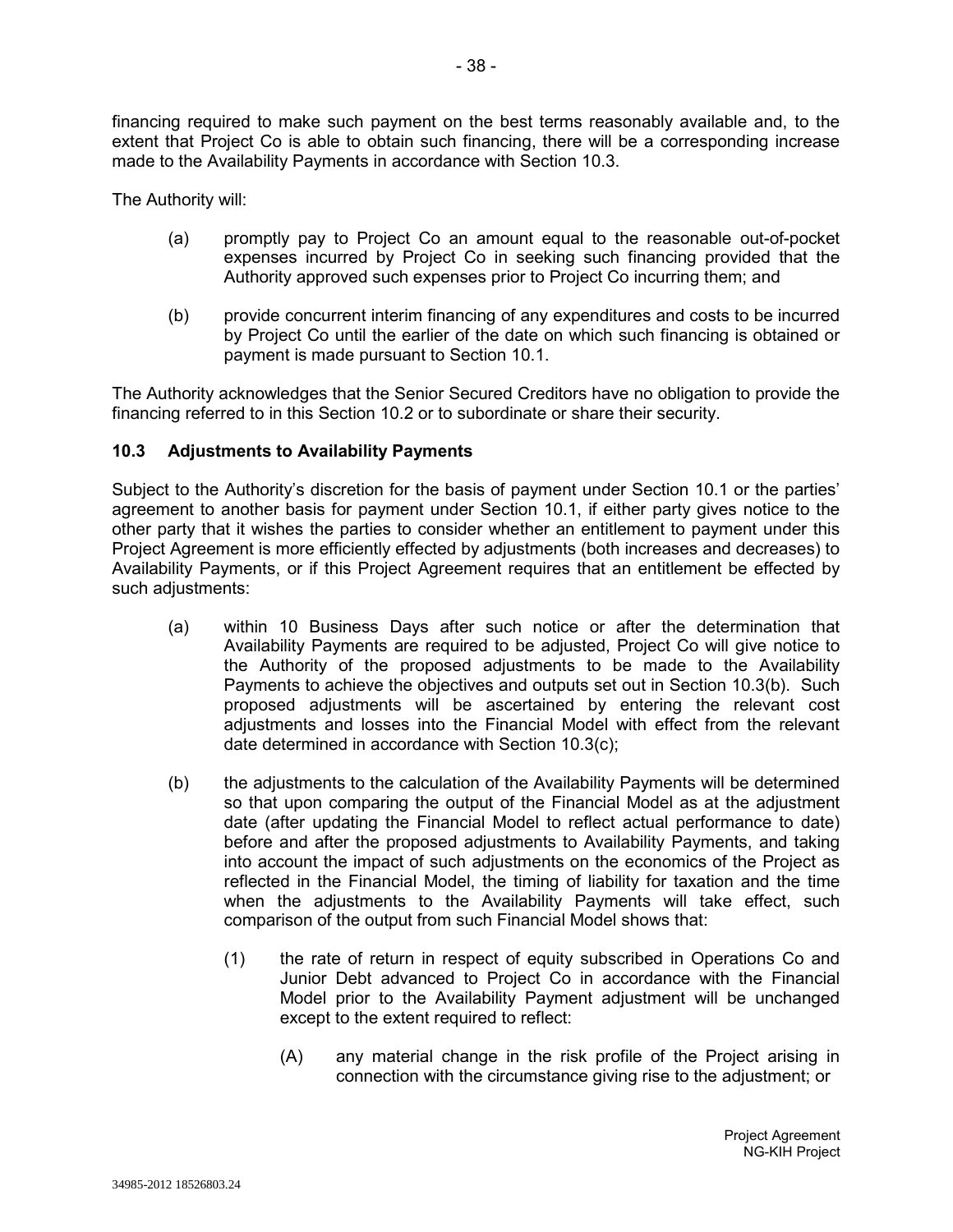financing required to make such payment on the best terms reasonably available and, to the extent that Project Co is able to obtain such financing, there will be a corresponding increase made to the Availability Payments in accordance with Section 10.3.

The Authority will:

(a) promptly pay to Project Co an amount equal to the reasonable out-of-pocket expenses incurred by Project Co in seeking such financing provided that the Authority approved such expenses prior to Project Co incurring them; and

(b) provide concurrent interim financing of any expenditures and costs to be incurred by Project Co until the earlier of the date on which such financing is obtained or payment is made pursuant to Section 10.1.

The Authority acknowledges that the Senior Secured Creditors have no obligation to provide the financing referred to in this Section 10.2 or to subordinate or share their security.

### 10.3 Adjustments to Availability Payments

Subject to the Authority's discretion for the basis of payment under Section 10.1 or the parties' agreement to another basis for payment under Section 10.1, if either party gives notice to the other party that it wishes the parties to consider whether an entitlement to payment under this Project Agreement is more efficiently effected by adjustments (both increases and decreases) to Availability Payments, or if this Project Agreement requires that an entitlement be effected by such adjustments:

(a) within 10 Business Days after such notice or after the determination that Availability Payments are required to be adjusted, Project Co will give notice to the Authority of the proposed adjustments to be made to the Availability Payments to achieve the objectives and outputs set out in Section 10.3(b). Such proposed adjustments will be ascertained by entering the relevant cost adjustments and losses into the Financial Model with effect from the relevant date determined in accordance with Section 10.3(c);

(b) the adjustments to the calculation of the Availability Payments will be determined so that upon comparing the output of the Financial Model as at the adjustment date (after updating the Financial Model to reflect actual performance to date) before and after the proposed adjustments to Availability Payments, and taking into account the impact of such adjustments on the economics of the Project as reflected in the Financial Model, the timing of liability for taxation and the time when the adjustments to the Availability Payments will take effect, such comparison of the output from such Financial Model shows that:

   (1) the rate of return in respect of equity subscribed in Operations Co and Junior Debt advanced to Project Co in accordance with the Financial Model prior to the Availability Payment adjustment will be unchanged except to the extent required to reflect:

      (A) any material change in the risk profile of the Project arising in connection with the circumstance giving rise to the adjustment; or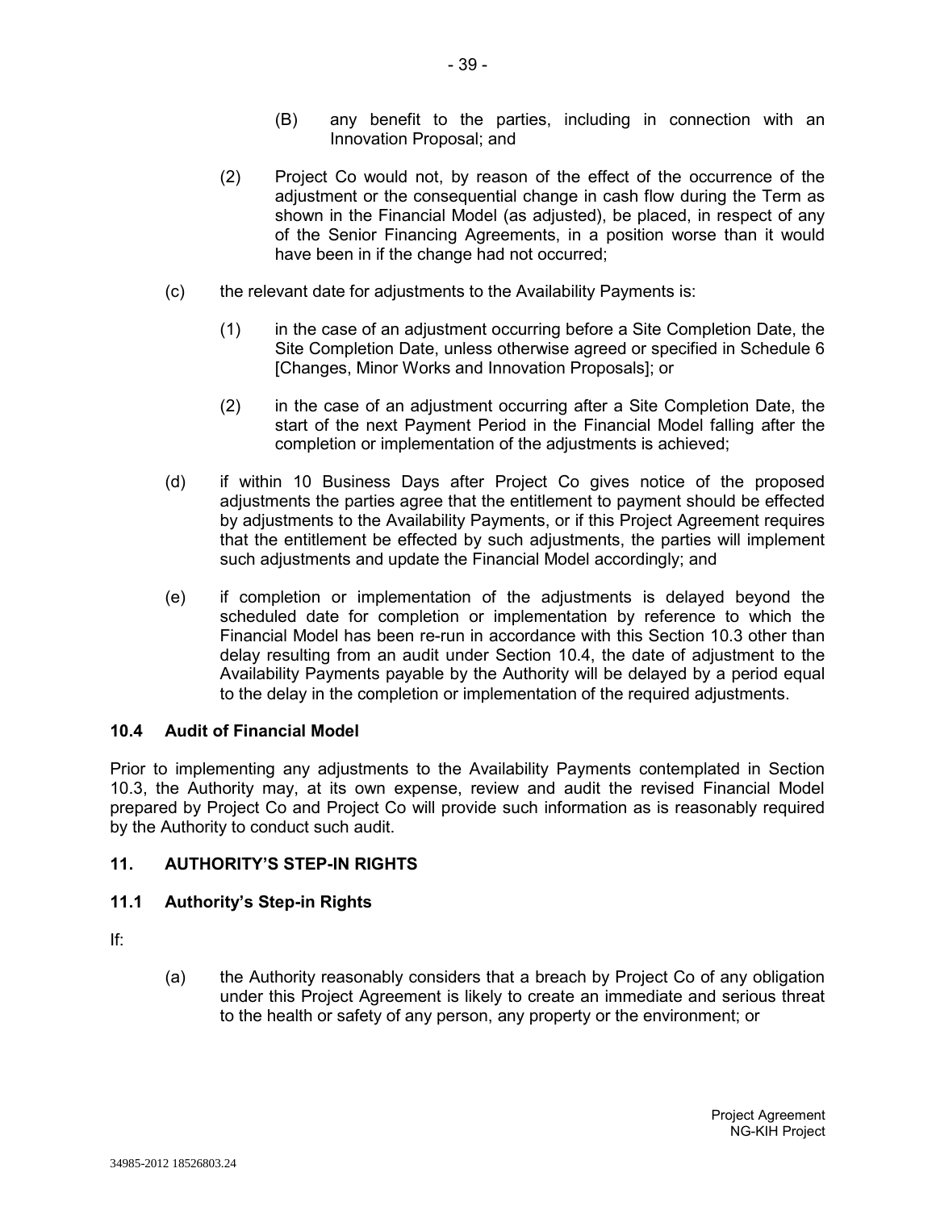(B) any benefit to the parties, including in connection with an Innovation Proposal; and

(2) Project Co would not, by reason of the effect of the occurrence of the adjustment or the consequential change in cash flow during the Term as shown in the Financial Model (as adjusted), be placed, in respect of any of the Senior Financing Agreements, in a position worse than it would have been in if the change had not occurred;

(c) the relevant date for adjustments to the Availability Payments is:

(1) in the case of an adjustment occurring before a Site Completion Date, the Site Completion Date, unless otherwise agreed or specified in Schedule 6 [Changes, Minor Works and Innovation Proposals]; or

(2) in the case of an adjustment occurring after a Site Completion Date, the start of the next Payment Period in the Financial Model falling after the completion or implementation of the adjustments is achieved;

(d) if within 10 Business Days after Project Co gives notice of the proposed adjustments the parties agree that the entitlement to payment should be effected by adjustments to the Availability Payments, or if this Project Agreement requires that the entitlement be effected by such adjustments, the parties will implement such adjustments and update the Financial Model accordingly; and

(e) if completion or implementation of the adjustments is delayed beyond the scheduled date for completion or implementation by reference to which the Financial Model has been re-run in accordance with this Section 10.3 other than delay resulting from an audit under Section 10.4, the date of adjustment to the Availability Payments payable by the Authority will be delayed by a period equal to the delay in the completion or implementation of the required adjustments.

### 10.4 Audit of Financial Model

Prior to implementing any adjustments to the Availability Payments contemplated in Section 10.3, the Authority may, at its own expense, review and audit the revised Financial Model prepared by Project Co and Project Co will provide such information as is reasonably required by the Authority to conduct such audit.

## 11. AUTHORITY'S STEP-IN RIGHTS

### 11.1 Authority's Step-in Rights

If:

(a) the Authority reasonably considers that a breach by Project Co of any obligation under this Project Agreement is likely to create an immediate and serious threat to the health or safety of any person, any property or the environment; or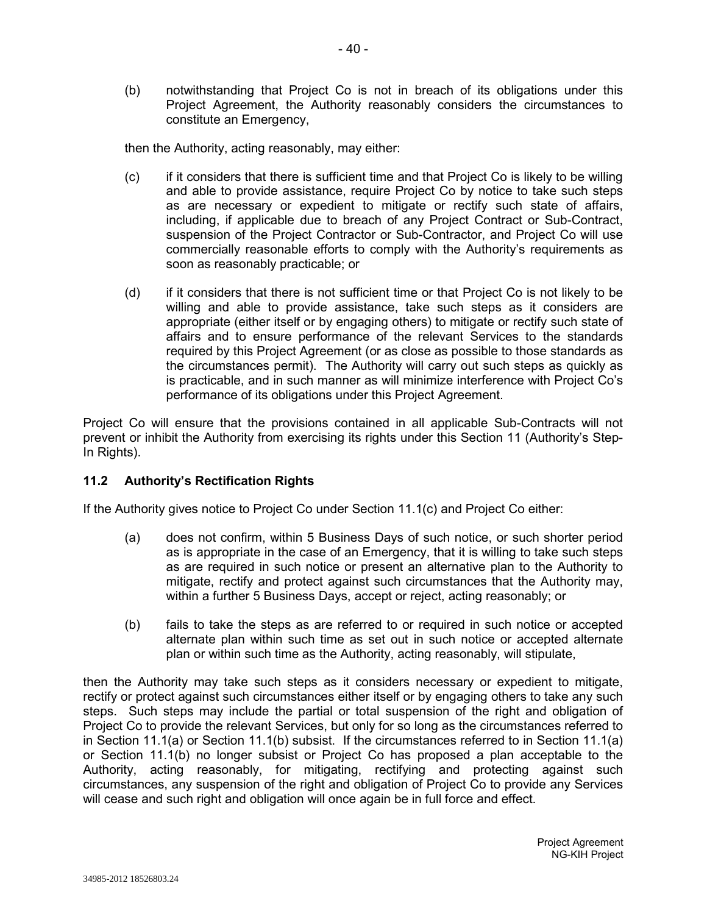(b) notwithstanding that Project Co is not in breach of its obligations under this Project Agreement, the Authority reasonably considers the circumstances to constitute an Emergency,

then the Authority, acting reasonably, may either:

(c) if it considers that there is sufficient time and that Project Co is likely to be willing and able to provide assistance, require Project Co by notice to take such steps as are necessary or expedient to mitigate or rectify such state of affairs, including, if applicable due to breach of any Project Contract or Sub-Contract, suspension of the Project Contractor or Sub-Contractor, and Project Co will use commercially reasonable efforts to comply with the Authority's requirements as soon as reasonably practicable; or

(d) if it considers that there is not sufficient time or that Project Co is not likely to be willing and able to provide assistance, take such steps as it considers are appropriate (either itself or by engaging others) to mitigate or rectify such state of affairs and to ensure performance of the relevant Services to the standards required by this Project Agreement (or as close as possible to those standards as the circumstances permit). The Authority will carry out such steps as quickly as is practicable, and in such manner as will minimize interference with Project Co's performance of its obligations under this Project Agreement.

Project Co will ensure that the provisions contained in all applicable Sub-Contracts will not prevent or inhibit the Authority from exercising its rights under this Section 11 (Authority's Step-In Rights).

### 11.2 Authority's Rectification Rights

If the Authority gives notice to Project Co under Section 11.1(c) and Project Co either:

(a) does not confirm, within 5 Business Days of such notice, or such shorter period as is appropriate in the case of an Emergency, that it is willing to take such steps as are required in such notice or present an alternative plan to the Authority to mitigate, rectify and protect against such circumstances that the Authority may, within a further 5 Business Days, accept or reject, acting reasonably; or

(b) fails to take the steps as are referred to or required in such notice or accepted alternate plan within such time as set out in such notice or accepted alternate plan or within such time as the Authority, acting reasonably, will stipulate,

then the Authority may take such steps as it considers necessary or expedient to mitigate, rectify or protect against such circumstances either itself or by engaging others to take any such steps. Such steps may include the partial or total suspension of the right and obligation of Project Co to provide the relevant Services, but only for so long as the circumstances referred to in Section 11.1(a) or Section 11.1(b) subsist. If the circumstances referred to in Section 11.1(a) or Section 11.1(b) no longer subsist or Project Co has proposed a plan acceptable to the Authority, acting reasonably, for mitigating, rectifying and protecting against such circumstances, any suspension of the right and obligation of Project Co to provide any Services will cease and such right and obligation will once again be in full force and effect.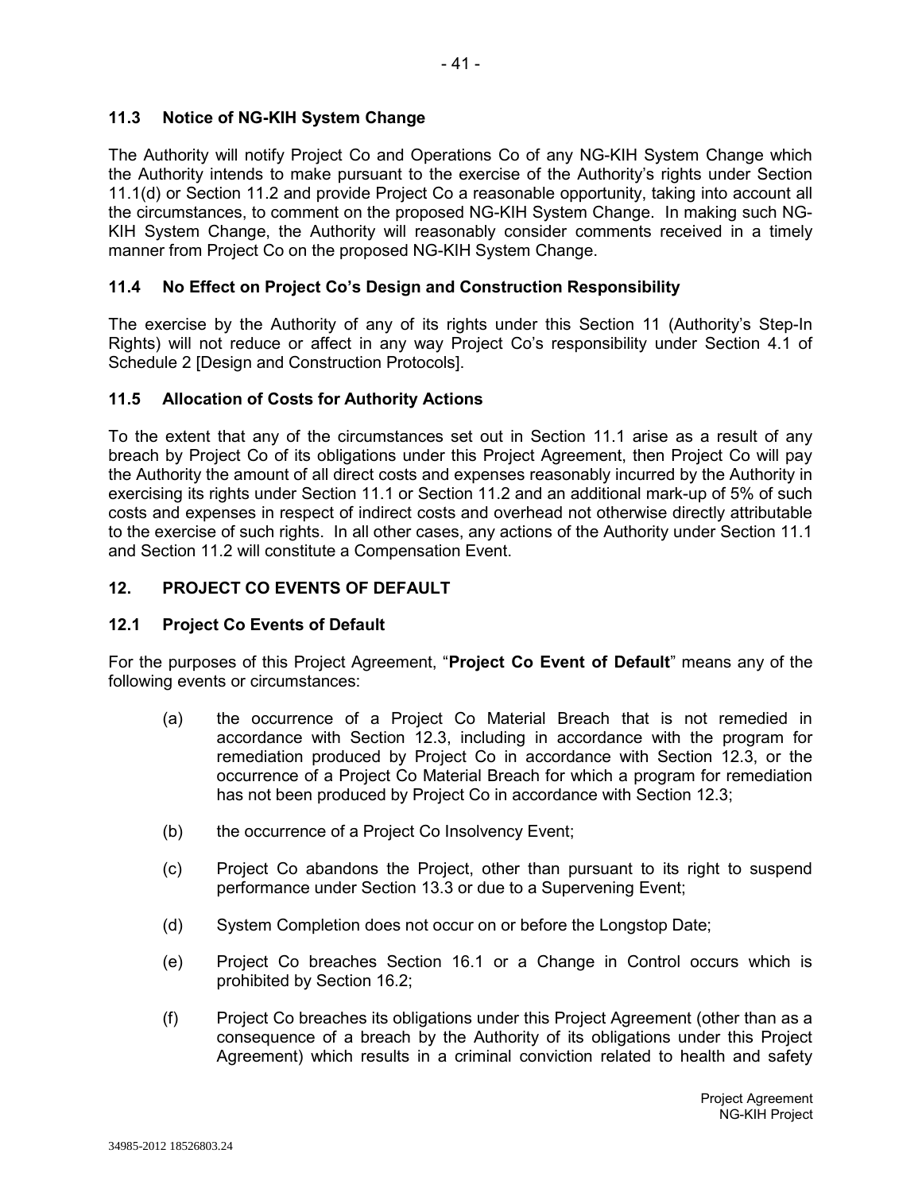### 11.3 Notice of NG-KIH System Change

The Authority will notify Project Co and Operations Co of any NG-KIH System Change which the Authority intends to make pursuant to the exercise of the Authority's rights under Section 11.1(d) or Section 11.2 and provide Project Co a reasonable opportunity, taking into account all the circumstances, to comment on the proposed NG-KIH System Change. In making such NG-KIH System Change, the Authority will reasonably consider comments received in a timely manner from Project Co on the proposed NG-KIH System Change.

### 11.4 No Effect on Project Co's Design and Construction Responsibility

The exercise by the Authority of any of its rights under this Section 11 (Authority's Step-In Rights) will not reduce or affect in any way Project Co's responsibility under Section 4.1 of Schedule 2 [Design and Construction Protocols].

### 11.5 Allocation of Costs for Authority Actions

To the extent that any of the circumstances set out in Section 11.1 arise as a result of any breach by Project Co of its obligations under this Project Agreement, then Project Co will pay the Authority the amount of all direct costs and expenses reasonably incurred by the Authority in exercising its rights under Section 11.1 or Section 11.2 and an additional mark-up of 5% of such costs and expenses in respect of indirect costs and overhead not otherwise directly attributable to the exercise of such rights. In all other cases, any actions of the Authority under Section 11.1 and Section 11.2 will constitute a Compensation Event.

## 12. PROJECT CO EVENTS OF DEFAULT

### 12.1 Project Co Events of Default

For the purposes of this Project Agreement, "**Project Co Event of Default**" means any of the following events or circumstances:

(a) the occurrence of a Project Co Material Breach that is not remedied in accordance with Section 12.3, including in accordance with the program for remediation produced by Project Co in accordance with Section 12.3, or the occurrence of a Project Co Material Breach for which a program for remediation has not been produced by Project Co in accordance with Section 12.3;

(b) the occurrence of a Project Co Insolvency Event;

(c) Project Co abandons the Project, other than pursuant to its right to suspend performance under Section 13.3 or due to a Supervening Event;

(d) System Completion does not occur on or before the Longstop Date;

(e) Project Co breaches Section 16.1 or a Change in Control occurs which is prohibited by Section 16.2;

(f) Project Co breaches its obligations under this Project Agreement (other than as a consequence of a breach by the Authority of its obligations under this Project Agreement) which results in a criminal conviction related to health and safety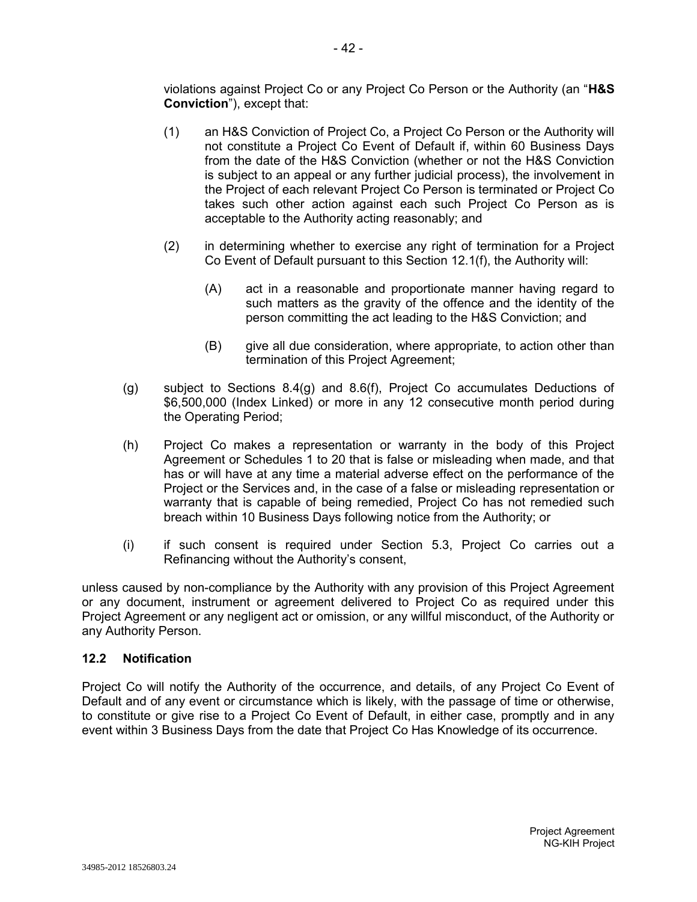violations against Project Co or any Project Co Person or the Authority (an "**H&S Conviction**"), except that:

(1) an H&S Conviction of Project Co, a Project Co Person or the Authority will not constitute a Project Co Event of Default if, within 60 Business Days from the date of the H&S Conviction (whether or not the H&S Conviction is subject to an appeal or any further judicial process), the involvement in the Project of each relevant Project Co Person is terminated or Project Co takes such other action against each such Project Co Person as is acceptable to the Authority acting reasonably; and

(2) in determining whether to exercise any right of termination for a Project Co Event of Default pursuant to this Section 12.1(f), the Authority will:

(A) act in a reasonable and proportionate manner having regard to such matters as the gravity of the offence and the identity of the person committing the act leading to the H&S Conviction; and

(B) give all due consideration, where appropriate, to action other than termination of this Project Agreement;

(g) subject to Sections 8.4(g) and 8.6(f), Project Co accumulates Deductions of $6,500,000 (Index Linked) or more in any 12 consecutive month period during the Operating Period;

(h) Project Co makes a representation or warranty in the body of this Project Agreement or Schedules 1 to 20 that is false or misleading when made, and that has or will have at any time a material adverse effect on the performance of the Project or the Services and, in the case of a false or misleading representation or warranty that is capable of being remedied, Project Co has not remedied such breach within 10 Business Days following notice from the Authority; or

(i) if such consent is required under Section 5.3, Project Co carries out a Refinancing without the Authority's consent,

unless caused by non-compliance by the Authority with any provision of this Project Agreement or any document, instrument or agreement delivered to Project Co as required under this Project Agreement or any negligent act or omission, or any willful misconduct, of the Authority or any Authority Person.

### 12.2 Notification

Project Co will notify the Authority of the occurrence, and details, of any Project Co Event of Default and of any event or circumstance which is likely, with the passage of time or otherwise, to constitute or give rise to a Project Co Event of Default, in either case, promptly and in any event within 3 Business Days from the date that Project Co Has Knowledge of its occurrence.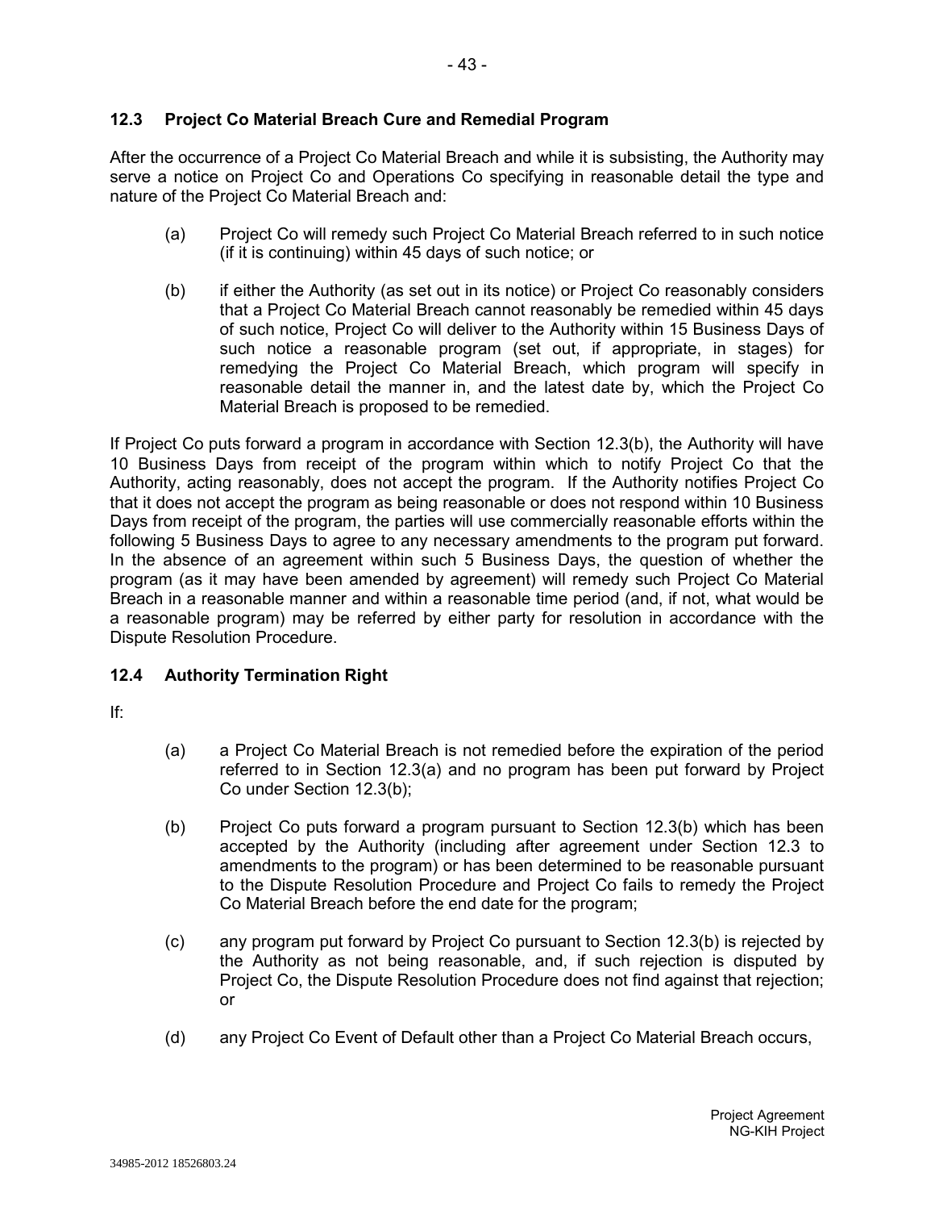### 12.3 Project Co Material Breach Cure and Remedial Program

After the occurrence of a Project Co Material Breach and while it is subsisting, the Authority may serve a notice on Project Co and Operations Co specifying in reasonable detail the type and nature of the Project Co Material Breach and:

(a) Project Co will remedy such Project Co Material Breach referred to in such notice (if it is continuing) within 45 days of such notice; or

(b) if either the Authority (as set out in its notice) or Project Co reasonably considers that a Project Co Material Breach cannot reasonably be remedied within 45 days of such notice, Project Co will deliver to the Authority within 15 Business Days of such notice a reasonable program (set out, if appropriate, in stages) for remedying the Project Co Material Breach, which program will specify in reasonable detail the manner in, and the latest date by, which the Project Co Material Breach is proposed to be remedied.

If Project Co puts forward a program in accordance with Section 12.3(b), the Authority will have 10 Business Days from receipt of the program within which to notify Project Co that the Authority, acting reasonably, does not accept the program. If the Authority notifies Project Co that it does not accept the program as being reasonable or does not respond within 10 Business Days from receipt of the program, the parties will use commercially reasonable efforts within the following 5 Business Days to agree to any necessary amendments to the program put forward. In the absence of an agreement within such 5 Business Days, the question of whether the program (as it may have been amended by agreement) will remedy such Project Co Material Breach in a reasonable manner and within a reasonable time period (and, if not, what would be a reasonable program) may be referred by either party for resolution in accordance with the Dispute Resolution Procedure.

### 12.4 Authority Termination Right

If:

(a) a Project Co Material Breach is not remedied before the expiration of the period referred to in Section 12.3(a) and no program has been put forward by Project Co under Section 12.3(b);

(b) Project Co puts forward a program pursuant to Section 12.3(b) which has been accepted by the Authority (including after agreement under Section 12.3 to amendments to the program) or has been determined to be reasonable pursuant to the Dispute Resolution Procedure and Project Co fails to remedy the Project Co Material Breach before the end date for the program;

(c) any program put forward by Project Co pursuant to Section 12.3(b) is rejected by the Authority as not being reasonable, and, if such rejection is disputed by Project Co, the Dispute Resolution Procedure does not find against that rejection; or

(d) any Project Co Event of Default other than a Project Co Material Breach occurs,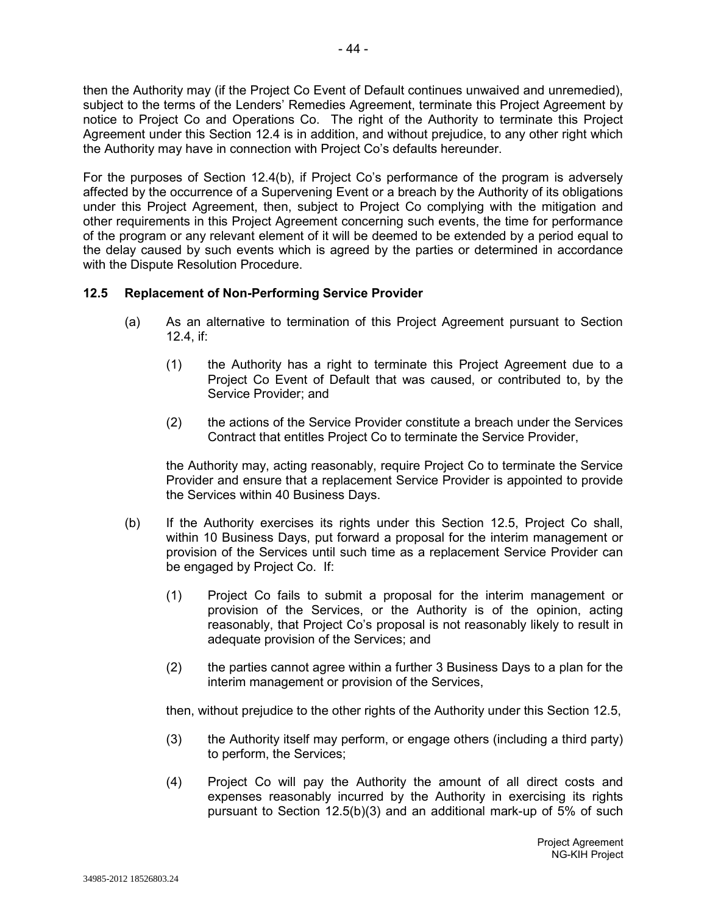then the Authority may (if the Project Co Event of Default continues unwaived and unremedied), subject to the terms of the Lenders' Remedies Agreement, terminate this Project Agreement by notice to Project Co and Operations Co. The right of the Authority to terminate this Project Agreement under this Section 12.4 is in addition, and without prejudice, to any other right which the Authority may have in connection with Project Co's defaults hereunder.

For the purposes of Section 12.4(b), if Project Co's performance of the program is adversely affected by the occurrence of a Supervening Event or a breach by the Authority of its obligations under this Project Agreement, then, subject to Project Co complying with the mitigation and other requirements in this Project Agreement concerning such events, the time for performance of the program or any relevant element of it will be deemed to be extended by a period equal to the delay caused by such events which is agreed by the parties or determined in accordance with the Dispute Resolution Procedure.

### 12.5 Replacement of Non-Performing Service Provider

(a) As an alternative to termination of this Project Agreement pursuant to Section 12.4, if:

  (1) the Authority has a right to terminate this Project Agreement due to a Project Co Event of Default that was caused, or contributed to, by the Service Provider; and

  (2) the actions of the Service Provider constitute a breach under the Services Contract that entitles Project Co to terminate the Service Provider,

  the Authority may, acting reasonably, require Project Co to terminate the Service Provider and ensure that a replacement Service Provider is appointed to provide the Services within 40 Business Days.

(b) If the Authority exercises its rights under this Section 12.5, Project Co shall, within 10 Business Days, put forward a proposal for the interim management or provision of the Services until such time as a replacement Service Provider can be engaged by Project Co. If:

  (1) Project Co fails to submit a proposal for the interim management or provision of the Services, or the Authority is of the opinion, acting reasonably, that Project Co's proposal is not reasonably likely to result in adequate provision of the Services; and

  (2) the parties cannot agree within a further 3 Business Days to a plan for the interim management or provision of the Services,

  then, without prejudice to the other rights of the Authority under this Section 12.5,

  (3) the Authority itself may perform, or engage others (including a third party) to perform, the Services;

  (4) Project Co will pay the Authority the amount of all direct costs and expenses reasonably incurred by the Authority in exercising its rights pursuant to Section 12.5(b)(3) and an additional mark-up of 5% of such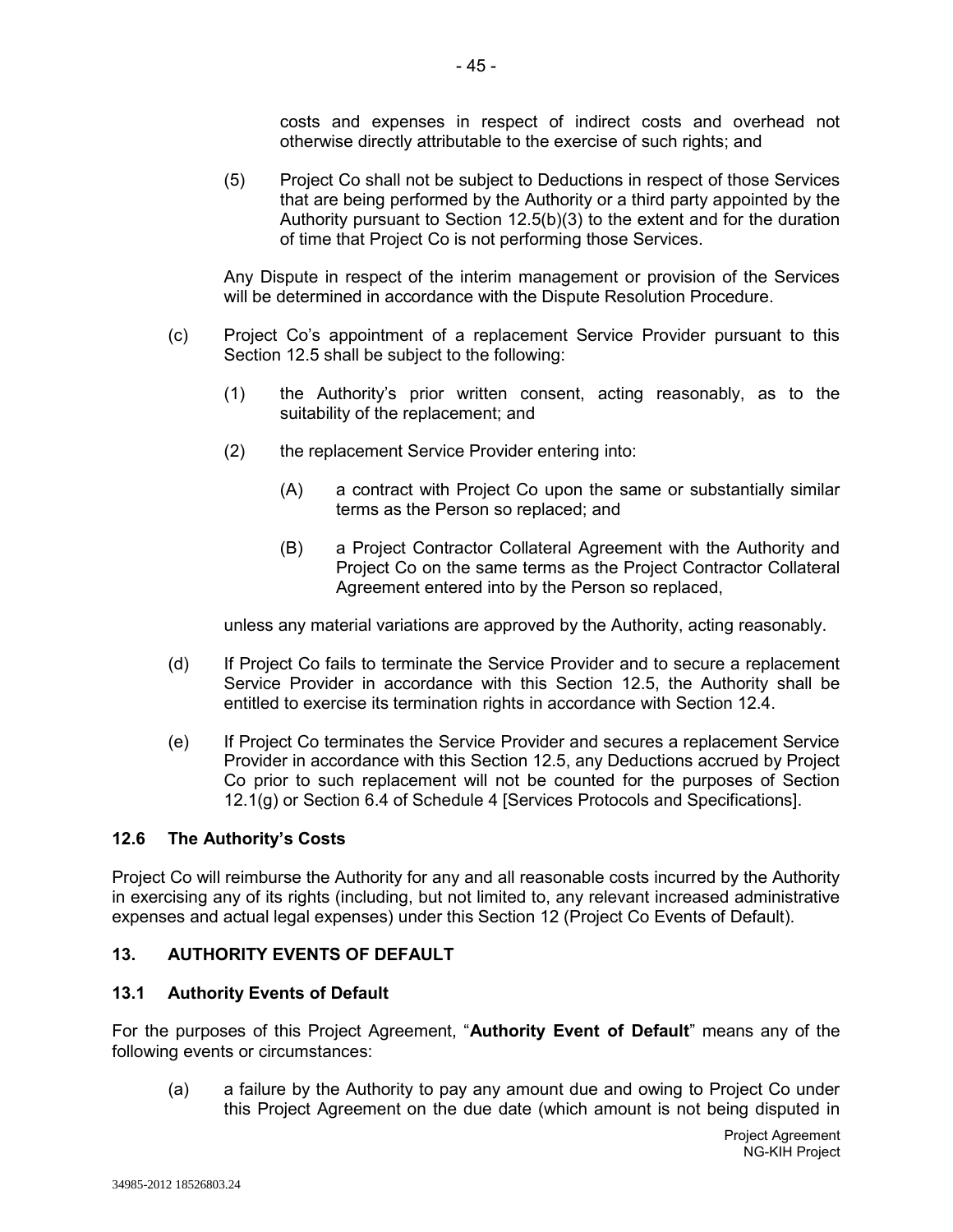costs and expenses in respect of indirect costs and overhead not otherwise directly attributable to the exercise of such rights; and

(5) Project Co shall not be subject to Deductions in respect of those Services that are being performed by the Authority or a third party appointed by the Authority pursuant to Section 12.5(b)(3) to the extent and for the duration of time that Project Co is not performing those Services.

Any Dispute in respect of the interim management or provision of the Services will be determined in accordance with the Dispute Resolution Procedure.

(c) Project Co's appointment of a replacement Service Provider pursuant to this Section 12.5 shall be subject to the following:

(1) the Authority's prior written consent, acting reasonably, as to the suitability of the replacement; and

(2) the replacement Service Provider entering into:

(A) a contract with Project Co upon the same or substantially similar terms as the Person so replaced; and

(B) a Project Contractor Collateral Agreement with the Authority and Project Co on the same terms as the Project Contractor Collateral Agreement entered into by the Person so replaced,

unless any material variations are approved by the Authority, acting reasonably.

(d) If Project Co fails to terminate the Service Provider and to secure a replacement Service Provider in accordance with this Section 12.5, the Authority shall be entitled to exercise its termination rights in accordance with Section 12.4.

(e) If Project Co terminates the Service Provider and secures a replacement Service Provider in accordance with this Section 12.5, any Deductions accrued by Project Co prior to such replacement will not be counted for the purposes of Section 12.1(g) or Section 6.4 of Schedule 4 [Services Protocols and Specifications].

### 12.6 The Authority's Costs

Project Co will reimburse the Authority for any and all reasonable costs incurred by the Authority in exercising any of its rights (including, but not limited to, any relevant increased administrative expenses and actual legal expenses) under this Section 12 (Project Co Events of Default).

## 13. AUTHORITY EVENTS OF DEFAULT

### 13.1 Authority Events of Default

For the purposes of this Project Agreement, "**Authority Event of Default**" means any of the following events or circumstances:

(a) a failure by the Authority to pay any amount due and owing to Project Co under this Project Agreement on the due date (which amount is not being disputed in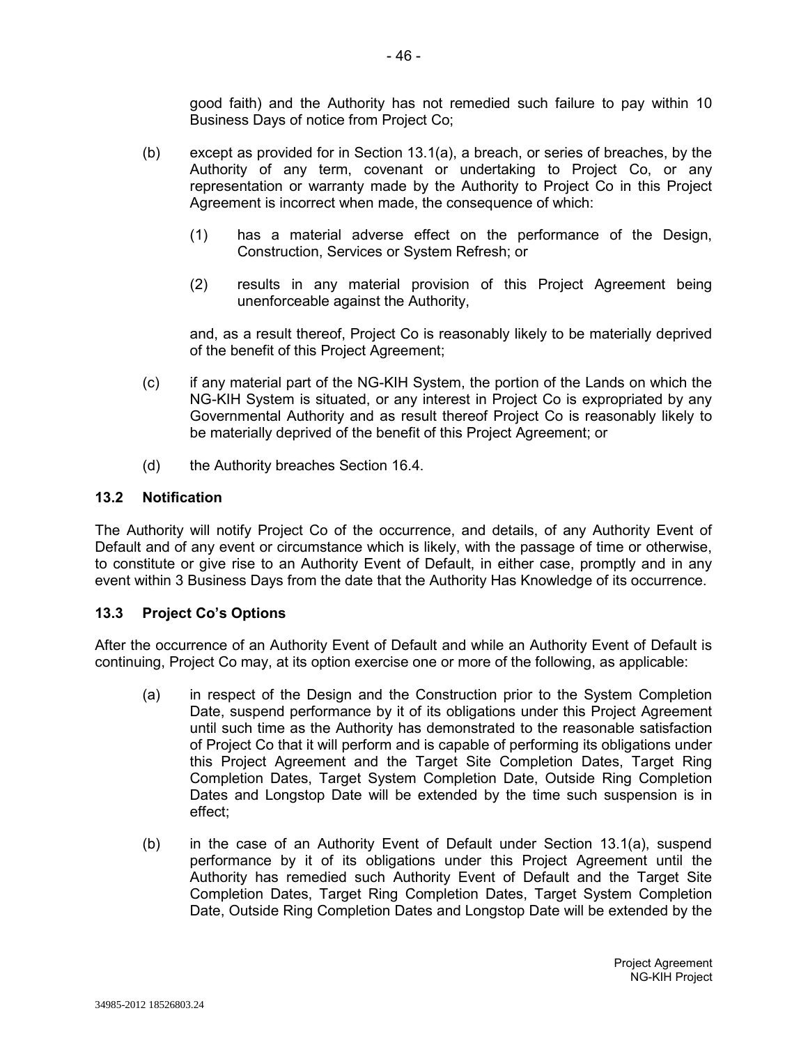good faith) and the Authority has not remedied such failure to pay within 10 Business Days of notice from Project Co;

(b) except as provided for in Section 13.1(a), a breach, or series of breaches, by the Authority of any term, covenant or undertaking to Project Co, or any representation or warranty made by the Authority to Project Co in this Project Agreement is incorrect when made, the consequence of which:

(1) has a material adverse effect on the performance of the Design, Construction, Services or System Refresh; or

(2) results in any material provision of this Project Agreement being unenforceable against the Authority,

and, as a result thereof, Project Co is reasonably likely to be materially deprived of the benefit of this Project Agreement;

(c) if any material part of the NG-KIH System, the portion of the Lands on which the NG-KIH System is situated, or any interest in Project Co is expropriated by any Governmental Authority and as result thereof Project Co is reasonably likely to be materially deprived of the benefit of this Project Agreement; or

(d) the Authority breaches Section 16.4.

### 13.2 Notification

The Authority will notify Project Co of the occurrence, and details, of any Authority Event of Default and of any event or circumstance which is likely, with the passage of time or otherwise, to constitute or give rise to an Authority Event of Default, in either case, promptly and in any event within 3 Business Days from the date that the Authority Has Knowledge of its occurrence.

### 13.3 Project Co's Options

After the occurrence of an Authority Event of Default and while an Authority Event of Default is continuing, Project Co may, at its option exercise one or more of the following, as applicable:

(a) in respect of the Design and the Construction prior to the System Completion Date, suspend performance by it of its obligations under this Project Agreement until such time as the Authority has demonstrated to the reasonable satisfaction of Project Co that it will perform and is capable of performing its obligations under this Project Agreement and the Target Site Completion Dates, Target Ring Completion Dates, Target System Completion Date, Outside Ring Completion Dates and Longstop Date will be extended by the time such suspension is in effect;

(b) in the case of an Authority Event of Default under Section 13.1(a), suspend performance by it of its obligations under this Project Agreement until the Authority has remedied such Authority Event of Default and the Target Site Completion Dates, Target Ring Completion Dates, Target System Completion Date, Outside Ring Completion Dates and Longstop Date will be extended by the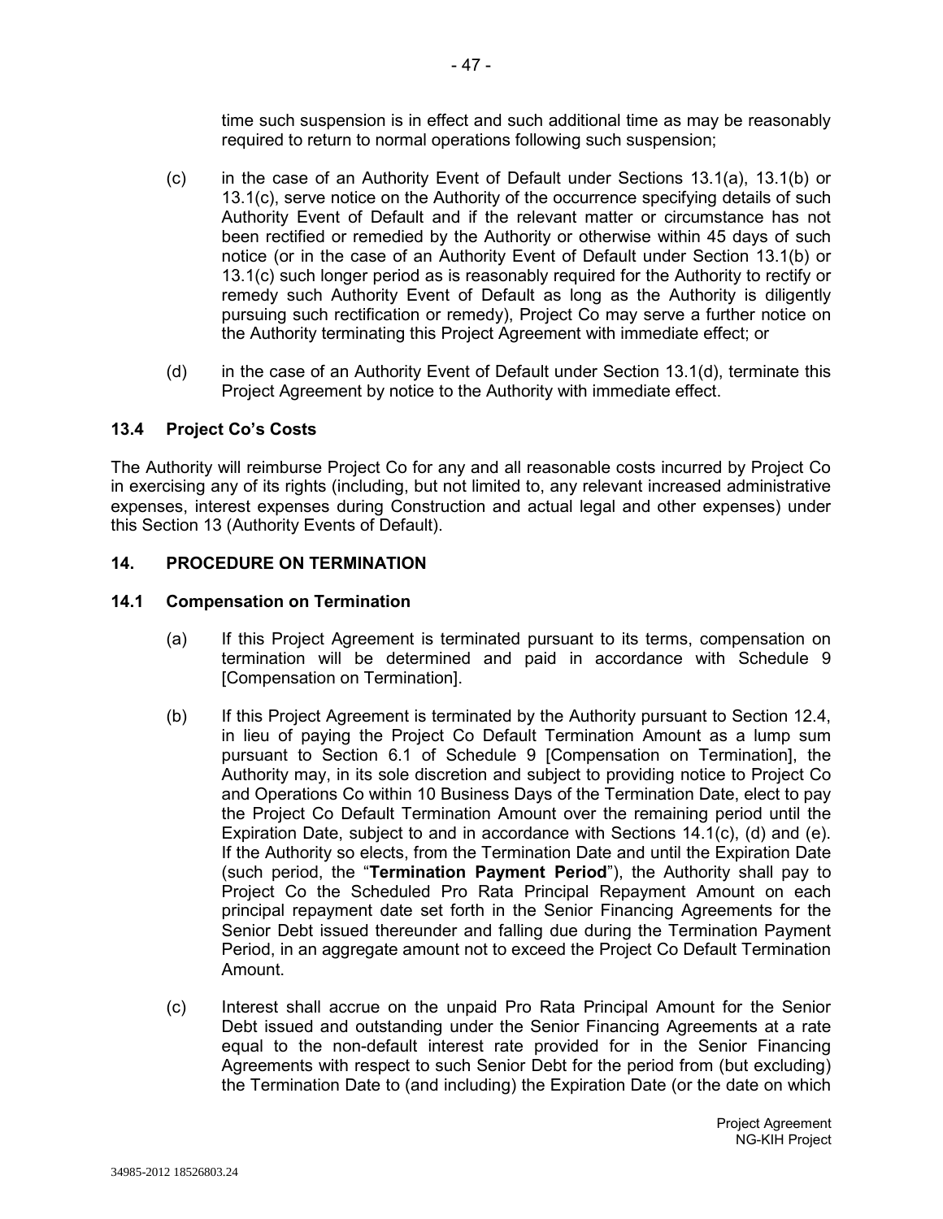time such suspension is in effect and such additional time as may be reasonably required to return to normal operations following such suspension;

(c) in the case of an Authority Event of Default under Sections 13.1(a), 13.1(b) or 13.1(c), serve notice on the Authority of the occurrence specifying details of such Authority Event of Default and if the relevant matter or circumstance has not been rectified or remedied by the Authority or otherwise within 45 days of such notice (or in the case of an Authority Event of Default under Section 13.1(b) or 13.1(c) such longer period as is reasonably required for the Authority to rectify or remedy such Authority Event of Default as long as the Authority is diligently pursuing such rectification or remedy), Project Co may serve a further notice on the Authority terminating this Project Agreement with immediate effect; or

(d) in the case of an Authority Event of Default under Section 13.1(d), terminate this Project Agreement by notice to the Authority with immediate effect.

### 13.4 Project Co's Costs

The Authority will reimburse Project Co for any and all reasonable costs incurred by Project Co in exercising any of its rights (including, but not limited to, any relevant increased administrative expenses, interest expenses during Construction and actual legal and other expenses) under this Section 13 (Authority Events of Default).

## 14. PROCEDURE ON TERMINATION

### 14.1 Compensation on Termination

(a) If this Project Agreement is terminated pursuant to its terms, compensation on termination will be determined and paid in accordance with Schedule 9 [Compensation on Termination].

(b) If this Project Agreement is terminated by the Authority pursuant to Section 12.4, in lieu of paying the Project Co Default Termination Amount as a lump sum pursuant to Section 6.1 of Schedule 9 [Compensation on Termination], the Authority may, in its sole discretion and subject to providing notice to Project Co and Operations Co within 10 Business Days of the Termination Date, elect to pay the Project Co Default Termination Amount over the remaining period until the Expiration Date, subject to and in accordance with Sections 14.1(c), (d) and (e). If the Authority so elects, from the Termination Date and until the Expiration Date (such period, the "**Termination Payment Period**"), the Authority shall pay to Project Co the Scheduled Pro Rata Principal Repayment Amount on each principal repayment date set forth in the Senior Financing Agreements for the Senior Debt issued thereunder and falling due during the Termination Payment Period, in an aggregate amount not to exceed the Project Co Default Termination Amount.

(c) Interest shall accrue on the unpaid Pro Rata Principal Amount for the Senior Debt issued and outstanding under the Senior Financing Agreements at a rate equal to the non-default interest rate provided for in the Senior Financing Agreements with respect to such Senior Debt for the period from (but excluding) the Termination Date to (and including) the Expiration Date (or the date on which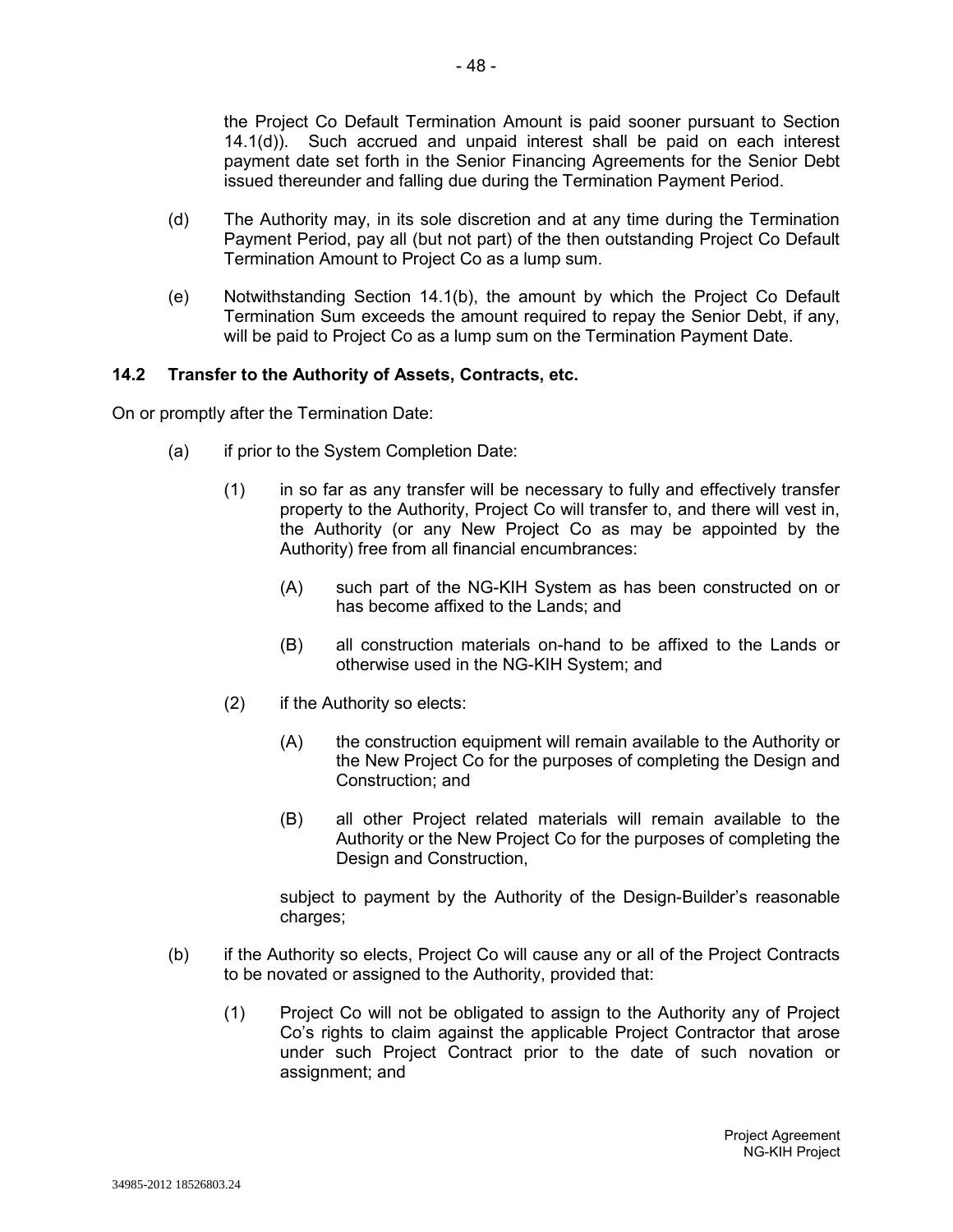the Project Co Default Termination Amount is paid sooner pursuant to Section 14.1(d)). Such accrued and unpaid interest shall be paid on each interest payment date set forth in the Senior Financing Agreements for the Senior Debt issued thereunder and falling due during the Termination Payment Period.

(d) The Authority may, in its sole discretion and at any time during the Termination Payment Period, pay all (but not part) of the then outstanding Project Co Default Termination Amount to Project Co as a lump sum.

(e) Notwithstanding Section 14.1(b), the amount by which the Project Co Default Termination Sum exceeds the amount required to repay the Senior Debt, if any, will be paid to Project Co as a lump sum on the Termination Payment Date.

### 14.2 Transfer to the Authority of Assets, Contracts, etc.

On or promptly after the Termination Date:

(a) if prior to the System Completion Date:

(1) in so far as any transfer will be necessary to fully and effectively transfer property to the Authority, Project Co will transfer to, and there will vest in, the Authority (or any New Project Co as may be appointed by the Authority) free from all financial encumbrances:

(A) such part of the NG-KIH System as has been constructed on or has become affixed to the Lands; and

(B) all construction materials on-hand to be affixed to the Lands or otherwise used in the NG-KIH System; and

(2) if the Authority so elects:

(A) the construction equipment will remain available to the Authority or the New Project Co for the purposes of completing the Design and Construction; and

(B) all other Project related materials will remain available to the Authority or the New Project Co for the purposes of completing the Design and Construction,

subject to payment by the Authority of the Design-Builder's reasonable charges;

(b) if the Authority so elects, Project Co will cause any or all of the Project Contracts to be novated or assigned to the Authority, provided that:

(1) Project Co will not be obligated to assign to the Authority any of Project Co's rights to claim against the applicable Project Contractor that arose under such Project Contract prior to the date of such novation or assignment; and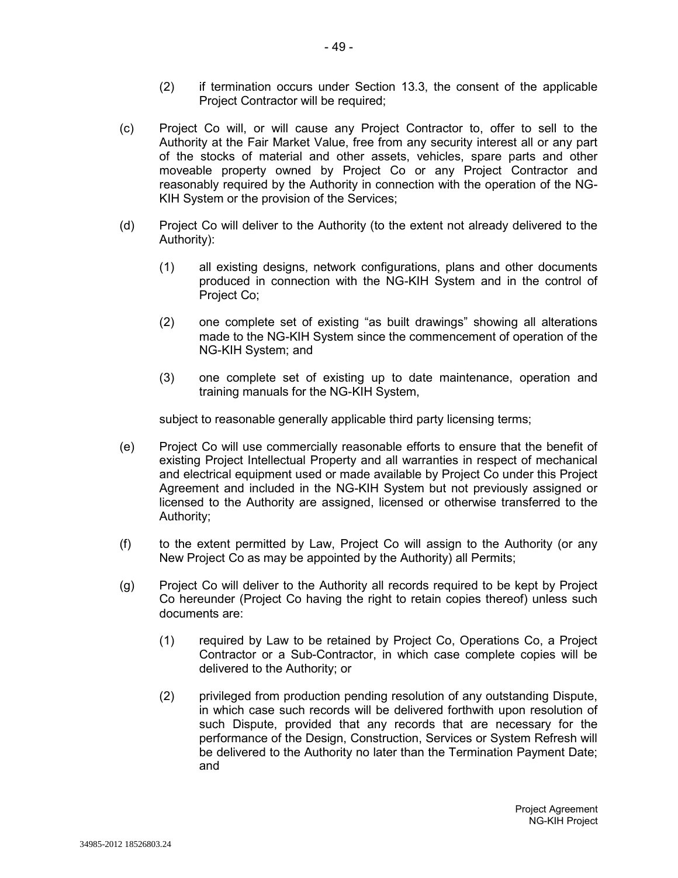(2) if termination occurs under Section 13.3, the consent of the applicable Project Contractor will be required;

(c) Project Co will, or will cause any Project Contractor to, offer to sell to the Authority at the Fair Market Value, free from any security interest all or any part of the stocks of material and other assets, vehicles, spare parts and other moveable property owned by Project Co or any Project Contractor and reasonably required by the Authority in connection with the operation of the NG-KIH System or the provision of the Services;

(d) Project Co will deliver to the Authority (to the extent not already delivered to the Authority):

(1) all existing designs, network configurations, plans and other documents produced in connection with the NG-KIH System and in the control of Project Co;

(2) one complete set of existing "as built drawings" showing all alterations made to the NG-KIH System since the commencement of operation of the NG-KIH System; and

(3) one complete set of existing up to date maintenance, operation and training manuals for the NG-KIH System,

subject to reasonable generally applicable third party licensing terms;

(e) Project Co will use commercially reasonable efforts to ensure that the benefit of existing Project Intellectual Property and all warranties in respect of mechanical and electrical equipment used or made available by Project Co under this Project Agreement and included in the NG-KIH System but not previously assigned or licensed to the Authority are assigned, licensed or otherwise transferred to the Authority;

(f) to the extent permitted by Law, Project Co will assign to the Authority (or any New Project Co as may be appointed by the Authority) all Permits;

(g) Project Co will deliver to the Authority all records required to be kept by Project Co hereunder (Project Co having the right to retain copies thereof) unless such documents are:

(1) required by Law to be retained by Project Co, Operations Co, a Project Contractor or a Sub-Contractor, in which case complete copies will be delivered to the Authority; or

(2) privileged from production pending resolution of any outstanding Dispute, in which case such records will be delivered forthwith upon resolution of such Dispute, provided that any records that are necessary for the performance of the Design, Construction, Services or System Refresh will be delivered to the Authority no later than the Termination Payment Date; and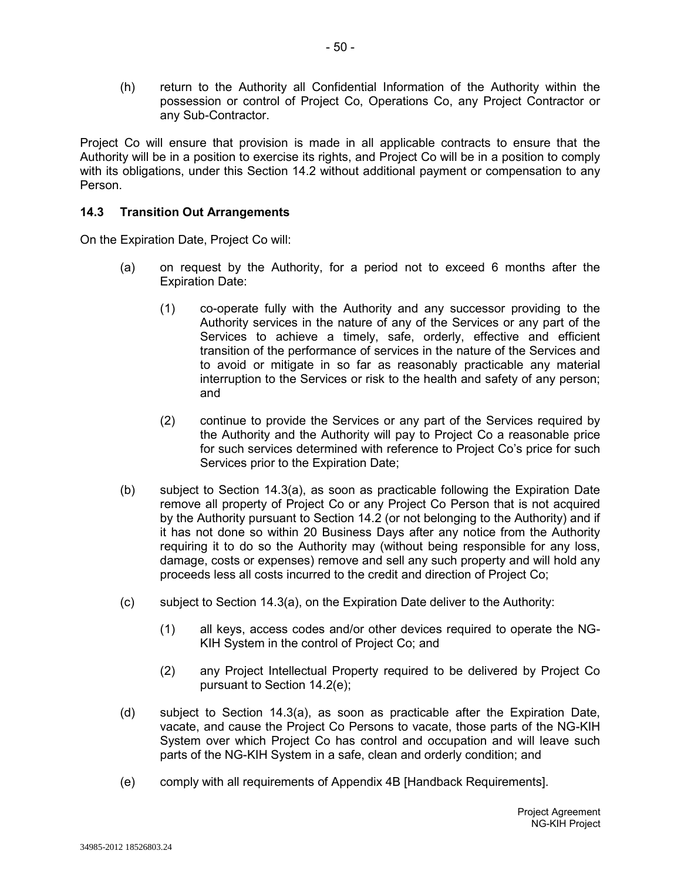(h) return to the Authority all Confidential Information of the Authority within the possession or control of Project Co, Operations Co, any Project Contractor or any Sub-Contractor.

Project Co will ensure that provision is made in all applicable contracts to ensure that the Authority will be in a position to exercise its rights, and Project Co will be in a position to comply with its obligations, under this Section 14.2 without additional payment or compensation to any Person.

### 14.3 Transition Out Arrangements

On the Expiration Date, Project Co will:

(a) on request by the Authority, for a period not to exceed 6 months after the Expiration Date:

(1) co-operate fully with the Authority and any successor providing to the Authority services in the nature of any of the Services or any part of the Services to achieve a timely, safe, orderly, effective and efficient transition of the performance of services in the nature of the Services and to avoid or mitigate in so far as reasonably practicable any material interruption to the Services or risk to the health and safety of any person; and

(2) continue to provide the Services or any part of the Services required by the Authority and the Authority will pay to Project Co a reasonable price for such services determined with reference to Project Co's price for such Services prior to the Expiration Date;

(b) subject to Section 14.3(a), as soon as practicable following the Expiration Date remove all property of Project Co or any Project Co Person that is not acquired by the Authority pursuant to Section 14.2 (or not belonging to the Authority) and if it has not done so within 20 Business Days after any notice from the Authority requiring it to do so the Authority may (without being responsible for any loss, damage, costs or expenses) remove and sell any such property and will hold any proceeds less all costs incurred to the credit and direction of Project Co;

(c) subject to Section 14.3(a), on the Expiration Date deliver to the Authority:

(1) all keys, access codes and/or other devices required to operate the NG-KIH System in the control of Project Co; and

(2) any Project Intellectual Property required to be delivered by Project Co pursuant to Section 14.2(e);

(d) subject to Section 14.3(a), as soon as practicable after the Expiration Date, vacate, and cause the Project Co Persons to vacate, those parts of the NG-KIH System over which Project Co has control and occupation and will leave such parts of the NG-KIH System in a safe, clean and orderly condition; and

(e) comply with all requirements of Appendix 4B [Handback Requirements].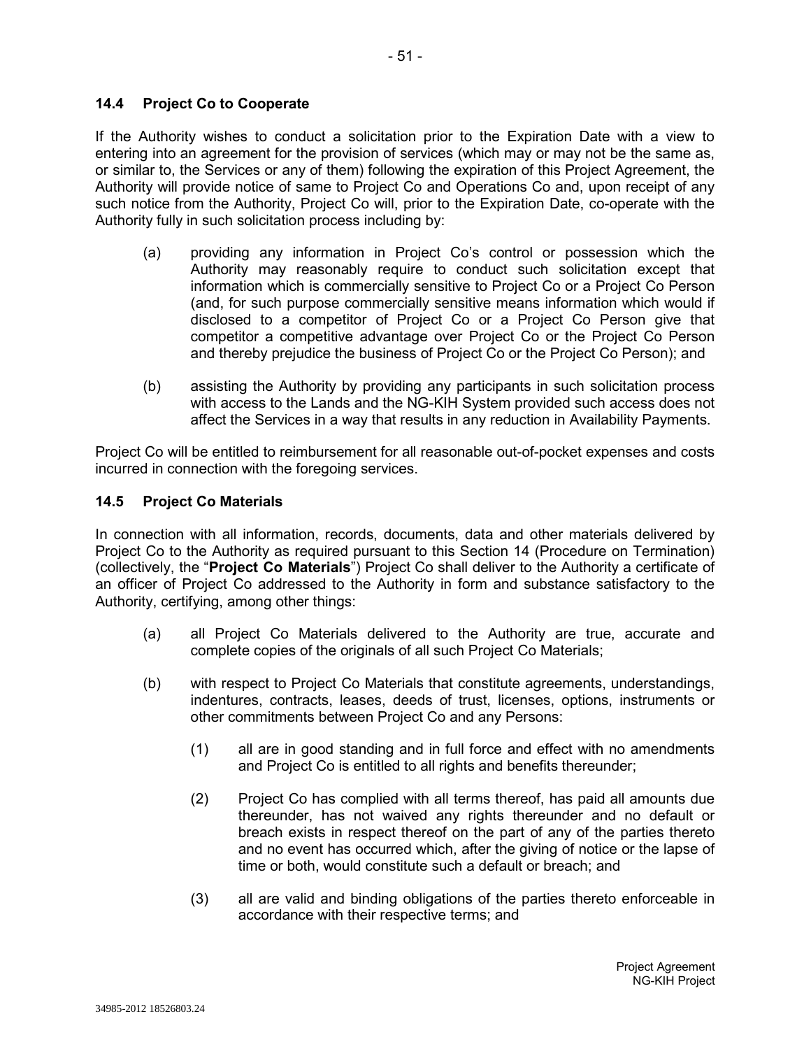### 14.4 Project Co to Cooperate

If the Authority wishes to conduct a solicitation prior to the Expiration Date with a view to entering into an agreement for the provision of services (which may or may not be the same as, or similar to, the Services or any of them) following the expiration of this Project Agreement, the Authority will provide notice of same to Project Co and Operations Co and, upon receipt of any such notice from the Authority, Project Co will, prior to the Expiration Date, co-operate with the Authority fully in such solicitation process including by:

(a) providing any information in Project Co's control or possession which the Authority may reasonably require to conduct such solicitation except that information which is commercially sensitive to Project Co or a Project Co Person (and, for such purpose commercially sensitive means information which would if disclosed to a competitor of Project Co or a Project Co Person give that competitor a competitive advantage over Project Co or the Project Co Person and thereby prejudice the business of Project Co or the Project Co Person); and

(b) assisting the Authority by providing any participants in such solicitation process with access to the Lands and the NG-KIH System provided such access does not affect the Services in a way that results in any reduction in Availability Payments.

Project Co will be entitled to reimbursement for all reasonable out-of-pocket expenses and costs incurred in connection with the foregoing services.

### 14.5 Project Co Materials

In connection with all information, records, documents, data and other materials delivered by Project Co to the Authority as required pursuant to this Section 14 (Procedure on Termination) (collectively, the "**Project Co Materials**") Project Co shall deliver to the Authority a certificate of an officer of Project Co addressed to the Authority in form and substance satisfactory to the Authority, certifying, among other things:

(a) all Project Co Materials delivered to the Authority are true, accurate and complete copies of the originals of all such Project Co Materials;

(b) with respect to Project Co Materials that constitute agreements, understandings, indentures, contracts, leases, deeds of trust, licenses, options, instruments or other commitments between Project Co and any Persons:

  (1) all are in good standing and in full force and effect with no amendments and Project Co is entitled to all rights and benefits thereunder;

  (2) Project Co has complied with all terms thereof, has paid all amounts due thereunder, has not waived any rights thereunder and no default or breach exists in respect thereof on the part of any of the parties thereto and no event has occurred which, after the giving of notice or the lapse of time or both, would constitute such a default or breach; and

  (3) all are valid and binding obligations of the parties thereto enforceable in accordance with their respective terms; and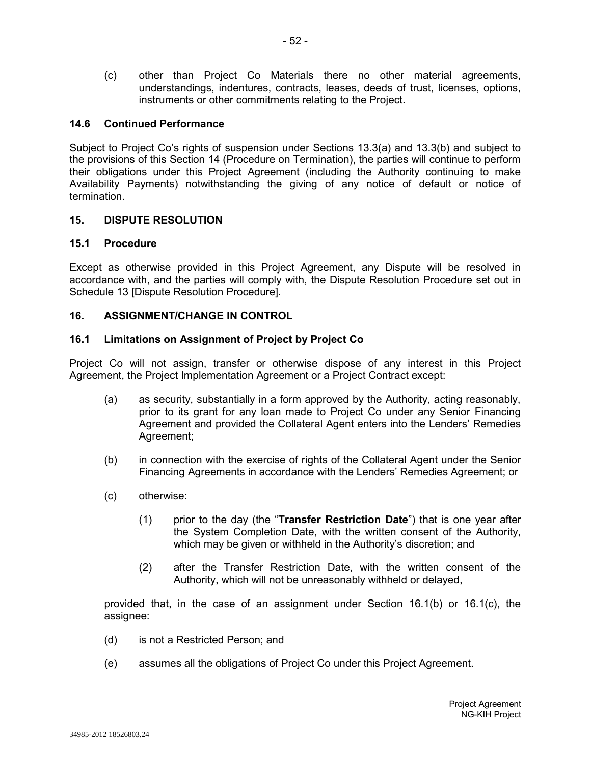(c) other than Project Co Materials there no other material agreements, understandings, indentures, contracts, leases, deeds of trust, licenses, options, instruments or other commitments relating to the Project.

### 14.6 Continued Performance

Subject to Project Co's rights of suspension under Sections 13.3(a) and 13.3(b) and subject to the provisions of this Section 14 (Procedure on Termination), the parties will continue to perform their obligations under this Project Agreement (including the Authority continuing to make Availability Payments) notwithstanding the giving of any notice of default or notice of termination.

## 15. DISPUTE RESOLUTION

### 15.1 Procedure

Except as otherwise provided in this Project Agreement, any Dispute will be resolved in accordance with, and the parties will comply with, the Dispute Resolution Procedure set out in Schedule 13 [Dispute Resolution Procedure].

## 16. ASSIGNMENT/CHANGE IN CONTROL

### 16.1 Limitations on Assignment of Project by Project Co

Project Co will not assign, transfer or otherwise dispose of any interest in this Project Agreement, the Project Implementation Agreement or a Project Contract except:

(a) as security, substantially in a form approved by the Authority, acting reasonably, prior to its grant for any loan made to Project Co under any Senior Financing Agreement and provided the Collateral Agent enters into the Lenders' Remedies Agreement;

(b) in connection with the exercise of rights of the Collateral Agent under the Senior Financing Agreements in accordance with the Lenders' Remedies Agreement; or

(c) otherwise:

(1) prior to the day (the "**Transfer Restriction Date**") that is one year after the System Completion Date, with the written consent of the Authority, which may be given or withheld in the Authority's discretion; and

(2) after the Transfer Restriction Date, with the written consent of the Authority, which will not be unreasonably withheld or delayed,

provided that, in the case of an assignment under Section 16.1(b) or 16.1(c), the assignee:

(d) is not a Restricted Person; and

(e) assumes all the obligations of Project Co under this Project Agreement.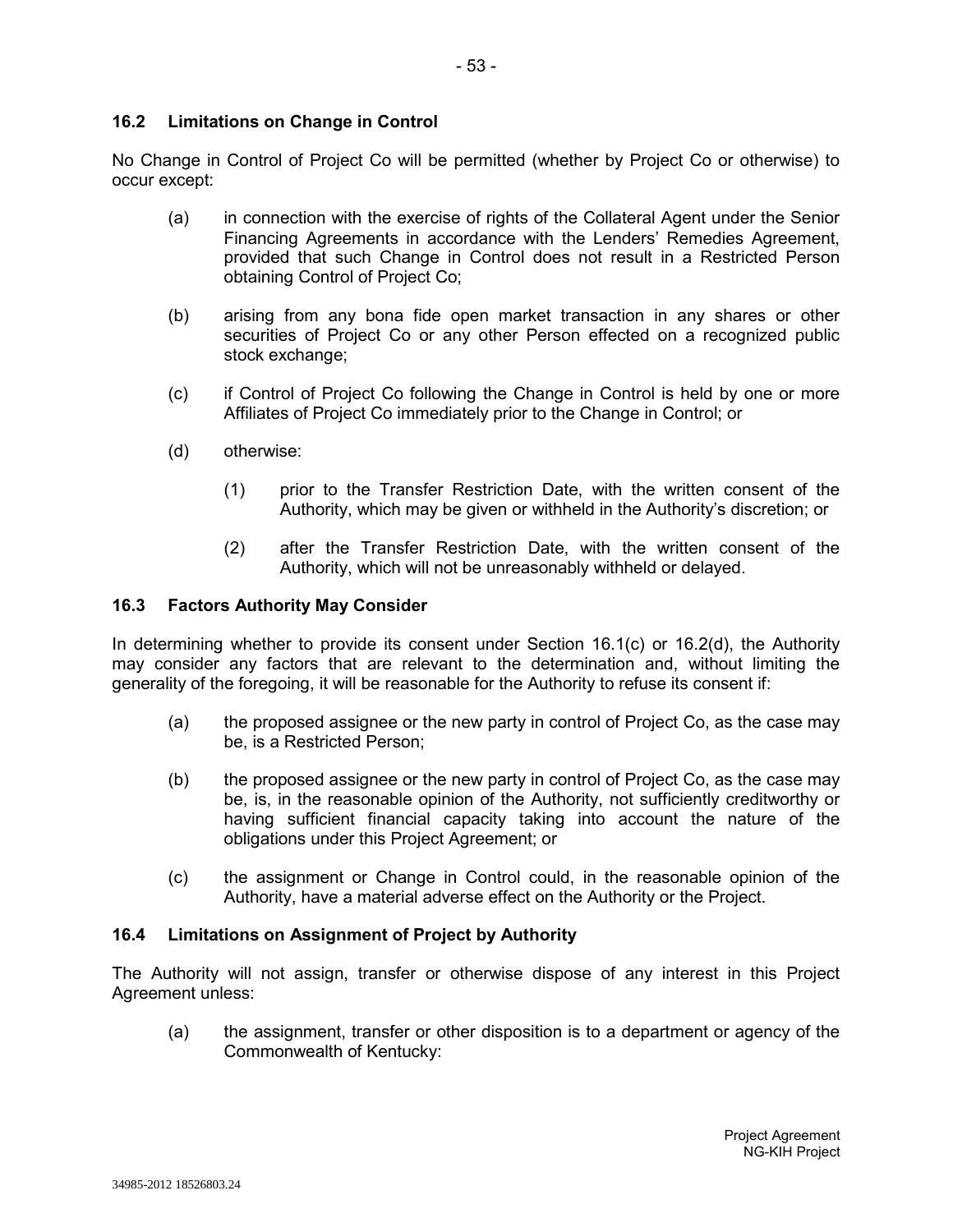### 16.2 Limitations on Change in Control

No Change in Control of Project Co will be permitted (whether by Project Co or otherwise) to occur except:

(a) in connection with the exercise of rights of the Collateral Agent under the Senior Financing Agreements in accordance with the Lenders' Remedies Agreement, provided that such Change in Control does not result in a Restricted Person obtaining Control of Project Co;

(b) arising from any bona fide open market transaction in any shares or other securities of Project Co or any other Person effected on a recognized public stock exchange;

(c) if Control of Project Co following the Change in Control is held by one or more Affiliates of Project Co immediately prior to the Change in Control; or

(d) otherwise:

(1) prior to the Transfer Restriction Date, with the written consent of the Authority, which may be given or withheld in the Authority's discretion; or

(2) after the Transfer Restriction Date, with the written consent of the Authority, which will not be unreasonably withheld or delayed.

### 16.3 Factors Authority May Consider

In determining whether to provide its consent under Section 16.1(c) or 16.2(d), the Authority may consider any factors that are relevant to the determination and, without limiting the generality of the foregoing, it will be reasonable for the Authority to refuse its consent if:

(a) the proposed assignee or the new party in control of Project Co, as the case may be, is a Restricted Person;

(b) the proposed assignee or the new party in control of Project Co, as the case may be, is, in the reasonable opinion of the Authority, not sufficiently creditworthy or having sufficient financial capacity taking into account the nature of the obligations under this Project Agreement; or

(c) the assignment or Change in Control could, in the reasonable opinion of the Authority, have a material adverse effect on the Authority or the Project.

### 16.4 Limitations on Assignment of Project by Authority

The Authority will not assign, transfer or otherwise dispose of any interest in this Project Agreement unless:

(a) the assignment, transfer or other disposition is to a department or agency of the Commonwealth of Kentucky: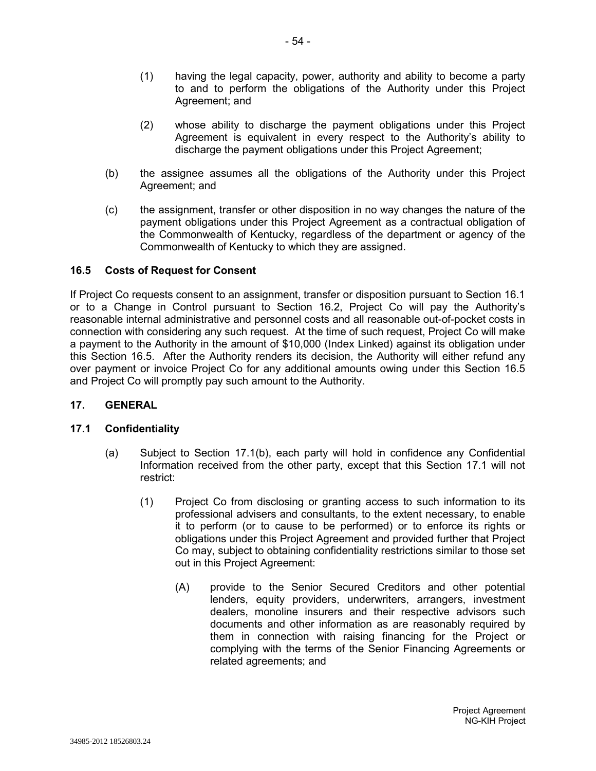(1) having the legal capacity, power, authority and ability to become a party to and to perform the obligations of the Authority under this Project Agreement; and

(2) whose ability to discharge the payment obligations under this Project Agreement is equivalent in every respect to the Authority's ability to discharge the payment obligations under this Project Agreement;

(b) the assignee assumes all the obligations of the Authority under this Project Agreement; and

(c) the assignment, transfer or other disposition in no way changes the nature of the payment obligations under this Project Agreement as a contractual obligation of the Commonwealth of Kentucky, regardless of the department or agency of the Commonwealth of Kentucky to which they are assigned.

### 16.5 Costs of Request for Consent

If Project Co requests consent to an assignment, transfer or disposition pursuant to Section 16.1 or to a Change in Control pursuant to Section 16.2, Project Co will pay the Authority's reasonable internal administrative and personnel costs and all reasonable out-of-pocket costs in connection with considering any such request. At the time of such request, Project Co will make a payment to the Authority in the amount of $10,000 (Index Linked) against its obligation under this Section 16.5. After the Authority renders its decision, the Authority will either refund any over payment or invoice Project Co for any additional amounts owing under this Section 16.5 and Project Co will promptly pay such amount to the Authority.

## 17. GENERAL

### 17.1 Confidentiality

(a) Subject to Section 17.1(b), each party will hold in confidence any Confidential Information received from the other party, except that this Section 17.1 will not restrict:

(1) Project Co from disclosing or granting access to such information to its professional advisers and consultants, to the extent necessary, to enable it to perform (or to cause to be performed) or to enforce its rights or obligations under this Project Agreement and provided further that Project Co may, subject to obtaining confidentiality restrictions similar to those set out in this Project Agreement:

(A) provide to the Senior Secured Creditors and other potential lenders, equity providers, underwriters, arrangers, investment dealers, monoline insurers and their respective advisors such documents and other information as are reasonably required by them in connection with raising financing for the Project or complying with the terms of the Senior Financing Agreements or related agreements; and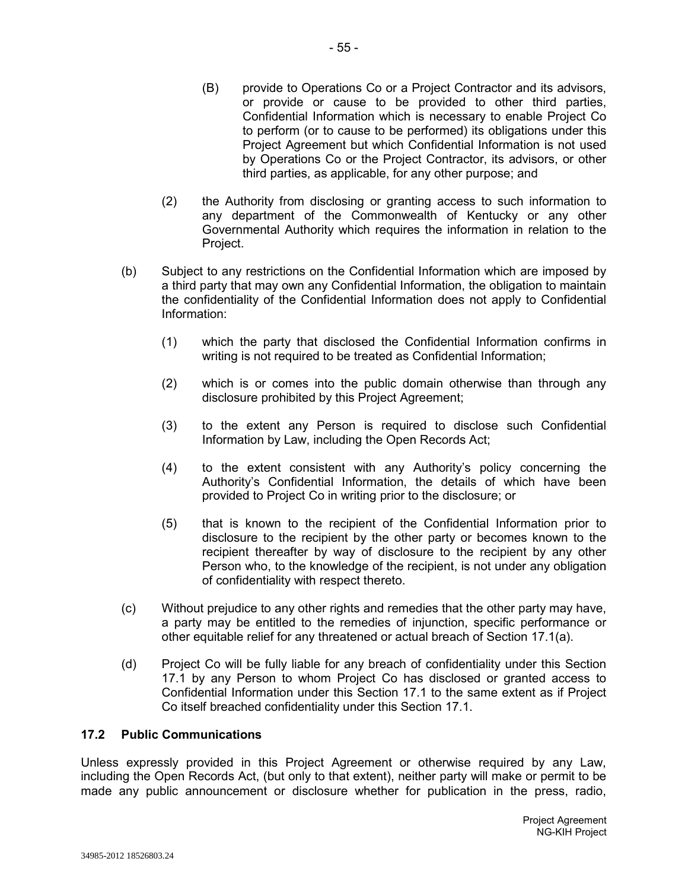(B) provide to Operations Co or a Project Contractor and its advisors, or provide or cause to be provided to other third parties, Confidential Information which is necessary to enable Project Co to perform (or to cause to be performed) its obligations under this Project Agreement but which Confidential Information is not used by Operations Co or the Project Contractor, its advisors, or other third parties, as applicable, for any other purpose; and

(2) the Authority from disclosing or granting access to such information to any department of the Commonwealth of Kentucky or any other Governmental Authority which requires the information in relation to the Project.

(b) Subject to any restrictions on the Confidential Information which are imposed by a third party that may own any Confidential Information, the obligation to maintain the confidentiality of the Confidential Information does not apply to Confidential Information:

(1) which the party that disclosed the Confidential Information confirms in writing is not required to be treated as Confidential Information;

(2) which is or comes into the public domain otherwise than through any disclosure prohibited by this Project Agreement;

(3) to the extent any Person is required to disclose such Confidential Information by Law, including the Open Records Act;

(4) to the extent consistent with any Authority's policy concerning the Authority's Confidential Information, the details of which have been provided to Project Co in writing prior to the disclosure; or

(5) that is known to the recipient of the Confidential Information prior to disclosure to the recipient by the other party or becomes known to the recipient thereafter by way of disclosure to the recipient by any other Person who, to the knowledge of the recipient, is not under any obligation of confidentiality with respect thereto.

(c) Without prejudice to any other rights and remedies that the other party may have, a party may be entitled to the remedies of injunction, specific performance or other equitable relief for any threatened or actual breach of Section 17.1(a).

(d) Project Co will be fully liable for any breach of confidentiality under this Section 17.1 by any Person to whom Project Co has disclosed or granted access to Confidential Information under this Section 17.1 to the same extent as if Project Co itself breached confidentiality under this Section 17.1.

### 17.2 Public Communications

Unless expressly provided in this Project Agreement or otherwise required by any Law, including the Open Records Act, (but only to that extent), neither party will make or permit to be made any public announcement or disclosure whether for publication in the press, radio,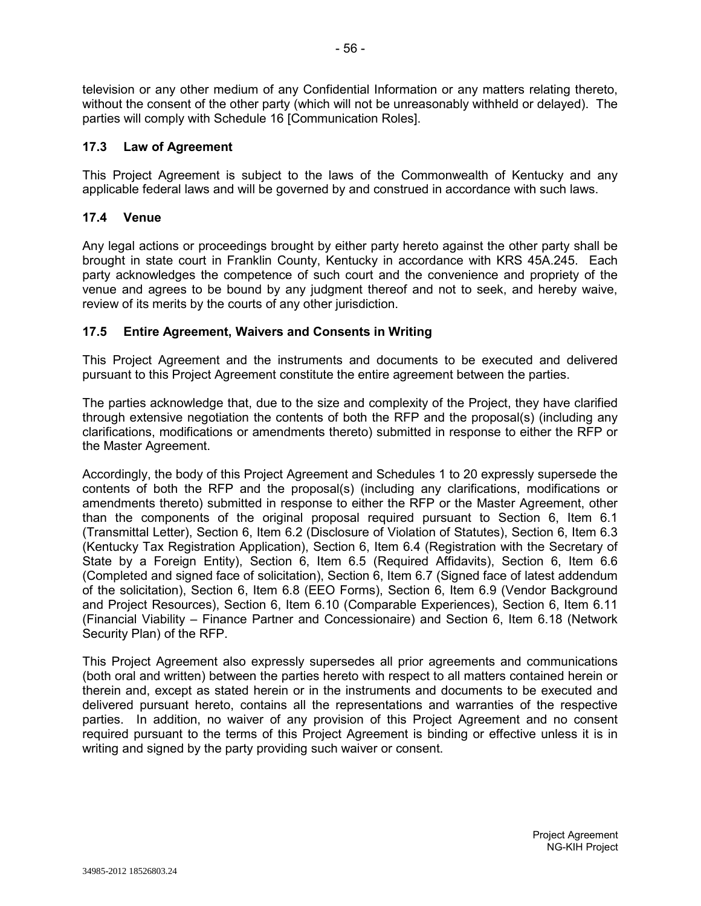television or any other medium of any Confidential Information or any matters relating thereto, without the consent of the other party (which will not be unreasonably withheld or delayed). The parties will comply with Schedule 16 [Communication Roles].

### 17.3 Law of Agreement

This Project Agreement is subject to the laws of the Commonwealth of Kentucky and any applicable federal laws and will be governed by and construed in accordance with such laws.

### 17.4 Venue

Any legal actions or proceedings brought by either party hereto against the other party shall be brought in state court in Franklin County, Kentucky in accordance with KRS 45A.245. Each party acknowledges the competence of such court and the convenience and propriety of the venue and agrees to be bound by any judgment thereof and not to seek, and hereby waive, review of its merits by the courts of any other jurisdiction.

### 17.5 Entire Agreement, Waivers and Consents in Writing

This Project Agreement and the instruments and documents to be executed and delivered pursuant to this Project Agreement constitute the entire agreement between the parties.

The parties acknowledge that, due to the size and complexity of the Project, they have clarified through extensive negotiation the contents of both the RFP and the proposal(s) (including any clarifications, modifications or amendments thereto) submitted in response to either the RFP or the Master Agreement.

Accordingly, the body of this Project Agreement and Schedules 1 to 20 expressly supersede the contents of both the RFP and the proposal(s) (including any clarifications, modifications or amendments thereto) submitted in response to either the RFP or the Master Agreement, other than the components of the original proposal required pursuant to Section 6, Item 6.1 (Transmittal Letter), Section 6, Item 6.2 (Disclosure of Violation of Statutes), Section 6, Item 6.3 (Kentucky Tax Registration Application), Section 6, Item 6.4 (Registration with the Secretary of State by a Foreign Entity), Section 6, Item 6.5 (Required Affidavits), Section 6, Item 6.6 (Completed and signed face of solicitation), Section 6, Item 6.7 (Signed face of latest addendum of the solicitation), Section 6, Item 6.8 (EEO Forms), Section 6, Item 6.9 (Vendor Background and Project Resources), Section 6, Item 6.10 (Comparable Experiences), Section 6, Item 6.11 (Financial Viability – Finance Partner and Concessionaire) and Section 6, Item 6.18 (Network Security Plan) of the RFP.

This Project Agreement also expressly supersedes all prior agreements and communications (both oral and written) between the parties hereto with respect to all matters contained herein or therein and, except as stated herein or in the instruments and documents to be executed and delivered pursuant hereto, contains all the representations and warranties of the respective parties. In addition, no waiver of any provision of this Project Agreement and no consent required pursuant to the terms of this Project Agreement is binding or effective unless it is in writing and signed by the party providing such waiver or consent.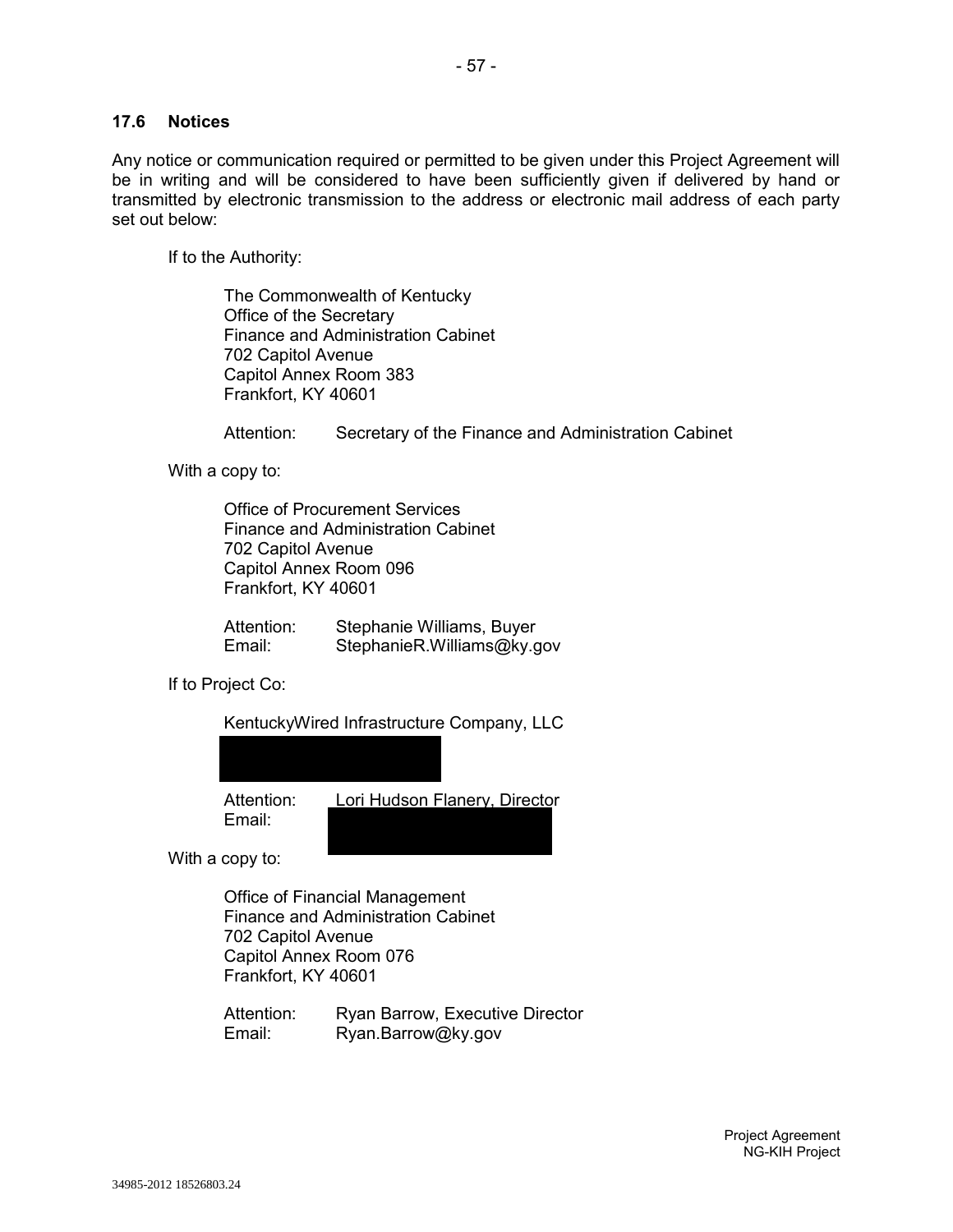### 17.6 Notices

Any notice or communication required or permitted to be given under this Project Agreement will be in writing and will be considered to have been sufficiently given if delivered by hand or transmitted by electronic transmission to the address or electronic mail address of each party set out below:

If to the Authority:

> The Commonwealth of Kentucky
> Office of the Secretary
> Finance and Administration Cabinet
> 702 Capitol Avenue
> Capitol Annex Room 383
> Frankfort, KY 40601
>
> Attention: Secretary of the Finance and Administration Cabinet

With a copy to:

> Office of Procurement Services
> Finance and Administration Cabinet
> 702 Capitol Avenue
> Capitol Annex Room 096
> Frankfort, KY 40601
>
> Attention: Stephanie Williams, Buyer
> Email: StephanieR.Williams@ky.gov

If to Project Co:

> KentuckyWired Infrastructure Company, LLC
>
> Attention: Lori Hudson Flanery, Director
> Email:

With a copy to:

> Office of Financial Management
> Finance and Administration Cabinet
> 702 Capitol Avenue
> Capitol Annex Room 076
> Frankfort, KY 40601
>
> Attention: Ryan Barrow, Executive Director
> Email: Ryan.Barrow@ky.gov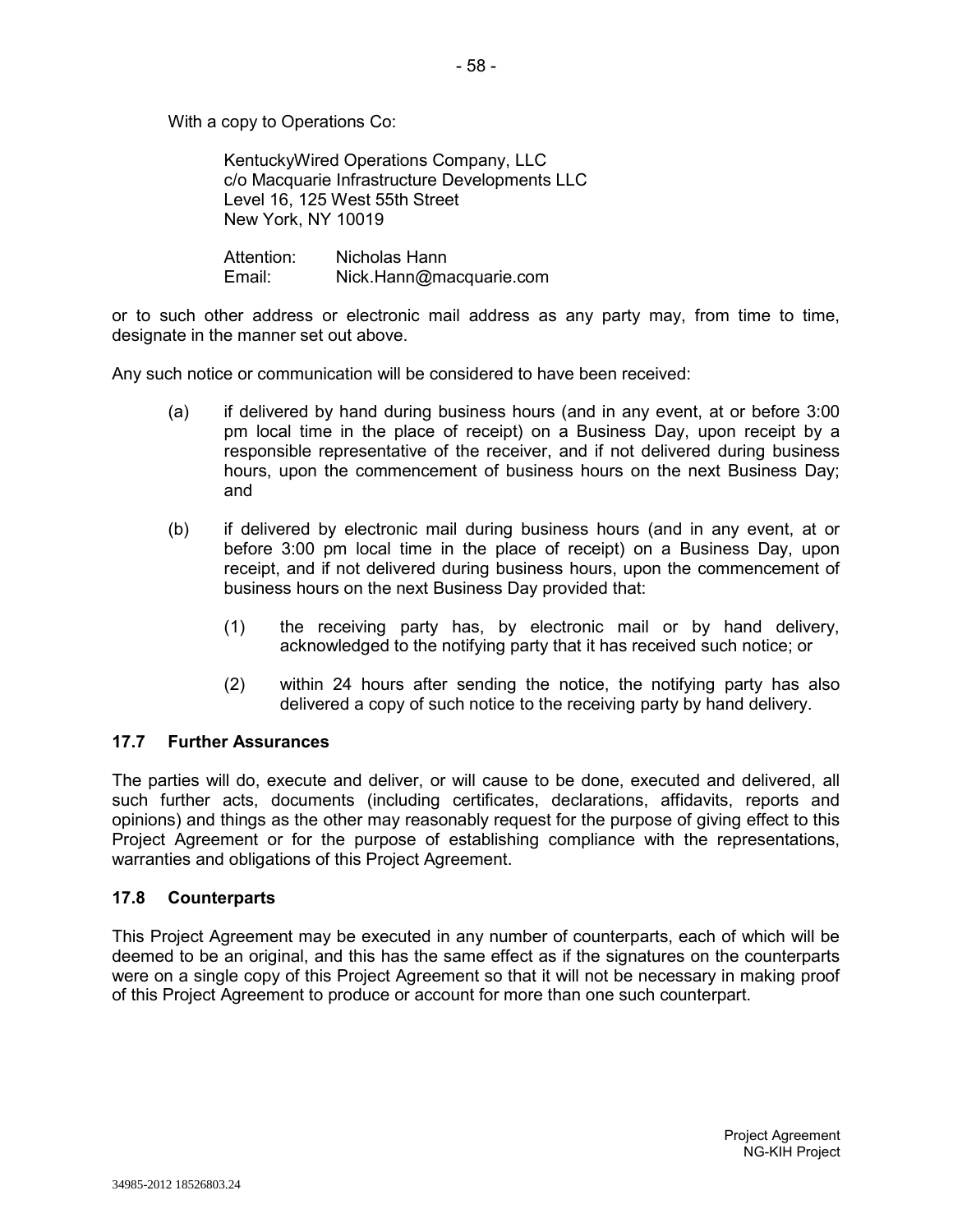With a copy to Operations Co:

KentuckyWired Operations Company, LLC
c/o Macquarie Infrastructure Developments LLC
Level 16, 125 West 55th Street
New York, NY 10019

Attention: Nicholas Hann
Email: Nick.Hann@macquarie.com

or to such other address or electronic mail address as any party may, from time to time, designate in the manner set out above.

Any such notice or communication will be considered to have been received:

(a) if delivered by hand during business hours (and in any event, at or before 3:00 pm local time in the place of receipt) on a Business Day, upon receipt by a responsible representative of the receiver, and if not delivered during business hours, upon the commencement of business hours on the next Business Day; and

(b) if delivered by electronic mail during business hours (and in any event, at or before 3:00 pm local time in the place of receipt) on a Business Day, upon receipt, and if not delivered during business hours, upon the commencement of business hours on the next Business Day provided that:

(1) the receiving party has, by electronic mail or by hand delivery, acknowledged to the notifying party that it has received such notice; or

(2) within 24 hours after sending the notice, the notifying party has also delivered a copy of such notice to the receiving party by hand delivery.

### 17.7 Further Assurances

The parties will do, execute and deliver, or will cause to be done, executed and delivered, all such further acts, documents (including certificates, declarations, affidavits, reports and opinions) and things as the other may reasonably request for the purpose of giving effect to this Project Agreement or for the purpose of establishing compliance with the representations, warranties and obligations of this Project Agreement.

### 17.8 Counterparts

This Project Agreement may be executed in any number of counterparts, each of which will be deemed to be an original, and this has the same effect as if the signatures on the counterparts were on a single copy of this Project Agreement so that it will not be necessary in making proof of this Project Agreement to produce or account for more than one such counterpart.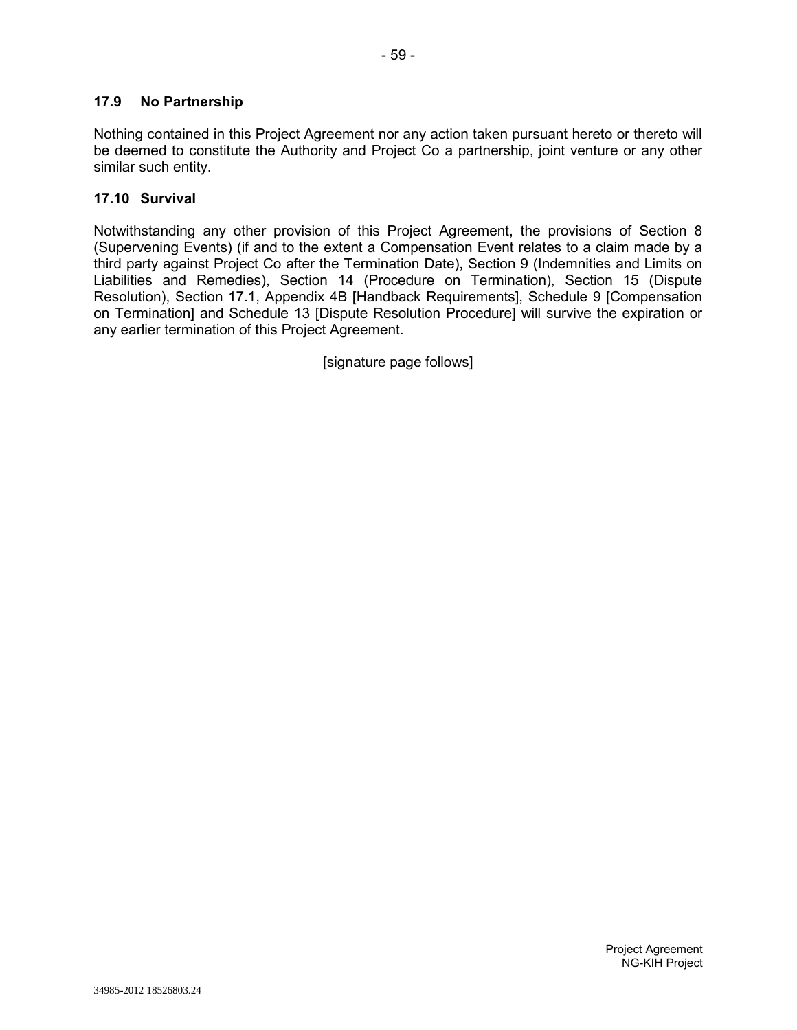### 17.9 No Partnership

Nothing contained in this Project Agreement nor any action taken pursuant hereto or thereto will be deemed to constitute the Authority and Project Co a partnership, joint venture or any other similar such entity.

### 17.10 Survival

Notwithstanding any other provision of this Project Agreement, the provisions of Section 8 (Supervening Events) (if and to the extent a Compensation Event relates to a claim made by a third party against Project Co after the Termination Date), Section 9 (Indemnities and Limits on Liabilities and Remedies), Section 14 (Procedure on Termination), Section 15 (Dispute Resolution), Section 17.1, Appendix 4B [Handback Requirements], Schedule 9 [Compensation on Termination] and Schedule 13 [Dispute Resolution Procedure] will survive the expiration or any earlier termination of this Project Agreement.

[signature page follows]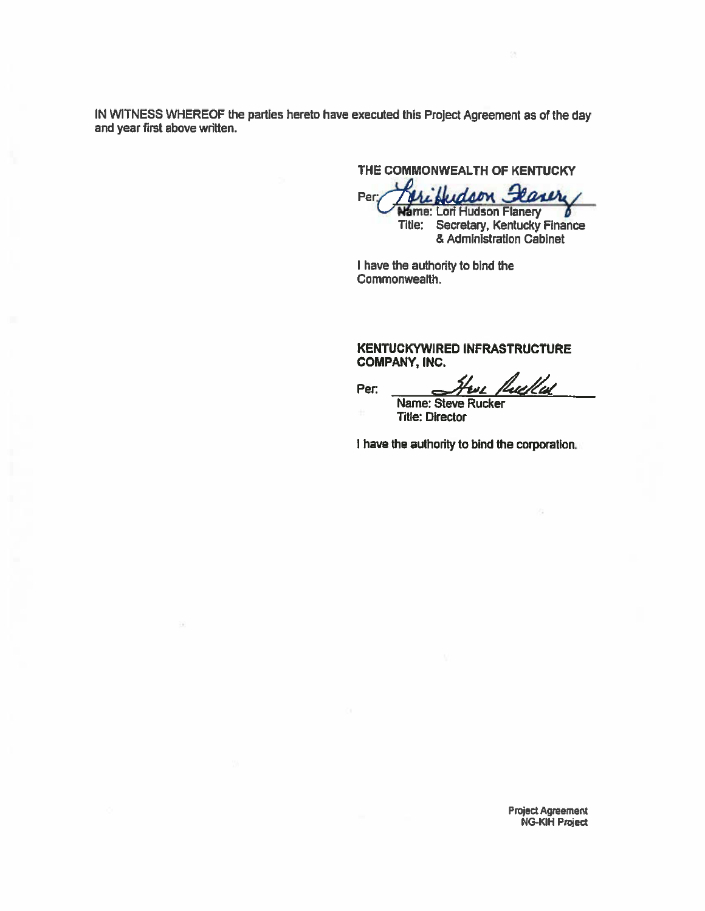IN WITNESS WHEREOF the parties hereto have executed this Project Agreement as of the day and year first above written.

**THE COMMONWEALTH OF KENTUCKY**

Per: ______________________

Name: Lori Hudson Flanery
Title: Secretary, Kentucky Finance & Administration Cabinet

I have the authority to bind the Commonwealth.

**KENTUCKYWIRED INFRASTRUCTURE COMPANY, INC.**

Per: ______________________

Name: Steve Rucker
Title: Director

I have the authority to bind the corporation.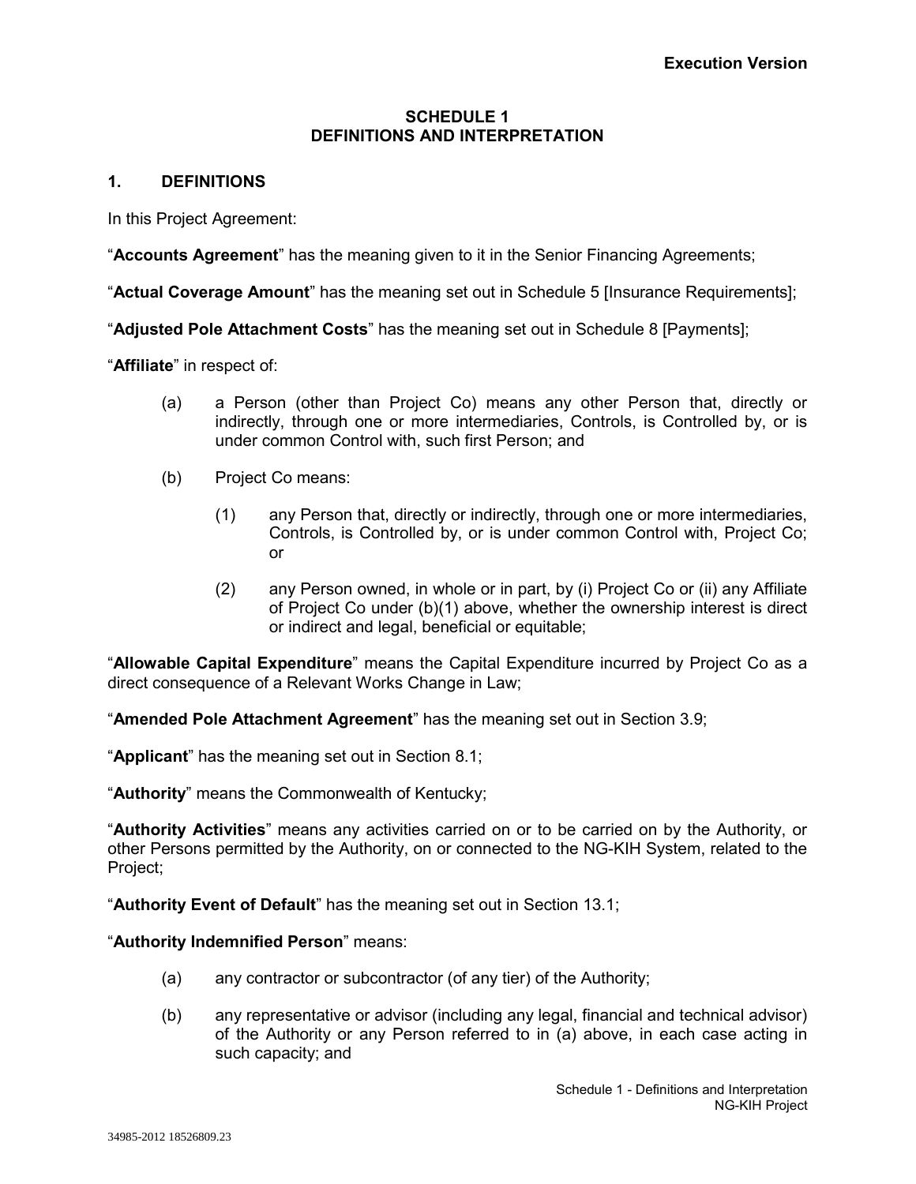**Execution Version**

# SCHEDULE 1
# DEFINITIONS AND INTERPRETATION

## 1. DEFINITIONS

In this Project Agreement:

"**Accounts Agreement**" has the meaning given to it in the Senior Financing Agreements;

"**Actual Coverage Amount**" has the meaning set out in Schedule 5 [Insurance Requirements];

"**Adjusted Pole Attachment Costs**" has the meaning set out in Schedule 8 [Payments];

"**Affiliate**" in respect of:

(a) a Person (other than Project Co) means any other Person that, directly or indirectly, through one or more intermediaries, Controls, is Controlled by, or is under common Control with, such first Person; and

(b) Project Co means:

(1) any Person that, directly or indirectly, through one or more intermediaries, Controls, is Controlled by, or is under common Control with, Project Co; or

(2) any Person owned, in whole or in part, by (i) Project Co or (ii) any Affiliate of Project Co under (b)(1) above, whether the ownership interest is direct or indirect and legal, beneficial or equitable;

"**Allowable Capital Expenditure**" means the Capital Expenditure incurred by Project Co as a direct consequence of a Relevant Works Change in Law;

"**Amended Pole Attachment Agreement**" has the meaning set out in Section 3.9;

"**Applicant**" has the meaning set out in Section 8.1;

"**Authority**" means the Commonwealth of Kentucky;

"**Authority Activities**" means any activities carried on or to be carried on by the Authority, or other Persons permitted by the Authority, on or connected to the NG-KIH System, related to the Project;

"**Authority Event of Default**" has the meaning set out in Section 13.1;

"**Authority Indemnified Person**" means:

(a) any contractor or subcontractor (of any tier) of the Authority;

(b) any representative or advisor (including any legal, financial and technical advisor) of the Authority or any Person referred to in (a) above, in each case acting in such capacity; and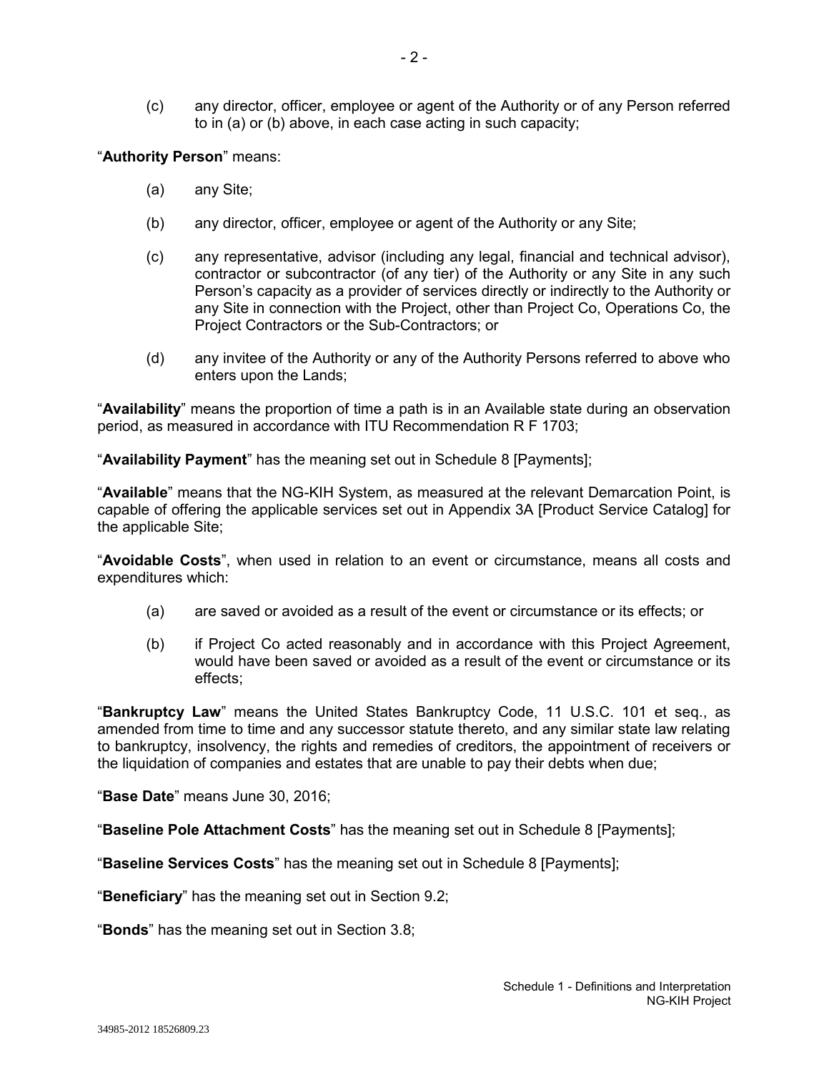(c) any director, officer, employee or agent of the Authority or of any Person referred to in (a) or (b) above, in each case acting in such capacity;

"**Authority Person**" means:

(a) any Site;

(b) any director, officer, employee or agent of the Authority or any Site;

(c) any representative, advisor (including any legal, financial and technical advisor), contractor or subcontractor (of any tier) of the Authority or any Site in any such Person's capacity as a provider of services directly or indirectly to the Authority or any Site in connection with the Project, other than Project Co, Operations Co, the Project Contractors or the Sub-Contractors; or

(d) any invitee of the Authority or any of the Authority Persons referred to above who enters upon the Lands;

"**Availability**" means the proportion of time a path is in an Available state during an observation period, as measured in accordance with ITU Recommendation R F 1703;

"**Availability Payment**" has the meaning set out in Schedule 8 [Payments];

"**Available**" means that the NG-KIH System, as measured at the relevant Demarcation Point, is capable of offering the applicable services set out in Appendix 3A [Product Service Catalog] for the applicable Site;

"**Avoidable Costs**", when used in relation to an event or circumstance, means all costs and expenditures which:

(a) are saved or avoided as a result of the event or circumstance or its effects; or

(b) if Project Co acted reasonably and in accordance with this Project Agreement, would have been saved or avoided as a result of the event or circumstance or its effects;

"**Bankruptcy Law**" means the United States Bankruptcy Code, 11 U.S.C. 101 et seq., as amended from time to time and any successor statute thereto, and any similar state law relating to bankruptcy, insolvency, the rights and remedies of creditors, the appointment of receivers or the liquidation of companies and estates that are unable to pay their debts when due;

"**Base Date**" means June 30, 2016;

"**Baseline Pole Attachment Costs**" has the meaning set out in Schedule 8 [Payments];

"**Baseline Services Costs**" has the meaning set out in Schedule 8 [Payments];

"**Beneficiary**" has the meaning set out in Section 9.2;

"**Bonds**" has the meaning set out in Section 3.8;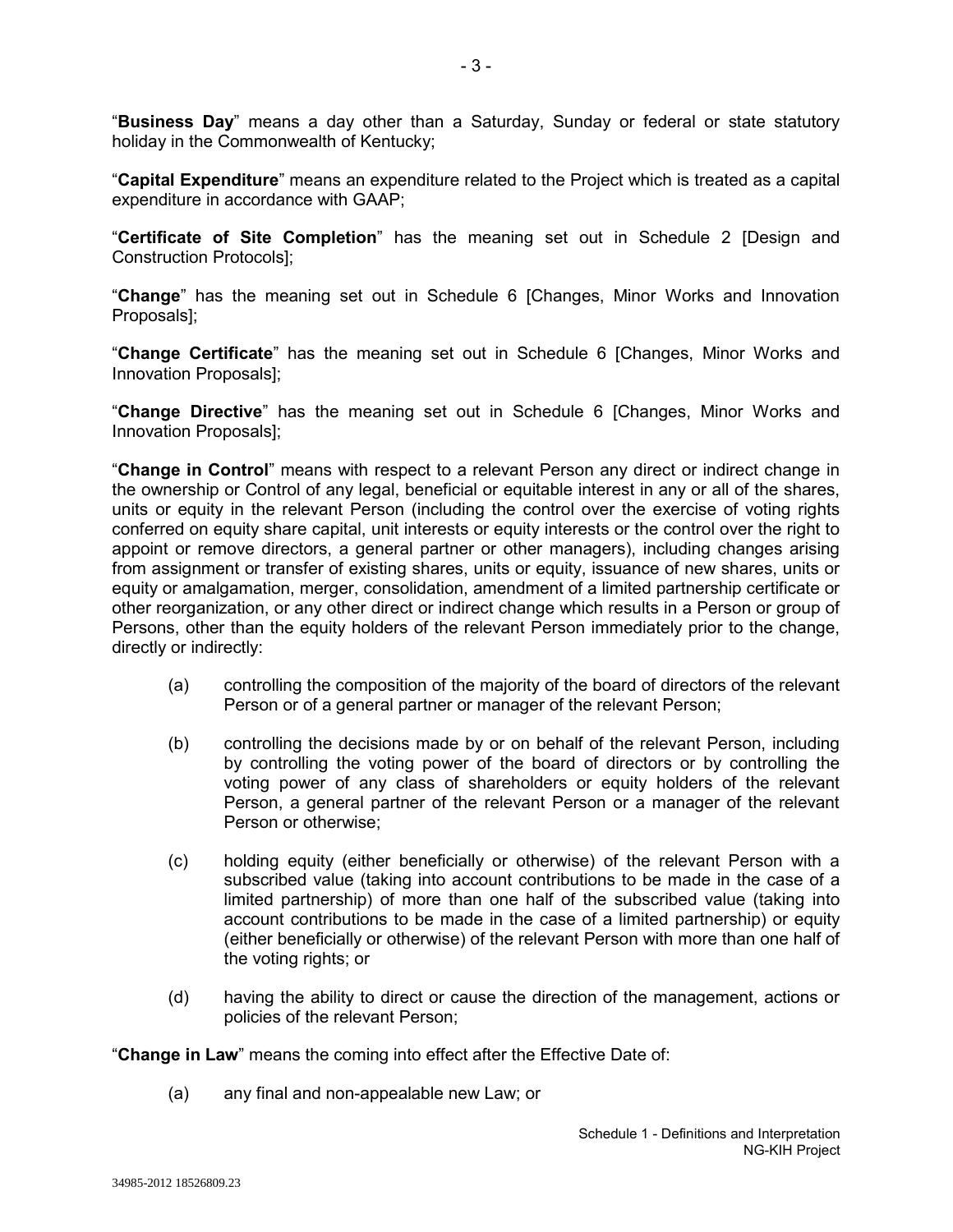"**Business Day**" means a day other than a Saturday, Sunday or federal or state statutory holiday in the Commonwealth of Kentucky;

"**Capital Expenditure**" means an expenditure related to the Project which is treated as a capital expenditure in accordance with GAAP;

"**Certificate of Site Completion**" has the meaning set out in Schedule 2 [Design and Construction Protocols];

"**Change**" has the meaning set out in Schedule 6 [Changes, Minor Works and Innovation Proposals];

"**Change Certificate**" has the meaning set out in Schedule 6 [Changes, Minor Works and Innovation Proposals];

"**Change Directive**" has the meaning set out in Schedule 6 [Changes, Minor Works and Innovation Proposals];

"**Change in Control**" means with respect to a relevant Person any direct or indirect change in the ownership or Control of any legal, beneficial or equitable interest in any or all of the shares, units or equity in the relevant Person (including the control over the exercise of voting rights conferred on equity share capital, unit interests or equity interests or the control over the right to appoint or remove directors, a general partner or other managers), including changes arising from assignment or transfer of existing shares, units or equity, issuance of new shares, units or equity or amalgamation, merger, consolidation, amendment of a limited partnership certificate or other reorganization, or any other direct or indirect change which results in a Person or group of Persons, other than the equity holders of the relevant Person immediately prior to the change, directly or indirectly:

(a) controlling the composition of the majority of the board of directors of the relevant Person or of a general partner or manager of the relevant Person;

(b) controlling the decisions made by or on behalf of the relevant Person, including by controlling the voting power of the board of directors or by controlling the voting power of any class of shareholders or equity holders of the relevant Person, a general partner of the relevant Person or a manager of the relevant Person or otherwise;

(c) holding equity (either beneficially or otherwise) of the relevant Person with a subscribed value (taking into account contributions to be made in the case of a limited partnership) of more than one half of the subscribed value (taking into account contributions to be made in the case of a limited partnership) or equity (either beneficially or otherwise) of the relevant Person with more than one half of the voting rights; or

(d) having the ability to direct or cause the direction of the management, actions or policies of the relevant Person;

"**Change in Law**" means the coming into effect after the Effective Date of:

(a) any final and non-appealable new Law; or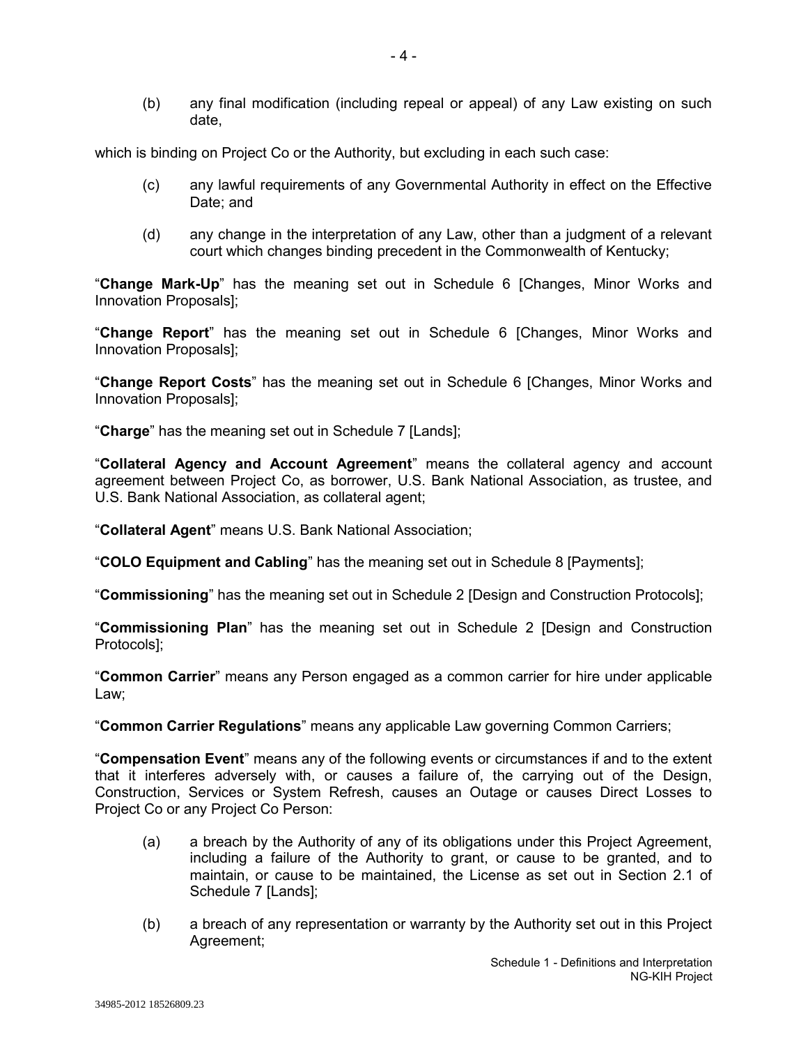(b) any final modification (including repeal or appeal) of any Law existing on such date,

which is binding on Project Co or the Authority, but excluding in each such case:

(c) any lawful requirements of any Governmental Authority in effect on the Effective Date; and

(d) any change in the interpretation of any Law, other than a judgment of a relevant court which changes binding precedent in the Commonwealth of Kentucky;

"**Change Mark-Up**" has the meaning set out in Schedule 6 [Changes, Minor Works and Innovation Proposals];

"**Change Report**" has the meaning set out in Schedule 6 [Changes, Minor Works and Innovation Proposals];

"**Change Report Costs**" has the meaning set out in Schedule 6 [Changes, Minor Works and Innovation Proposals];

"**Charge**" has the meaning set out in Schedule 7 [Lands];

"**Collateral Agency and Account Agreement**" means the collateral agency and account agreement between Project Co, as borrower, U.S. Bank National Association, as trustee, and U.S. Bank National Association, as collateral agent;

"**Collateral Agent**" means U.S. Bank National Association;

"**COLO Equipment and Cabling**" has the meaning set out in Schedule 8 [Payments];

"**Commissioning**" has the meaning set out in Schedule 2 [Design and Construction Protocols];

"**Commissioning Plan**" has the meaning set out in Schedule 2 [Design and Construction Protocols];

"**Common Carrier**" means any Person engaged as a common carrier for hire under applicable Law;

"**Common Carrier Regulations**" means any applicable Law governing Common Carriers;

"**Compensation Event**" means any of the following events or circumstances if and to the extent that it interferes adversely with, or causes a failure of, the carrying out of the Design, Construction, Services or System Refresh, causes an Outage or causes Direct Losses to Project Co or any Project Co Person:

(a) a breach by the Authority of any of its obligations under this Project Agreement, including a failure of the Authority to grant, or cause to be granted, and to maintain, or cause to be maintained, the License as set out in Section 2.1 of Schedule 7 [Lands];

(b) a breach of any representation or warranty by the Authority set out in this Project Agreement;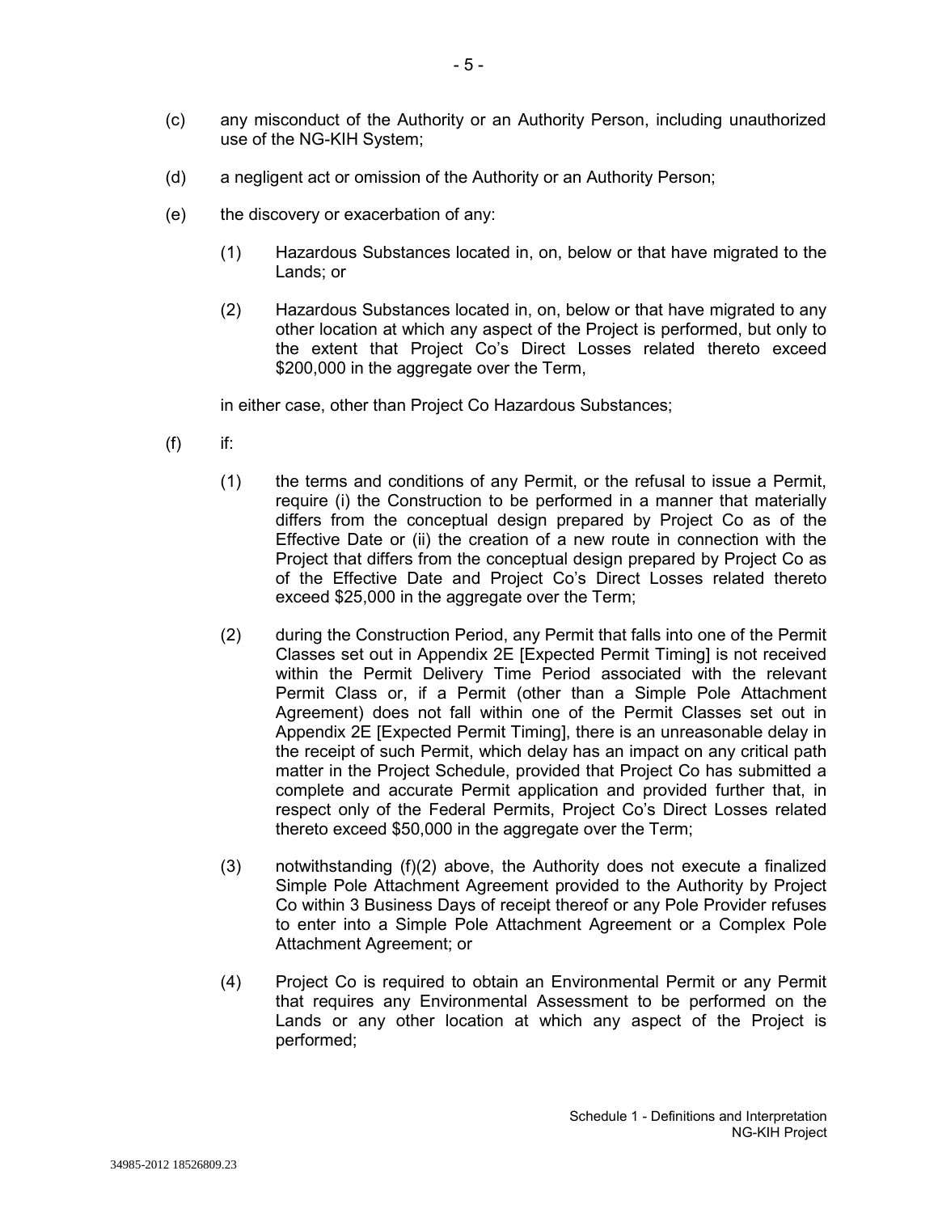(c) any misconduct of the Authority or an Authority Person, including unauthorized use of the NG-KIH System;

(d) a negligent act or omission of the Authority or an Authority Person;

(e) the discovery or exacerbation of any:

 (1) Hazardous Substances located in, on, below or that have migrated to the Lands; or

 (2) Hazardous Substances located in, on, below or that have migrated to any other location at which any aspect of the Project is performed, but only to the extent that Project Co's Direct Losses related thereto exceed $200,000 in the aggregate over the Term,

 in either case, other than Project Co Hazardous Substances;

(f) if:

 (1) the terms and conditions of any Permit, or the refusal to issue a Permit, require (i) the Construction to be performed in a manner that materially differs from the conceptual design prepared by Project Co as of the Effective Date or (ii) the creation of a new route in connection with the Project that differs from the conceptual design prepared by Project Co as of the Effective Date and Project Co's Direct Losses related thereto exceed $25,000 in the aggregate over the Term;

 (2) during the Construction Period, any Permit that falls into one of the Permit Classes set out in Appendix 2E [Expected Permit Timing] is not received within the Permit Delivery Time Period associated with the relevant Permit Class or, if a Permit (other than a Simple Pole Attachment Agreement) does not fall within one of the Permit Classes set out in Appendix 2E [Expected Permit Timing], there is an unreasonable delay in the receipt of such Permit, which delay has an impact on any critical path matter in the Project Schedule, provided that Project Co has submitted a complete and accurate Permit application and provided further that, in respect only of the Federal Permits, Project Co's Direct Losses related thereto exceed $50,000 in the aggregate over the Term;

 (3) notwithstanding (f)(2) above, the Authority does not execute a finalized Simple Pole Attachment Agreement provided to the Authority by Project Co within 3 Business Days of receipt thereof or any Pole Provider refuses to enter into a Simple Pole Attachment Agreement or a Complex Pole Attachment Agreement; or

 (4) Project Co is required to obtain an Environmental Permit or any Permit that requires any Environmental Assessment to be performed on the Lands or any other location at which any aspect of the Project is performed;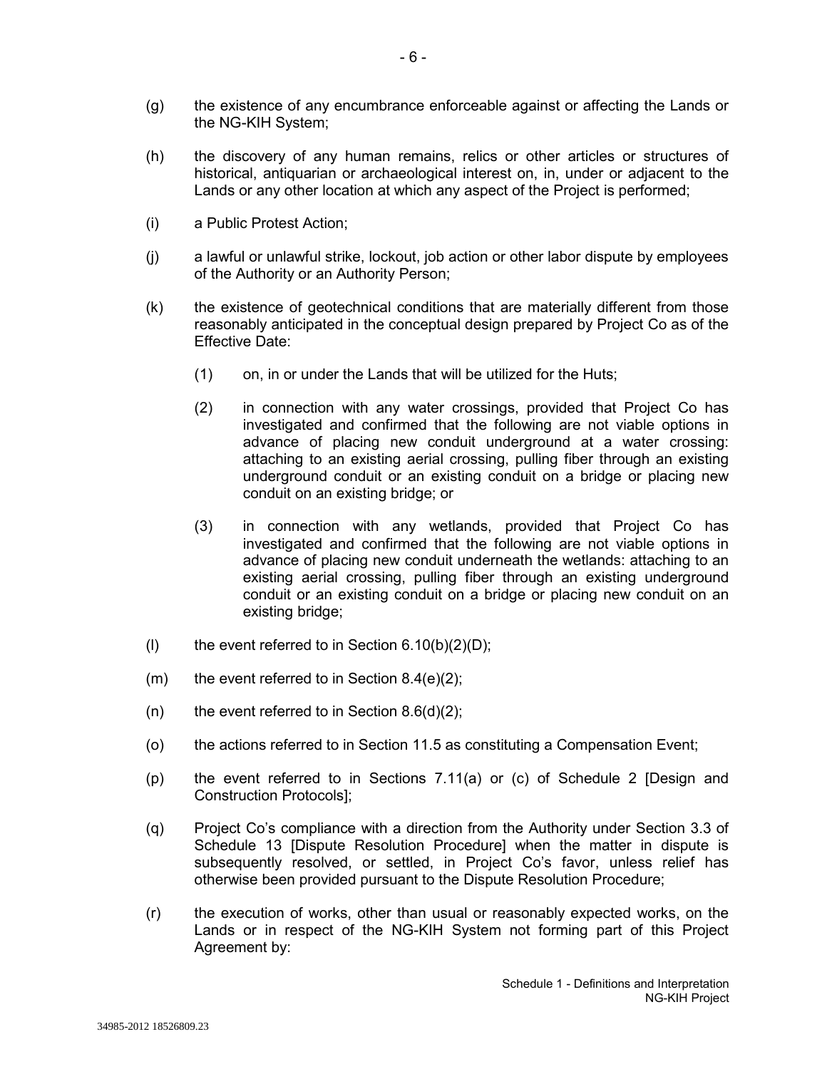(g) the existence of any encumbrance enforceable against or affecting the Lands or the NG-KIH System;

(h) the discovery of any human remains, relics or other articles or structures of historical, antiquarian or archaeological interest on, in, under or adjacent to the Lands or any other location at which any aspect of the Project is performed;

(i) a Public Protest Action;

(j) a lawful or unlawful strike, lockout, job action or other labor dispute by employees of the Authority or an Authority Person;

(k) the existence of geotechnical conditions that are materially different from those reasonably anticipated in the conceptual design prepared by Project Co as of the Effective Date:

  (1) on, in or under the Lands that will be utilized for the Huts;

  (2) in connection with any water crossings, provided that Project Co has investigated and confirmed that the following are not viable options in advance of placing new conduit underground at a water crossing: attaching to an existing aerial crossing, pulling fiber through an existing underground conduit or an existing conduit on a bridge or placing new conduit on an existing bridge; or

  (3) in connection with any wetlands, provided that Project Co has investigated and confirmed that the following are not viable options in advance of placing new conduit underneath the wetlands: attaching to an existing aerial crossing, pulling fiber through an existing underground conduit or an existing conduit on a bridge or placing new conduit on an existing bridge;

(l) the event referred to in Section 6.10(b)(2)(D);

(m) the event referred to in Section 8.4(e)(2);

(n) the event referred to in Section 8.6(d)(2);

(o) the actions referred to in Section 11.5 as constituting a Compensation Event;

(p) the event referred to in Sections 7.11(a) or (c) of Schedule 2 [Design and Construction Protocols];

(q) Project Co's compliance with a direction from the Authority under Section 3.3 of Schedule 13 [Dispute Resolution Procedure] when the matter in dispute is subsequently resolved, or settled, in Project Co's favor, unless relief has otherwise been provided pursuant to the Dispute Resolution Procedure;

(r) the execution of works, other than usual or reasonably expected works, on the Lands or in respect of the NG-KIH System not forming part of this Project Agreement by: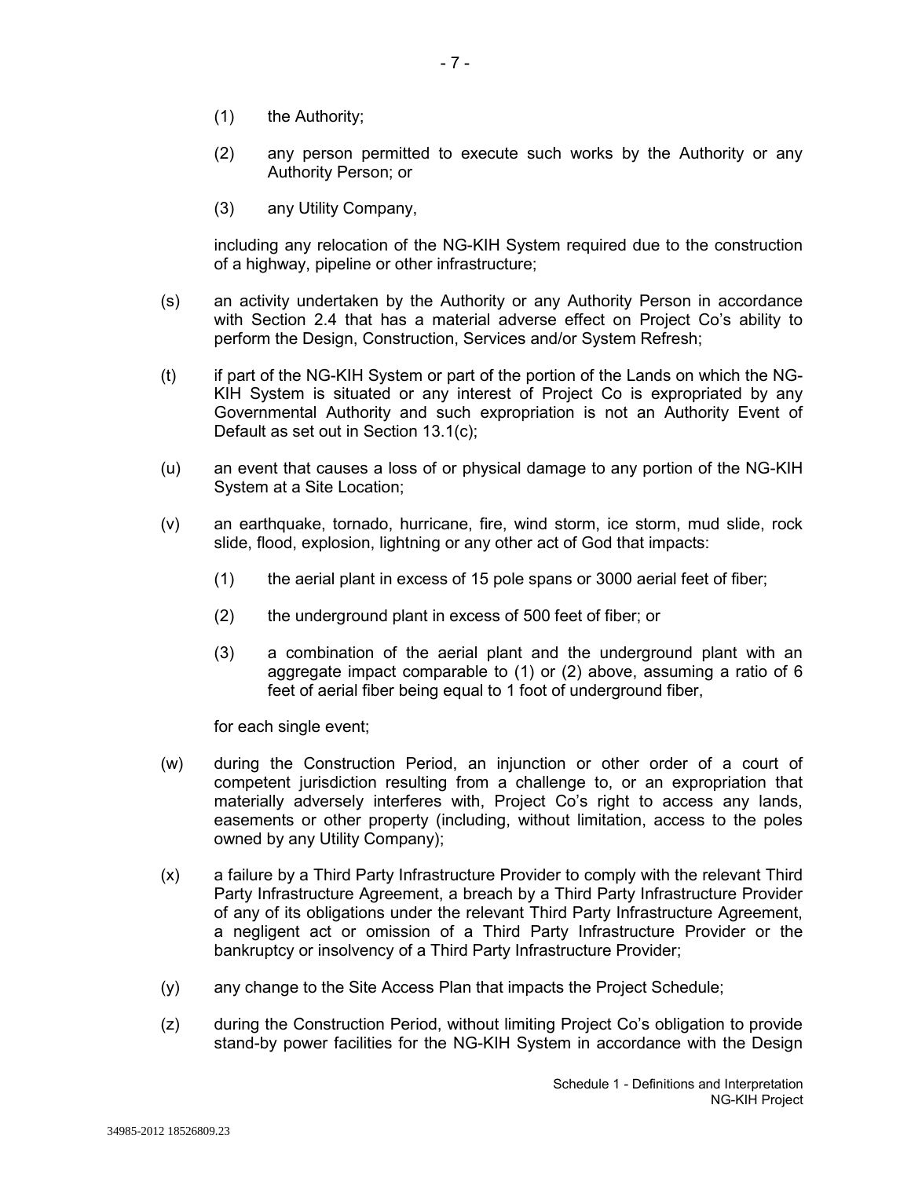(1) the Authority;

(2) any person permitted to execute such works by the Authority or any Authority Person; or

(3) any Utility Company,

including any relocation of the NG-KIH System required due to the construction of a highway, pipeline or other infrastructure;

(s) an activity undertaken by the Authority or any Authority Person in accordance with Section 2.4 that has a material adverse effect on Project Co's ability to perform the Design, Construction, Services and/or System Refresh;

(t) if part of the NG-KIH System or part of the portion of the Lands on which the NG-KIH System is situated or any interest of Project Co is expropriated by any Governmental Authority and such expropriation is not an Authority Event of Default as set out in Section 13.1(c);

(u) an event that causes a loss of or physical damage to any portion of the NG-KIH System at a Site Location;

(v) an earthquake, tornado, hurricane, fire, wind storm, ice storm, mud slide, rock slide, flood, explosion, lightning or any other act of God that impacts:

(1) the aerial plant in excess of 15 pole spans or 3000 aerial feet of fiber;

(2) the underground plant in excess of 500 feet of fiber; or

(3) a combination of the aerial plant and the underground plant with an aggregate impact comparable to (1) or (2) above, assuming a ratio of 6 feet of aerial fiber being equal to 1 foot of underground fiber,

for each single event;

(w) during the Construction Period, an injunction or other order of a court of competent jurisdiction resulting from a challenge to, or an expropriation that materially adversely interferes with, Project Co's right to access any lands, easements or other property (including, without limitation, access to the poles owned by any Utility Company);

(x) a failure by a Third Party Infrastructure Provider to comply with the relevant Third Party Infrastructure Agreement, a breach by a Third Party Infrastructure Provider of any of its obligations under the relevant Third Party Infrastructure Agreement, a negligent act or omission of a Third Party Infrastructure Provider or the bankruptcy or insolvency of a Third Party Infrastructure Provider;

(y) any change to the Site Access Plan that impacts the Project Schedule;

(z) during the Construction Period, without limiting Project Co's obligation to provide stand-by power facilities for the NG-KIH System in accordance with the Design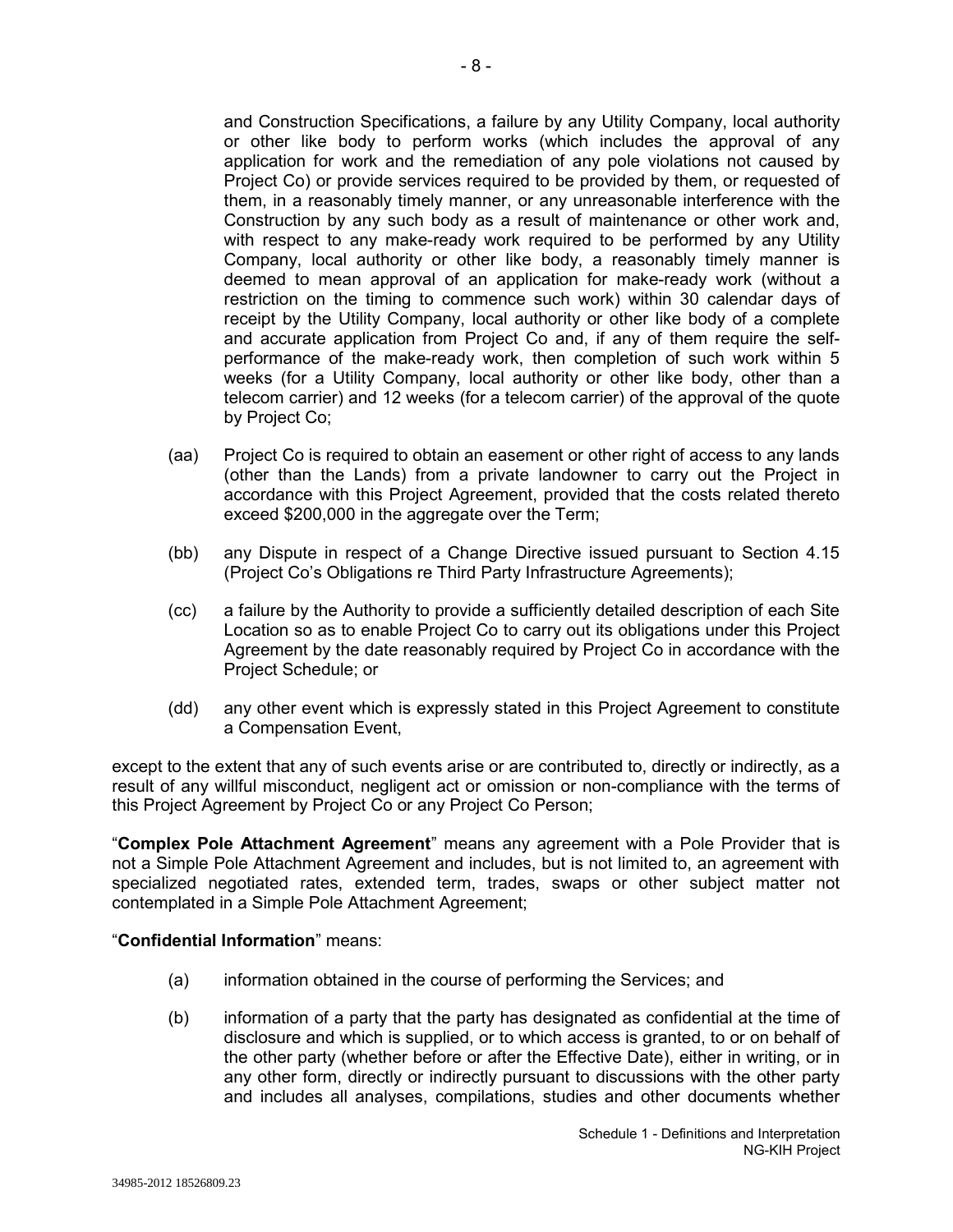and Construction Specifications, a failure by any Utility Company, local authority or other like body to perform works (which includes the approval of any application for work and the remediation of any pole violations not caused by Project Co) or provide services required to be provided by them, or requested of them, in a reasonably timely manner, or any unreasonable interference with the Construction by any such body as a result of maintenance or other work and, with respect to any make-ready work required to be performed by any Utility Company, local authority or other like body, a reasonably timely manner is deemed to mean approval of an application for make-ready work (without a restriction on the timing to commence such work) within 30 calendar days of receipt by the Utility Company, local authority or other like body of a complete and accurate application from Project Co and, if any of them require the self-performance of the make-ready work, then completion of such work within 5 weeks (for a Utility Company, local authority or other like body, other than a telecom carrier) and 12 weeks (for a telecom carrier) of the approval of the quote by Project Co;

(aa) Project Co is required to obtain an easement or other right of access to any lands (other than the Lands) from a private landowner to carry out the Project in accordance with this Project Agreement, provided that the costs related thereto exceed $200,000 in the aggregate over the Term;

(bb) any Dispute in respect of a Change Directive issued pursuant to Section 4.15 (Project Co's Obligations re Third Party Infrastructure Agreements);

(cc) a failure by the Authority to provide a sufficiently detailed description of each Site Location so as to enable Project Co to carry out its obligations under this Project Agreement by the date reasonably required by Project Co in accordance with the Project Schedule; or

(dd) any other event which is expressly stated in this Project Agreement to constitute a Compensation Event,

except to the extent that any of such events arise or are contributed to, directly or indirectly, as a result of any willful misconduct, negligent act or omission or non-compliance with the terms of this Project Agreement by Project Co or any Project Co Person;

"**Complex Pole Attachment Agreement**" means any agreement with a Pole Provider that is not a Simple Pole Attachment Agreement and includes, but is not limited to, an agreement with specialized negotiated rates, extended term, trades, swaps or other subject matter not contemplated in a Simple Pole Attachment Agreement;

"**Confidential Information**" means:

(a) information obtained in the course of performing the Services; and

(b) information of a party that the party has designated as confidential at the time of disclosure and which is supplied, or to which access is granted, to or on behalf of the other party (whether before or after the Effective Date), either in writing, or in any other form, directly or indirectly pursuant to discussions with the other party and includes all analyses, compilations, studies and other documents whether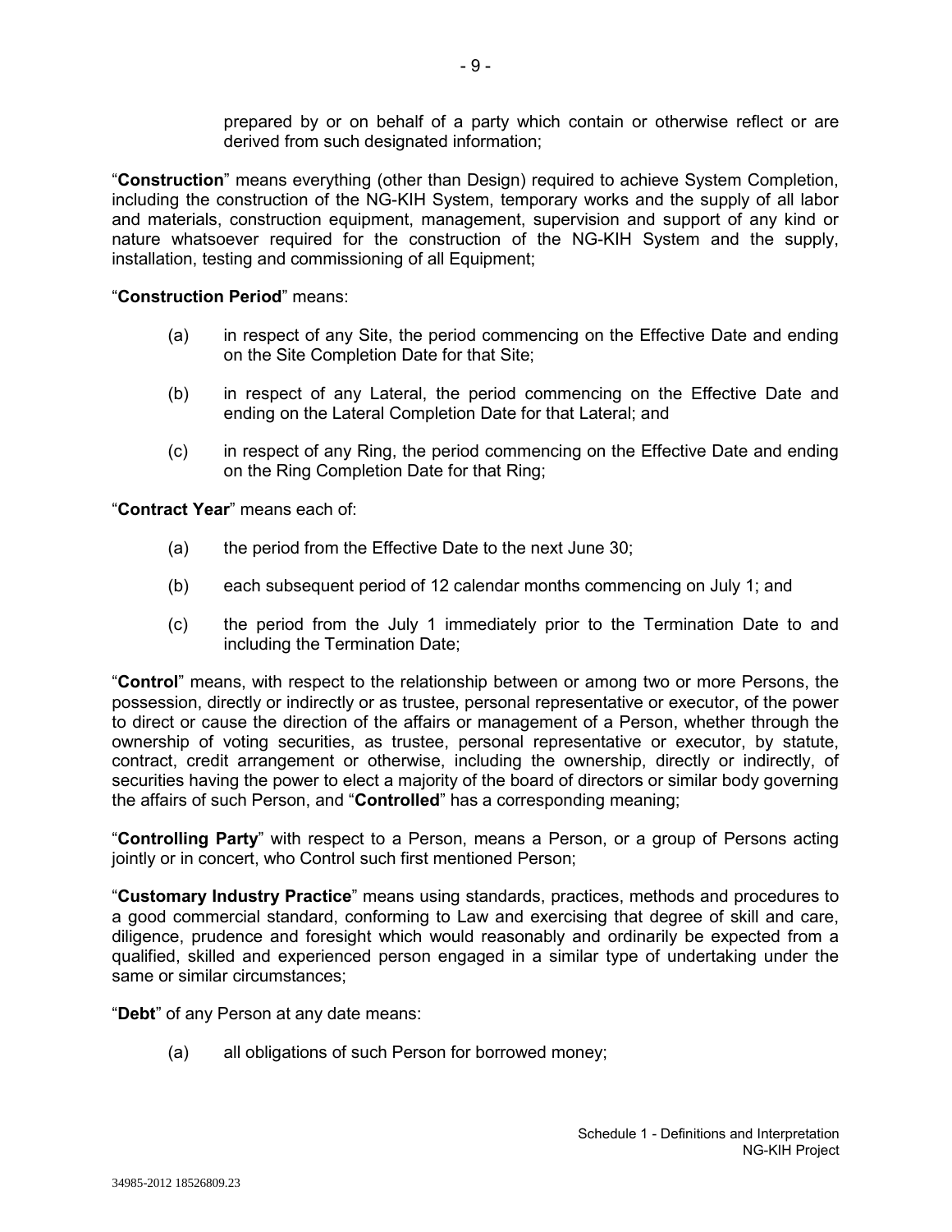prepared by or on behalf of a party which contain or otherwise reflect or are derived from such designated information;

"**Construction**" means everything (other than Design) required to achieve System Completion, including the construction of the NG-KIH System, temporary works and the supply of all labor and materials, construction equipment, management, supervision and support of any kind or nature whatsoever required for the construction of the NG-KIH System and the supply, installation, testing and commissioning of all Equipment;

"**Construction Period**" means:

(a) in respect of any Site, the period commencing on the Effective Date and ending on the Site Completion Date for that Site;

(b) in respect of any Lateral, the period commencing on the Effective Date and ending on the Lateral Completion Date for that Lateral; and

(c) in respect of any Ring, the period commencing on the Effective Date and ending on the Ring Completion Date for that Ring;

"**Contract Year**" means each of:

(a) the period from the Effective Date to the next June 30;

(b) each subsequent period of 12 calendar months commencing on July 1; and

(c) the period from the July 1 immediately prior to the Termination Date to and including the Termination Date;

"**Control**" means, with respect to the relationship between or among two or more Persons, the possession, directly or indirectly or as trustee, personal representative or executor, of the power to direct or cause the direction of the affairs or management of a Person, whether through the ownership of voting securities, as trustee, personal representative or executor, by statute, contract, credit arrangement or otherwise, including the ownership, directly or indirectly, of securities having the power to elect a majority of the board of directors or similar body governing the affairs of such Person, and "**Controlled**" has a corresponding meaning;

"**Controlling Party**" with respect to a Person, means a Person, or a group of Persons acting jointly or in concert, who Control such first mentioned Person;

"**Customary Industry Practice**" means using standards, practices, methods and procedures to a good commercial standard, conforming to Law and exercising that degree of skill and care, diligence, prudence and foresight which would reasonably and ordinarily be expected from a qualified, skilled and experienced person engaged in a similar type of undertaking under the same or similar circumstances;

"**Debt**" of any Person at any date means:

(a) all obligations of such Person for borrowed money;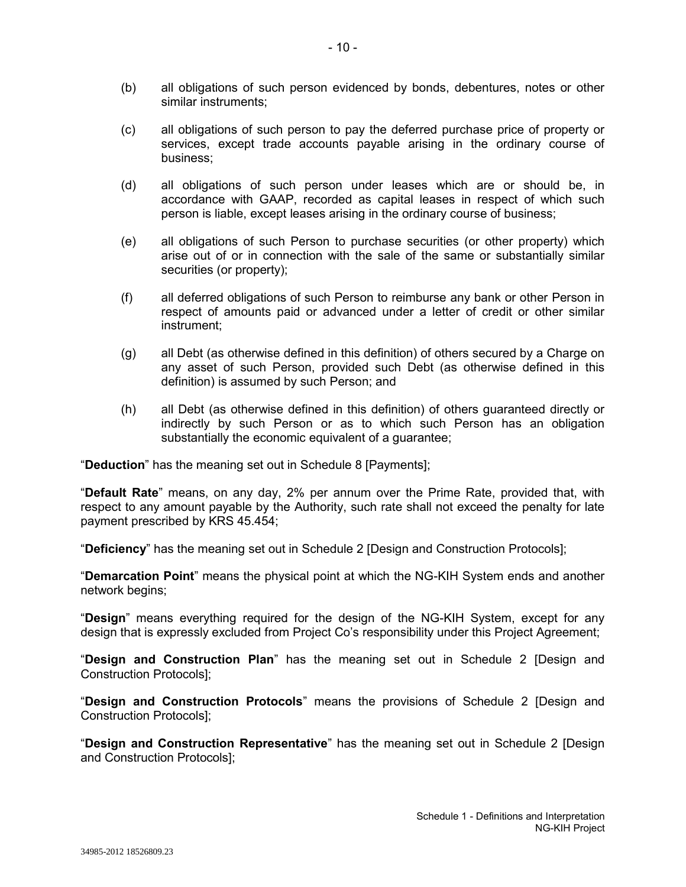(b) all obligations of such person evidenced by bonds, debentures, notes or other similar instruments;

(c) all obligations of such person to pay the deferred purchase price of property or services, except trade accounts payable arising in the ordinary course of business;

(d) all obligations of such person under leases which are or should be, in accordance with GAAP, recorded as capital leases in respect of which such person is liable, except leases arising in the ordinary course of business;

(e) all obligations of such Person to purchase securities (or other property) which arise out of or in connection with the sale of the same or substantially similar securities (or property);

(f) all deferred obligations of such Person to reimburse any bank or other Person in respect of amounts paid or advanced under a letter of credit or other similar instrument;

(g) all Debt (as otherwise defined in this definition) of others secured by a Charge on any asset of such Person, provided such Debt (as otherwise defined in this definition) is assumed by such Person; and

(h) all Debt (as otherwise defined in this definition) of others guaranteed directly or indirectly by such Person or as to which such Person has an obligation substantially the economic equivalent of a guarantee;

"**Deduction**" has the meaning set out in Schedule 8 [Payments];

"**Default Rate**" means, on any day, 2% per annum over the Prime Rate, provided that, with respect to any amount payable by the Authority, such rate shall not exceed the penalty for late payment prescribed by KRS 45.454;

"**Deficiency**" has the meaning set out in Schedule 2 [Design and Construction Protocols];

"**Demarcation Point**" means the physical point at which the NG-KIH System ends and another network begins;

"**Design**" means everything required for the design of the NG-KIH System, except for any design that is expressly excluded from Project Co's responsibility under this Project Agreement;

"**Design and Construction Plan**" has the meaning set out in Schedule 2 [Design and Construction Protocols];

"**Design and Construction Protocols**" means the provisions of Schedule 2 [Design and Construction Protocols];

"**Design and Construction Representative**" has the meaning set out in Schedule 2 [Design and Construction Protocols];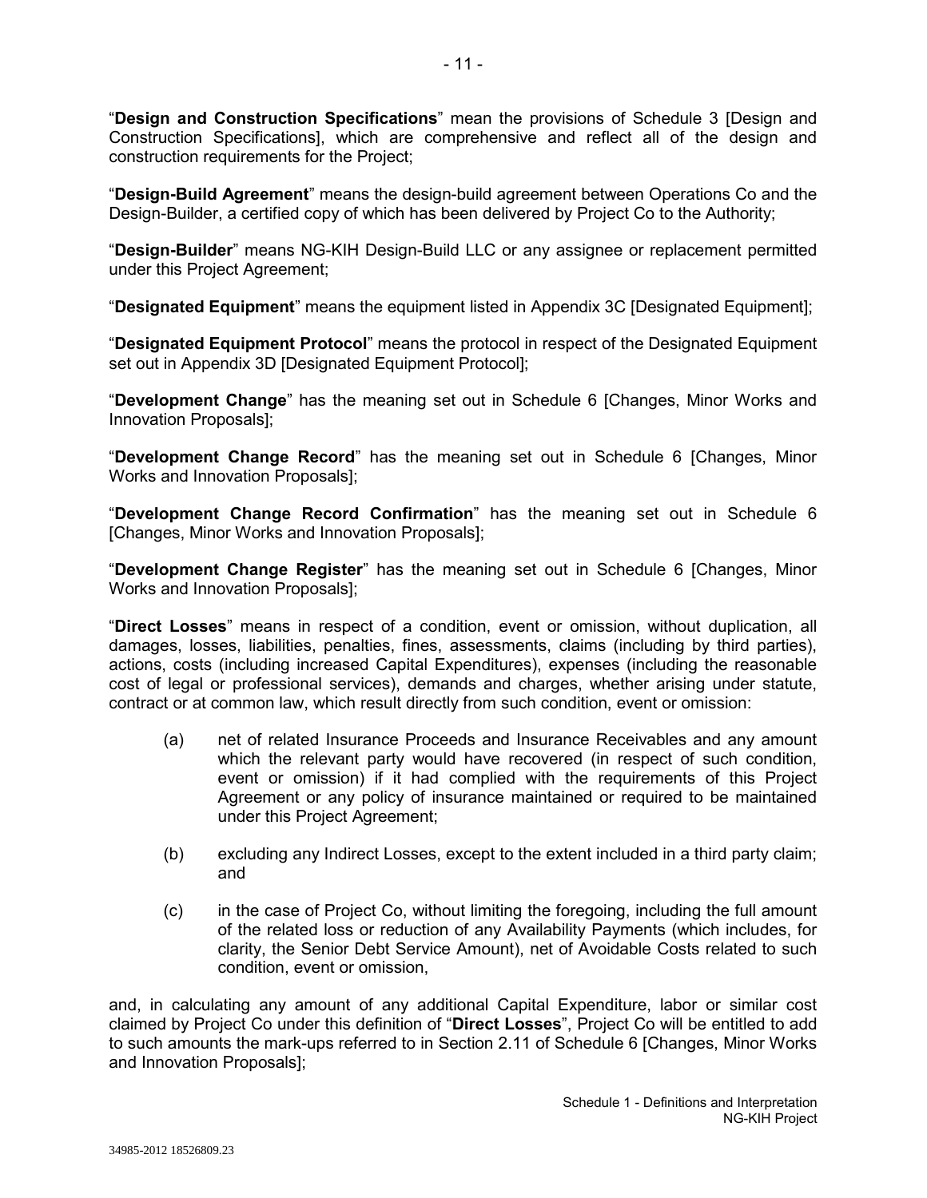"**Design and Construction Specifications**" mean the provisions of Schedule 3 [Design and Construction Specifications], which are comprehensive and reflect all of the design and construction requirements for the Project;

"**Design-Build Agreement**" means the design-build agreement between Operations Co and the Design-Builder, a certified copy of which has been delivered by Project Co to the Authority;

"**Design-Builder**" means NG-KIH Design-Build LLC or any assignee or replacement permitted under this Project Agreement;

"**Designated Equipment**" means the equipment listed in Appendix 3C [Designated Equipment];

"**Designated Equipment Protocol**" means the protocol in respect of the Designated Equipment set out in Appendix 3D [Designated Equipment Protocol];

"**Development Change**" has the meaning set out in Schedule 6 [Changes, Minor Works and Innovation Proposals];

"**Development Change Record**" has the meaning set out in Schedule 6 [Changes, Minor Works and Innovation Proposals];

"**Development Change Record Confirmation**" has the meaning set out in Schedule 6 [Changes, Minor Works and Innovation Proposals];

"**Development Change Register**" has the meaning set out in Schedule 6 [Changes, Minor Works and Innovation Proposals];

"**Direct Losses**" means in respect of a condition, event or omission, without duplication, all damages, losses, liabilities, penalties, fines, assessments, claims (including by third parties), actions, costs (including increased Capital Expenditures), expenses (including the reasonable cost of legal or professional services), demands and charges, whether arising under statute, contract or at common law, which result directly from such condition, event or omission:

(a) net of related Insurance Proceeds and Insurance Receivables and any amount which the relevant party would have recovered (in respect of such condition, event or omission) if it had complied with the requirements of this Project Agreement or any policy of insurance maintained or required to be maintained under this Project Agreement;

(b) excluding any Indirect Losses, except to the extent included in a third party claim; and

(c) in the case of Project Co, without limiting the foregoing, including the full amount of the related loss or reduction of any Availability Payments (which includes, for clarity, the Senior Debt Service Amount), net of Avoidable Costs related to such condition, event or omission,

and, in calculating any amount of any additional Capital Expenditure, labor or similar cost claimed by Project Co under this definition of "**Direct Losses**", Project Co will be entitled to add to such amounts the mark-ups referred to in Section 2.11 of Schedule 6 [Changes, Minor Works and Innovation Proposals];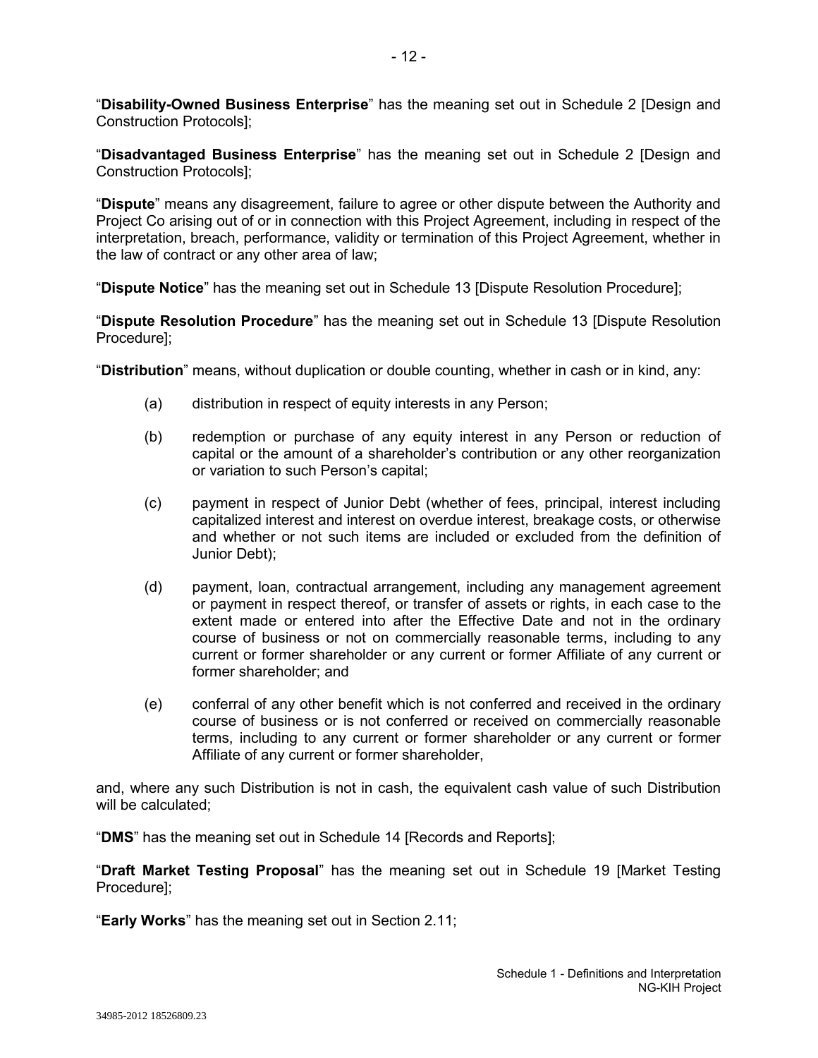"**Disability-Owned Business Enterprise**" has the meaning set out in Schedule 2 [Design and Construction Protocols];

"**Disadvantaged Business Enterprise**" has the meaning set out in Schedule 2 [Design and Construction Protocols];

"**Dispute**" means any disagreement, failure to agree or other dispute between the Authority and Project Co arising out of or in connection with this Project Agreement, including in respect of the interpretation, breach, performance, validity or termination of this Project Agreement, whether in the law of contract or any other area of law;

"**Dispute Notice**" has the meaning set out in Schedule 13 [Dispute Resolution Procedure];

"**Dispute Resolution Procedure**" has the meaning set out in Schedule 13 [Dispute Resolution Procedure];

"**Distribution**" means, without duplication or double counting, whether in cash or in kind, any:

(a) distribution in respect of equity interests in any Person;

(b) redemption or purchase of any equity interest in any Person or reduction of capital or the amount of a shareholder's contribution or any other reorganization or variation to such Person's capital;

(c) payment in respect of Junior Debt (whether of fees, principal, interest including capitalized interest and interest on overdue interest, breakage costs, or otherwise and whether or not such items are included or excluded from the definition of Junior Debt);

(d) payment, loan, contractual arrangement, including any management agreement or payment in respect thereof, or transfer of assets or rights, in each case to the extent made or entered into after the Effective Date and not in the ordinary course of business or not on commercially reasonable terms, including to any current or former shareholder or any current or former Affiliate of any current or former shareholder; and

(e) conferral of any other benefit which is not conferred and received in the ordinary course of business or is not conferred or received on commercially reasonable terms, including to any current or former shareholder or any current or former Affiliate of any current or former shareholder,

and, where any such Distribution is not in cash, the equivalent cash value of such Distribution will be calculated;

"**DMS**" has the meaning set out in Schedule 14 [Records and Reports];

"**Draft Market Testing Proposal**" has the meaning set out in Schedule 19 [Market Testing Procedure];

"**Early Works**" has the meaning set out in Section 2.11;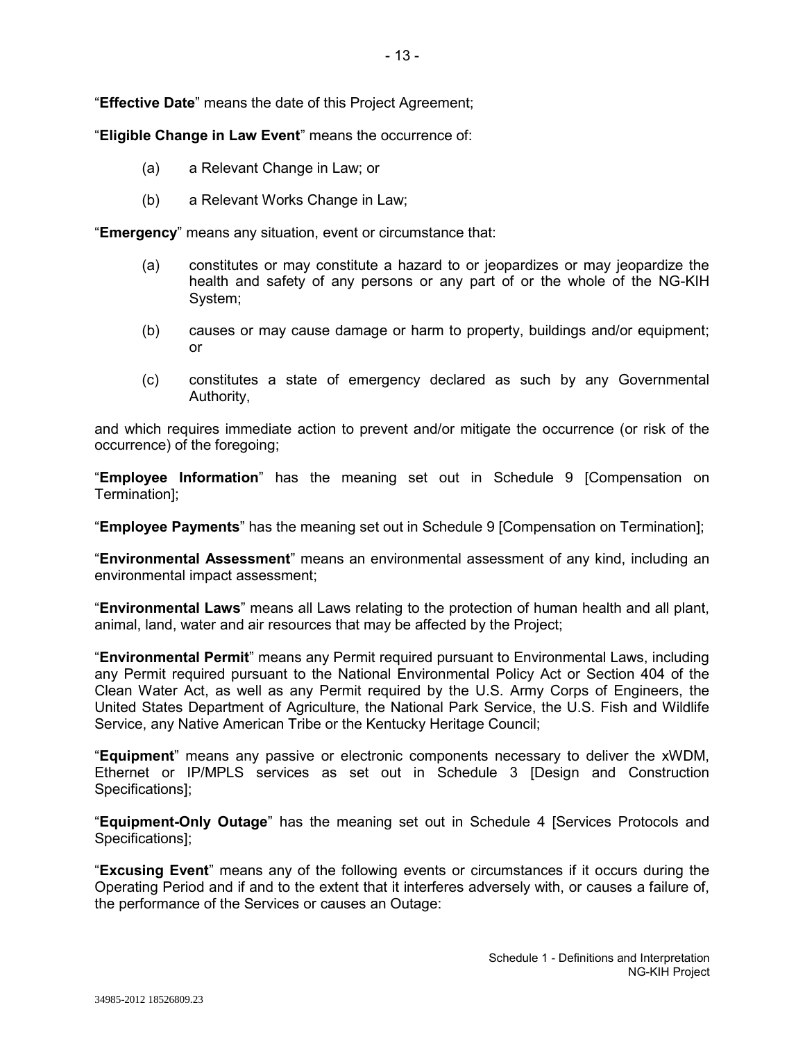"**Effective Date**" means the date of this Project Agreement;

"**Eligible Change in Law Event**" means the occurrence of:

(a) a Relevant Change in Law; or

(b) a Relevant Works Change in Law;

"**Emergency**" means any situation, event or circumstance that:

(a) constitutes or may constitute a hazard to or jeopardizes or may jeopardize the health and safety of any persons or any part of or the whole of the NG-KIH System;

(b) causes or may cause damage or harm to property, buildings and/or equipment; or

(c) constitutes a state of emergency declared as such by any Governmental Authority,

and which requires immediate action to prevent and/or mitigate the occurrence (or risk of the occurrence) of the foregoing;

"**Employee Information**" has the meaning set out in Schedule 9 [Compensation on Termination];

"**Employee Payments**" has the meaning set out in Schedule 9 [Compensation on Termination];

"**Environmental Assessment**" means an environmental assessment of any kind, including an environmental impact assessment;

"**Environmental Laws**" means all Laws relating to the protection of human health and all plant, animal, land, water and air resources that may be affected by the Project;

"**Environmental Permit**" means any Permit required pursuant to Environmental Laws, including any Permit required pursuant to the National Environmental Policy Act or Section 404 of the Clean Water Act, as well as any Permit required by the U.S. Army Corps of Engineers, the United States Department of Agriculture, the National Park Service, the U.S. Fish and Wildlife Service, any Native American Tribe or the Kentucky Heritage Council;

"**Equipment**" means any passive or electronic components necessary to deliver the xWDM, Ethernet or IP/MPLS services as set out in Schedule 3 [Design and Construction Specifications];

"**Equipment-Only Outage**" has the meaning set out in Schedule 4 [Services Protocols and Specifications];

"**Excusing Event**" means any of the following events or circumstances if it occurs during the Operating Period and if and to the extent that it interferes adversely with, or causes a failure of, the performance of the Services or causes an Outage: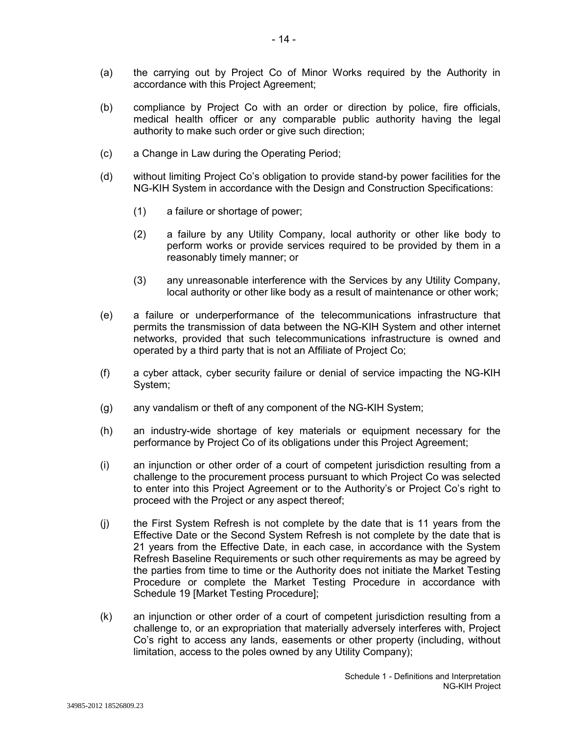(a) the carrying out by Project Co of Minor Works required by the Authority in accordance with this Project Agreement;

(b) compliance by Project Co with an order or direction by police, fire officials, medical health officer or any comparable public authority having the legal authority to make such order or give such direction;

(c) a Change in Law during the Operating Period;

(d) without limiting Project Co's obligation to provide stand-by power facilities for the NG-KIH System in accordance with the Design and Construction Specifications:

  (1) a failure or shortage of power;

  (2) a failure by any Utility Company, local authority or other like body to perform works or provide services required to be provided by them in a reasonably timely manner; or

  (3) any unreasonable interference with the Services by any Utility Company, local authority or other like body as a result of maintenance or other work;

(e) a failure or underperformance of the telecommunications infrastructure that permits the transmission of data between the NG-KIH System and other internet networks, provided that such telecommunications infrastructure is owned and operated by a third party that is not an Affiliate of Project Co;

(f) a cyber attack, cyber security failure or denial of service impacting the NG-KIH System;

(g) any vandalism or theft of any component of the NG-KIH System;

(h) an industry-wide shortage of key materials or equipment necessary for the performance by Project Co of its obligations under this Project Agreement;

(i) an injunction or other order of a court of competent jurisdiction resulting from a challenge to the procurement process pursuant to which Project Co was selected to enter into this Project Agreement or to the Authority's or Project Co's right to proceed with the Project or any aspect thereof;

(j) the First System Refresh is not complete by the date that is 11 years from the Effective Date or the Second System Refresh is not complete by the date that is 21 years from the Effective Date, in each case, in accordance with the System Refresh Baseline Requirements or such other requirements as may be agreed by the parties from time to time or the Authority does not initiate the Market Testing Procedure or complete the Market Testing Procedure in accordance with Schedule 19 [Market Testing Procedure];

(k) an injunction or other order of a court of competent jurisdiction resulting from a challenge to, or an expropriation that materially adversely interferes with, Project Co's right to access any lands, easements or other property (including, without limitation, access to the poles owned by any Utility Company);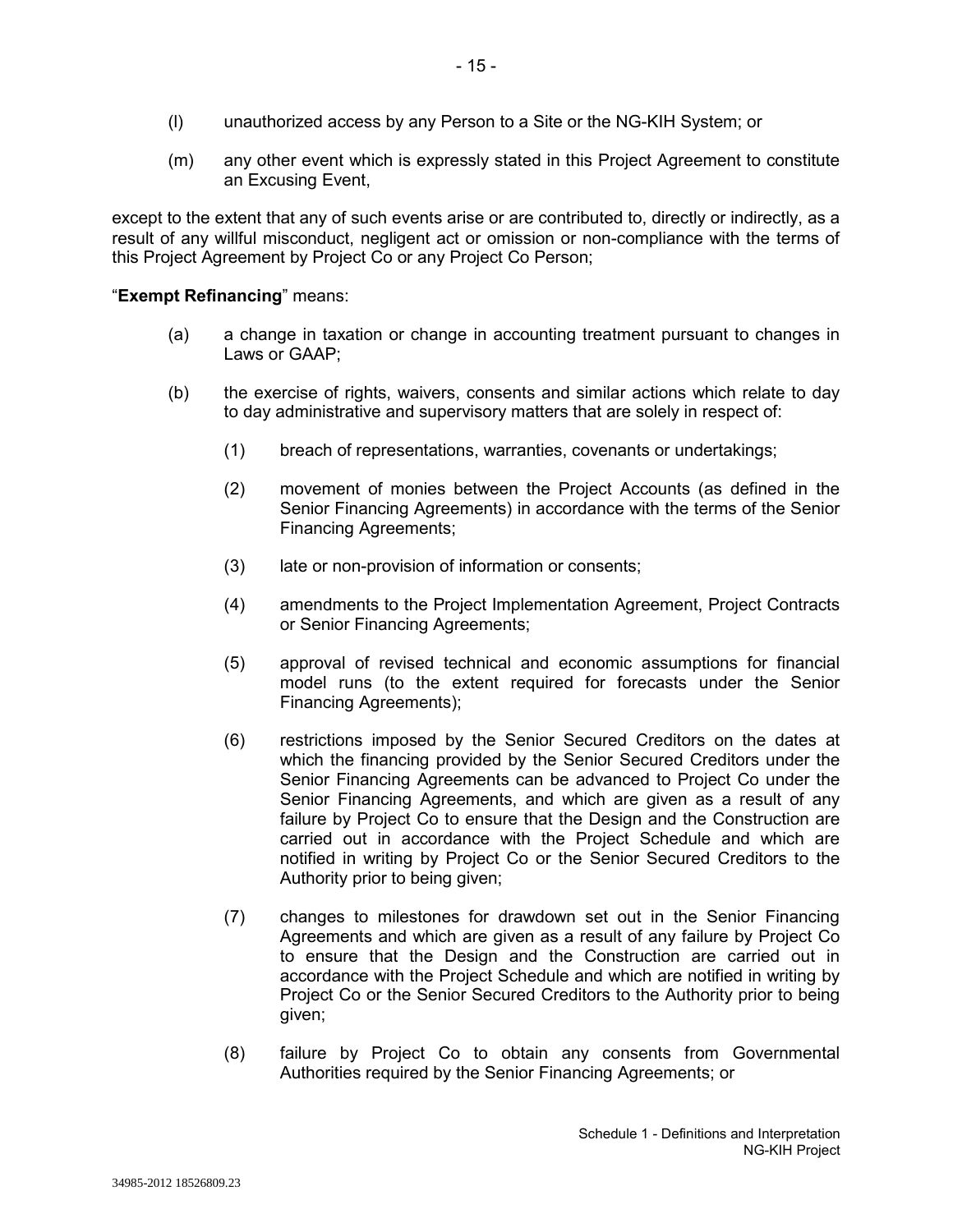(l) unauthorized access by any Person to a Site or the NG-KIH System; or

(m) any other event which is expressly stated in this Project Agreement to constitute an Excusing Event,

except to the extent that any of such events arise or are contributed to, directly or indirectly, as a result of any willful misconduct, negligent act or omission or non-compliance with the terms of this Project Agreement by Project Co or any Project Co Person;

"**Exempt Refinancing**" means:

(a) a change in taxation or change in accounting treatment pursuant to changes in Laws or GAAP;

(b) the exercise of rights, waivers, consents and similar actions which relate to day to day administrative and supervisory matters that are solely in respect of:

(1) breach of representations, warranties, covenants or undertakings;

(2) movement of monies between the Project Accounts (as defined in the Senior Financing Agreements) in accordance with the terms of the Senior Financing Agreements;

(3) late or non-provision of information or consents;

(4) amendments to the Project Implementation Agreement, Project Contracts or Senior Financing Agreements;

(5) approval of revised technical and economic assumptions for financial model runs (to the extent required for forecasts under the Senior Financing Agreements);

(6) restrictions imposed by the Senior Secured Creditors on the dates at which the financing provided by the Senior Secured Creditors under the Senior Financing Agreements can be advanced to Project Co under the Senior Financing Agreements, and which are given as a result of any failure by Project Co to ensure that the Design and the Construction are carried out in accordance with the Project Schedule and which are notified in writing by Project Co or the Senior Secured Creditors to the Authority prior to being given;

(7) changes to milestones for drawdown set out in the Senior Financing Agreements and which are given as a result of any failure by Project Co to ensure that the Design and the Construction are carried out in accordance with the Project Schedule and which are notified in writing by Project Co or the Senior Secured Creditors to the Authority prior to being given;

(8) failure by Project Co to obtain any consents from Governmental Authorities required by the Senior Financing Agreements; or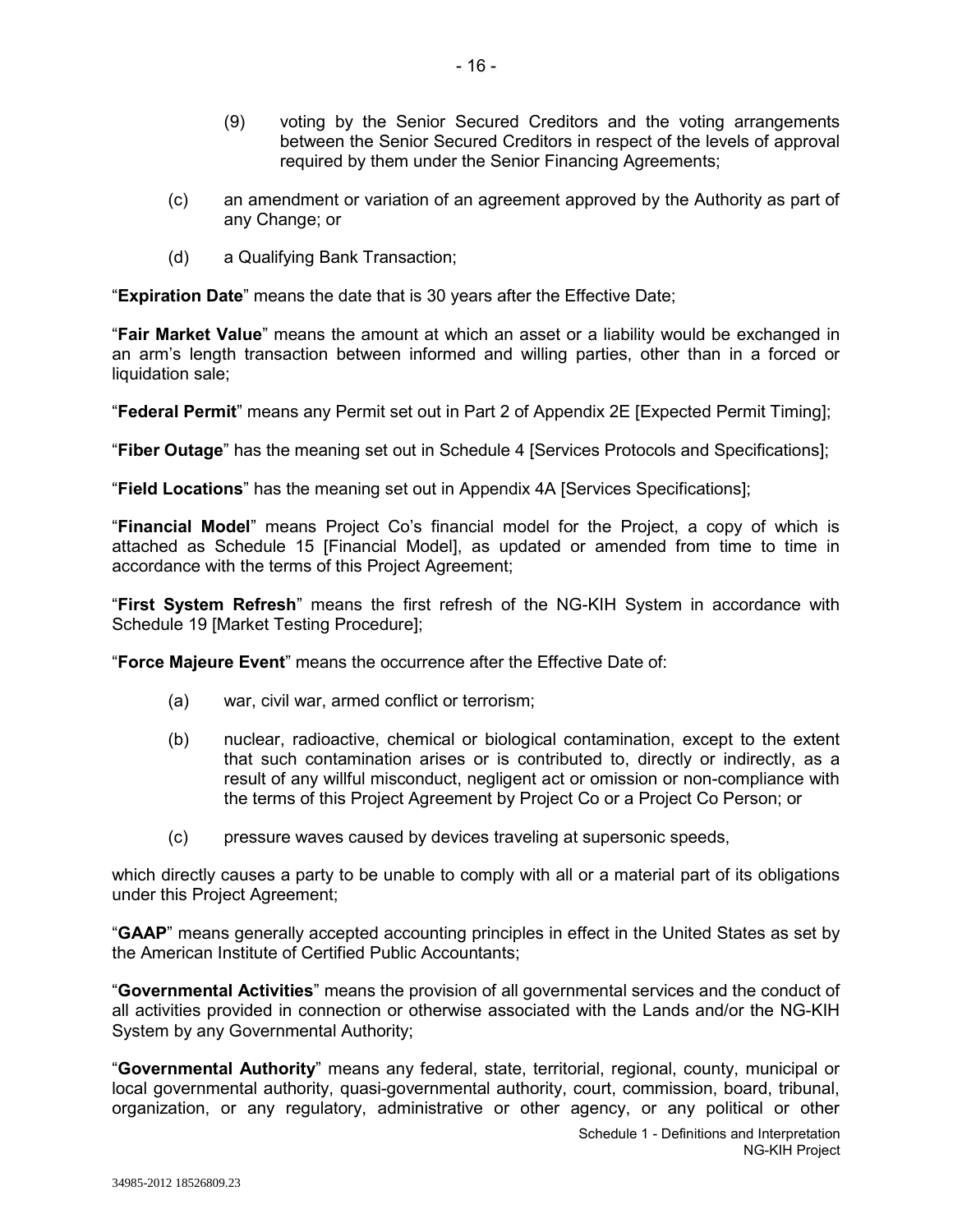(9) voting by the Senior Secured Creditors and the voting arrangements between the Senior Secured Creditors in respect of the levels of approval required by them under the Senior Financing Agreements;

(c) an amendment or variation of an agreement approved by the Authority as part of any Change; or

(d) a Qualifying Bank Transaction;

"**Expiration Date**" means the date that is 30 years after the Effective Date;

"**Fair Market Value**" means the amount at which an asset or a liability would be exchanged in an arm's length transaction between informed and willing parties, other than in a forced or liquidation sale;

"**Federal Permit**" means any Permit set out in Part 2 of Appendix 2E [Expected Permit Timing];

"**Fiber Outage**" has the meaning set out in Schedule 4 [Services Protocols and Specifications];

"**Field Locations**" has the meaning set out in Appendix 4A [Services Specifications];

"**Financial Model**" means Project Co's financial model for the Project, a copy of which is attached as Schedule 15 [Financial Model], as updated or amended from time to time in accordance with the terms of this Project Agreement;

"**First System Refresh**" means the first refresh of the NG-KIH System in accordance with Schedule 19 [Market Testing Procedure];

"**Force Majeure Event**" means the occurrence after the Effective Date of:

(a) war, civil war, armed conflict or terrorism;

(b) nuclear, radioactive, chemical or biological contamination, except to the extent that such contamination arises or is contributed to, directly or indirectly, as a result of any willful misconduct, negligent act or omission or non-compliance with the terms of this Project Agreement by Project Co or a Project Co Person; or

(c) pressure waves caused by devices traveling at supersonic speeds,

which directly causes a party to be unable to comply with all or a material part of its obligations under this Project Agreement;

"**GAAP**" means generally accepted accounting principles in effect in the United States as set by the American Institute of Certified Public Accountants;

"**Governmental Activities**" means the provision of all governmental services and the conduct of all activities provided in connection or otherwise associated with the Lands and/or the NG-KIH System by any Governmental Authority;

"**Governmental Authority**" means any federal, state, territorial, regional, county, municipal or local governmental authority, quasi-governmental authority, court, commission, board, tribunal, organization, or any regulatory, administrative or other agency, or any political or other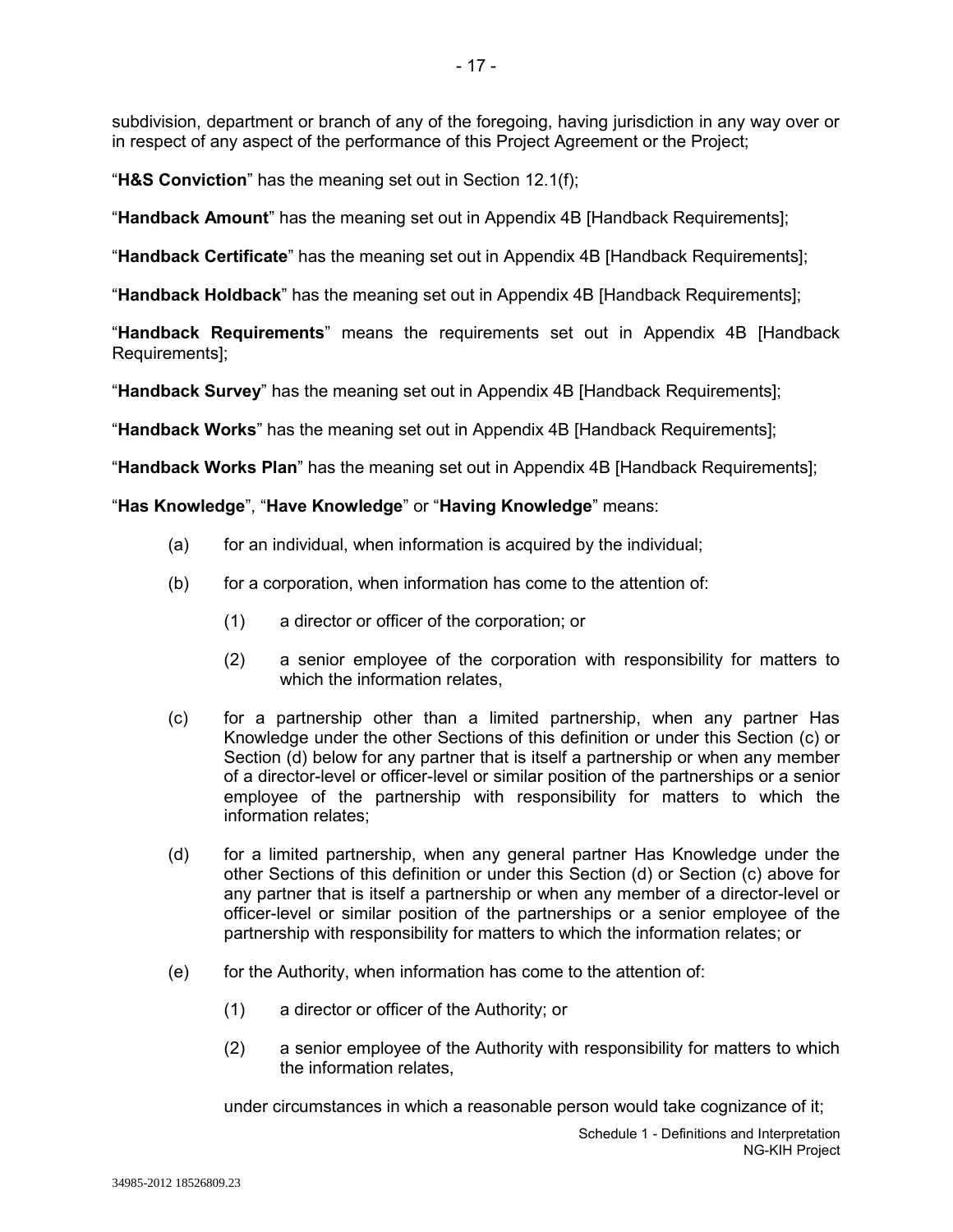subdivision, department or branch of any of the foregoing, having jurisdiction in any way over or in respect of any aspect of the performance of this Project Agreement or the Project;

"**H&S Conviction**" has the meaning set out in Section 12.1(f);

"**Handback Amount**" has the meaning set out in Appendix 4B [Handback Requirements];

"**Handback Certificate**" has the meaning set out in Appendix 4B [Handback Requirements];

"**Handback Holdback**" has the meaning set out in Appendix 4B [Handback Requirements];

"**Handback Requirements**" means the requirements set out in Appendix 4B [Handback Requirements];

"**Handback Survey**" has the meaning set out in Appendix 4B [Handback Requirements];

"**Handback Works**" has the meaning set out in Appendix 4B [Handback Requirements];

"**Handback Works Plan**" has the meaning set out in Appendix 4B [Handback Requirements];

"**Has Knowledge**", "**Have Knowledge**" or "**Having Knowledge**" means:

(a) for an individual, when information is acquired by the individual;

(b) for a corporation, when information has come to the attention of:

  (1) a director or officer of the corporation; or

  (2) a senior employee of the corporation with responsibility for matters to which the information relates,

(c) for a partnership other than a limited partnership, when any partner Has Knowledge under the other Sections of this definition or under this Section (c) or Section (d) below for any partner that is itself a partnership or when any member of a director-level or officer-level or similar position of the partnerships or a senior employee of the partnership with responsibility for matters to which the information relates;

(d) for a limited partnership, when any general partner Has Knowledge under the other Sections of this definition or under this Section (d) or Section (c) above for any partner that is itself a partnership or when any member of a director-level or officer-level or similar position of the partnerships or a senior employee of the partnership with responsibility for matters to which the information relates; or

(e) for the Authority, when information has come to the attention of:

  (1) a director or officer of the Authority; or

  (2) a senior employee of the Authority with responsibility for matters to which the information relates,

under circumstances in which a reasonable person would take cognizance of it;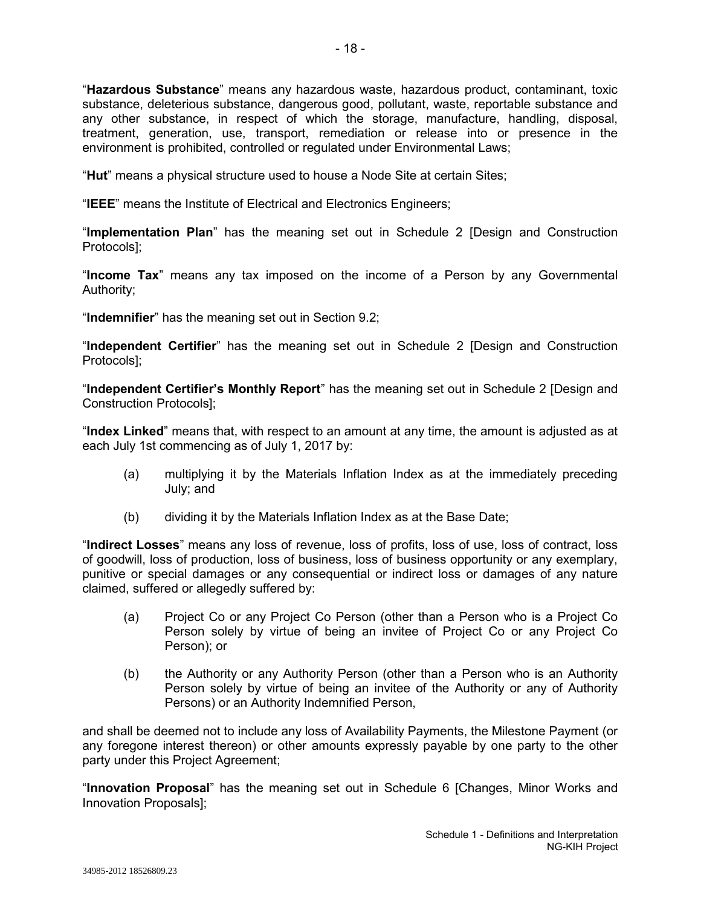"**Hazardous Substance**" means any hazardous waste, hazardous product, contaminant, toxic substance, deleterious substance, dangerous good, pollutant, waste, reportable substance and any other substance, in respect of which the storage, manufacture, handling, disposal, treatment, generation, use, transport, remediation or release into or presence in the environment is prohibited, controlled or regulated under Environmental Laws;

"**Hut**" means a physical structure used to house a Node Site at certain Sites;

"**IEEE**" means the Institute of Electrical and Electronics Engineers;

"**Implementation Plan**" has the meaning set out in Schedule 2 [Design and Construction Protocols];

"**Income Tax**" means any tax imposed on the income of a Person by any Governmental Authority;

"**Indemnifier**" has the meaning set out in Section 9.2;

"**Independent Certifier**" has the meaning set out in Schedule 2 [Design and Construction Protocols];

"**Independent Certifier's Monthly Report**" has the meaning set out in Schedule 2 [Design and Construction Protocols];

"**Index Linked**" means that, with respect to an amount at any time, the amount is adjusted as at each July 1st commencing as of July 1, 2017 by:

(a) multiplying it by the Materials Inflation Index as at the immediately preceding July; and

(b) dividing it by the Materials Inflation Index as at the Base Date;

"**Indirect Losses**" means any loss of revenue, loss of profits, loss of use, loss of contract, loss of goodwill, loss of production, loss of business, loss of business opportunity or any exemplary, punitive or special damages or any consequential or indirect loss or damages of any nature claimed, suffered or allegedly suffered by:

(a) Project Co or any Project Co Person (other than a Person who is a Project Co Person solely by virtue of being an invitee of Project Co or any Project Co Person); or

(b) the Authority or any Authority Person (other than a Person who is an Authority Person solely by virtue of being an invitee of the Authority or any of Authority Persons) or an Authority Indemnified Person,

and shall be deemed not to include any loss of Availability Payments, the Milestone Payment (or any foregone interest thereon) or other amounts expressly payable by one party to the other party under this Project Agreement;

"**Innovation Proposal**" has the meaning set out in Schedule 6 [Changes, Minor Works and Innovation Proposals];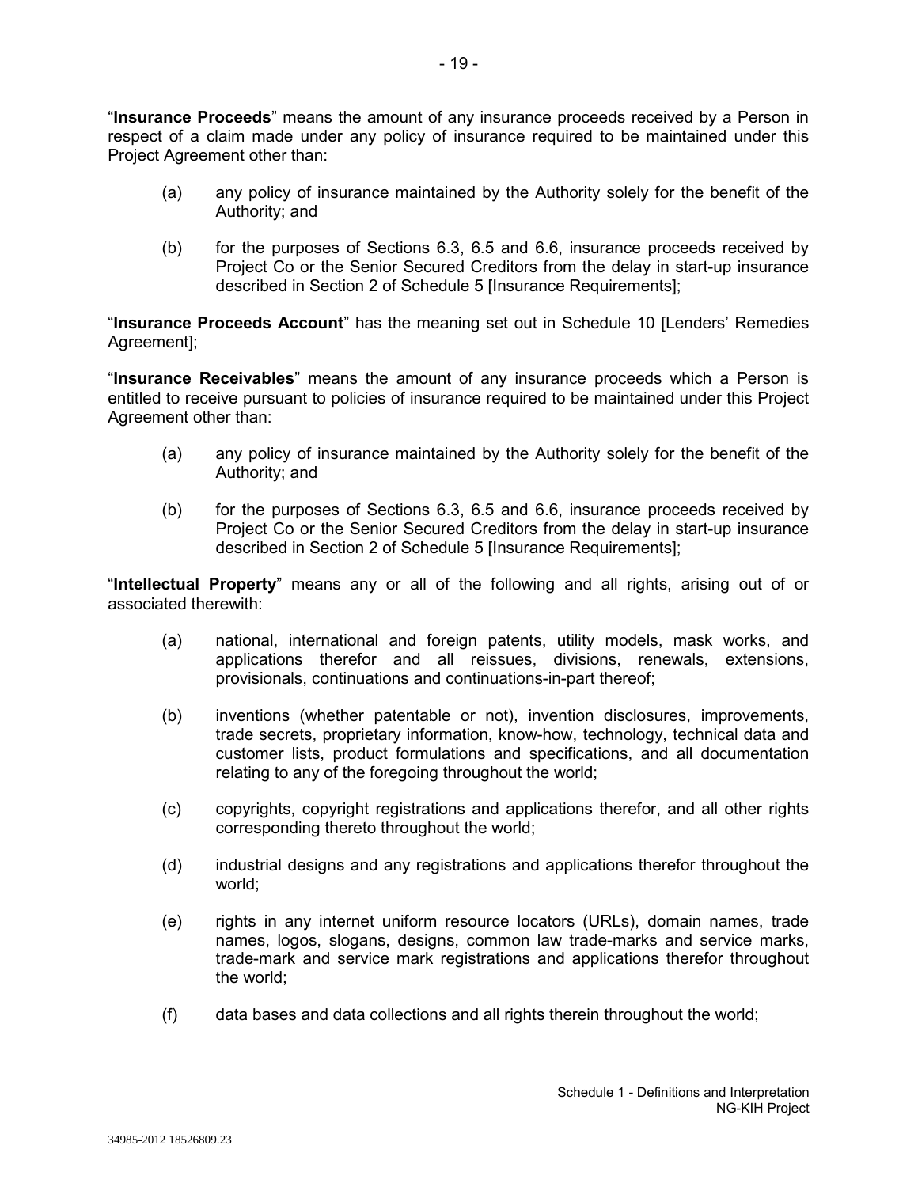"**Insurance Proceeds**" means the amount of any insurance proceeds received by a Person in respect of a claim made under any policy of insurance required to be maintained under this Project Agreement other than:

(a) any policy of insurance maintained by the Authority solely for the benefit of the Authority; and

(b) for the purposes of Sections 6.3, 6.5 and 6.6, insurance proceeds received by Project Co or the Senior Secured Creditors from the delay in start-up insurance described in Section 2 of Schedule 5 [Insurance Requirements];

"**Insurance Proceeds Account**" has the meaning set out in Schedule 10 [Lenders' Remedies Agreement];

"**Insurance Receivables**" means the amount of any insurance proceeds which a Person is entitled to receive pursuant to policies of insurance required to be maintained under this Project Agreement other than:

(a) any policy of insurance maintained by the Authority solely for the benefit of the Authority; and

(b) for the purposes of Sections 6.3, 6.5 and 6.6, insurance proceeds received by Project Co or the Senior Secured Creditors from the delay in start-up insurance described in Section 2 of Schedule 5 [Insurance Requirements];

"**Intellectual Property**" means any or all of the following and all rights, arising out of or associated therewith:

(a) national, international and foreign patents, utility models, mask works, and applications therefor and all reissues, divisions, renewals, extensions, provisionals, continuations and continuations-in-part thereof;

(b) inventions (whether patentable or not), invention disclosures, improvements, trade secrets, proprietary information, know-how, technology, technical data and customer lists, product formulations and specifications, and all documentation relating to any of the foregoing throughout the world;

(c) copyrights, copyright registrations and applications therefor, and all other rights corresponding thereto throughout the world;

(d) industrial designs and any registrations and applications therefor throughout the world;

(e) rights in any internet uniform resource locators (URLs), domain names, trade names, logos, slogans, designs, common law trade-marks and service marks, trade-mark and service mark registrations and applications therefor throughout the world;

(f) data bases and data collections and all rights therein throughout the world;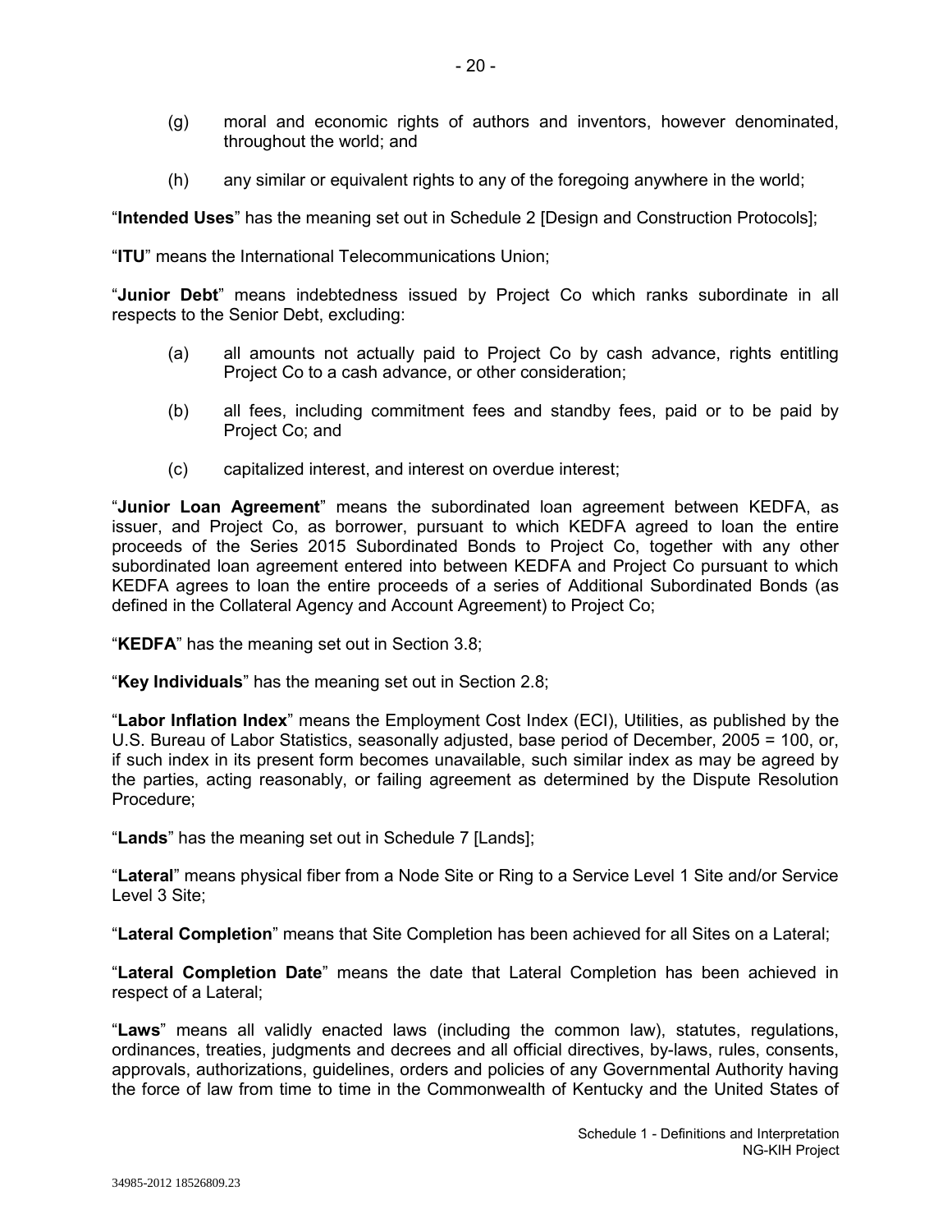(g) moral and economic rights of authors and inventors, however denominated, throughout the world; and

(h) any similar or equivalent rights to any of the foregoing anywhere in the world;

"**Intended Uses**" has the meaning set out in Schedule 2 [Design and Construction Protocols];

"**ITU**" means the International Telecommunications Union;

"**Junior Debt**" means indebtedness issued by Project Co which ranks subordinate in all respects to the Senior Debt, excluding:

(a) all amounts not actually paid to Project Co by cash advance, rights entitling Project Co to a cash advance, or other consideration;

(b) all fees, including commitment fees and standby fees, paid or to be paid by Project Co; and

(c) capitalized interest, and interest on overdue interest;

"**Junior Loan Agreement**" means the subordinated loan agreement between KEDFA, as issuer, and Project Co, as borrower, pursuant to which KEDFA agreed to loan the entire proceeds of the Series 2015 Subordinated Bonds to Project Co, together with any other subordinated loan agreement entered into between KEDFA and Project Co pursuant to which KEDFA agrees to loan the entire proceeds of a series of Additional Subordinated Bonds (as defined in the Collateral Agency and Account Agreement) to Project Co;

"**KEDFA**" has the meaning set out in Section 3.8;

"**Key Individuals**" has the meaning set out in Section 2.8;

"**Labor Inflation Index**" means the Employment Cost Index (ECI), Utilities, as published by the U.S. Bureau of Labor Statistics, seasonally adjusted, base period of December, 2005 = 100, or, if such index in its present form becomes unavailable, such similar index as may be agreed by the parties, acting reasonably, or failing agreement as determined by the Dispute Resolution Procedure;

"**Lands**" has the meaning set out in Schedule 7 [Lands];

"**Lateral**" means physical fiber from a Node Site or Ring to a Service Level 1 Site and/or Service Level 3 Site;

"**Lateral Completion**" means that Site Completion has been achieved for all Sites on a Lateral;

"**Lateral Completion Date**" means the date that Lateral Completion has been achieved in respect of a Lateral;

"**Laws**" means all validly enacted laws (including the common law), statutes, regulations, ordinances, treaties, judgments and decrees and all official directives, by-laws, rules, consents, approvals, authorizations, guidelines, orders and policies of any Governmental Authority having the force of law from time to time in the Commonwealth of Kentucky and the United States of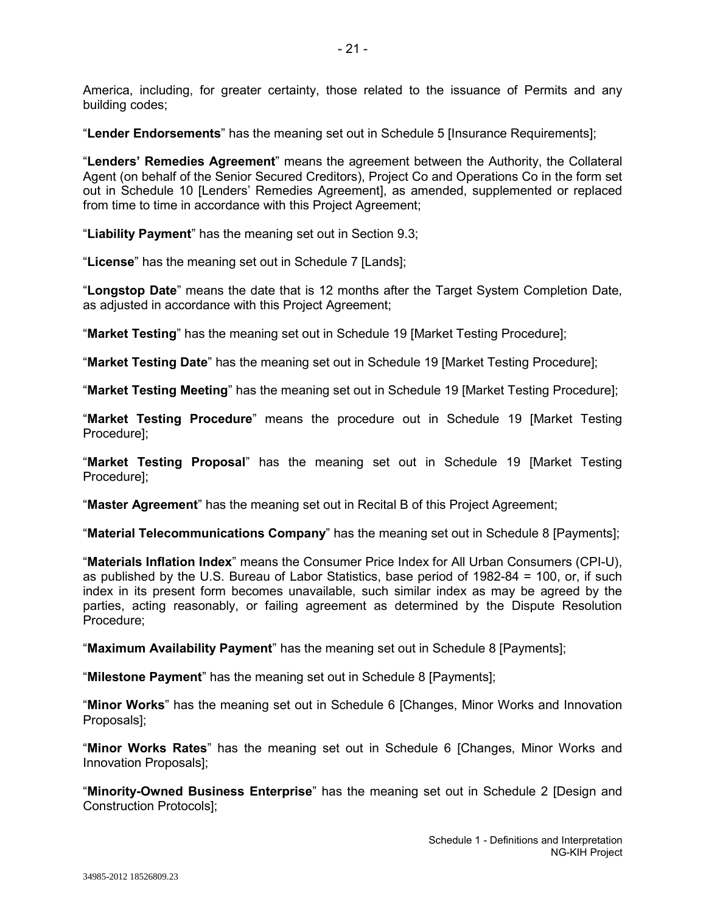America, including, for greater certainty, those related to the issuance of Permits and any building codes;

"**Lender Endorsements**" has the meaning set out in Schedule 5 [Insurance Requirements];

"**Lenders' Remedies Agreement**" means the agreement between the Authority, the Collateral Agent (on behalf of the Senior Secured Creditors), Project Co and Operations Co in the form set out in Schedule 10 [Lenders' Remedies Agreement], as amended, supplemented or replaced from time to time in accordance with this Project Agreement;

"**Liability Payment**" has the meaning set out in Section 9.3;

"**License**" has the meaning set out in Schedule 7 [Lands];

"**Longstop Date**" means the date that is 12 months after the Target System Completion Date, as adjusted in accordance with this Project Agreement;

"**Market Testing**" has the meaning set out in Schedule 19 [Market Testing Procedure];

"**Market Testing Date**" has the meaning set out in Schedule 19 [Market Testing Procedure];

"**Market Testing Meeting**" has the meaning set out in Schedule 19 [Market Testing Procedure];

"**Market Testing Procedure**" means the procedure out in Schedule 19 [Market Testing Procedure];

"**Market Testing Proposal**" has the meaning set out in Schedule 19 [Market Testing Procedure];

"**Master Agreement**" has the meaning set out in Recital B of this Project Agreement;

"**Material Telecommunications Company**" has the meaning set out in Schedule 8 [Payments];

"**Materials Inflation Index**" means the Consumer Price Index for All Urban Consumers (CPI-U), as published by the U.S. Bureau of Labor Statistics, base period of 1982-84 = 100, or, if such index in its present form becomes unavailable, such similar index as may be agreed by the parties, acting reasonably, or failing agreement as determined by the Dispute Resolution Procedure;

"**Maximum Availability Payment**" has the meaning set out in Schedule 8 [Payments];

"**Milestone Payment**" has the meaning set out in Schedule 8 [Payments];

"**Minor Works**" has the meaning set out in Schedule 6 [Changes, Minor Works and Innovation Proposals];

"**Minor Works Rates**" has the meaning set out in Schedule 6 [Changes, Minor Works and Innovation Proposals];

"**Minority-Owned Business Enterprise**" has the meaning set out in Schedule 2 [Design and Construction Protocols];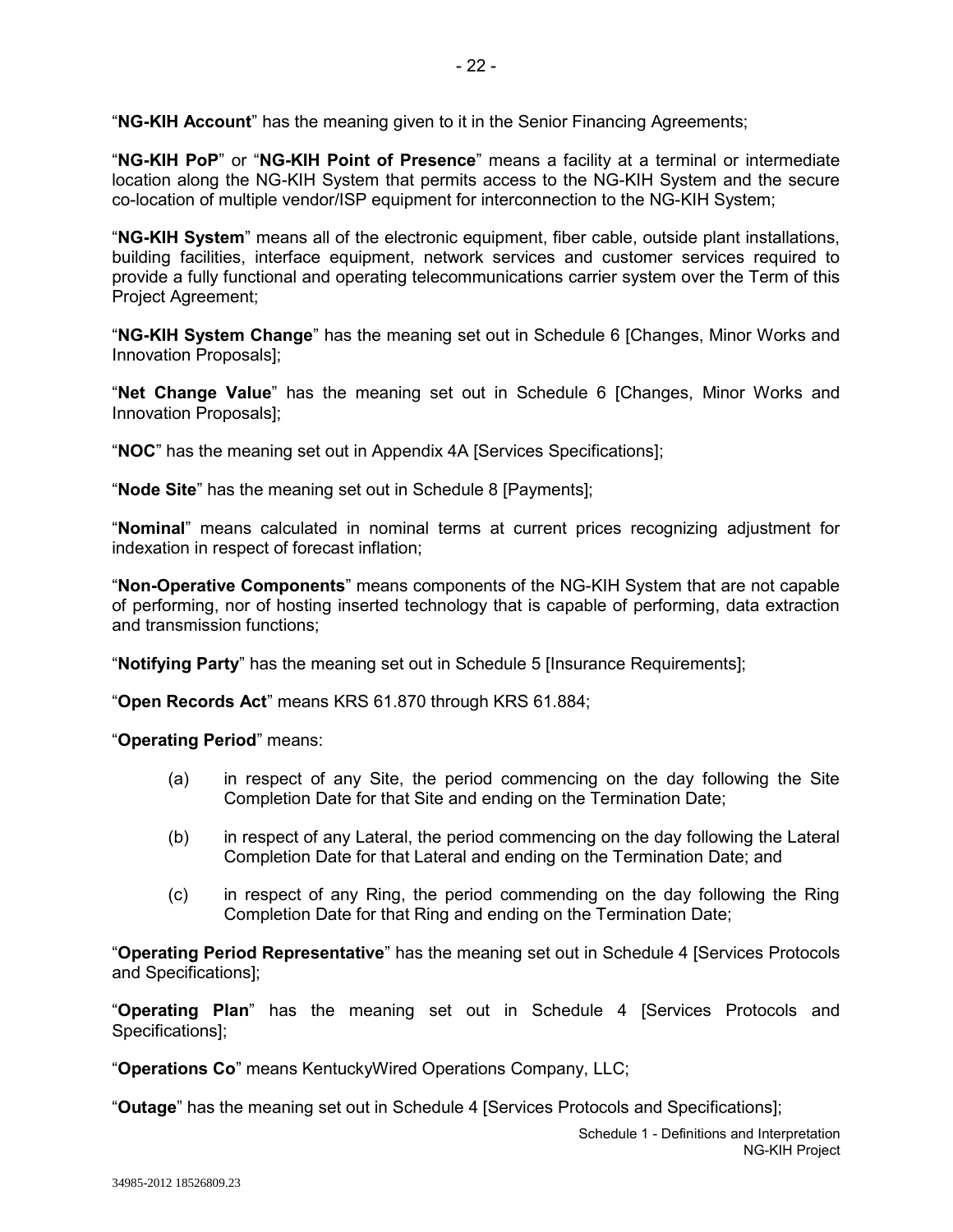"**NG-KIH Account**" has the meaning given to it in the Senior Financing Agreements;

"**NG-KIH PoP**" or "**NG-KIH Point of Presence**" means a facility at a terminal or intermediate location along the NG-KIH System that permits access to the NG-KIH System and the secure co-location of multiple vendor/ISP equipment for interconnection to the NG-KIH System;

"**NG-KIH System**" means all of the electronic equipment, fiber cable, outside plant installations, building facilities, interface equipment, network services and customer services required to provide a fully functional and operating telecommunications carrier system over the Term of this Project Agreement;

"**NG-KIH System Change**" has the meaning set out in Schedule 6 [Changes, Minor Works and Innovation Proposals];

"**Net Change Value**" has the meaning set out in Schedule 6 [Changes, Minor Works and Innovation Proposals];

"**NOC**" has the meaning set out in Appendix 4A [Services Specifications];

"**Node Site**" has the meaning set out in Schedule 8 [Payments];

"**Nominal**" means calculated in nominal terms at current prices recognizing adjustment for indexation in respect of forecast inflation;

"**Non-Operative Components**" means components of the NG-KIH System that are not capable of performing, nor of hosting inserted technology that is capable of performing, data extraction and transmission functions;

"**Notifying Party**" has the meaning set out in Schedule 5 [Insurance Requirements];

"**Open Records Act**" means KRS 61.870 through KRS 61.884;

"**Operating Period**" means:

(a) in respect of any Site, the period commencing on the day following the Site Completion Date for that Site and ending on the Termination Date;

(b) in respect of any Lateral, the period commencing on the day following the Lateral Completion Date for that Lateral and ending on the Termination Date; and

(c) in respect of any Ring, the period commending on the day following the Ring Completion Date for that Ring and ending on the Termination Date;

"**Operating Period Representative**" has the meaning set out in Schedule 4 [Services Protocols and Specifications];

"**Operating Plan**" has the meaning set out in Schedule 4 [Services Protocols and Specifications];

"**Operations Co**" means KentuckyWired Operations Company, LLC;

"**Outage**" has the meaning set out in Schedule 4 [Services Protocols and Specifications];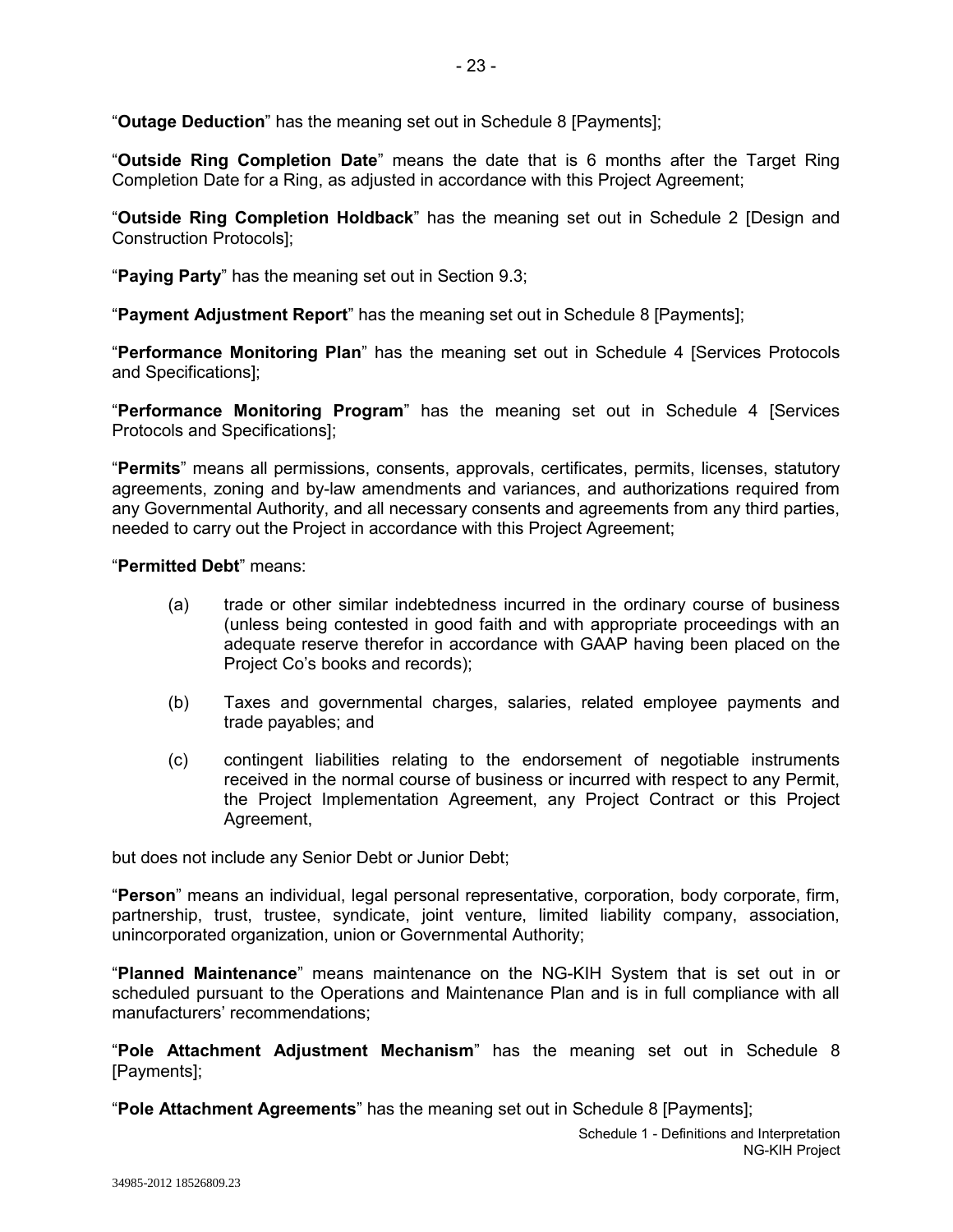"**Outage Deduction**" has the meaning set out in Schedule 8 [Payments];

"**Outside Ring Completion Date**" means the date that is 6 months after the Target Ring Completion Date for a Ring, as adjusted in accordance with this Project Agreement;

"**Outside Ring Completion Holdback**" has the meaning set out in Schedule 2 [Design and Construction Protocols];

"**Paying Party**" has the meaning set out in Section 9.3;

"**Payment Adjustment Report**" has the meaning set out in Schedule 8 [Payments];

"**Performance Monitoring Plan**" has the meaning set out in Schedule 4 [Services Protocols and Specifications];

"**Performance Monitoring Program**" has the meaning set out in Schedule 4 [Services Protocols and Specifications];

"**Permits**" means all permissions, consents, approvals, certificates, permits, licenses, statutory agreements, zoning and by-law amendments and variances, and authorizations required from any Governmental Authority, and all necessary consents and agreements from any third parties, needed to carry out the Project in accordance with this Project Agreement;

"**Permitted Debt**" means:

(a) trade or other similar indebtedness incurred in the ordinary course of business (unless being contested in good faith and with appropriate proceedings with an adequate reserve therefor in accordance with GAAP having been placed on the Project Co's books and records);

(b) Taxes and governmental charges, salaries, related employee payments and trade payables; and

(c) contingent liabilities relating to the endorsement of negotiable instruments received in the normal course of business or incurred with respect to any Permit, the Project Implementation Agreement, any Project Contract or this Project Agreement,

but does not include any Senior Debt or Junior Debt;

"**Person**" means an individual, legal personal representative, corporation, body corporate, firm, partnership, trust, trustee, syndicate, joint venture, limited liability company, association, unincorporated organization, union or Governmental Authority;

"**Planned Maintenance**" means maintenance on the NG-KIH System that is set out in or scheduled pursuant to the Operations and Maintenance Plan and is in full compliance with all manufacturers' recommendations;

"**Pole Attachment Adjustment Mechanism**" has the meaning set out in Schedule 8 [Payments];

"**Pole Attachment Agreements**" has the meaning set out in Schedule 8 [Payments];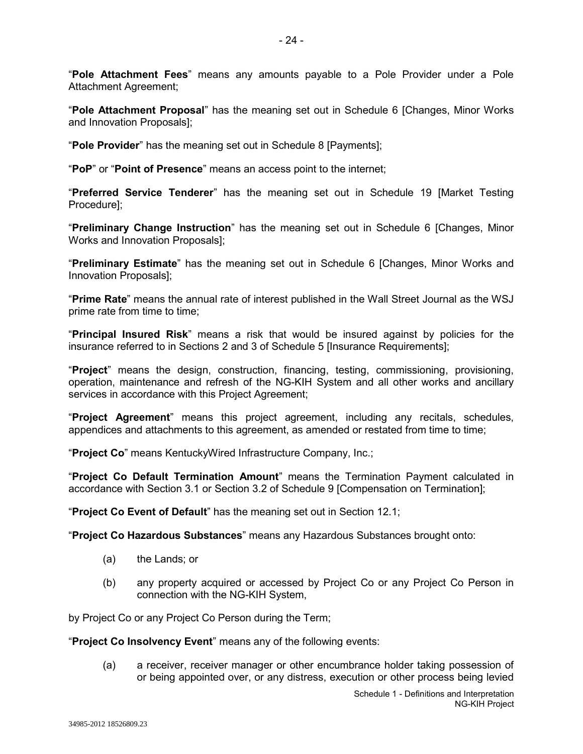"**Pole Attachment Fees**" means any amounts payable to a Pole Provider under a Pole Attachment Agreement;

"**Pole Attachment Proposal**" has the meaning set out in Schedule 6 [Changes, Minor Works and Innovation Proposals];

"**Pole Provider**" has the meaning set out in Schedule 8 [Payments];

"**PoP**" or "**Point of Presence**" means an access point to the internet;

"**Preferred Service Tenderer**" has the meaning set out in Schedule 19 [Market Testing Procedure];

"**Preliminary Change Instruction**" has the meaning set out in Schedule 6 [Changes, Minor Works and Innovation Proposals];

"**Preliminary Estimate**" has the meaning set out in Schedule 6 [Changes, Minor Works and Innovation Proposals];

"**Prime Rate**" means the annual rate of interest published in the Wall Street Journal as the WSJ prime rate from time to time;

"**Principal Insured Risk**" means a risk that would be insured against by policies for the insurance referred to in Sections 2 and 3 of Schedule 5 [Insurance Requirements];

"**Project**" means the design, construction, financing, testing, commissioning, provisioning, operation, maintenance and refresh of the NG-KIH System and all other works and ancillary services in accordance with this Project Agreement;

"**Project Agreement**" means this project agreement, including any recitals, schedules, appendices and attachments to this agreement, as amended or restated from time to time;

"**Project Co**" means KentuckyWired Infrastructure Company, Inc.;

"**Project Co Default Termination Amount**" means the Termination Payment calculated in accordance with Section 3.1 or Section 3.2 of Schedule 9 [Compensation on Termination];

"**Project Co Event of Default**" has the meaning set out in Section 12.1;

"**Project Co Hazardous Substances**" means any Hazardous Substances brought onto:

(a) the Lands; or

(b) any property acquired or accessed by Project Co or any Project Co Person in connection with the NG-KIH System,

by Project Co or any Project Co Person during the Term;

"**Project Co Insolvency Event**" means any of the following events:

(a) a receiver, receiver manager or other encumbrance holder taking possession of or being appointed over, or any distress, execution or other process being levied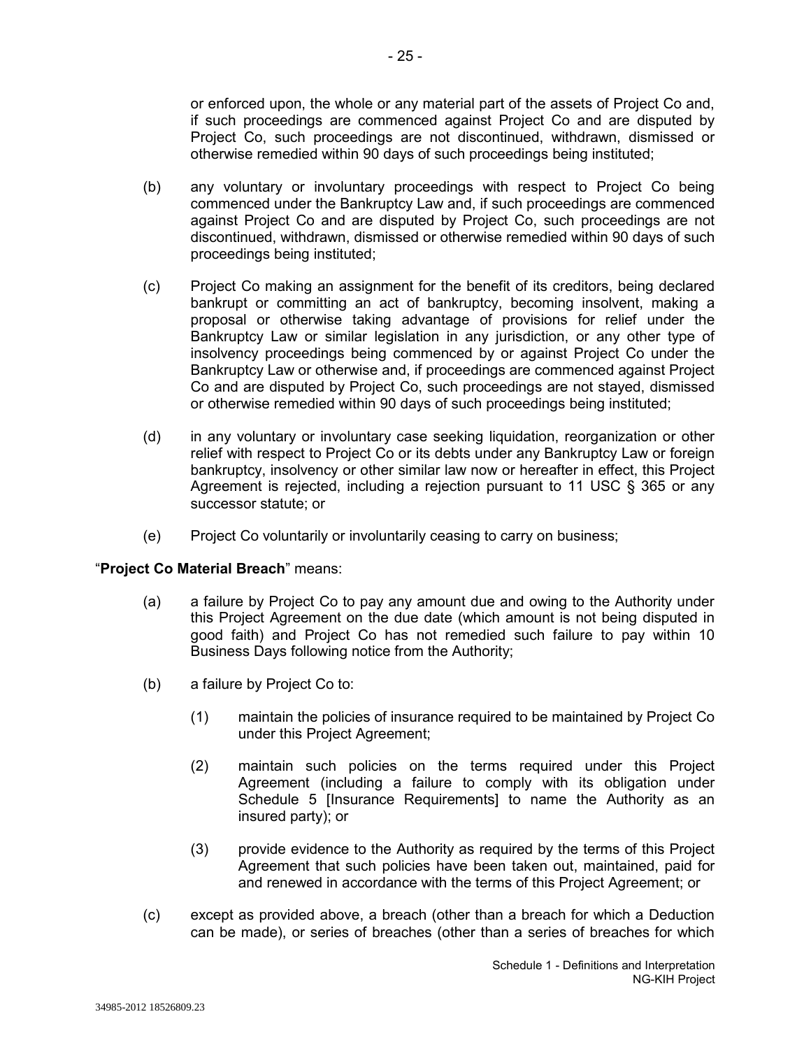or enforced upon, the whole or any material part of the assets of Project Co and, if such proceedings are commenced against Project Co and are disputed by Project Co, such proceedings are not discontinued, withdrawn, dismissed or otherwise remedied within 90 days of such proceedings being instituted;

(b) any voluntary or involuntary proceedings with respect to Project Co being commenced under the Bankruptcy Law and, if such proceedings are commenced against Project Co and are disputed by Project Co, such proceedings are not discontinued, withdrawn, dismissed or otherwise remedied within 90 days of such proceedings being instituted;

(c) Project Co making an assignment for the benefit of its creditors, being declared bankrupt or committing an act of bankruptcy, becoming insolvent, making a proposal or otherwise taking advantage of provisions for relief under the Bankruptcy Law or similar legislation in any jurisdiction, or any other type of insolvency proceedings being commenced by or against Project Co under the Bankruptcy Law or otherwise and, if proceedings are commenced against Project Co and are disputed by Project Co, such proceedings are not stayed, dismissed or otherwise remedied within 90 days of such proceedings being instituted;

(d) in any voluntary or involuntary case seeking liquidation, reorganization or other relief with respect to Project Co or its debts under any Bankruptcy Law or foreign bankruptcy, insolvency or other similar law now or hereafter in effect, this Project Agreement is rejected, including a rejection pursuant to 11 USC § 365 or any successor statute; or

(e) Project Co voluntarily or involuntarily ceasing to carry on business;

"**Project Co Material Breach**" means:

(a) a failure by Project Co to pay any amount due and owing to the Authority under this Project Agreement on the due date (which amount is not being disputed in good faith) and Project Co has not remedied such failure to pay within 10 Business Days following notice from the Authority;

(b) a failure by Project Co to:

(1) maintain the policies of insurance required to be maintained by Project Co under this Project Agreement;

(2) maintain such policies on the terms required under this Project Agreement (including a failure to comply with its obligation under Schedule 5 [Insurance Requirements] to name the Authority as an insured party); or

(3) provide evidence to the Authority as required by the terms of this Project Agreement that such policies have been taken out, maintained, paid for and renewed in accordance with the terms of this Project Agreement; or

(c) except as provided above, a breach (other than a breach for which a Deduction can be made), or series of breaches (other than a series of breaches for which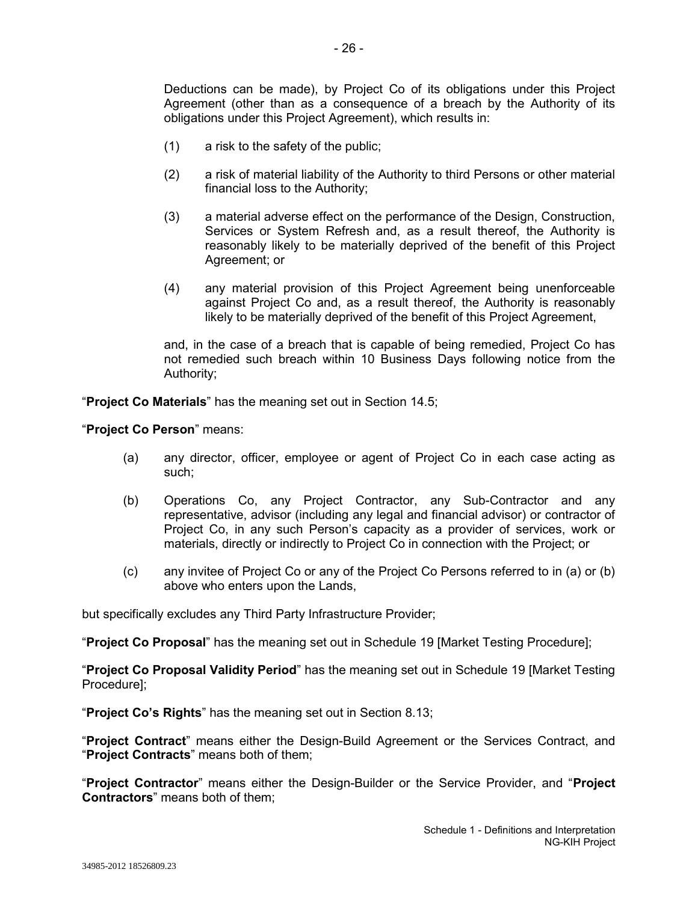Deductions can be made), by Project Co of its obligations under this Project Agreement (other than as a consequence of a breach by the Authority of its obligations under this Project Agreement), which results in:

(1) a risk to the safety of the public;

(2) a risk of material liability of the Authority to third Persons or other material financial loss to the Authority;

(3) a material adverse effect on the performance of the Design, Construction, Services or System Refresh and, as a result thereof, the Authority is reasonably likely to be materially deprived of the benefit of this Project Agreement; or

(4) any material provision of this Project Agreement being unenforceable against Project Co and, as a result thereof, the Authority is reasonably likely to be materially deprived of the benefit of this Project Agreement,

and, in the case of a breach that is capable of being remedied, Project Co has not remedied such breach within 10 Business Days following notice from the Authority;

"**Project Co Materials**" has the meaning set out in Section 14.5;

"**Project Co Person**" means:

(a) any director, officer, employee or agent of Project Co in each case acting as such;

(b) Operations Co, any Project Contractor, any Sub-Contractor and any representative, advisor (including any legal and financial advisor) or contractor of Project Co, in any such Person's capacity as a provider of services, work or materials, directly or indirectly to Project Co in connection with the Project; or

(c) any invitee of Project Co or any of the Project Co Persons referred to in (a) or (b) above who enters upon the Lands,

but specifically excludes any Third Party Infrastructure Provider;

"**Project Co Proposal**" has the meaning set out in Schedule 19 [Market Testing Procedure];

"**Project Co Proposal Validity Period**" has the meaning set out in Schedule 19 [Market Testing Procedure];

"**Project Co's Rights**" has the meaning set out in Section 8.13;

"**Project Contract**" means either the Design-Build Agreement or the Services Contract, and "**Project Contracts**" means both of them;

"**Project Contractor**" means either the Design-Builder or the Service Provider, and "**Project Contractors**" means both of them;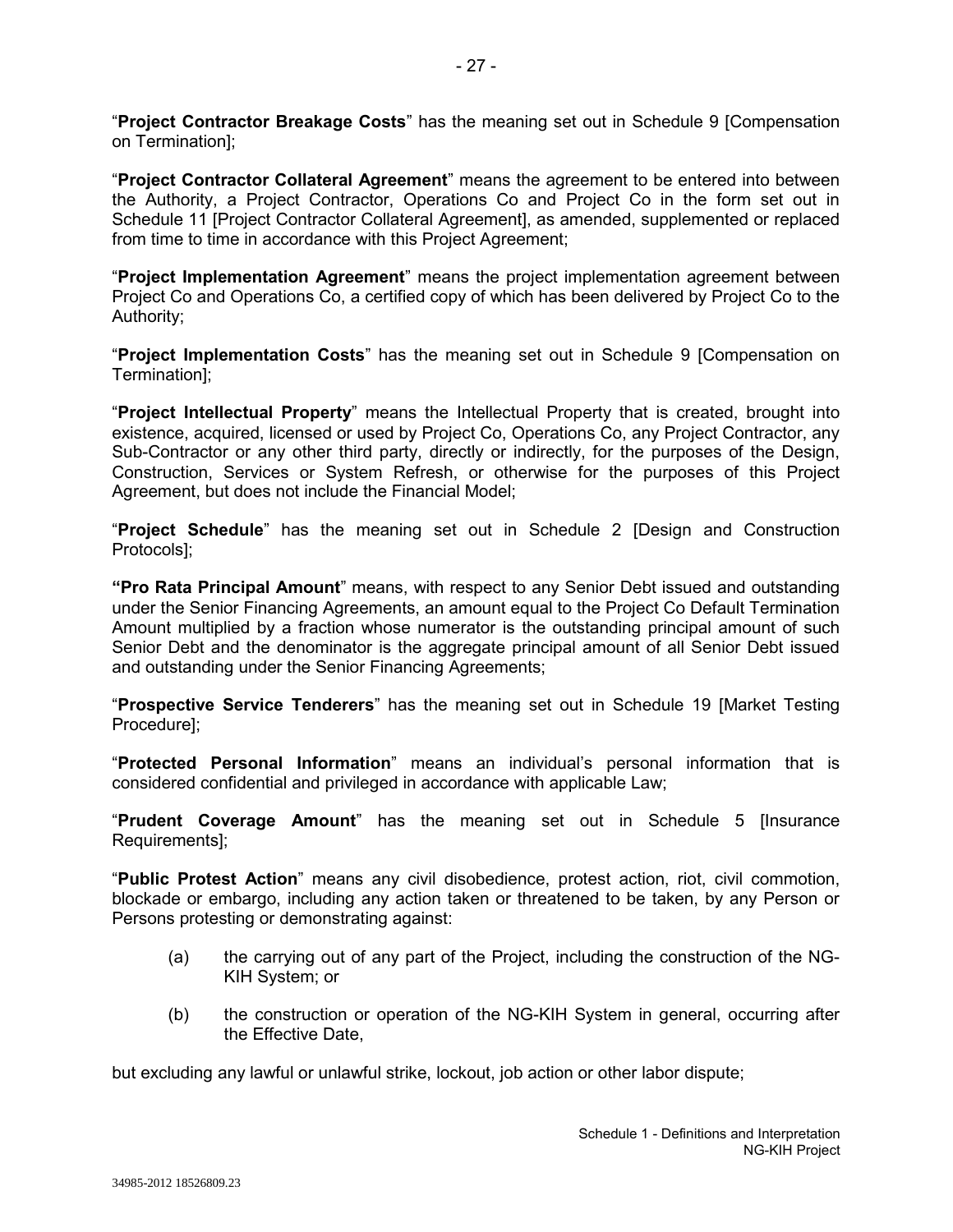"**Project Contractor Breakage Costs**" has the meaning set out in Schedule 9 [Compensation on Termination];

"**Project Contractor Collateral Agreement**" means the agreement to be entered into between the Authority, a Project Contractor, Operations Co and Project Co in the form set out in Schedule 11 [Project Contractor Collateral Agreement], as amended, supplemented or replaced from time to time in accordance with this Project Agreement;

"**Project Implementation Agreement**" means the project implementation agreement between Project Co and Operations Co, a certified copy of which has been delivered by Project Co to the Authority;

"**Project Implementation Costs**" has the meaning set out in Schedule 9 [Compensation on Termination];

"**Project Intellectual Property**" means the Intellectual Property that is created, brought into existence, acquired, licensed or used by Project Co, Operations Co, any Project Contractor, any Sub-Contractor or any other third party, directly or indirectly, for the purposes of the Design, Construction, Services or System Refresh, or otherwise for the purposes of this Project Agreement, but does not include the Financial Model;

"**Project Schedule**" has the meaning set out in Schedule 2 [Design and Construction Protocols];

**"Pro Rata Principal Amount**" means, with respect to any Senior Debt issued and outstanding under the Senior Financing Agreements, an amount equal to the Project Co Default Termination Amount multiplied by a fraction whose numerator is the outstanding principal amount of such Senior Debt and the denominator is the aggregate principal amount of all Senior Debt issued and outstanding under the Senior Financing Agreements;

"**Prospective Service Tenderers**" has the meaning set out in Schedule 19 [Market Testing Procedure];

"**Protected Personal Information**" means an individual's personal information that is considered confidential and privileged in accordance with applicable Law;

"**Prudent Coverage Amount**" has the meaning set out in Schedule 5 [Insurance Requirements];

"**Public Protest Action**" means any civil disobedience, protest action, riot, civil commotion, blockade or embargo, including any action taken or threatened to be taken, by any Person or Persons protesting or demonstrating against:

(a) the carrying out of any part of the Project, including the construction of the NG-KIH System; or

(b) the construction or operation of the NG-KIH System in general, occurring after the Effective Date,

but excluding any lawful or unlawful strike, lockout, job action or other labor dispute;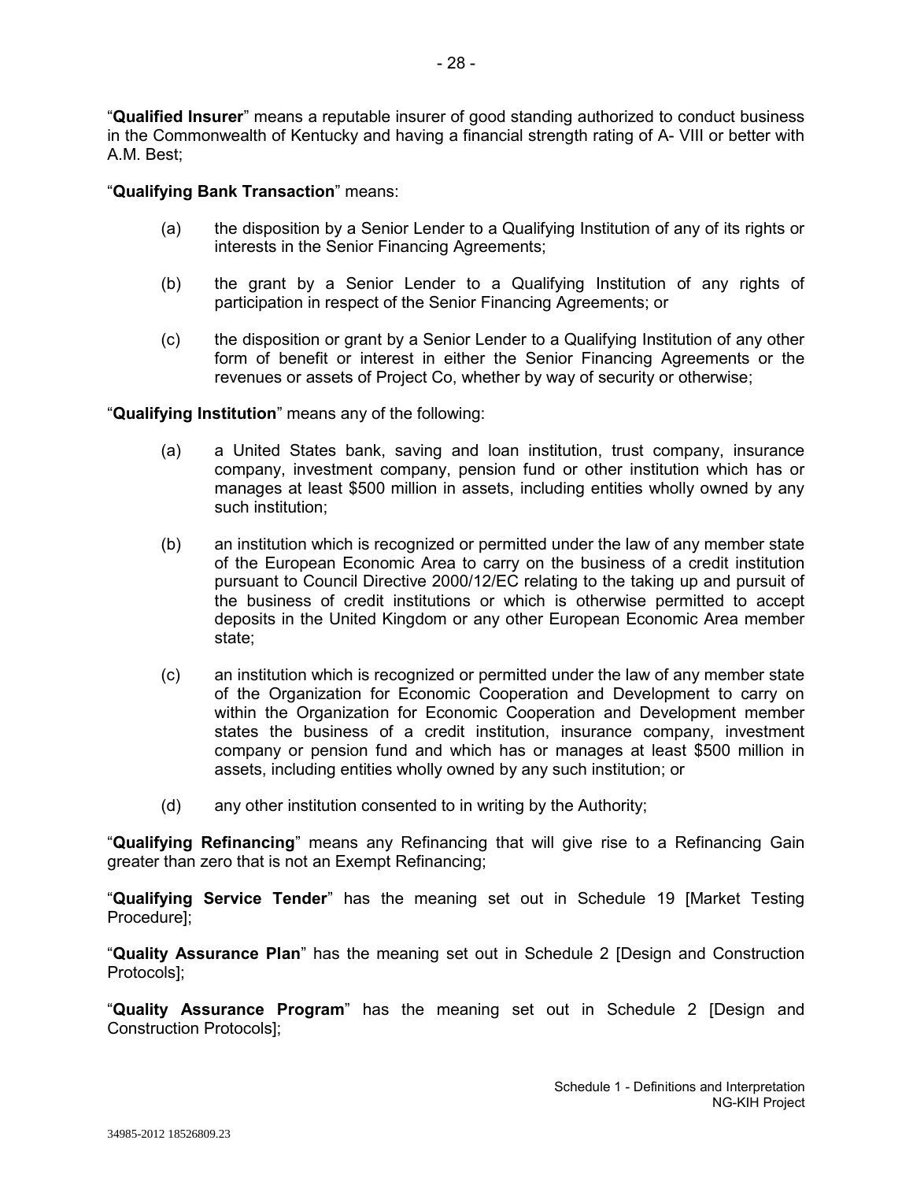“**Qualified Insurer**” means a reputable insurer of good standing authorized to conduct business in the Commonwealth of Kentucky and having a financial strength rating of A- VIII or better with A.M. Best;

“**Qualifying Bank Transaction**” means:

(a) the disposition by a Senior Lender to a Qualifying Institution of any of its rights or interests in the Senior Financing Agreements;

(b) the grant by a Senior Lender to a Qualifying Institution of any rights of participation in respect of the Senior Financing Agreements; or

(c) the disposition or grant by a Senior Lender to a Qualifying Institution of any other form of benefit or interest in either the Senior Financing Agreements or the revenues or assets of Project Co, whether by way of security or otherwise;

“**Qualifying Institution**” means any of the following:

(a) a United States bank, saving and loan institution, trust company, insurance company, investment company, pension fund or other institution which has or manages at least $500 million in assets, including entities wholly owned by any such institution;

(b) an institution which is recognized or permitted under the law of any member state of the European Economic Area to carry on the business of a credit institution pursuant to Council Directive 2000/12/EC relating to the taking up and pursuit of the business of credit institutions or which is otherwise permitted to accept deposits in the United Kingdom or any other European Economic Area member state;

(c) an institution which is recognized or permitted under the law of any member state of the Organization for Economic Cooperation and Development to carry on within the Organization for Economic Cooperation and Development member states the business of a credit institution, insurance company, investment company or pension fund and which has or manages at least $500 million in assets, including entities wholly owned by any such institution; or

(d) any other institution consented to in writing by the Authority;

“**Qualifying Refinancing**” means any Refinancing that will give rise to a Refinancing Gain greater than zero that is not an Exempt Refinancing;

“**Qualifying Service Tender**” has the meaning set out in Schedule 19 [Market Testing Procedure];

“**Quality Assurance Plan**” has the meaning set out in Schedule 2 [Design and Construction Protocols];

“**Quality Assurance Program**” has the meaning set out in Schedule 2 [Design and Construction Protocols];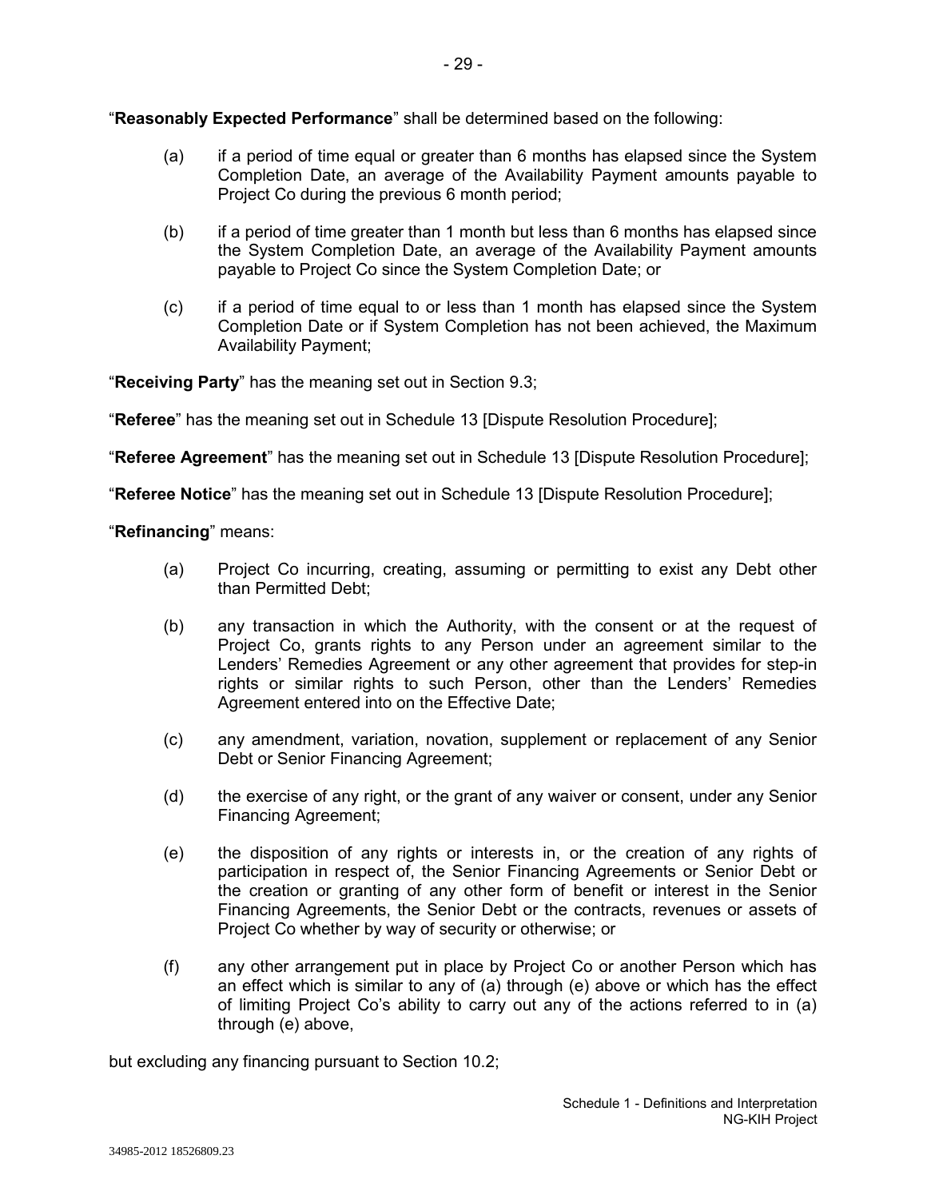"**Reasonably Expected Performance**" shall be determined based on the following:

(a) if a period of time equal or greater than 6 months has elapsed since the System Completion Date, an average of the Availability Payment amounts payable to Project Co during the previous 6 month period;

(b) if a period of time greater than 1 month but less than 6 months has elapsed since the System Completion Date, an average of the Availability Payment amounts payable to Project Co since the System Completion Date; or

(c) if a period of time equal to or less than 1 month has elapsed since the System Completion Date or if System Completion has not been achieved, the Maximum Availability Payment;

"**Receiving Party**" has the meaning set out in Section 9.3;

"**Referee**" has the meaning set out in Schedule 13 [Dispute Resolution Procedure];

"**Referee Agreement**" has the meaning set out in Schedule 13 [Dispute Resolution Procedure];

"**Referee Notice**" has the meaning set out in Schedule 13 [Dispute Resolution Procedure];

"**Refinancing**" means:

(a) Project Co incurring, creating, assuming or permitting to exist any Debt other than Permitted Debt;

(b) any transaction in which the Authority, with the consent or at the request of Project Co, grants rights to any Person under an agreement similar to the Lenders' Remedies Agreement or any other agreement that provides for step-in rights or similar rights to such Person, other than the Lenders' Remedies Agreement entered into on the Effective Date;

(c) any amendment, variation, novation, supplement or replacement of any Senior Debt or Senior Financing Agreement;

(d) the exercise of any right, or the grant of any waiver or consent, under any Senior Financing Agreement;

(e) the disposition of any rights or interests in, or the creation of any rights of participation in respect of, the Senior Financing Agreements or Senior Debt or the creation or granting of any other form of benefit or interest in the Senior Financing Agreements, the Senior Debt or the contracts, revenues or assets of Project Co whether by way of security or otherwise; or

(f) any other arrangement put in place by Project Co or another Person which has an effect which is similar to any of (a) through (e) above or which has the effect of limiting Project Co's ability to carry out any of the actions referred to in (a) through (e) above,

but excluding any financing pursuant to Section 10.2;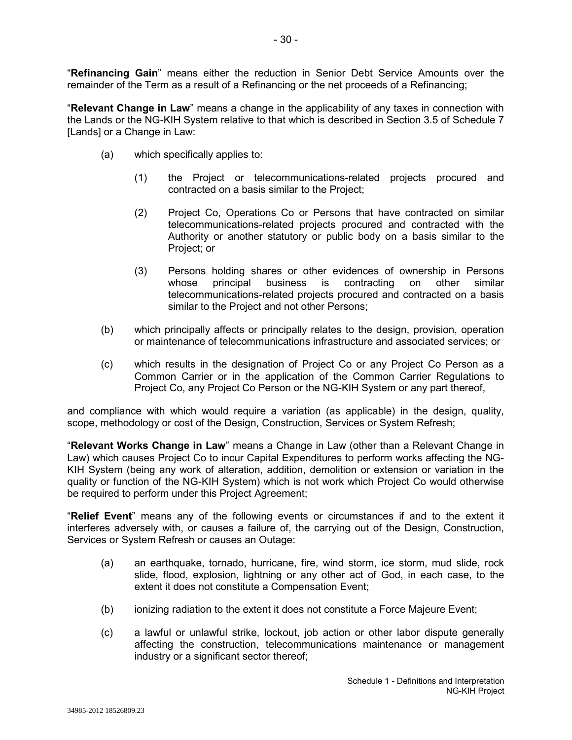"**Refinancing Gain**" means either the reduction in Senior Debt Service Amounts over the remainder of the Term as a result of a Refinancing or the net proceeds of a Refinancing;

"**Relevant Change in Law**" means a change in the applicability of any taxes in connection with the Lands or the NG-KIH System relative to that which is described in Section 3.5 of Schedule 7 [Lands] or a Change in Law:

(a) which specifically applies to:

  (1) the Project or telecommunications-related projects procured and contracted on a basis similar to the Project;

  (2) Project Co, Operations Co or Persons that have contracted on similar telecommunications-related projects procured and contracted with the Authority or another statutory or public body on a basis similar to the Project; or

  (3) Persons holding shares or other evidences of ownership in Persons whose principal business is contracting on other similar telecommunications-related projects procured and contracted on a basis similar to the Project and not other Persons;

(b) which principally affects or principally relates to the design, provision, operation or maintenance of telecommunications infrastructure and associated services; or

(c) which results in the designation of Project Co or any Project Co Person as a Common Carrier or in the application of the Common Carrier Regulations to Project Co, any Project Co Person or the NG-KIH System or any part thereof,

and compliance with which would require a variation (as applicable) in the design, quality, scope, methodology or cost of the Design, Construction, Services or System Refresh;

"**Relevant Works Change in Law**" means a Change in Law (other than a Relevant Change in Law) which causes Project Co to incur Capital Expenditures to perform works affecting the NG-KIH System (being any work of alteration, addition, demolition or extension or variation in the quality or function of the NG-KIH System) which is not work which Project Co would otherwise be required to perform under this Project Agreement;

"**Relief Event**" means any of the following events or circumstances if and to the extent it interferes adversely with, or causes a failure of, the carrying out of the Design, Construction, Services or System Refresh or causes an Outage:

(a) an earthquake, tornado, hurricane, fire, wind storm, ice storm, mud slide, rock slide, flood, explosion, lightning or any other act of God, in each case, to the extent it does not constitute a Compensation Event;

(b) ionizing radiation to the extent it does not constitute a Force Majeure Event;

(c) a lawful or unlawful strike, lockout, job action or other labor dispute generally affecting the construction, telecommunications maintenance or management industry or a significant sector thereof;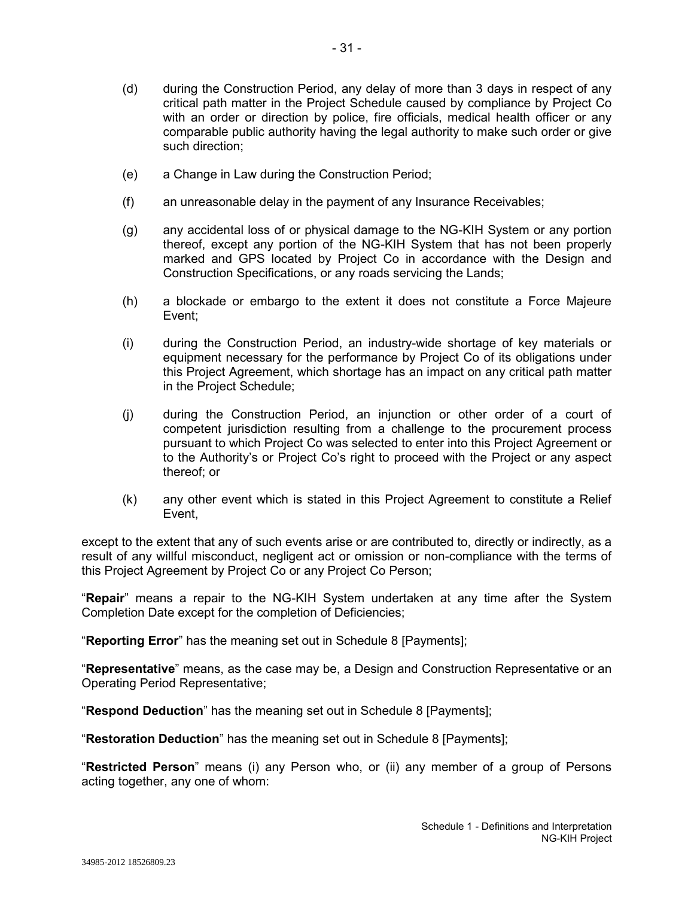(d) during the Construction Period, any delay of more than 3 days in respect of any critical path matter in the Project Schedule caused by compliance by Project Co with an order or direction by police, fire officials, medical health officer or any comparable public authority having the legal authority to make such order or give such direction;

(e) a Change in Law during the Construction Period;

(f) an unreasonable delay in the payment of any Insurance Receivables;

(g) any accidental loss of or physical damage to the NG-KIH System or any portion thereof, except any portion of the NG-KIH System that has not been properly marked and GPS located by Project Co in accordance with the Design and Construction Specifications, or any roads servicing the Lands;

(h) a blockade or embargo to the extent it does not constitute a Force Majeure Event;

(i) during the Construction Period, an industry-wide shortage of key materials or equipment necessary for the performance by Project Co of its obligations under this Project Agreement, which shortage has an impact on any critical path matter in the Project Schedule;

(j) during the Construction Period, an injunction or other order of a court of competent jurisdiction resulting from a challenge to the procurement process pursuant to which Project Co was selected to enter into this Project Agreement or to the Authority's or Project Co's right to proceed with the Project or any aspect thereof; or

(k) any other event which is stated in this Project Agreement to constitute a Relief Event,

except to the extent that any of such events arise or are contributed to, directly or indirectly, as a result of any willful misconduct, negligent act or omission or non-compliance with the terms of this Project Agreement by Project Co or any Project Co Person;

"**Repair**" means a repair to the NG-KIH System undertaken at any time after the System Completion Date except for the completion of Deficiencies;

"**Reporting Error**" has the meaning set out in Schedule 8 [Payments];

"**Representative**" means, as the case may be, a Design and Construction Representative or an Operating Period Representative;

"**Respond Deduction**" has the meaning set out in Schedule 8 [Payments];

"**Restoration Deduction**" has the meaning set out in Schedule 8 [Payments];

"**Restricted Person**" means (i) any Person who, or (ii) any member of a group of Persons acting together, any one of whom: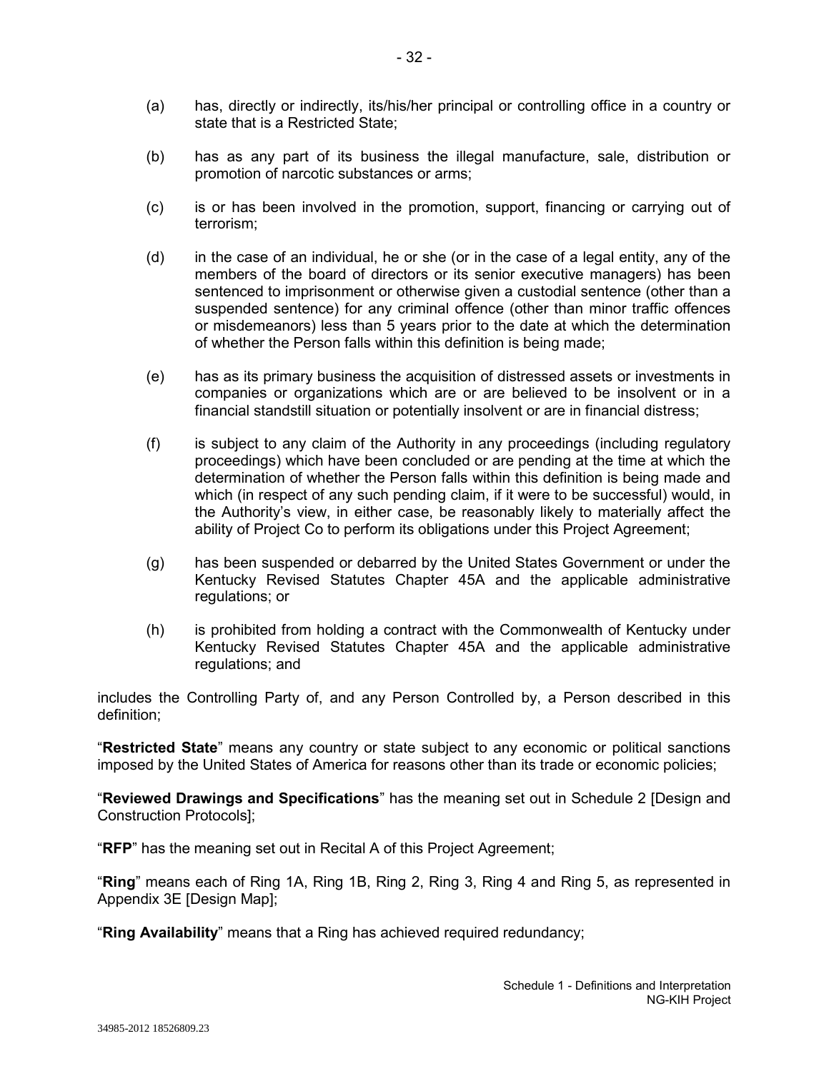(a) has, directly or indirectly, its/his/her principal or controlling office in a country or state that is a Restricted State;

(b) has as any part of its business the illegal manufacture, sale, distribution or promotion of narcotic substances or arms;

(c) is or has been involved in the promotion, support, financing or carrying out of terrorism;

(d) in the case of an individual, he or she (or in the case of a legal entity, any of the members of the board of directors or its senior executive managers) has been sentenced to imprisonment or otherwise given a custodial sentence (other than a suspended sentence) for any criminal offence (other than minor traffic offences or misdemeanors) less than 5 years prior to the date at which the determination of whether the Person falls within this definition is being made;

(e) has as its primary business the acquisition of distressed assets or investments in companies or organizations which are or are believed to be insolvent or in a financial standstill situation or potentially insolvent or are in financial distress;

(f) is subject to any claim of the Authority in any proceedings (including regulatory proceedings) which have been concluded or are pending at the time at which the determination of whether the Person falls within this definition is being made and which (in respect of any such pending claim, if it were to be successful) would, in the Authority's view, in either case, be reasonably likely to materially affect the ability of Project Co to perform its obligations under this Project Agreement;

(g) has been suspended or debarred by the United States Government or under the Kentucky Revised Statutes Chapter 45A and the applicable administrative regulations; or

(h) is prohibited from holding a contract with the Commonwealth of Kentucky under Kentucky Revised Statutes Chapter 45A and the applicable administrative regulations; and

includes the Controlling Party of, and any Person Controlled by, a Person described in this definition;

"**Restricted State**" means any country or state subject to any economic or political sanctions imposed by the United States of America for reasons other than its trade or economic policies;

"**Reviewed Drawings and Specifications**" has the meaning set out in Schedule 2 [Design and Construction Protocols];

"**RFP**" has the meaning set out in Recital A of this Project Agreement;

"**Ring**" means each of Ring 1A, Ring 1B, Ring 2, Ring 3, Ring 4 and Ring 5, as represented in Appendix 3E [Design Map];

"**Ring Availability**" means that a Ring has achieved required redundancy;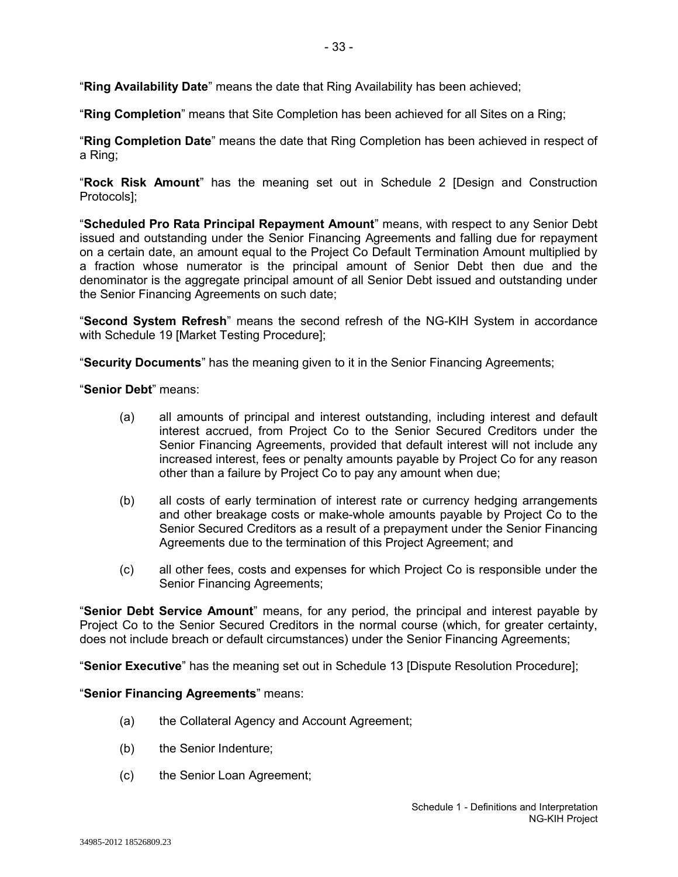"**Ring Availability Date**" means the date that Ring Availability has been achieved;

"**Ring Completion**" means that Site Completion has been achieved for all Sites on a Ring;

"**Ring Completion Date**" means the date that Ring Completion has been achieved in respect of a Ring;

"**Rock Risk Amount**" has the meaning set out in Schedule 2 [Design and Construction Protocols];

"**Scheduled Pro Rata Principal Repayment Amount**" means, with respect to any Senior Debt issued and outstanding under the Senior Financing Agreements and falling due for repayment on a certain date, an amount equal to the Project Co Default Termination Amount multiplied by a fraction whose numerator is the principal amount of Senior Debt then due and the denominator is the aggregate principal amount of all Senior Debt issued and outstanding under the Senior Financing Agreements on such date;

"**Second System Refresh**" means the second refresh of the NG-KIH System in accordance with Schedule 19 [Market Testing Procedure];

"**Security Documents**" has the meaning given to it in the Senior Financing Agreements;

"**Senior Debt**" means:

(a) all amounts of principal and interest outstanding, including interest and default interest accrued, from Project Co to the Senior Secured Creditors under the Senior Financing Agreements, provided that default interest will not include any increased interest, fees or penalty amounts payable by Project Co for any reason other than a failure by Project Co to pay any amount when due;

(b) all costs of early termination of interest rate or currency hedging arrangements and other breakage costs or make-whole amounts payable by Project Co to the Senior Secured Creditors as a result of a prepayment under the Senior Financing Agreements due to the termination of this Project Agreement; and

(c) all other fees, costs and expenses for which Project Co is responsible under the Senior Financing Agreements;

"**Senior Debt Service Amount**" means, for any period, the principal and interest payable by Project Co to the Senior Secured Creditors in the normal course (which, for greater certainty, does not include breach or default circumstances) under the Senior Financing Agreements;

"**Senior Executive**" has the meaning set out in Schedule 13 [Dispute Resolution Procedure];

"**Senior Financing Agreements**" means:

(a) the Collateral Agency and Account Agreement;

(b) the Senior Indenture;

(c) the Senior Loan Agreement;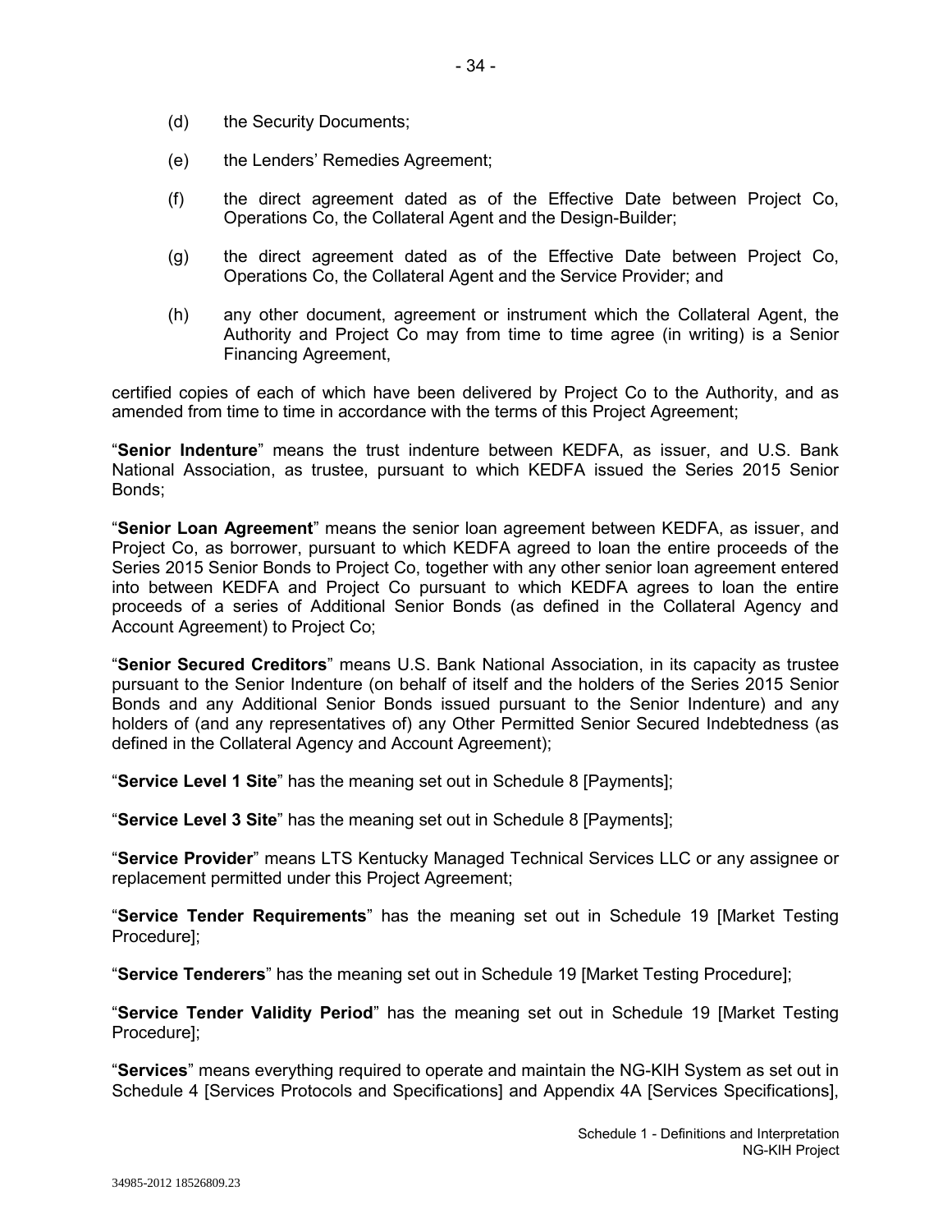(d) the Security Documents;

(e) the Lenders' Remedies Agreement;

(f) the direct agreement dated as of the Effective Date between Project Co, Operations Co, the Collateral Agent and the Design-Builder;

(g) the direct agreement dated as of the Effective Date between Project Co, Operations Co, the Collateral Agent and the Service Provider; and

(h) any other document, agreement or instrument which the Collateral Agent, the Authority and Project Co may from time to time agree (in writing) is a Senior Financing Agreement,

certified copies of each of which have been delivered by Project Co to the Authority, and as amended from time to time in accordance with the terms of this Project Agreement;

"**Senior Indenture**" means the trust indenture between KEDFA, as issuer, and U.S. Bank National Association, as trustee, pursuant to which KEDFA issued the Series 2015 Senior Bonds;

"**Senior Loan Agreement**" means the senior loan agreement between KEDFA, as issuer, and Project Co, as borrower, pursuant to which KEDFA agreed to loan the entire proceeds of the Series 2015 Senior Bonds to Project Co, together with any other senior loan agreement entered into between KEDFA and Project Co pursuant to which KEDFA agrees to loan the entire proceeds of a series of Additional Senior Bonds (as defined in the Collateral Agency and Account Agreement) to Project Co;

"**Senior Secured Creditors**" means U.S. Bank National Association, in its capacity as trustee pursuant to the Senior Indenture (on behalf of itself and the holders of the Series 2015 Senior Bonds and any Additional Senior Bonds issued pursuant to the Senior Indenture) and any holders of (and any representatives of) any Other Permitted Senior Secured Indebtedness (as defined in the Collateral Agency and Account Agreement);

"**Service Level 1 Site**" has the meaning set out in Schedule 8 [Payments];

"**Service Level 3 Site**" has the meaning set out in Schedule 8 [Payments];

"**Service Provider**" means LTS Kentucky Managed Technical Services LLC or any assignee or replacement permitted under this Project Agreement;

"**Service Tender Requirements**" has the meaning set out in Schedule 19 [Market Testing Procedure];

"**Service Tenderers**" has the meaning set out in Schedule 19 [Market Testing Procedure];

"**Service Tender Validity Period**" has the meaning set out in Schedule 19 [Market Testing Procedure];

"**Services**" means everything required to operate and maintain the NG-KIH System as set out in Schedule 4 [Services Protocols and Specifications] and Appendix 4A [Services Specifications],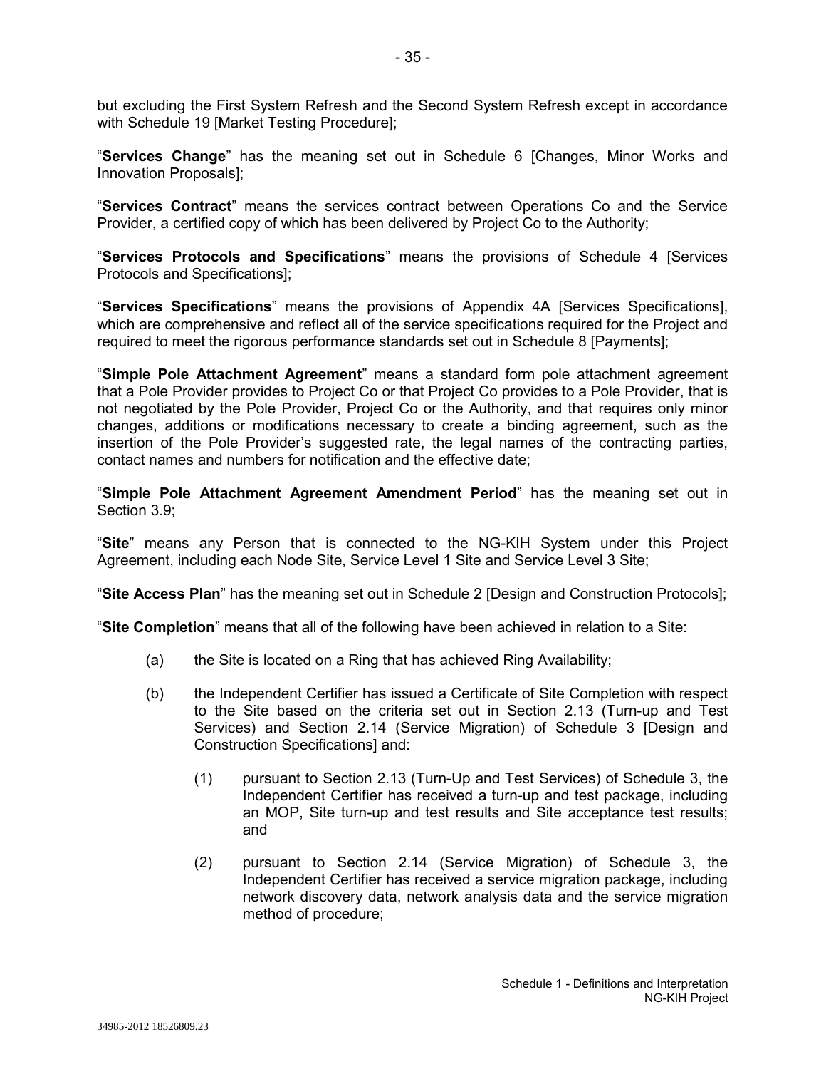but excluding the First System Refresh and the Second System Refresh except in accordance with Schedule 19 [Market Testing Procedure];

"**Services Change**" has the meaning set out in Schedule 6 [Changes, Minor Works and Innovation Proposals];

"**Services Contract**" means the services contract between Operations Co and the Service Provider, a certified copy of which has been delivered by Project Co to the Authority;

"**Services Protocols and Specifications**" means the provisions of Schedule 4 [Services Protocols and Specifications];

"**Services Specifications**" means the provisions of Appendix 4A [Services Specifications], which are comprehensive and reflect all of the service specifications required for the Project and required to meet the rigorous performance standards set out in Schedule 8 [Payments];

"**Simple Pole Attachment Agreement**" means a standard form pole attachment agreement that a Pole Provider provides to Project Co or that Project Co provides to a Pole Provider, that is not negotiated by the Pole Provider, Project Co or the Authority, and that requires only minor changes, additions or modifications necessary to create a binding agreement, such as the insertion of the Pole Provider's suggested rate, the legal names of the contracting parties, contact names and numbers for notification and the effective date;

"**Simple Pole Attachment Agreement Amendment Period**" has the meaning set out in Section 3.9;

"**Site**" means any Person that is connected to the NG-KIH System under this Project Agreement, including each Node Site, Service Level 1 Site and Service Level 3 Site;

"**Site Access Plan**" has the meaning set out in Schedule 2 [Design and Construction Protocols];

"**Site Completion**" means that all of the following have been achieved in relation to a Site:

(a) the Site is located on a Ring that has achieved Ring Availability;

(b) the Independent Certifier has issued a Certificate of Site Completion with respect to the Site based on the criteria set out in Section 2.13 (Turn-up and Test Services) and Section 2.14 (Service Migration) of Schedule 3 [Design and Construction Specifications] and:

(1) pursuant to Section 2.13 (Turn-Up and Test Services) of Schedule 3, the Independent Certifier has received a turn-up and test package, including an MOP, Site turn-up and test results and Site acceptance test results; and

(2) pursuant to Section 2.14 (Service Migration) of Schedule 3, the Independent Certifier has received a service migration package, including network discovery data, network analysis data and the service migration method of procedure;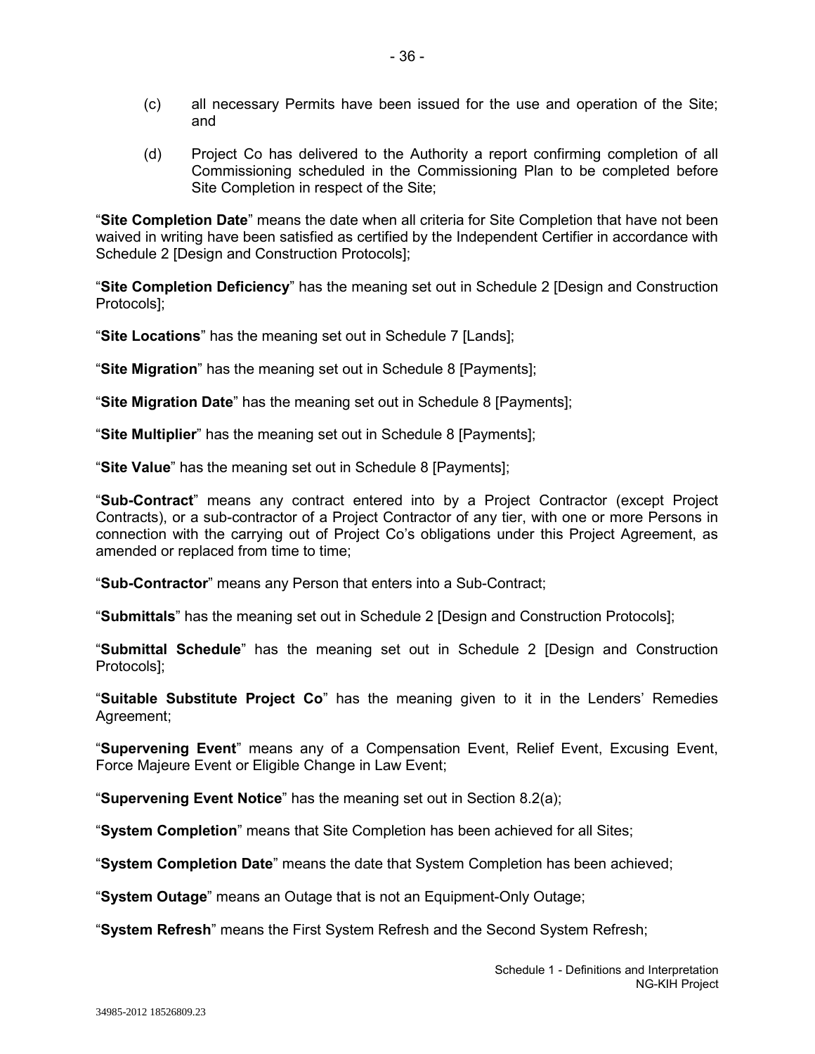(c) all necessary Permits have been issued for the use and operation of the Site; and

(d) Project Co has delivered to the Authority a report confirming completion of all Commissioning scheduled in the Commissioning Plan to be completed before Site Completion in respect of the Site;

"**Site Completion Date**" means the date when all criteria for Site Completion that have not been waived in writing have been satisfied as certified by the Independent Certifier in accordance with Schedule 2 [Design and Construction Protocols];

"**Site Completion Deficiency**" has the meaning set out in Schedule 2 [Design and Construction Protocols];

"**Site Locations**" has the meaning set out in Schedule 7 [Lands];

"**Site Migration**" has the meaning set out in Schedule 8 [Payments];

"**Site Migration Date**" has the meaning set out in Schedule 8 [Payments];

"**Site Multiplier**" has the meaning set out in Schedule 8 [Payments];

"**Site Value**" has the meaning set out in Schedule 8 [Payments];

"**Sub-Contract**" means any contract entered into by a Project Contractor (except Project Contracts), or a sub-contractor of a Project Contractor of any tier, with one or more Persons in connection with the carrying out of Project Co's obligations under this Project Agreement, as amended or replaced from time to time;

"**Sub-Contractor**" means any Person that enters into a Sub-Contract;

"**Submittals**" has the meaning set out in Schedule 2 [Design and Construction Protocols];

"**Submittal Schedule**" has the meaning set out in Schedule 2 [Design and Construction Protocols];

"**Suitable Substitute Project Co**" has the meaning given to it in the Lenders' Remedies Agreement;

"**Supervening Event**" means any of a Compensation Event, Relief Event, Excusing Event, Force Majeure Event or Eligible Change in Law Event;

"**Supervening Event Notice**" has the meaning set out in Section 8.2(a);

"**System Completion**" means that Site Completion has been achieved for all Sites;

"**System Completion Date**" means the date that System Completion has been achieved;

"**System Outage**" means an Outage that is not an Equipment-Only Outage;

"**System Refresh**" means the First System Refresh and the Second System Refresh;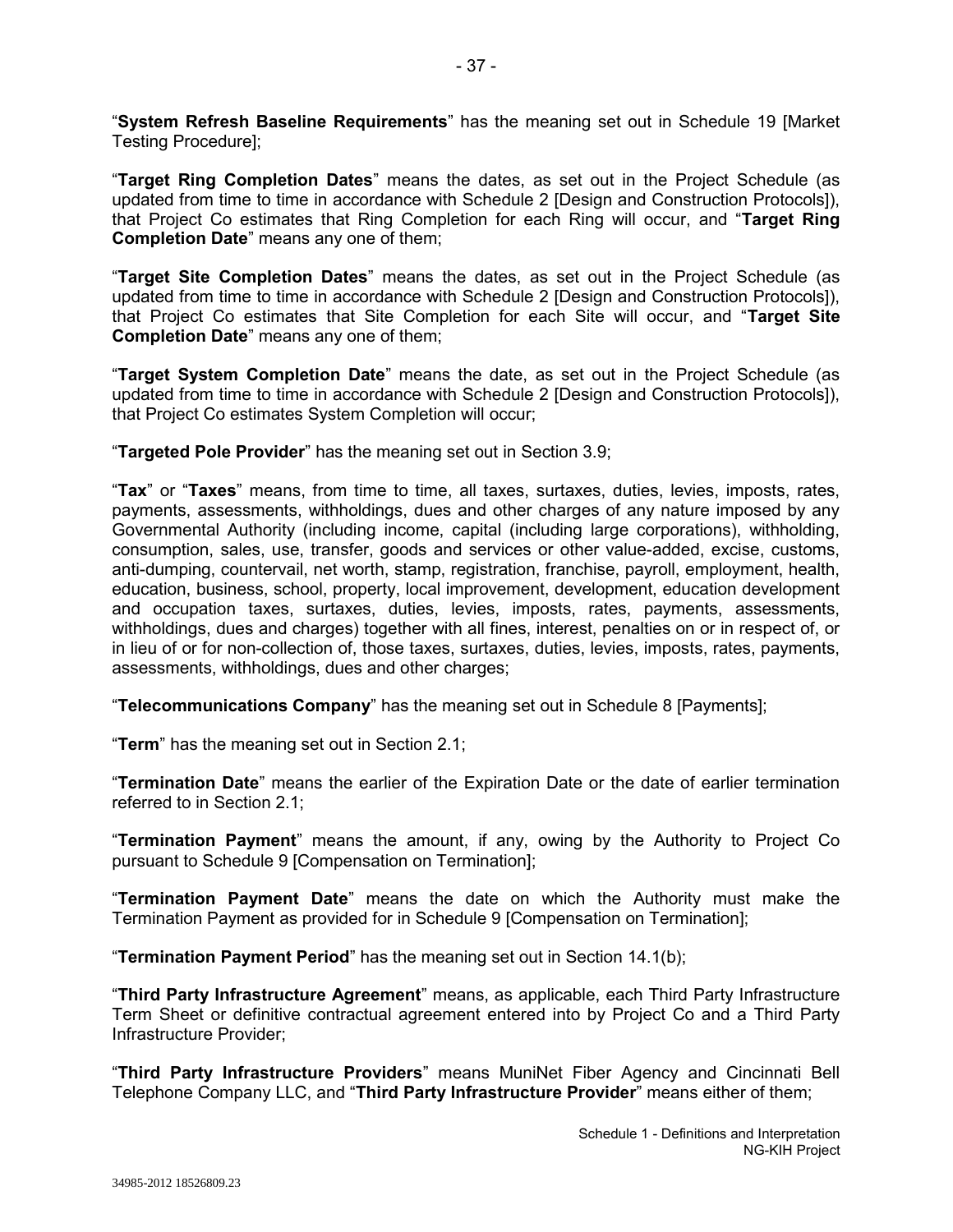"**System Refresh Baseline Requirements**" has the meaning set out in Schedule 19 [Market Testing Procedure];

"**Target Ring Completion Dates**" means the dates, as set out in the Project Schedule (as updated from time to time in accordance with Schedule 2 [Design and Construction Protocols]), that Project Co estimates that Ring Completion for each Ring will occur, and "**Target Ring Completion Date**" means any one of them;

"**Target Site Completion Dates**" means the dates, as set out in the Project Schedule (as updated from time to time in accordance with Schedule 2 [Design and Construction Protocols]), that Project Co estimates that Site Completion for each Site will occur, and "**Target Site Completion Date**" means any one of them;

"**Target System Completion Date**" means the date, as set out in the Project Schedule (as updated from time to time in accordance with Schedule 2 [Design and Construction Protocols]), that Project Co estimates System Completion will occur;

"**Targeted Pole Provider**" has the meaning set out in Section 3.9;

"**Tax**" or "**Taxes**" means, from time to time, all taxes, surtaxes, duties, levies, imposts, rates, payments, assessments, withholdings, dues and other charges of any nature imposed by any Governmental Authority (including income, capital (including large corporations), withholding, consumption, sales, use, transfer, goods and services or other value-added, excise, customs, anti-dumping, countervail, net worth, stamp, registration, franchise, payroll, employment, health, education, business, school, property, local improvement, development, education development and occupation taxes, surtaxes, duties, levies, imposts, rates, payments, assessments, withholdings, dues and charges) together with all fines, interest, penalties on or in respect of, or in lieu of or for non-collection of, those taxes, surtaxes, duties, levies, imposts, rates, payments, assessments, withholdings, dues and other charges;

"**Telecommunications Company**" has the meaning set out in Schedule 8 [Payments];

"**Term**" has the meaning set out in Section 2.1;

"**Termination Date**" means the earlier of the Expiration Date or the date of earlier termination referred to in Section 2.1;

"**Termination Payment**" means the amount, if any, owing by the Authority to Project Co pursuant to Schedule 9 [Compensation on Termination];

"**Termination Payment Date**" means the date on which the Authority must make the Termination Payment as provided for in Schedule 9 [Compensation on Termination];

"**Termination Payment Period**" has the meaning set out in Section 14.1(b);

"**Third Party Infrastructure Agreement**" means, as applicable, each Third Party Infrastructure Term Sheet or definitive contractual agreement entered into by Project Co and a Third Party Infrastructure Provider;

"**Third Party Infrastructure Providers**" means MuniNet Fiber Agency and Cincinnati Bell Telephone Company LLC, and "**Third Party Infrastructure Provider**" means either of them;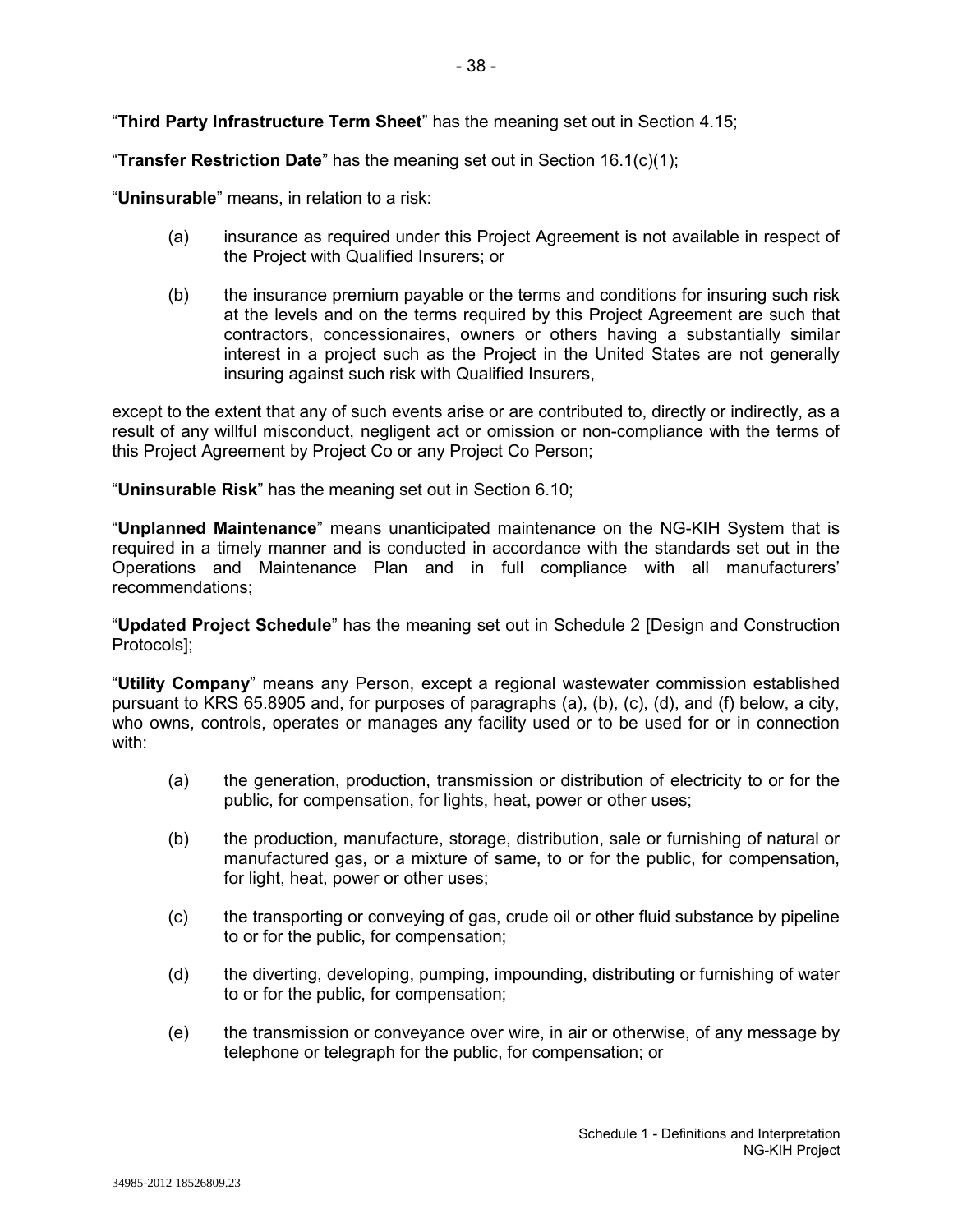"**Third Party Infrastructure Term Sheet**" has the meaning set out in Section 4.15;

"**Transfer Restriction Date**" has the meaning set out in Section 16.1(c)(1);

"**Uninsurable**" means, in relation to a risk:

(a) insurance as required under this Project Agreement is not available in respect of the Project with Qualified Insurers; or

(b) the insurance premium payable or the terms and conditions for insuring such risk at the levels and on the terms required by this Project Agreement are such that contractors, concessionaires, owners or others having a substantially similar interest in a project such as the Project in the United States are not generally insuring against such risk with Qualified Insurers,

except to the extent that any of such events arise or are contributed to, directly or indirectly, as a result of any willful misconduct, negligent act or omission or non-compliance with the terms of this Project Agreement by Project Co or any Project Co Person;

"**Uninsurable Risk**" has the meaning set out in Section 6.10;

"**Unplanned Maintenance**" means unanticipated maintenance on the NG-KIH System that is required in a timely manner and is conducted in accordance with the standards set out in the Operations and Maintenance Plan and in full compliance with all manufacturers' recommendations;

"**Updated Project Schedule**" has the meaning set out in Schedule 2 [Design and Construction Protocols];

"**Utility Company**" means any Person, except a regional wastewater commission established pursuant to KRS 65.8905 and, for purposes of paragraphs (a), (b), (c), (d), and (f) below, a city, who owns, controls, operates or manages any facility used or to be used for or in connection with:

(a) the generation, production, transmission or distribution of electricity to or for the public, for compensation, for lights, heat, power or other uses;

(b) the production, manufacture, storage, distribution, sale or furnishing of natural or manufactured gas, or a mixture of same, to or for the public, for compensation, for light, heat, power or other uses;

(c) the transporting or conveying of gas, crude oil or other fluid substance by pipeline to or for the public, for compensation;

(d) the diverting, developing, pumping, impounding, distributing or furnishing of water to or for the public, for compensation;

(e) the transmission or conveyance over wire, in air or otherwise, of any message by telephone or telegraph for the public, for compensation; or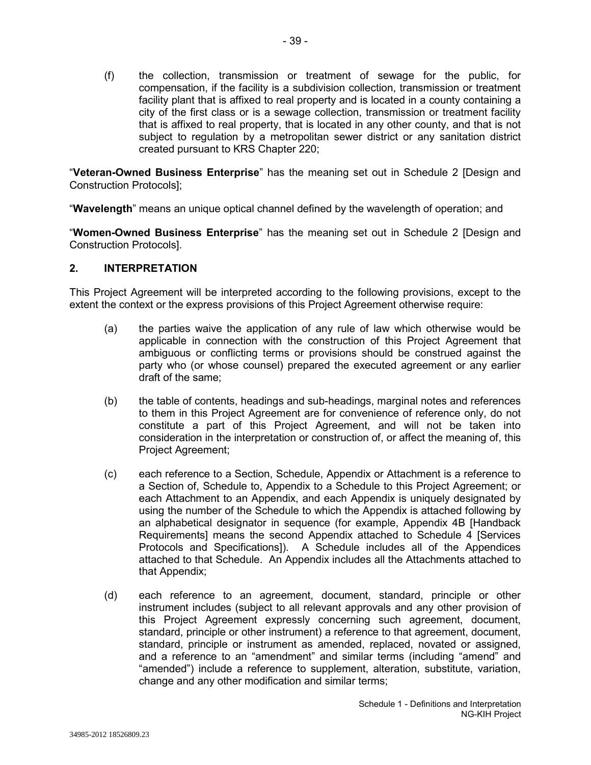(f) the collection, transmission or treatment of sewage for the public, for compensation, if the facility is a subdivision collection, transmission or treatment facility plant that is affixed to real property and is located in a county containing a city of the first class or is a sewage collection, transmission or treatment facility that is affixed to real property, that is located in any other county, and that is not subject to regulation by a metropolitan sewer district or any sanitation district created pursuant to KRS Chapter 220;

"**Veteran-Owned Business Enterprise**" has the meaning set out in Schedule 2 [Design and Construction Protocols];

"**Wavelength**" means an unique optical channel defined by the wavelength of operation; and

"**Women-Owned Business Enterprise**" has the meaning set out in Schedule 2 [Design and Construction Protocols].

## 2. INTERPRETATION

This Project Agreement will be interpreted according to the following provisions, except to the extent the context or the express provisions of this Project Agreement otherwise require:

(a) the parties waive the application of any rule of law which otherwise would be applicable in connection with the construction of this Project Agreement that ambiguous or conflicting terms or provisions should be construed against the party who (or whose counsel) prepared the executed agreement or any earlier draft of the same;

(b) the table of contents, headings and sub-headings, marginal notes and references to them in this Project Agreement are for convenience of reference only, do not constitute a part of this Project Agreement, and will not be taken into consideration in the interpretation or construction of, or affect the meaning of, this Project Agreement;

(c) each reference to a Section, Schedule, Appendix or Attachment is a reference to a Section of, Schedule to, Appendix to a Schedule to this Project Agreement; or each Attachment to an Appendix, and each Appendix is uniquely designated by using the number of the Schedule to which the Appendix is attached following by an alphabetical designator in sequence (for example, Appendix 4B [Handback Requirements] means the second Appendix attached to Schedule 4 [Services Protocols and Specifications]). A Schedule includes all of the Appendices attached to that Schedule. An Appendix includes all the Attachments attached to that Appendix;

(d) each reference to an agreement, document, standard, principle or other instrument includes (subject to all relevant approvals and any other provision of this Project Agreement expressly concerning such agreement, document, standard, principle or other instrument) a reference to that agreement, document, standard, principle or instrument as amended, replaced, novated or assigned, and a reference to an "amendment" and similar terms (including "amend" and "amended") include a reference to supplement, alteration, substitute, variation, change and any other modification and similar terms;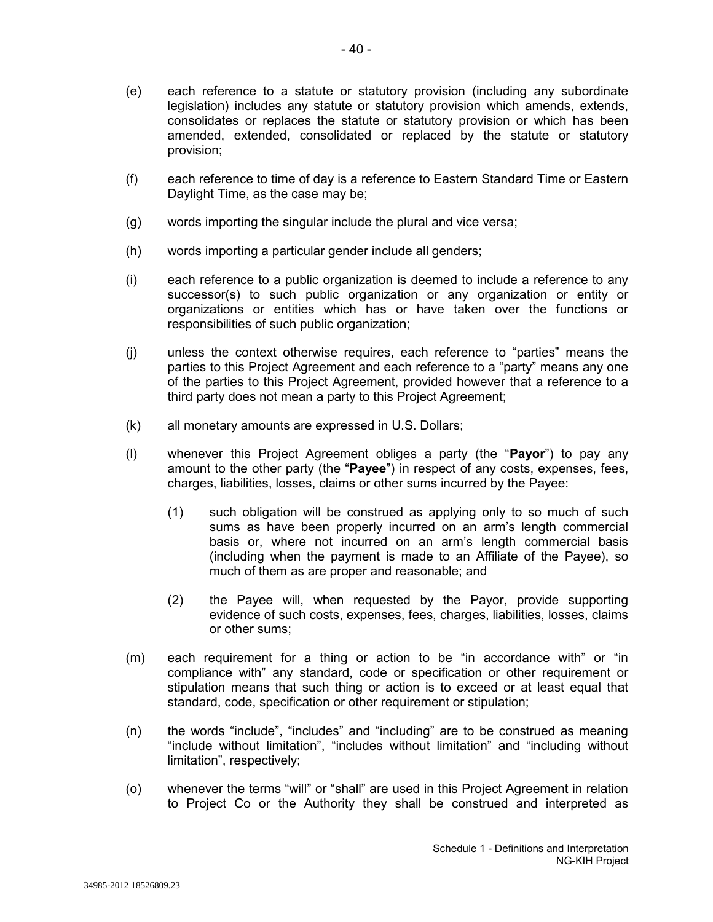(e) each reference to a statute or statutory provision (including any subordinate legislation) includes any statute or statutory provision which amends, extends, consolidates or replaces the statute or statutory provision or which has been amended, extended, consolidated or replaced by the statute or statutory provision;

(f) each reference to time of day is a reference to Eastern Standard Time or Eastern Daylight Time, as the case may be;

(g) words importing the singular include the plural and vice versa;

(h) words importing a particular gender include all genders;

(i) each reference to a public organization is deemed to include a reference to any successor(s) to such public organization or any organization or entity or organizations or entities which has or have taken over the functions or responsibilities of such public organization;

(j) unless the context otherwise requires, each reference to "parties" means the parties to this Project Agreement and each reference to a "party" means any one of the parties to this Project Agreement, provided however that a reference to a third party does not mean a party to this Project Agreement;

(k) all monetary amounts are expressed in U.S. Dollars;

(l) whenever this Project Agreement obliges a party (the "**Payor**") to pay any amount to the other party (the "**Payee**") in respect of any costs, expenses, fees, charges, liabilities, losses, claims or other sums incurred by the Payee:

    (1) such obligation will be construed as applying only to so much of such sums as have been properly incurred on an arm's length commercial basis or, where not incurred on an arm's length commercial basis (including when the payment is made to an Affiliate of the Payee), so much of them as are proper and reasonable; and

    (2) the Payee will, when requested by the Payor, provide supporting evidence of such costs, expenses, fees, charges, liabilities, losses, claims or other sums;

(m) each requirement for a thing or action to be "in accordance with" or "in compliance with" any standard, code or specification or other requirement or stipulation means that such thing or action is to exceed or at least equal that standard, code, specification or other requirement or stipulation;

(n) the words "include", "includes" and "including" are to be construed as meaning "include without limitation", "includes without limitation" and "including without limitation", respectively;

(o) whenever the terms "will" or "shall" are used in this Project Agreement in relation to Project Co or the Authority they shall be construed and interpreted as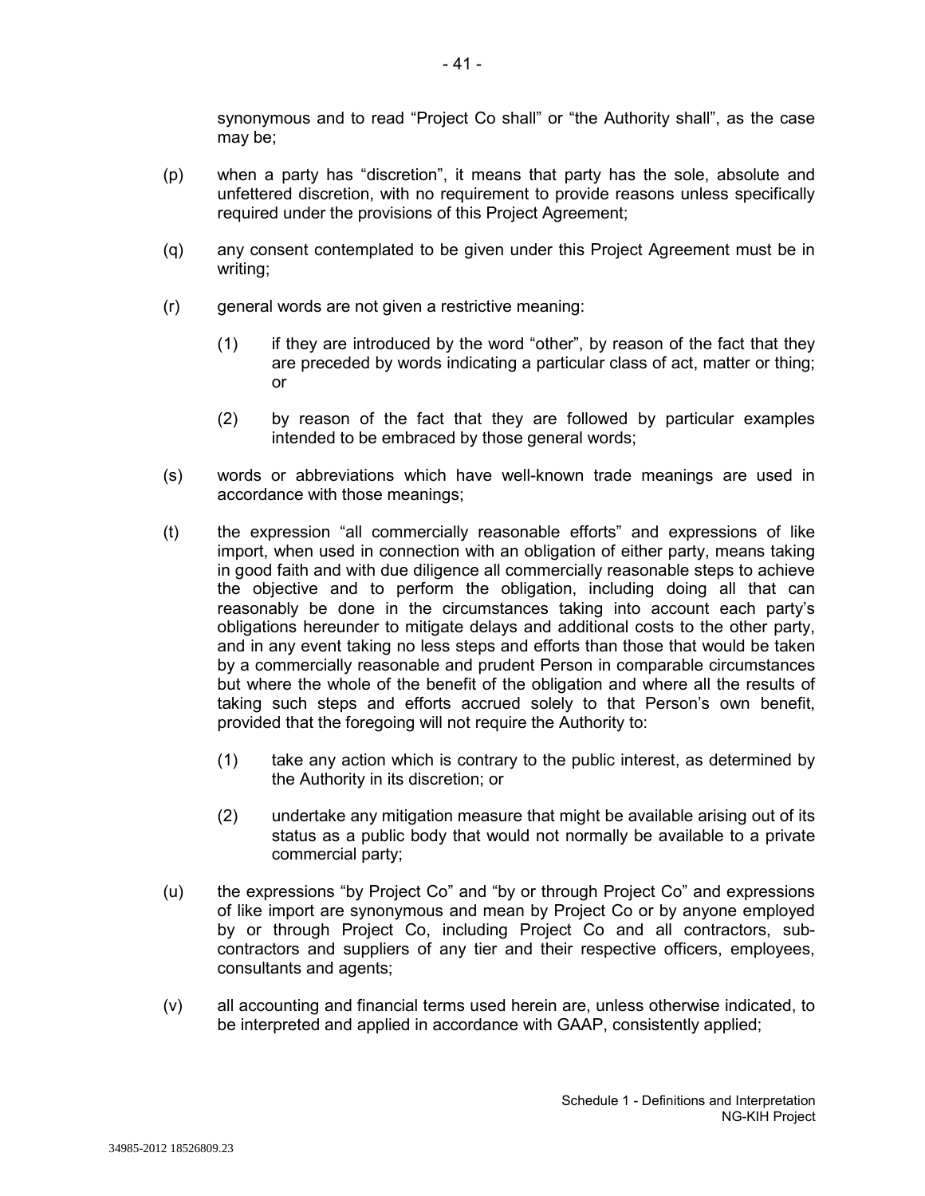synonymous and to read “Project Co shall” or “the Authority shall”, as the case may be;

(p) when a party has “discretion”, it means that party has the sole, absolute and unfettered discretion, with no requirement to provide reasons unless specifically required under the provisions of this Project Agreement;

(q) any consent contemplated to be given under this Project Agreement must be in writing;

(r) general words are not given a restrictive meaning:

  (1) if they are introduced by the word “other”, by reason of the fact that they are preceded by words indicating a particular class of act, matter or thing; or

  (2) by reason of the fact that they are followed by particular examples intended to be embraced by those general words;

(s) words or abbreviations which have well-known trade meanings are used in accordance with those meanings;

(t) the expression “all commercially reasonable efforts” and expressions of like import, when used in connection with an obligation of either party, means taking in good faith and with due diligence all commercially reasonable steps to achieve the objective and to perform the obligation, including doing all that can reasonably be done in the circumstances taking into account each party’s obligations hereunder to mitigate delays and additional costs to the other party, and in any event taking no less steps and efforts than those that would be taken by a commercially reasonable and prudent Person in comparable circumstances but where the whole of the benefit of the obligation and where all the results of taking such steps and efforts accrued solely to that Person’s own benefit, provided that the foregoing will not require the Authority to:

  (1) take any action which is contrary to the public interest, as determined by the Authority in its discretion; or

  (2) undertake any mitigation measure that might be available arising out of its status as a public body that would not normally be available to a private commercial party;

(u) the expressions “by Project Co” and “by or through Project Co” and expressions of like import are synonymous and mean by Project Co or by anyone employed by or through Project Co, including Project Co and all contractors, sub-contractors and suppliers of any tier and their respective officers, employees, consultants and agents;

(v) all accounting and financial terms used herein are, unless otherwise indicated, to be interpreted and applied in accordance with GAAP, consistently applied;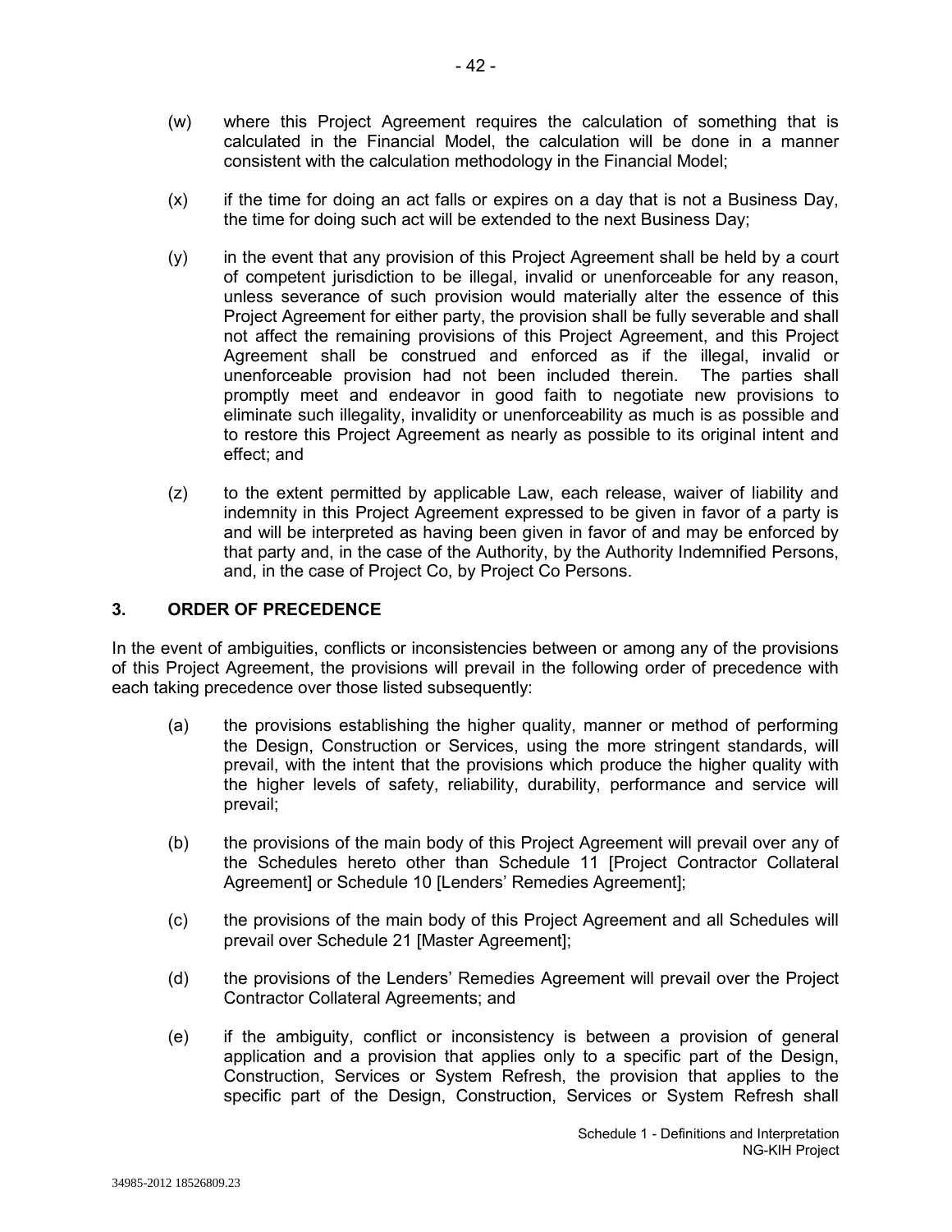(w) where this Project Agreement requires the calculation of something that is calculated in the Financial Model, the calculation will be done in a manner consistent with the calculation methodology in the Financial Model;

(x) if the time for doing an act falls or expires on a day that is not a Business Day, the time for doing such act will be extended to the next Business Day;

(y) in the event that any provision of this Project Agreement shall be held by a court of competent jurisdiction to be illegal, invalid or unenforceable for any reason, unless severance of such provision would materially alter the essence of this Project Agreement for either party, the provision shall be fully severable and shall not affect the remaining provisions of this Project Agreement, and this Project Agreement shall be construed and enforced as if the illegal, invalid or unenforceable provision had not been included therein. The parties shall promptly meet and endeavor in good faith to negotiate new provisions to eliminate such illegality, invalidity or unenforceability as much is as possible and to restore this Project Agreement as nearly as possible to its original intent and effect; and

(z) to the extent permitted by applicable Law, each release, waiver of liability and indemnity in this Project Agreement expressed to be given in favor of a party is and will be interpreted as having been given in favor of and may be enforced by that party and, in the case of the Authority, by the Authority Indemnified Persons, and, in the case of Project Co, by Project Co Persons.

## 3. ORDER OF PRECEDENCE

In the event of ambiguities, conflicts or inconsistencies between or among any of the provisions of this Project Agreement, the provisions will prevail in the following order of precedence with each taking precedence over those listed subsequently:

(a) the provisions establishing the higher quality, manner or method of performing the Design, Construction or Services, using the more stringent standards, will prevail, with the intent that the provisions which produce the higher quality with the higher levels of safety, reliability, durability, performance and service will prevail;

(b) the provisions of the main body of this Project Agreement will prevail over any of the Schedules hereto other than Schedule 11 [Project Contractor Collateral Agreement] or Schedule 10 [Lenders' Remedies Agreement];

(c) the provisions of the main body of this Project Agreement and all Schedules will prevail over Schedule 21 [Master Agreement];

(d) the provisions of the Lenders' Remedies Agreement will prevail over the Project Contractor Collateral Agreements; and

(e) if the ambiguity, conflict or inconsistency is between a provision of general application and a provision that applies only to a specific part of the Design, Construction, Services or System Refresh, the provision that applies to the specific part of the Design, Construction, Services or System Refresh shall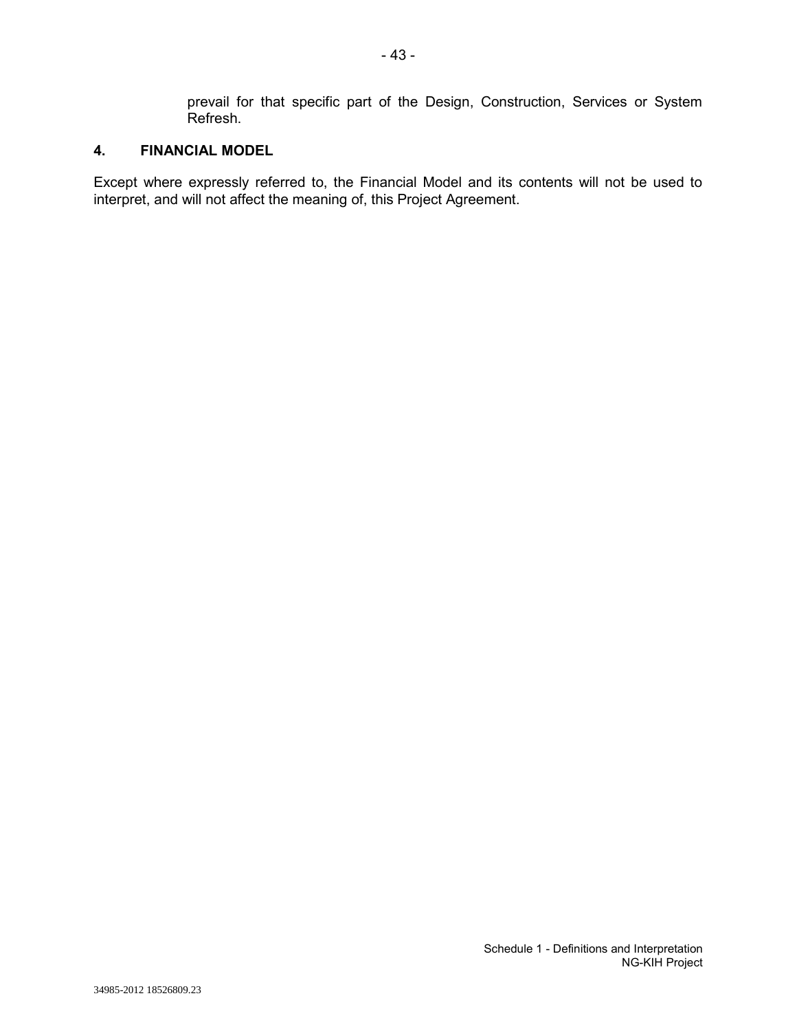prevail for that specific part of the Design, Construction, Services or System Refresh.

## 4. FINANCIAL MODEL

Except where expressly referred to, the Financial Model and its contents will not be used to interpret, and will not affect the meaning of, this Project Agreement.